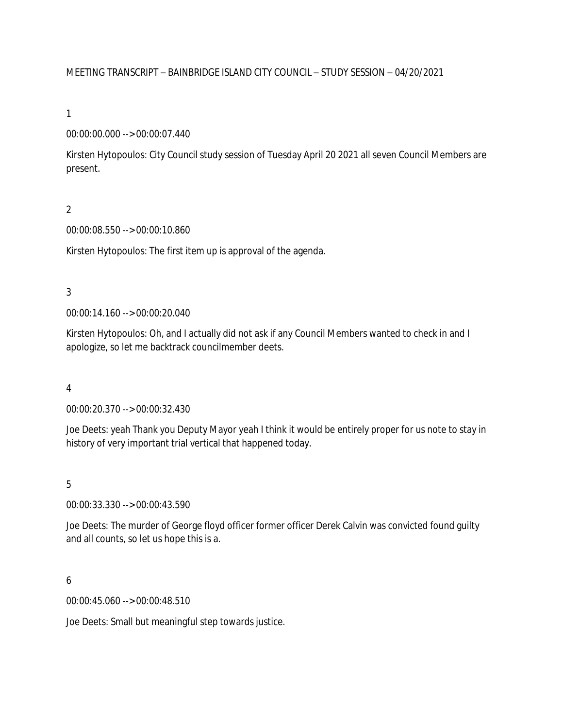MEETING TRANSCRIPT – BAINBRIDGE ISLAND CITY COUNCIL – STUDY SESSION – 04/20/2021

1

00:00:00.000 --> 00:00:07.440

Kirsten Hytopoulos: City Council study session of Tuesday April 20 2021 all seven Council Members are present.

2

00:00:08.550 --> 00:00:10.860

Kirsten Hytopoulos: The first item up is approval of the agenda.

3

00:00:14.160 --> 00:00:20.040

Kirsten Hytopoulos: Oh, and I actually did not ask if any Council Members wanted to check in and I apologize, so let me backtrack councilmember deets.

4

00:00:20.370 --> 00:00:32.430

Joe Deets: yeah Thank you Deputy Mayor yeah I think it would be entirely proper for us note to stay in history of very important trial vertical that happened today.

5

00:00:33.330 --> 00:00:43.590

Joe Deets: The murder of George floyd officer former officer Derek Calvin was convicted found guilty and all counts, so let us hope this is a.

6

00:00:45.060 --> 00:00:48.510

Joe Deets: Small but meaningful step towards justice.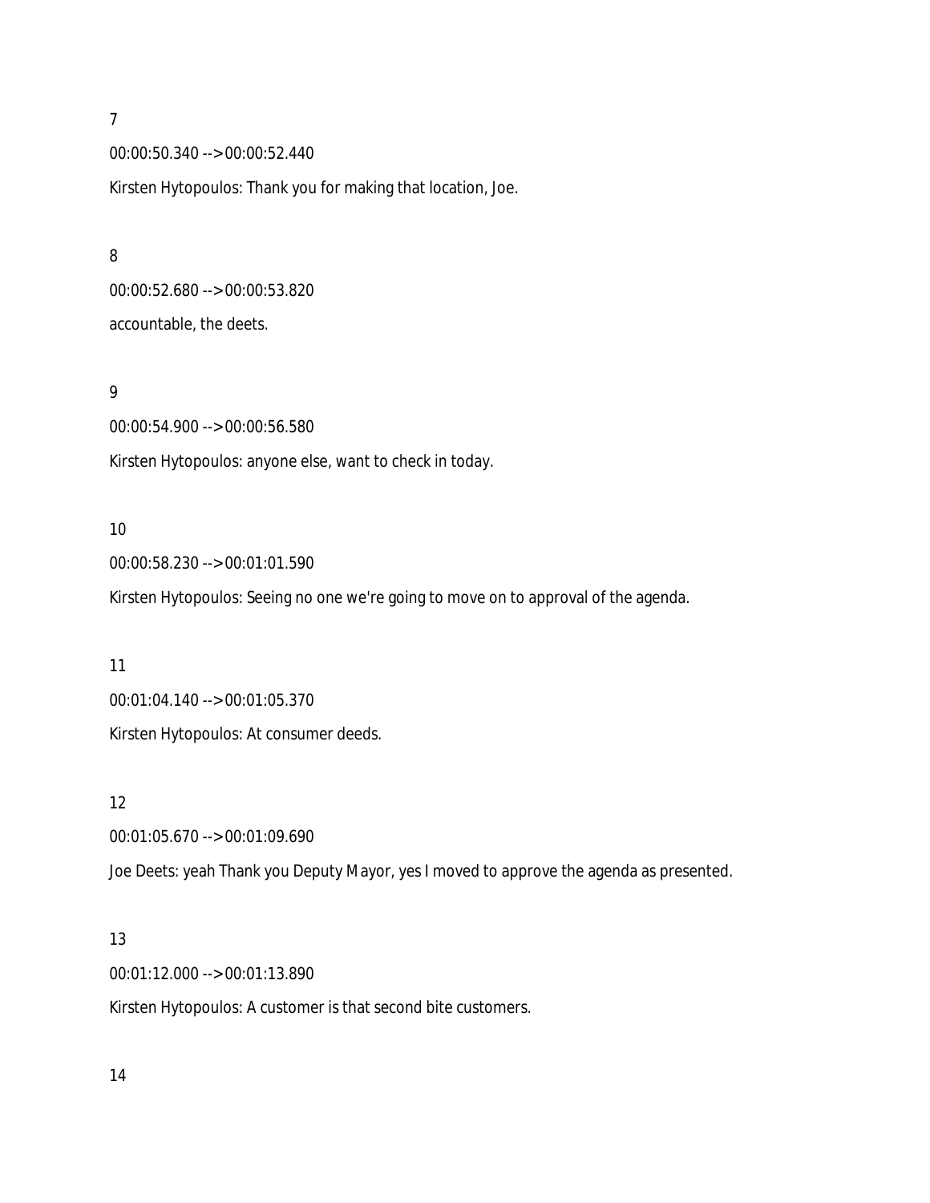7

00:00:50.340 --> 00:00:52.440

Kirsten Hytopoulos: Thank you for making that location, Joe.

8

00:00:52.680 --> 00:00:53.820

accountable, the deets.

9

00:00:54.900 --> 00:00:56.580

Kirsten Hytopoulos: anyone else, want to check in today.

10

00:00:58.230 --> 00:01:01.590

Kirsten Hytopoulos: Seeing no one we're going to move on to approval of the agenda.

11

00:01:04.140 --> 00:01:05.370

Kirsten Hytopoulos: At consumer deeds.

12

00:01:05.670 --> 00:01:09.690

Joe Deets: yeah Thank you Deputy Mayor, yes I moved to approve the agenda as presented.

13

00:01:12.000 --> 00:01:13.890

Kirsten Hytopoulos: A customer is that second bite customers.

14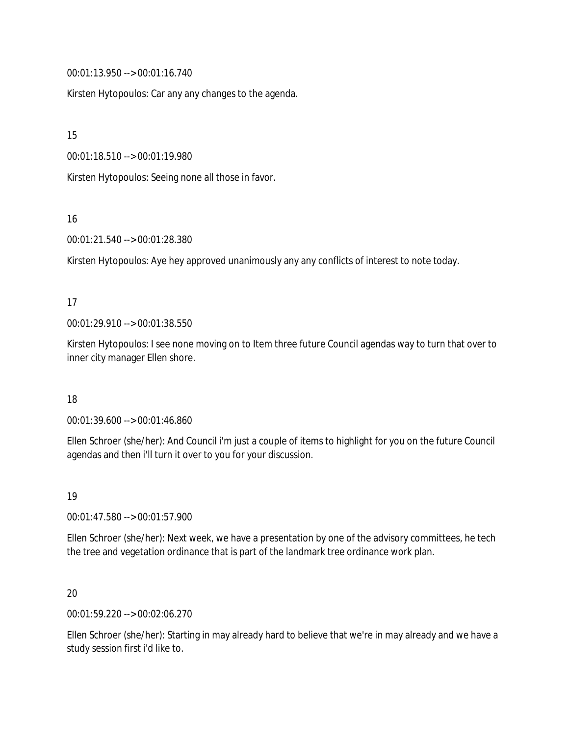00:01:13.950 --> 00:01:16.740

Kirsten Hytopoulos: Car any any changes to the agenda.

15

00:01:18.510 --> 00:01:19.980

Kirsten Hytopoulos: Seeing none all those in favor.

16

00:01:21.540 --> 00:01:28.380

Kirsten Hytopoulos: Aye hey approved unanimously any any conflicts of interest to note today.

17

00:01:29.910 --> 00:01:38.550

Kirsten Hytopoulos: I see none moving on to Item three future Council agendas way to turn that over to inner city manager Ellen shore.

18

00:01:39.600 --> 00:01:46.860

Ellen Schroer (she/her): And Council i'm just a couple of items to highlight for you on the future Council agendas and then i'll turn it over to you for your discussion.

19

00:01:47.580 --> 00:01:57.900

Ellen Schroer (she/her): Next week, we have a presentation by one of the advisory committees, he tech the tree and vegetation ordinance that is part of the landmark tree ordinance work plan.

20

00:01:59.220 --> 00:02:06.270

Ellen Schroer (she/her): Starting in may already hard to believe that we're in may already and we have a study session first i'd like to.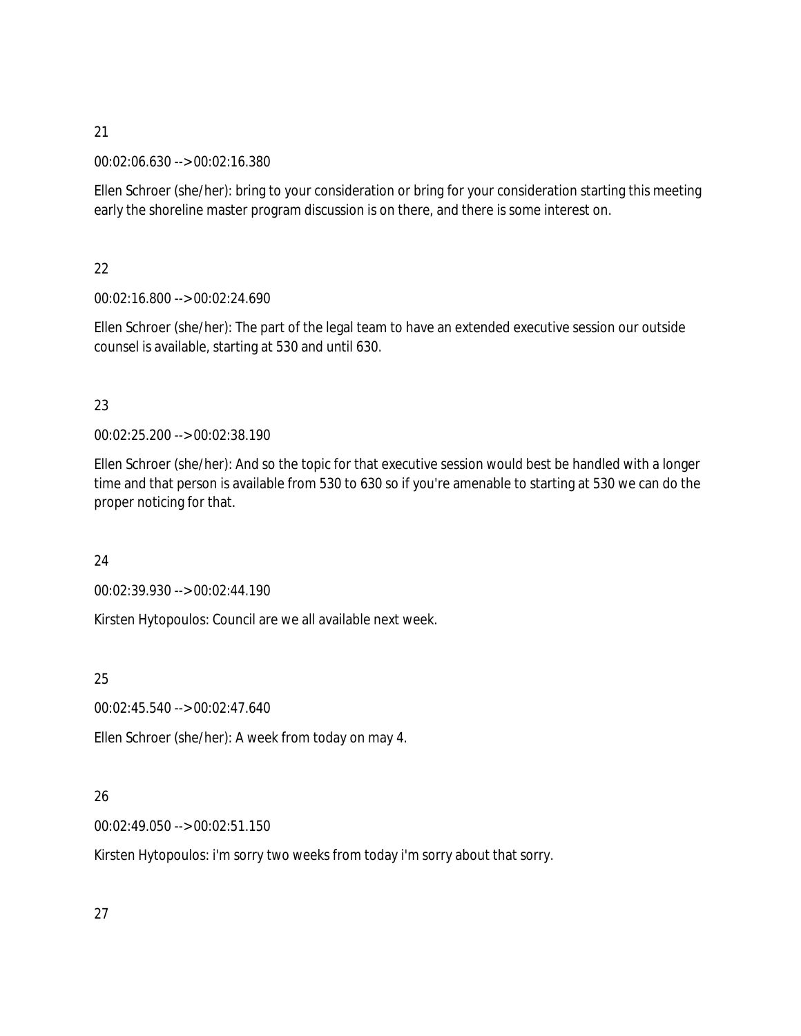21

00:02:06.630 --> 00:02:16.380

Ellen Schroer (she/her): bring to your consideration or bring for your consideration starting this meeting early the shoreline master program discussion is on there, and there is some interest on.

22

00:02:16.800 --> 00:02:24.690

Ellen Schroer (she/her): The part of the legal team to have an extended executive session our outside counsel is available, starting at 530 and until 630.

23

00:02:25.200 --> 00:02:38.190

Ellen Schroer (she/her): And so the topic for that executive session would best be handled with a longer time and that person is available from 530 to 630 so if you're amenable to starting at 530 we can do the proper noticing for that.

24

00:02:39.930 --> 00:02:44.190

Kirsten Hytopoulos: Council are we all available next week.

25

00:02:45.540 --> 00:02:47.640

Ellen Schroer (she/her): A week from today on may 4.

26

00:02:49.050 --> 00:02:51.150

Kirsten Hytopoulos: i'm sorry two weeks from today i'm sorry about that sorry.

27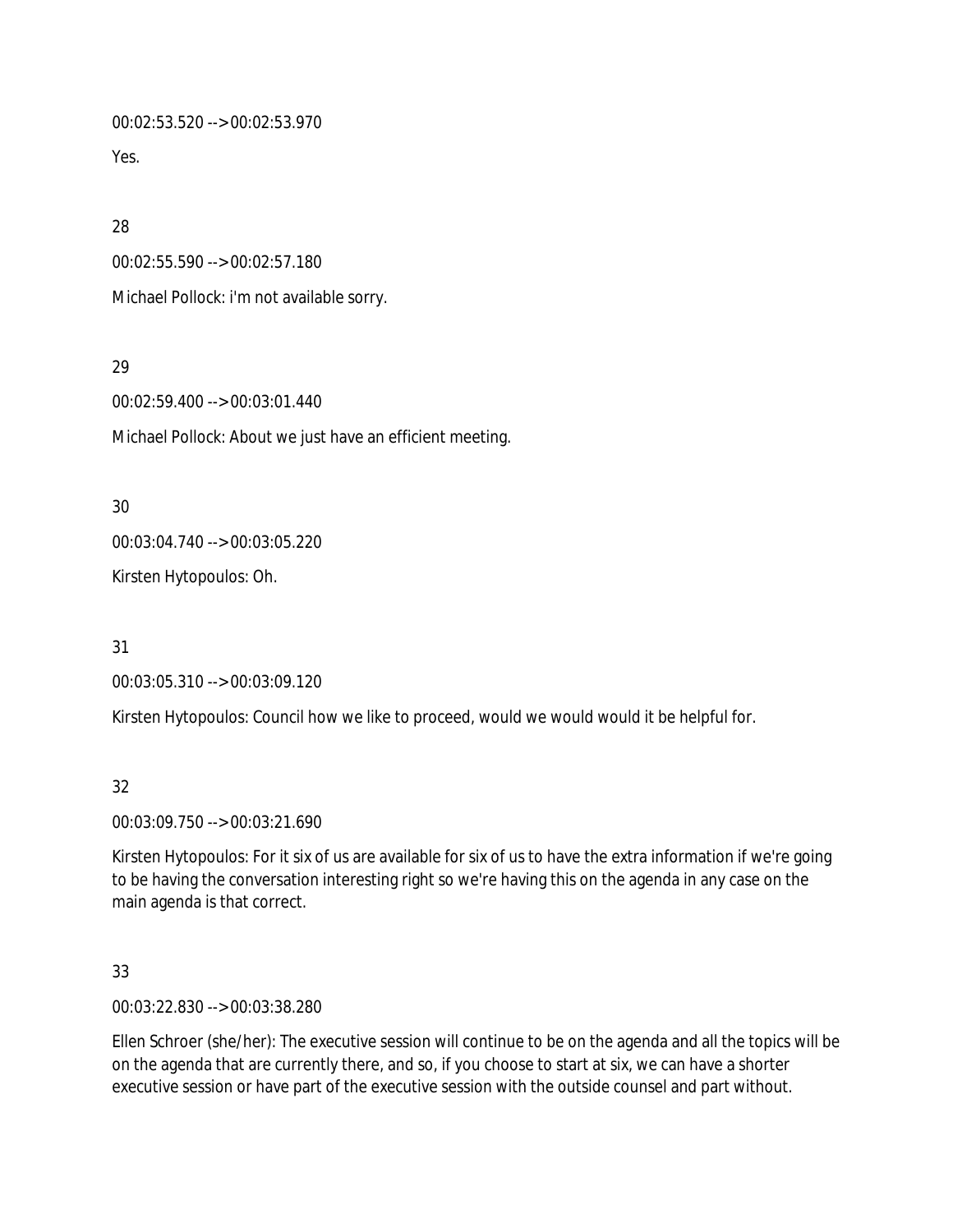00:02:53.520 --> 00:02:53.970

Yes.

28

00:02:55.590 --> 00:02:57.180

Michael Pollock: i'm not available sorry.

29

00:02:59.400 --> 00:03:01.440

Michael Pollock: About we just have an efficient meeting.

30

00:03:04.740 --> 00:03:05.220

Kirsten Hytopoulos: Oh.

31

00:03:05.310 --> 00:03:09.120

Kirsten Hytopoulos: Council how we like to proceed, would we would would it be helpful for.

32

00:03:09.750 --> 00:03:21.690

Kirsten Hytopoulos: For it six of us are available for six of us to have the extra information if we're going to be having the conversation interesting right so we're having this on the agenda in any case on the main agenda is that correct.

33

00:03:22.830 --> 00:03:38.280

Ellen Schroer (she/her): The executive session will continue to be on the agenda and all the topics will be on the agenda that are currently there, and so, if you choose to start at six, we can have a shorter executive session or have part of the executive session with the outside counsel and part without.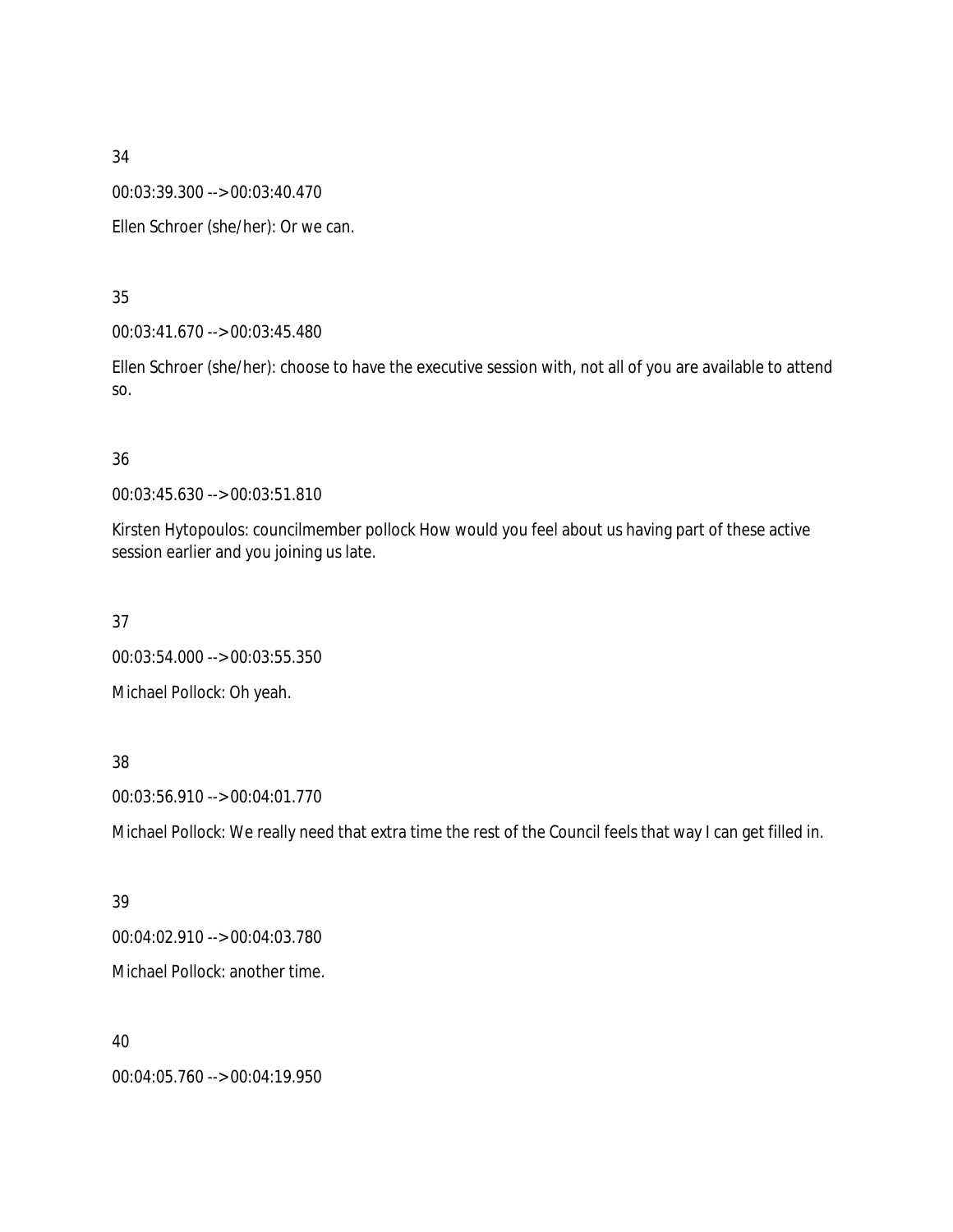34

00:03:39.300 --> 00:03:40.470

Ellen Schroer (she/her): Or we can.

35

00:03:41.670 --> 00:03:45.480

Ellen Schroer (she/her): choose to have the executive session with, not all of you are available to attend so.

36

00:03:45.630 --> 00:03:51.810

Kirsten Hytopoulos: councilmember pollock How would you feel about us having part of these active session earlier and you joining us late.

37

00:03:54.000 --> 00:03:55.350

Michael Pollock: Oh yeah.

38

00:03:56.910 --> 00:04:01.770

Michael Pollock: We really need that extra time the rest of the Council feels that way I can get filled in.

39

00:04:02.910 --> 00:04:03.780

Michael Pollock: another time.

40

00:04:05.760 --> 00:04:19.950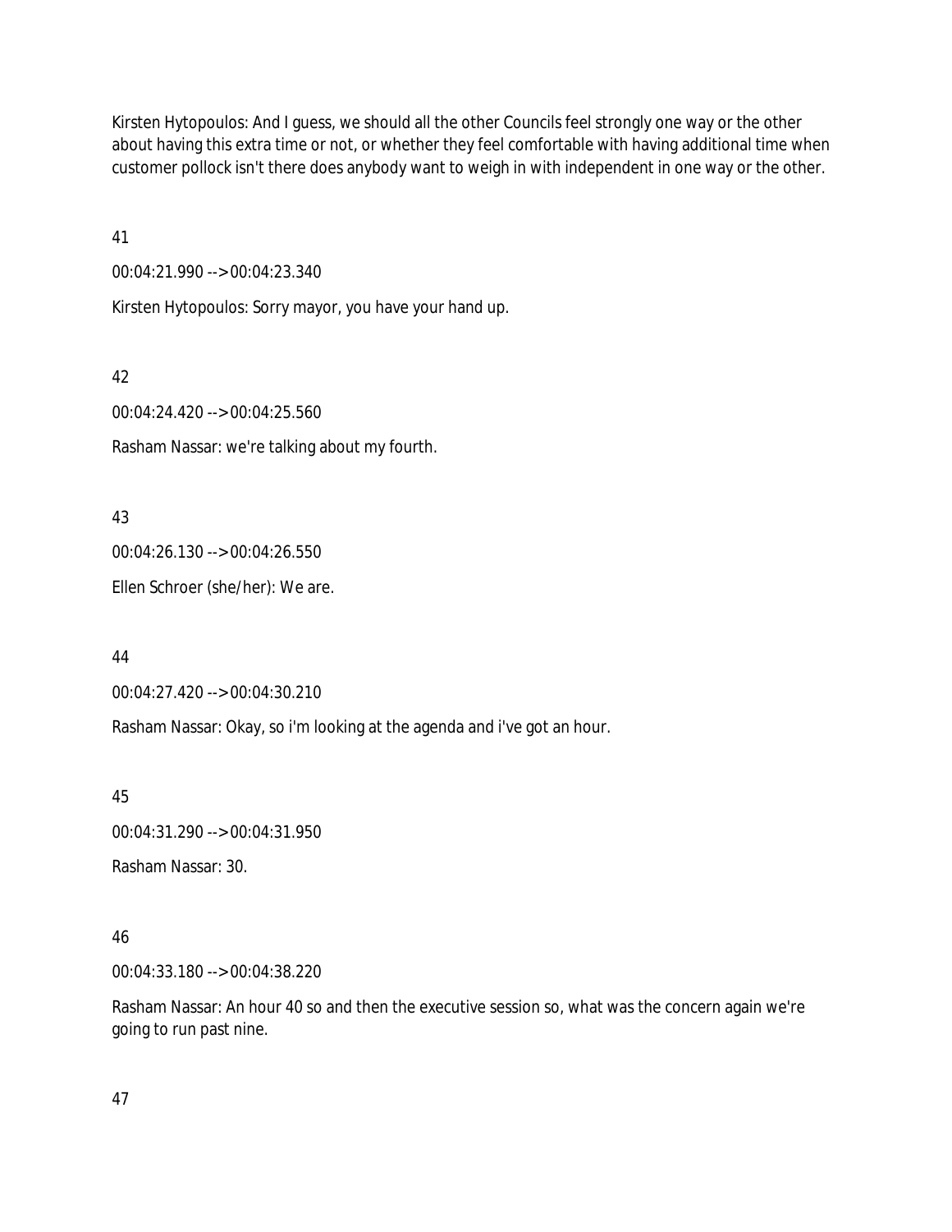Kirsten Hytopoulos: And I guess, we should all the other Councils feel strongly one way or the other about having this extra time or not, or whether they feel comfortable with having additional time when customer pollock isn't there does anybody want to weigh in with independent in one way or the other.

41

00:04:21.990 --> 00:04:23.340

Kirsten Hytopoulos: Sorry mayor, you have your hand up.

42

00:04:24.420 --> 00:04:25.560

Rasham Nassar: we're talking about my fourth.

43

00:04:26.130 --> 00:04:26.550

Ellen Schroer (she/her): We are.

44

00:04:27.420 --> 00:04:30.210

Rasham Nassar: Okay, so i'm looking at the agenda and i've got an hour.

45

00:04:31.290 --> 00:04:31.950

Rasham Nassar: 30.

46

00:04:33.180 --> 00:04:38.220

Rasham Nassar: An hour 40 so and then the executive session so, what was the concern again we're going to run past nine.

47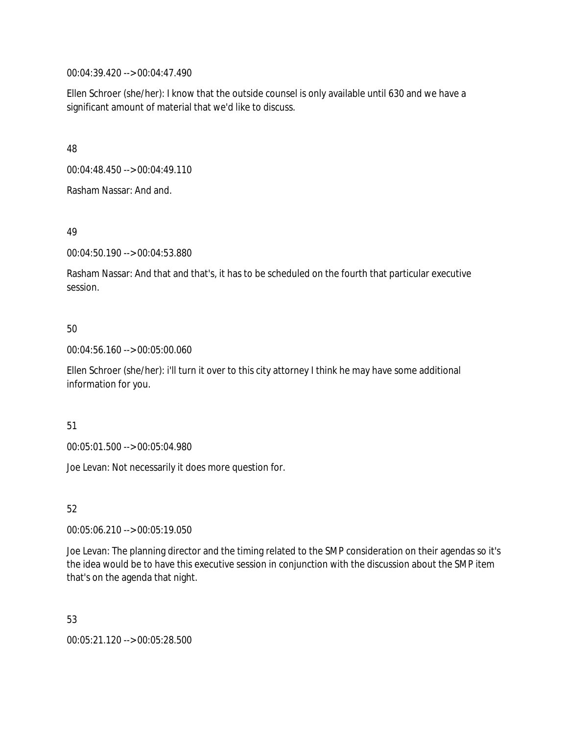00:04:39.420 --> 00:04:47.490

Ellen Schroer (she/her): I know that the outside counsel is only available until 630 and we have a significant amount of material that we'd like to discuss.

48

00:04:48.450 --> 00:04:49.110

Rasham Nassar: And and.

49

00:04:50.190 --> 00:04:53.880

Rasham Nassar: And that and that's, it has to be scheduled on the fourth that particular executive session.

50

00:04:56.160 --> 00:05:00.060

Ellen Schroer (she/her): i'll turn it over to this city attorney I think he may have some additional information for you.

51

00:05:01.500 --> 00:05:04.980

Joe Levan: Not necessarily it does more question for.

52

00:05:06.210 --> 00:05:19.050

Joe Levan: The planning director and the timing related to the SMP consideration on their agendas so it's the idea would be to have this executive session in conjunction with the discussion about the SMP item that's on the agenda that night.

53

00:05:21.120 --> 00:05:28.500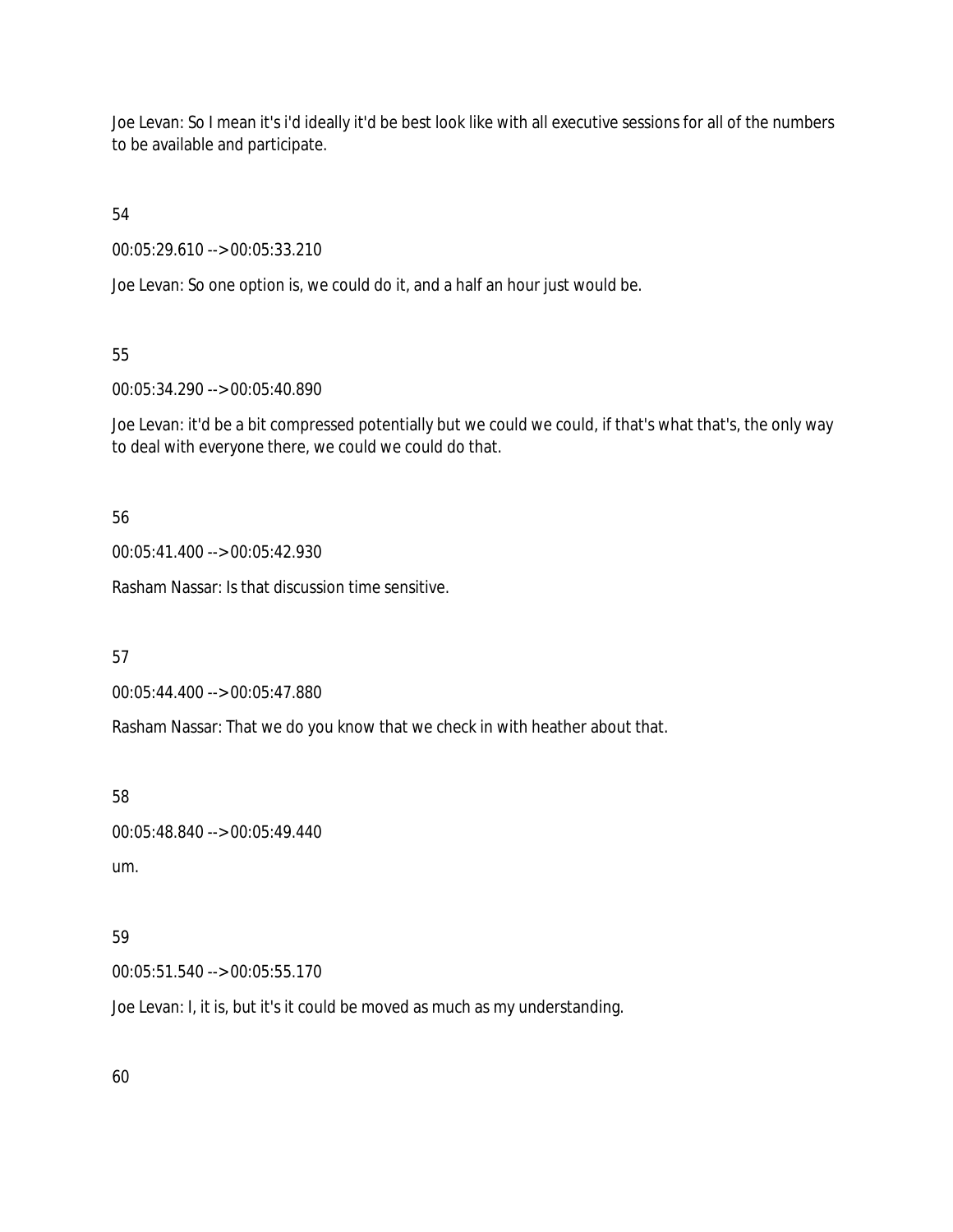Joe Levan: So I mean it's i'd ideally it'd be best look like with all executive sessions for all of the numbers to be available and participate.

54

00:05:29.610 --> 00:05:33.210

Joe Levan: So one option is, we could do it, and a half an hour just would be.

55

00:05:34.290 --> 00:05:40.890

Joe Levan: it'd be a bit compressed potentially but we could we could, if that's what that's, the only way to deal with everyone there, we could we could do that.

56

00:05:41.400 --> 00:05:42.930

Rasham Nassar: Is that discussion time sensitive.

57

00:05:44.400 --> 00:05:47.880

Rasham Nassar: That we do you know that we check in with heather about that.

58

00:05:48.840 --> 00:05:49.440

um.

59

00:05:51.540 --> 00:05:55.170

Joe Levan: I, it is, but it's it could be moved as much as my understanding.

60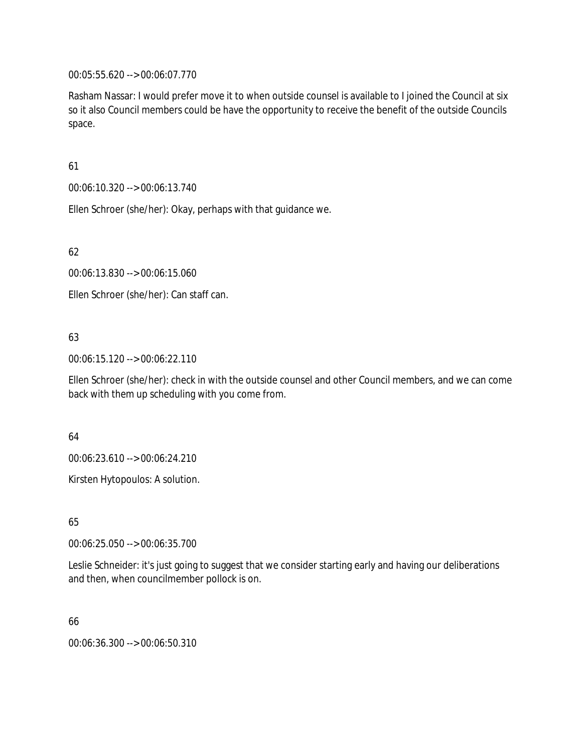00:05:55.620 --> 00:06:07.770

Rasham Nassar: I would prefer move it to when outside counsel is available to I joined the Council at six so it also Council members could be have the opportunity to receive the benefit of the outside Councils space.

61

00:06:10.320 --> 00:06:13.740

Ellen Schroer (she/her): Okay, perhaps with that guidance we.

62

00:06:13.830 --> 00:06:15.060

Ellen Schroer (she/her): Can staff can.

63

00:06:15.120 --> 00:06:22.110

Ellen Schroer (she/her): check in with the outside counsel and other Council members, and we can come back with them up scheduling with you come from.

64

00:06:23.610 --> 00:06:24.210

Kirsten Hytopoulos: A solution.

65

00:06:25.050 --> 00:06:35.700

Leslie Schneider: it's just going to suggest that we consider starting early and having our deliberations and then, when councilmember pollock is on.

66

00:06:36.300 --> 00:06:50.310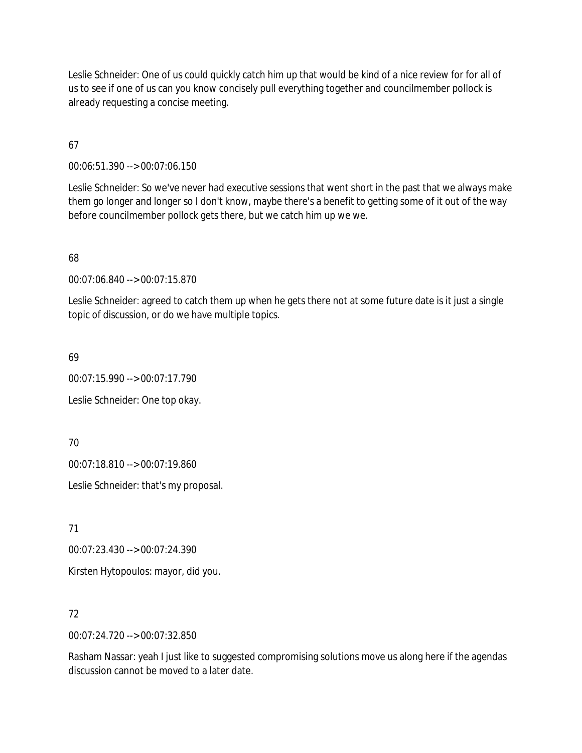Leslie Schneider: One of us could quickly catch him up that would be kind of a nice review for for all of us to see if one of us can you know concisely pull everything together and councilmember pollock is already requesting a concise meeting.

67

00:06:51.390 --> 00:07:06.150

Leslie Schneider: So we've never had executive sessions that went short in the past that we always make them go longer and longer so I don't know, maybe there's a benefit to getting some of it out of the way before councilmember pollock gets there, but we catch him up we we.

68

00:07:06.840 --> 00:07:15.870

Leslie Schneider: agreed to catch them up when he gets there not at some future date is it just a single topic of discussion, or do we have multiple topics.

69

00:07:15.990 --> 00:07:17.790

Leslie Schneider: One top okay.

70

00:07:18.810 --> 00:07:19.860

Leslie Schneider: that's my proposal.

71

00:07:23.430 --> 00:07:24.390

Kirsten Hytopoulos: mayor, did you.

72

00:07:24.720 --> 00:07:32.850

Rasham Nassar: yeah I just like to suggested compromising solutions move us along here if the agendas discussion cannot be moved to a later date.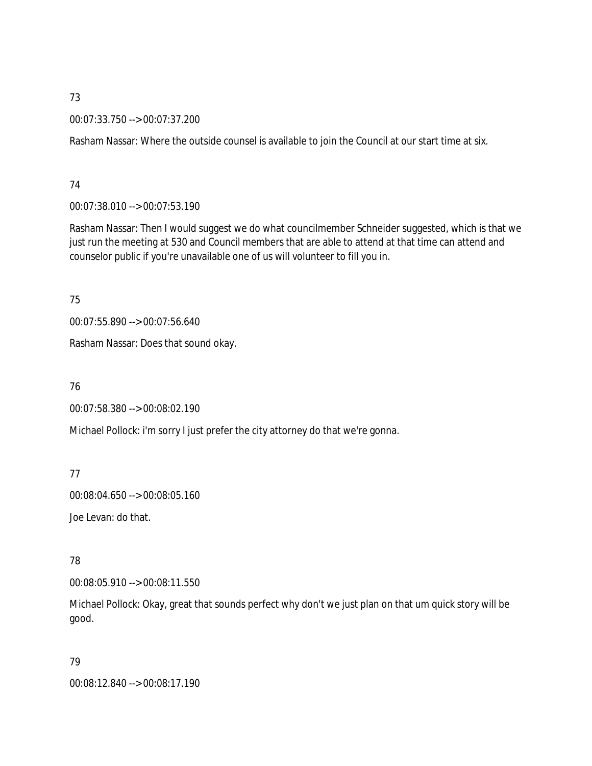73

00:07:33.750 --> 00:07:37.200

Rasham Nassar: Where the outside counsel is available to join the Council at our start time at six.

74

00:07:38.010 --> 00:07:53.190

Rasham Nassar: Then I would suggest we do what councilmember Schneider suggested, which is that we just run the meeting at 530 and Council members that are able to attend at that time can attend and counselor public if you're unavailable one of us will volunteer to fill you in.

75

00:07:55.890 --> 00:07:56.640

Rasham Nassar: Does that sound okay.

76

00:07:58.380 --> 00:08:02.190

Michael Pollock: i'm sorry I just prefer the city attorney do that we're gonna.

77

00:08:04.650 --> 00:08:05.160

Joe Levan: do that.

78

00:08:05.910 --> 00:08:11.550

Michael Pollock: Okay, great that sounds perfect why don't we just plan on that um quick story will be good.

79

00:08:12.840 --> 00:08:17.190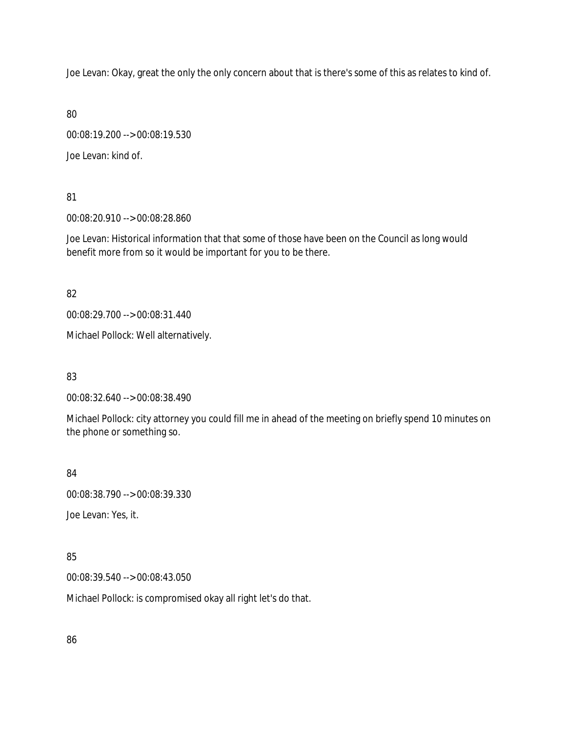Joe Levan: Okay, great the only the only concern about that is there's some of this as relates to kind of.

80

00:08:19.200 --> 00:08:19.530

Joe Levan: kind of.

81

00:08:20.910 --> 00:08:28.860

Joe Levan: Historical information that that some of those have been on the Council as long would benefit more from so it would be important for you to be there.

82

00:08:29.700 --> 00:08:31.440

Michael Pollock: Well alternatively.

83

00:08:32.640 --> 00:08:38.490

Michael Pollock: city attorney you could fill me in ahead of the meeting on briefly spend 10 minutes on the phone or something so.

84

00:08:38.790 --> 00:08:39.330

Joe Levan: Yes, it.

85

00:08:39.540 --> 00:08:43.050

Michael Pollock: is compromised okay all right let's do that.

86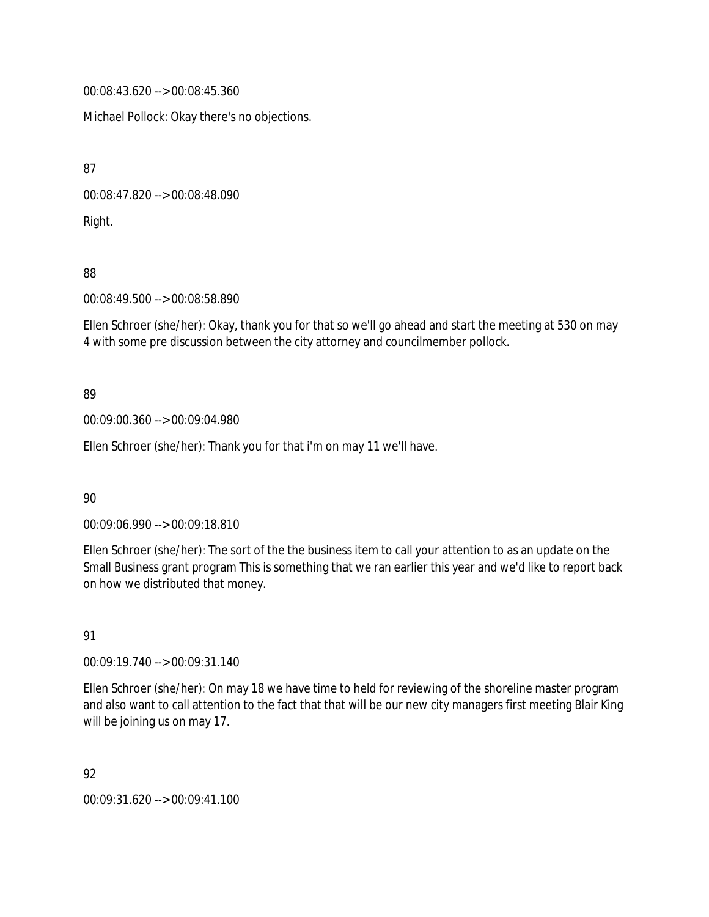00:08:43.620 --> 00:08:45.360

Michael Pollock: Okay there's no objections.

87

00:08:47.820 --> 00:08:48.090

Right.

88

00:08:49.500 --> 00:08:58.890

Ellen Schroer (she/her): Okay, thank you for that so we'll go ahead and start the meeting at 530 on may 4 with some pre discussion between the city attorney and councilmember pollock.

89

00:09:00.360 --> 00:09:04.980

Ellen Schroer (she/her): Thank you for that i'm on may 11 we'll have.

90

00:09:06.990 --> 00:09:18.810

Ellen Schroer (she/her): The sort of the the business item to call your attention to as an update on the Small Business grant program This is something that we ran earlier this year and we'd like to report back on how we distributed that money.

91

00:09:19.740 --> 00:09:31.140

Ellen Schroer (she/her): On may 18 we have time to held for reviewing of the shoreline master program and also want to call attention to the fact that that will be our new city managers first meeting Blair King will be joining us on may 17.

92

00:09:31.620 --> 00:09:41.100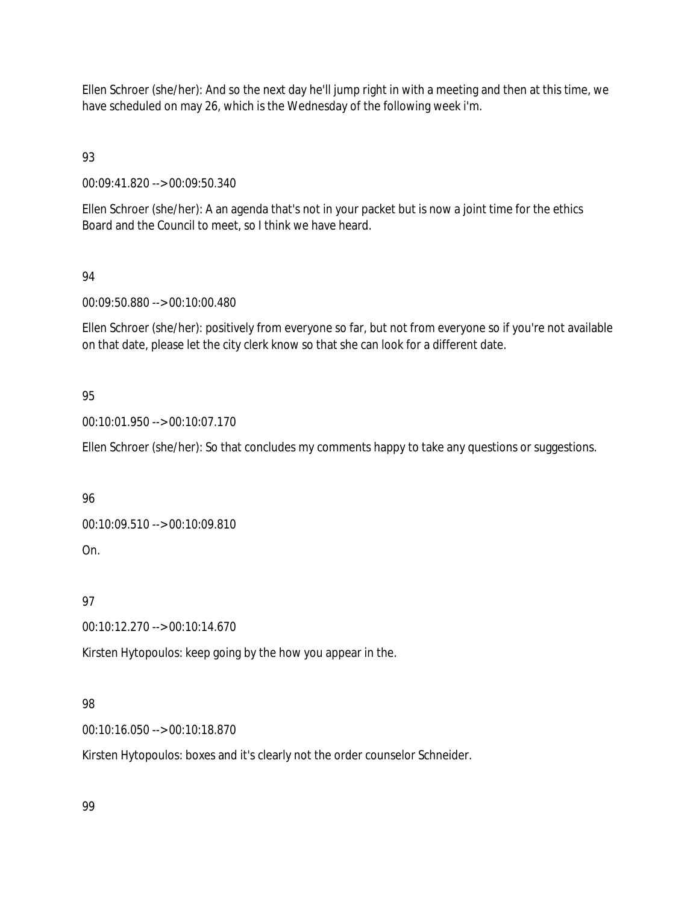Ellen Schroer (she/her): And so the next day he'll jump right in with a meeting and then at this time, we have scheduled on may 26, which is the Wednesday of the following week i'm.

93

00:09:41.820 --> 00:09:50.340

Ellen Schroer (she/her): A an agenda that's not in your packet but is now a joint time for the ethics Board and the Council to meet, so I think we have heard.

94

00:09:50.880 --> 00:10:00.480

Ellen Schroer (she/her): positively from everyone so far, but not from everyone so if you're not available on that date, please let the city clerk know so that she can look for a different date.

95

00:10:01.950 --> 00:10:07.170

Ellen Schroer (she/her): So that concludes my comments happy to take any questions or suggestions.

96

00:10:09.510 --> 00:10:09.810

On.

97

00:10:12.270 --> 00:10:14.670

Kirsten Hytopoulos: keep going by the how you appear in the.

98

00:10:16.050 --> 00:10:18.870

Kirsten Hytopoulos: boxes and it's clearly not the order counselor Schneider.

99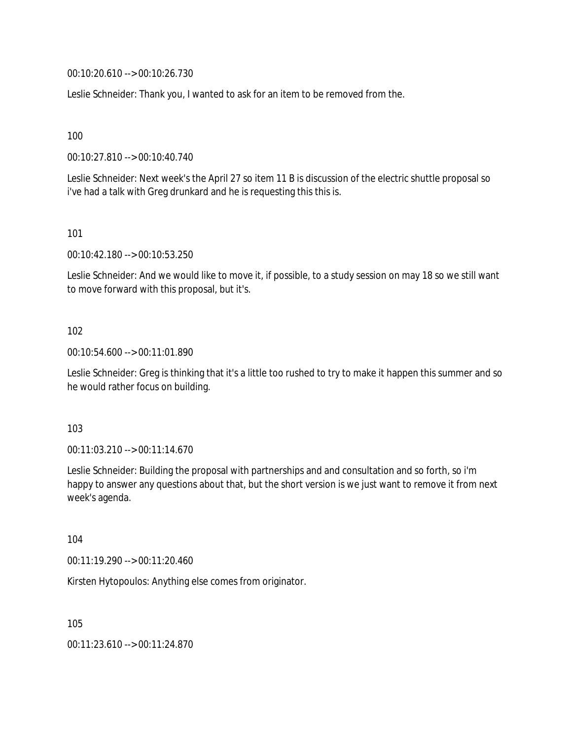00:10:20.610 --> 00:10:26.730

Leslie Schneider: Thank you, I wanted to ask for an item to be removed from the.

100

00:10:27.810 --> 00:10:40.740

Leslie Schneider: Next week's the April 27 so item 11 B is discussion of the electric shuttle proposal so i've had a talk with Greg drunkard and he is requesting this this is.

101

00:10:42.180 --> 00:10:53.250

Leslie Schneider: And we would like to move it, if possible, to a study session on may 18 so we still want to move forward with this proposal, but it's.

102

00:10:54.600 --> 00:11:01.890

Leslie Schneider: Greg is thinking that it's a little too rushed to try to make it happen this summer and so he would rather focus on building.

103

00:11:03.210 --> 00:11:14.670

Leslie Schneider: Building the proposal with partnerships and and consultation and so forth, so i'm happy to answer any questions about that, but the short version is we just want to remove it from next week's agenda.

104

00:11:19.290 --> 00:11:20.460

Kirsten Hytopoulos: Anything else comes from originator.

105

00:11:23.610 --> 00:11:24.870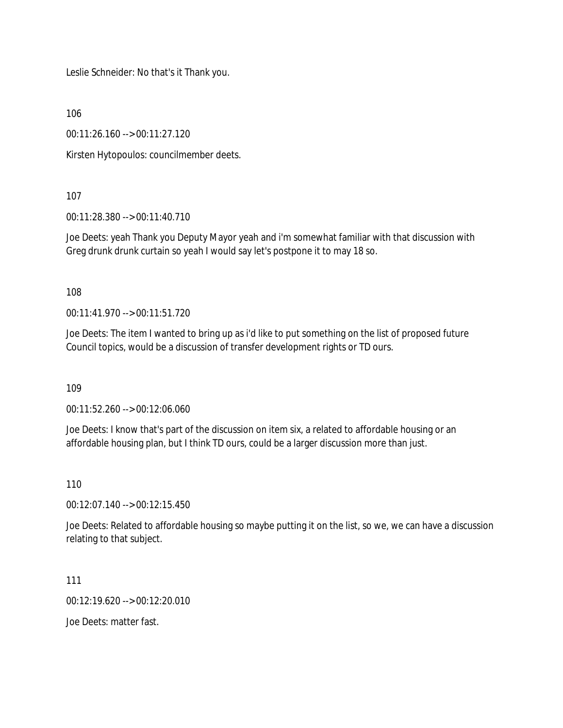Leslie Schneider: No that's it Thank you.

106

00:11:26.160 --> 00:11:27.120

Kirsten Hytopoulos: councilmember deets.

107

00:11:28.380 --> 00:11:40.710

Joe Deets: yeah Thank you Deputy Mayor yeah and i'm somewhat familiar with that discussion with Greg drunk drunk curtain so yeah I would say let's postpone it to may 18 so.

108

00:11:41.970 --> 00:11:51.720

Joe Deets: The item I wanted to bring up as i'd like to put something on the list of proposed future Council topics, would be a discussion of transfer development rights or TD ours.

109

00:11:52.260 --> 00:12:06.060

Joe Deets: I know that's part of the discussion on item six, a related to affordable housing or an affordable housing plan, but I think TD ours, could be a larger discussion more than just.

110

00:12:07.140 --> 00:12:15.450

Joe Deets: Related to affordable housing so maybe putting it on the list, so we, we can have a discussion relating to that subject.

111

00:12:19.620 --> 00:12:20.010

Joe Deets: matter fast.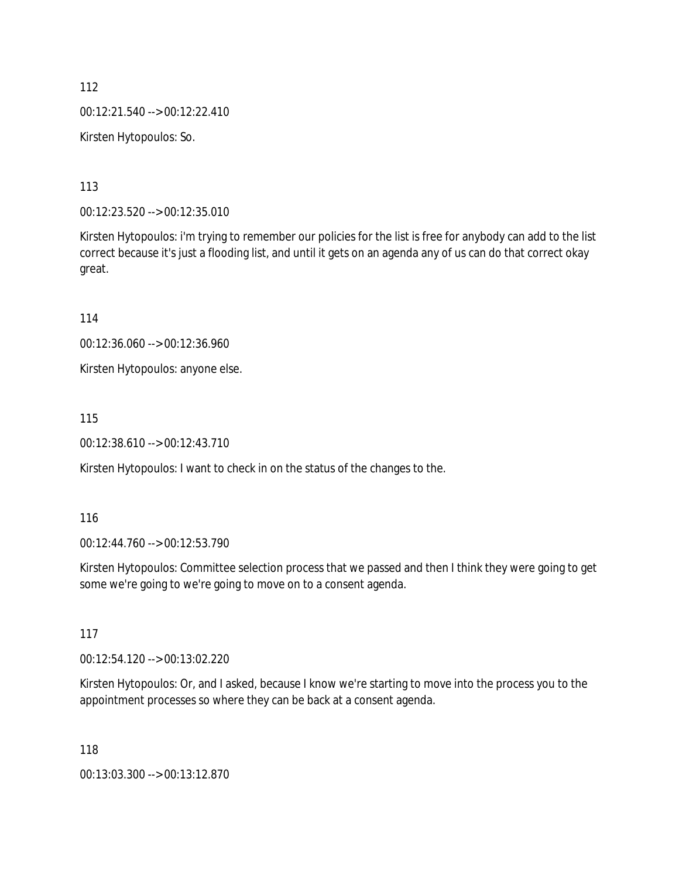112

00:12:21.540 --> 00:12:22.410

Kirsten Hytopoulos: So.

113

00:12:23.520 --> 00:12:35.010

Kirsten Hytopoulos: i'm trying to remember our policies for the list is free for anybody can add to the list correct because it's just a flooding list, and until it gets on an agenda any of us can do that correct okay great.

114

00:12:36.060 --> 00:12:36.960

Kirsten Hytopoulos: anyone else.

115

00:12:38.610 --> 00:12:43.710

Kirsten Hytopoulos: I want to check in on the status of the changes to the.

116

00:12:44.760 --> 00:12:53.790

Kirsten Hytopoulos: Committee selection process that we passed and then I think they were going to get some we're going to we're going to move on to a consent agenda.

117

00:12:54.120 --> 00:13:02.220

Kirsten Hytopoulos: Or, and I asked, because I know we're starting to move into the process you to the appointment processes so where they can be back at a consent agenda.

118

00:13:03.300 --> 00:13:12.870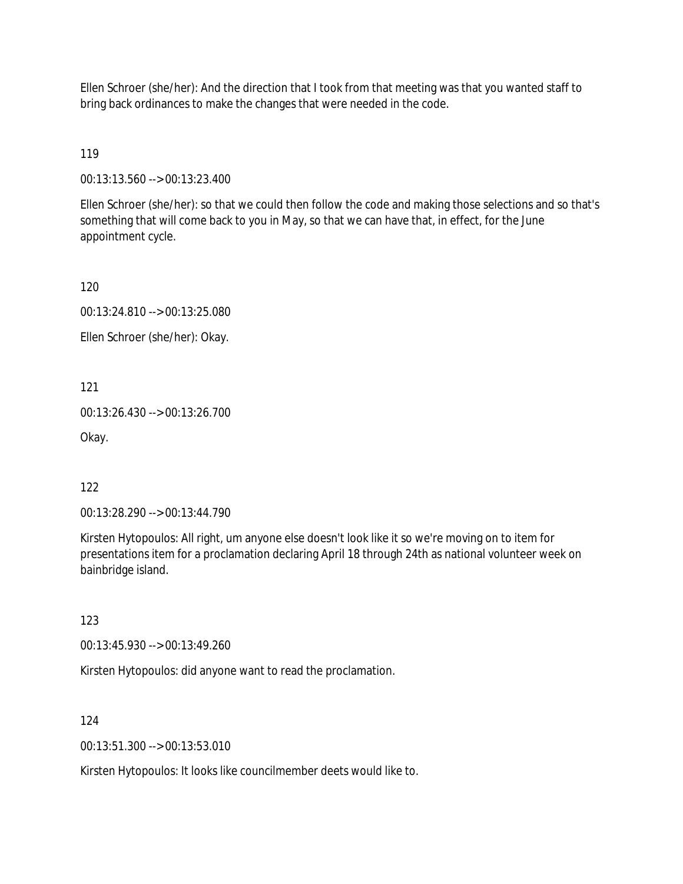Ellen Schroer (she/her): And the direction that I took from that meeting was that you wanted staff to bring back ordinances to make the changes that were needed in the code.

119

00:13:13.560 --> 00:13:23.400

Ellen Schroer (she/her): so that we could then follow the code and making those selections and so that's something that will come back to you in May, so that we can have that, in effect, for the June appointment cycle.

120

00:13:24.810 --> 00:13:25.080

Ellen Schroer (she/her): Okay.

121

00:13:26.430 --> 00:13:26.700

Okay.

122

00:13:28.290 --> 00:13:44.790

Kirsten Hytopoulos: All right, um anyone else doesn't look like it so we're moving on to item for presentations item for a proclamation declaring April 18 through 24th as national volunteer week on bainbridge island.

123

00:13:45.930 --> 00:13:49.260

Kirsten Hytopoulos: did anyone want to read the proclamation.

124

00:13:51.300 --> 00:13:53.010

Kirsten Hytopoulos: It looks like councilmember deets would like to.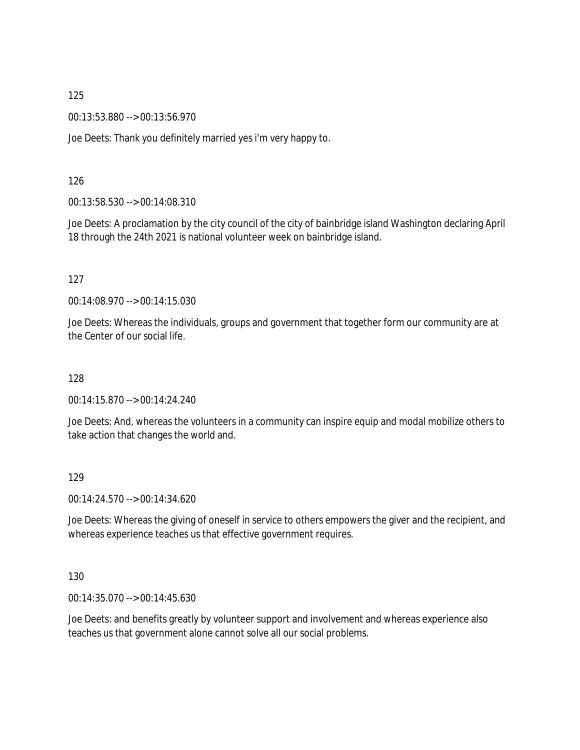125

00:13:53.880 --> 00:13:56.970

Joe Deets: Thank you definitely married yes i'm very happy to.

126

00:13:58.530 --> 00:14:08.310

Joe Deets: A proclamation by the city council of the city of bainbridge island Washington declaring April 18 through the 24th 2021 is national volunteer week on bainbridge island.

127

00:14:08.970 --> 00:14:15.030

Joe Deets: Whereas the individuals, groups and government that together form our community are at the Center of our social life.

128

00:14:15.870 --> 00:14:24.240

Joe Deets: And, whereas the volunteers in a community can inspire equip and modal mobilize others to take action that changes the world and.

129

00:14:24.570 --> 00:14:34.620

Joe Deets: Whereas the giving of oneself in service to others empowers the giver and the recipient, and whereas experience teaches us that effective government requires.

130

00:14:35.070 --> 00:14:45.630

Joe Deets: and benefits greatly by volunteer support and involvement and whereas experience also teaches us that government alone cannot solve all our social problems.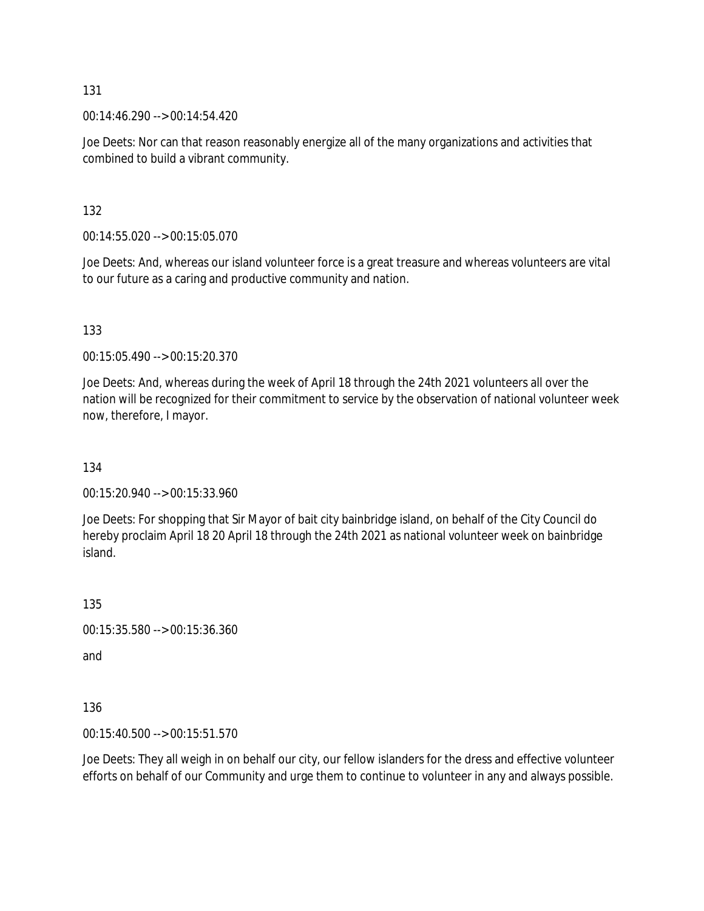131

00:14:46.290 --> 00:14:54.420

Joe Deets: Nor can that reason reasonably energize all of the many organizations and activities that combined to build a vibrant community.

132

00:14:55.020 --> 00:15:05.070

Joe Deets: And, whereas our island volunteer force is a great treasure and whereas volunteers are vital to our future as a caring and productive community and nation.

133

00:15:05.490 --> 00:15:20.370

Joe Deets: And, whereas during the week of April 18 through the 24th 2021 volunteers all over the nation will be recognized for their commitment to service by the observation of national volunteer week now, therefore, I mayor.

134

00:15:20.940 --> 00:15:33.960

Joe Deets: For shopping that Sir Mayor of bait city bainbridge island, on behalf of the City Council do hereby proclaim April 18 20 April 18 through the 24th 2021 as national volunteer week on bainbridge island.

135

00:15:35.580 --> 00:15:36.360

and

136

00:15:40.500 --> 00:15:51.570

Joe Deets: They all weigh in on behalf our city, our fellow islanders for the dress and effective volunteer efforts on behalf of our Community and urge them to continue to volunteer in any and always possible.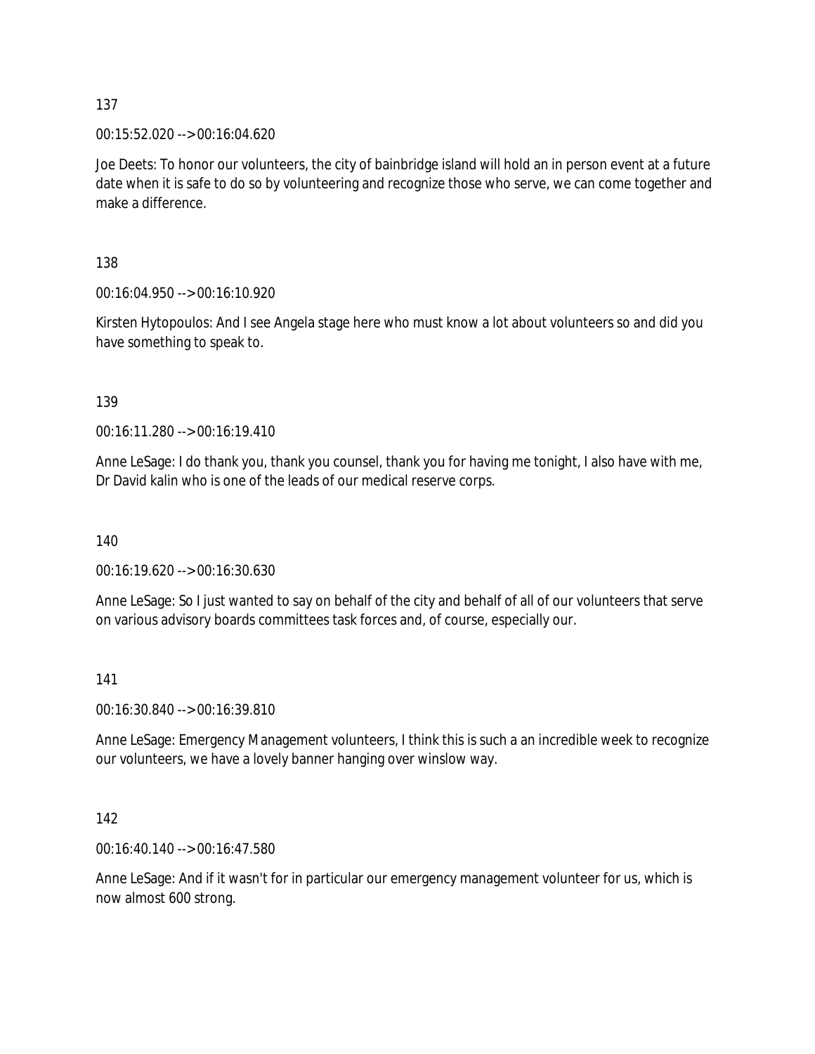137

00:15:52.020 --> 00:16:04.620

Joe Deets: To honor our volunteers, the city of bainbridge island will hold an in person event at a future date when it is safe to do so by volunteering and recognize those who serve, we can come together and make a difference.

138

00:16:04.950 --> 00:16:10.920

Kirsten Hytopoulos: And I see Angela stage here who must know a lot about volunteers so and did you have something to speak to.

139

00:16:11.280 --> 00:16:19.410

Anne LeSage: I do thank you, thank you counsel, thank you for having me tonight, I also have with me, Dr David kalin who is one of the leads of our medical reserve corps.

140

00:16:19.620 --> 00:16:30.630

Anne LeSage: So I just wanted to say on behalf of the city and behalf of all of our volunteers that serve on various advisory boards committees task forces and, of course, especially our.

141

00:16:30.840 --> 00:16:39.810

Anne LeSage: Emergency Management volunteers, I think this is such a an incredible week to recognize our volunteers, we have a lovely banner hanging over winslow way.

142

00:16:40.140 --> 00:16:47.580

Anne LeSage: And if it wasn't for in particular our emergency management volunteer for us, which is now almost 600 strong.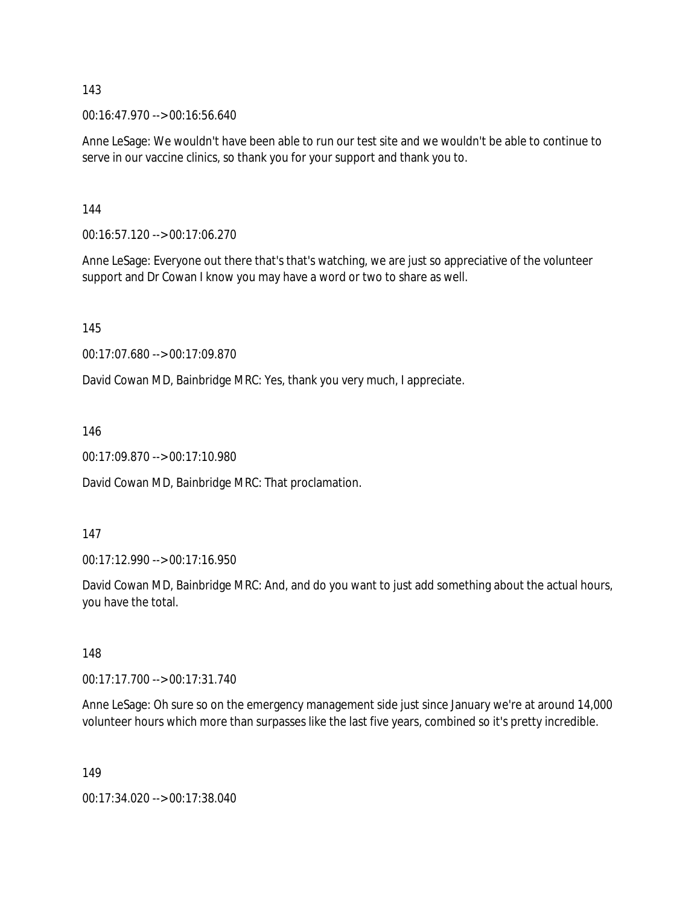143

00:16:47.970 --> 00:16:56.640

Anne LeSage: We wouldn't have been able to run our test site and we wouldn't be able to continue to serve in our vaccine clinics, so thank you for your support and thank you to.

144

00:16:57.120 --> 00:17:06.270

Anne LeSage: Everyone out there that's that's watching, we are just so appreciative of the volunteer support and Dr Cowan I know you may have a word or two to share as well.

145

00:17:07.680 --> 00:17:09.870

David Cowan MD, Bainbridge MRC: Yes, thank you very much, I appreciate.

146

00:17:09.870 --> 00:17:10.980

David Cowan MD, Bainbridge MRC: That proclamation.

147

00:17:12.990 --> 00:17:16.950

David Cowan MD, Bainbridge MRC: And, and do you want to just add something about the actual hours, you have the total.

148

00:17:17.700 --> 00:17:31.740

Anne LeSage: Oh sure so on the emergency management side just since January we're at around 14,000 volunteer hours which more than surpasses like the last five years, combined so it's pretty incredible.

149

00:17:34.020 --> 00:17:38.040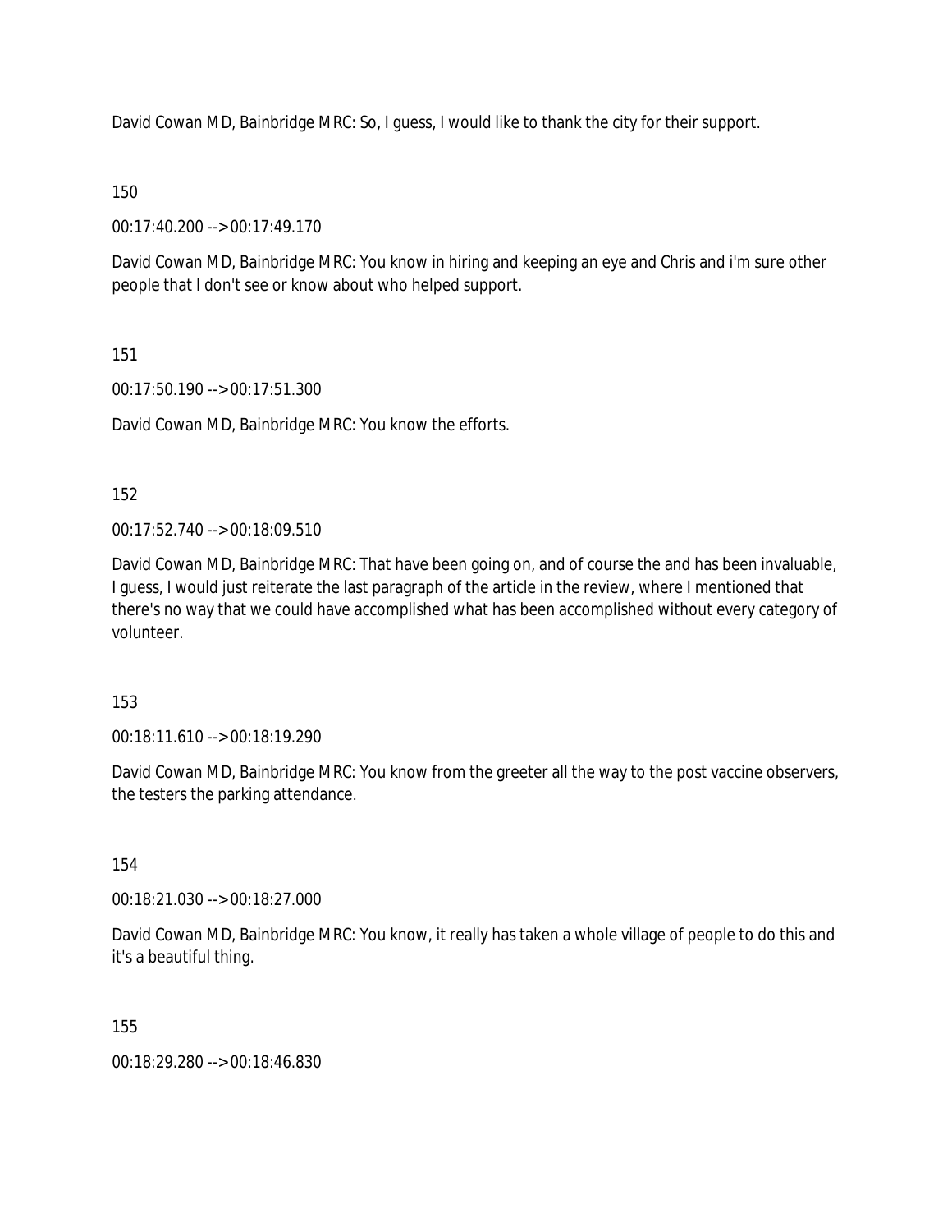David Cowan MD, Bainbridge MRC: So, I guess, I would like to thank the city for their support.

150

00:17:40.200 --> 00:17:49.170

David Cowan MD, Bainbridge MRC: You know in hiring and keeping an eye and Chris and i'm sure other people that I don't see or know about who helped support.

151

00:17:50.190 --> 00:17:51.300

David Cowan MD, Bainbridge MRC: You know the efforts.

152

00:17:52.740 --> 00:18:09.510

David Cowan MD, Bainbridge MRC: That have been going on, and of course the and has been invaluable, I guess, I would just reiterate the last paragraph of the article in the review, where I mentioned that there's no way that we could have accomplished what has been accomplished without every category of volunteer.

153

00:18:11.610 --> 00:18:19.290

David Cowan MD, Bainbridge MRC: You know from the greeter all the way to the post vaccine observers, the testers the parking attendance.

154

00:18:21.030 --> 00:18:27.000

David Cowan MD, Bainbridge MRC: You know, it really has taken a whole village of people to do this and it's a beautiful thing.

155

00:18:29.280 --> 00:18:46.830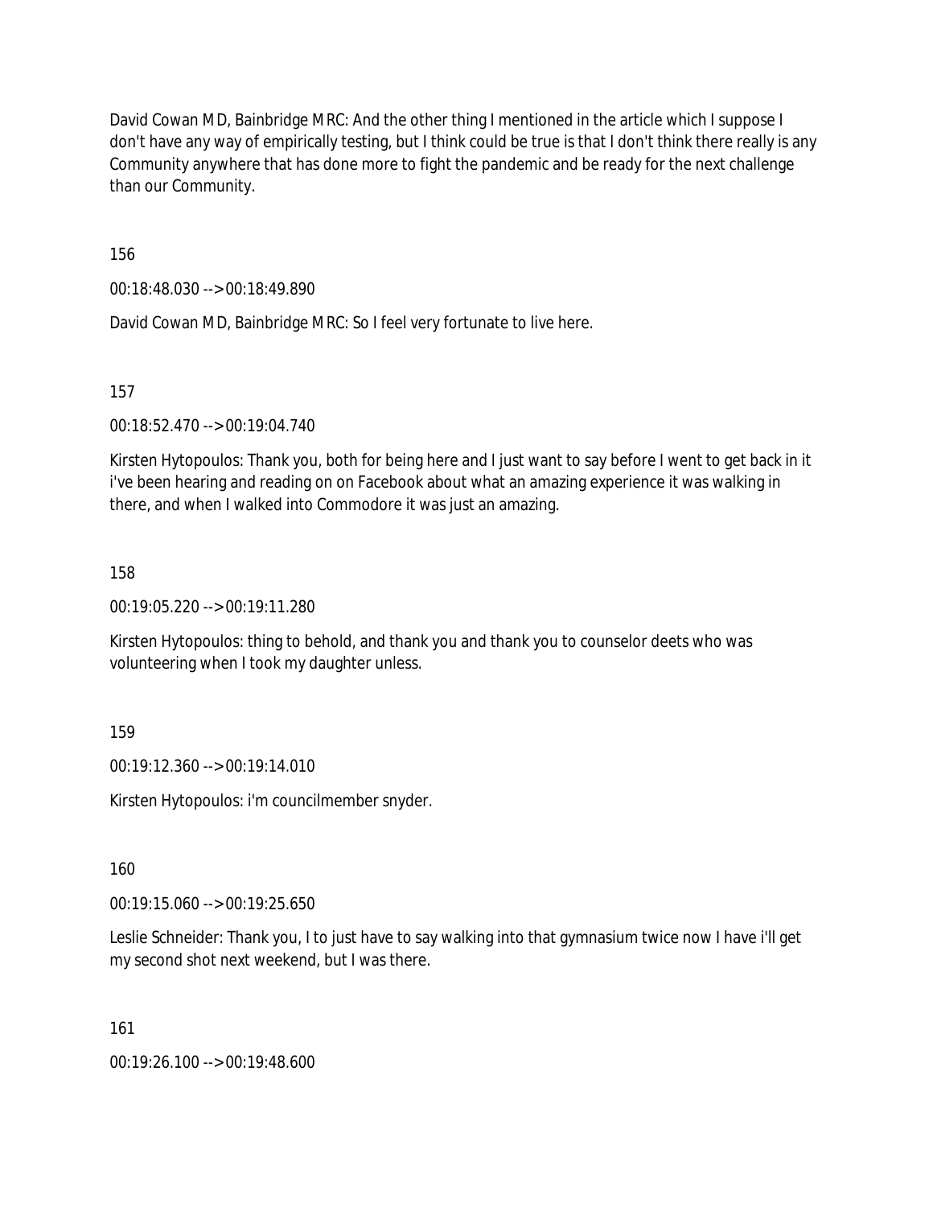David Cowan MD, Bainbridge MRC: And the other thing I mentioned in the article which I suppose I don't have any way of empirically testing, but I think could be true is that I don't think there really is any Community anywhere that has done more to fight the pandemic and be ready for the next challenge than our Community.

156

00:18:48.030 --> 00:18:49.890

David Cowan MD, Bainbridge MRC: So I feel very fortunate to live here.

157

00:18:52.470 --> 00:19:04.740

Kirsten Hytopoulos: Thank you, both for being here and I just want to say before I went to get back in it i've been hearing and reading on on Facebook about what an amazing experience it was walking in there, and when I walked into Commodore it was just an amazing.

158

00:19:05.220 --> 00:19:11.280

Kirsten Hytopoulos: thing to behold, and thank you and thank you to counselor deets who was volunteering when I took my daughter unless.

159

00:19:12.360 --> 00:19:14.010

Kirsten Hytopoulos: i'm councilmember snyder.

160

00:19:15.060 --> 00:19:25.650

Leslie Schneider: Thank you, I to just have to say walking into that gymnasium twice now I have i'll get my second shot next weekend, but I was there.

161

00:19:26.100 --> 00:19:48.600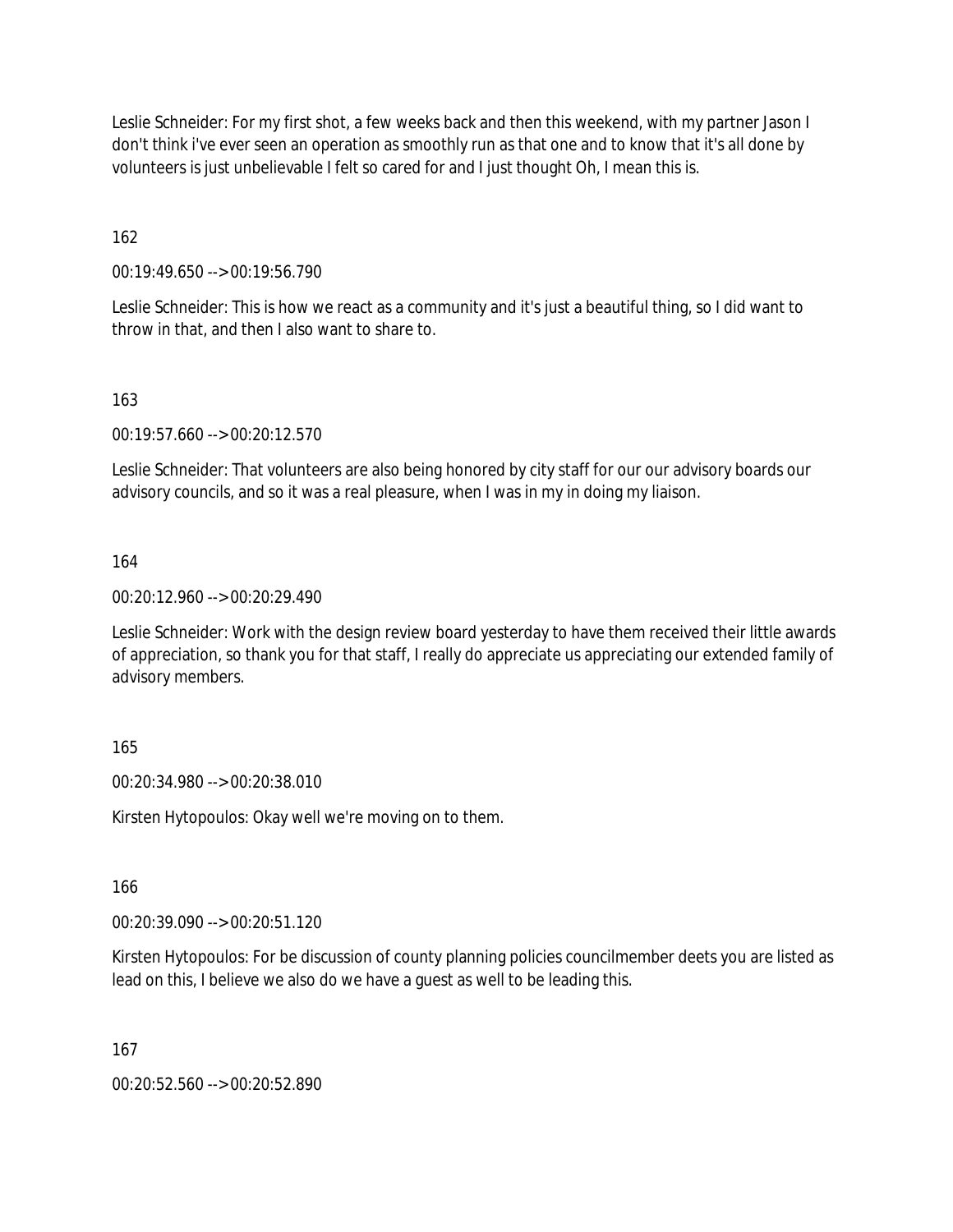Leslie Schneider: For my first shot, a few weeks back and then this weekend, with my partner Jason I don't think i've ever seen an operation as smoothly run as that one and to know that it's all done by volunteers is just unbelievable I felt so cared for and I just thought Oh, I mean this is.

162

00:19:49.650 --> 00:19:56.790

Leslie Schneider: This is how we react as a community and it's just a beautiful thing, so I did want to throw in that, and then I also want to share to.

163

00:19:57.660 --> 00:20:12.570

Leslie Schneider: That volunteers are also being honored by city staff for our our advisory boards our advisory councils, and so it was a real pleasure, when I was in my in doing my liaison.

164

00:20:12.960 --> 00:20:29.490

Leslie Schneider: Work with the design review board yesterday to have them received their little awards of appreciation, so thank you for that staff, I really do appreciate us appreciating our extended family of advisory members.

165

00:20:34.980 --> 00:20:38.010

Kirsten Hytopoulos: Okay well we're moving on to them.

166

00:20:39.090 --> 00:20:51.120

Kirsten Hytopoulos: For be discussion of county planning policies councilmember deets you are listed as lead on this, I believe we also do we have a guest as well to be leading this.

167

00:20:52.560 --> 00:20:52.890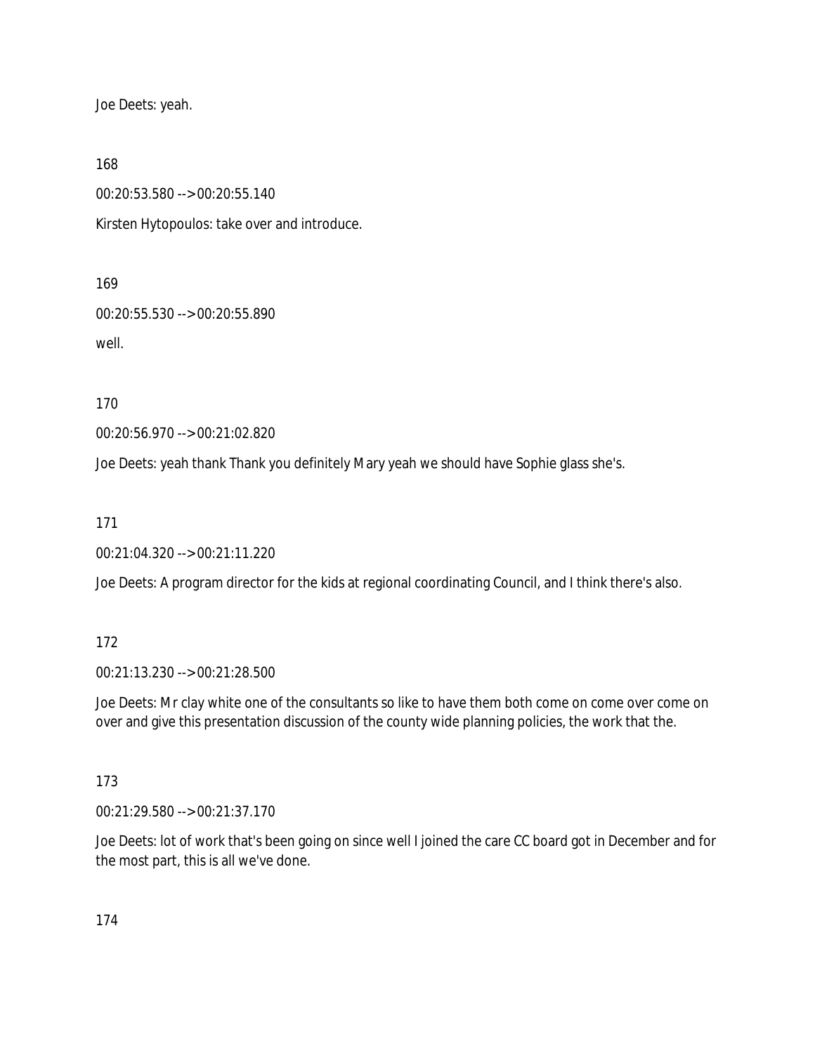Joe Deets: yeah.

168

00:20:53.580 --> 00:20:55.140

Kirsten Hytopoulos: take over and introduce.

169

00:20:55.530 --> 00:20:55.890

well.

170

00:20:56.970 --> 00:21:02.820

Joe Deets: yeah thank Thank you definitely Mary yeah we should have Sophie glass she's.

171

00:21:04.320 --> 00:21:11.220

Joe Deets: A program director for the kids at regional coordinating Council, and I think there's also.

172

00:21:13.230 --> 00:21:28.500

Joe Deets: Mr clay white one of the consultants so like to have them both come on come over come on over and give this presentation discussion of the county wide planning policies, the work that the.

173

00:21:29.580 --> 00:21:37.170

Joe Deets: lot of work that's been going on since well I joined the care CC board got in December and for the most part, this is all we've done.

174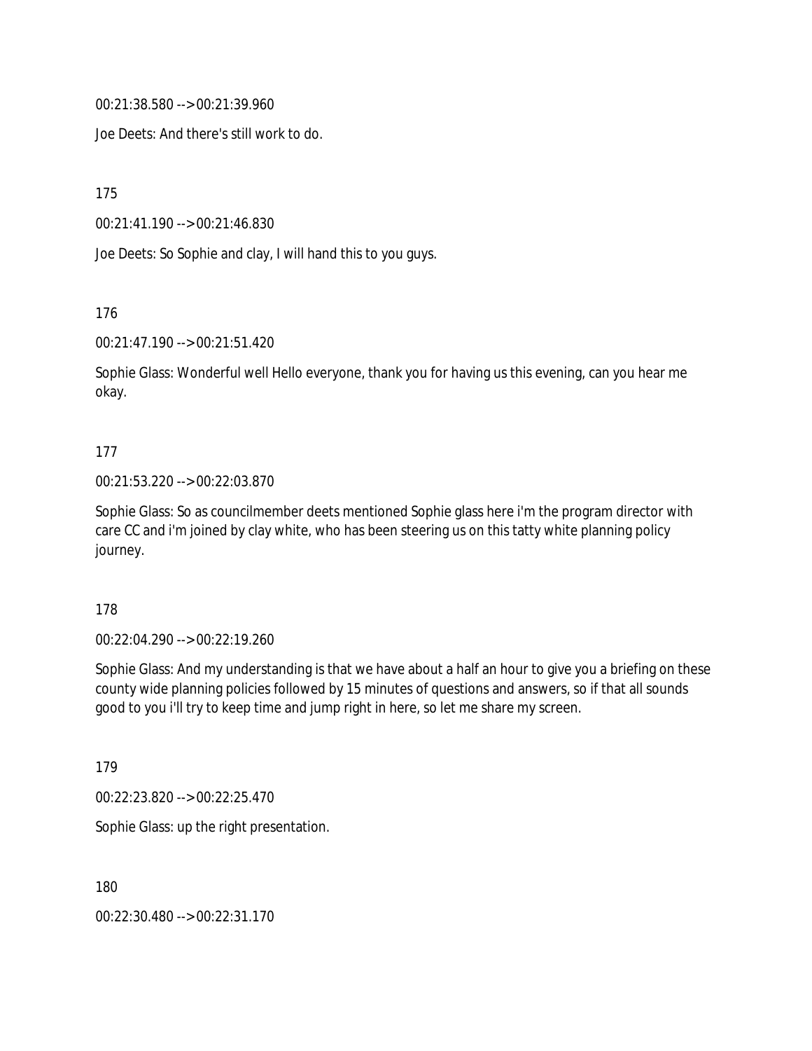00:21:38.580 --> 00:21:39.960

Joe Deets: And there's still work to do.

175

00:21:41.190 --> 00:21:46.830

Joe Deets: So Sophie and clay, I will hand this to you guys.

176

00:21:47.190 --> 00:21:51.420

Sophie Glass: Wonderful well Hello everyone, thank you for having us this evening, can you hear me okay.

177

00:21:53.220 --> 00:22:03.870

Sophie Glass: So as councilmember deets mentioned Sophie glass here i'm the program director with care CC and i'm joined by clay white, who has been steering us on this tatty white planning policy journey.

178

00:22:04.290 --> 00:22:19.260

Sophie Glass: And my understanding is that we have about a half an hour to give you a briefing on these county wide planning policies followed by 15 minutes of questions and answers, so if that all sounds good to you i'll try to keep time and jump right in here, so let me share my screen.

179

00:22:23.820 --> 00:22:25.470

Sophie Glass: up the right presentation.

180

00:22:30.480 --> 00:22:31.170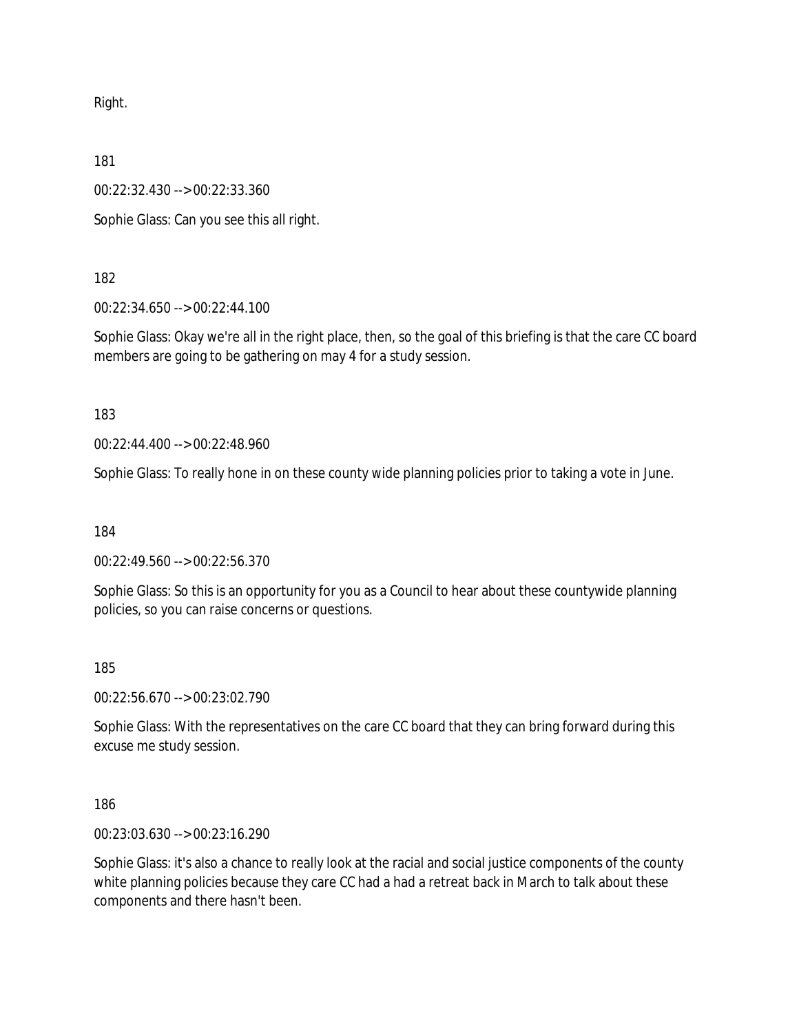Right.

181

00:22:32.430 --> 00:22:33.360

Sophie Glass: Can you see this all right.

182

00:22:34.650 --> 00:22:44.100

Sophie Glass: Okay we're all in the right place, then, so the goal of this briefing is that the care CC board members are going to be gathering on may 4 for a study session.

183

00:22:44.400 --> 00:22:48.960

Sophie Glass: To really hone in on these county wide planning policies prior to taking a vote in June.

184

00:22:49.560 --> 00:22:56.370

Sophie Glass: So this is an opportunity for you as a Council to hear about these countywide planning policies, so you can raise concerns or questions.

185

00:22:56.670 --> 00:23:02.790

Sophie Glass: With the representatives on the care CC board that they can bring forward during this excuse me study session.

186

00:23:03.630 --> 00:23:16.290

Sophie Glass: it's also a chance to really look at the racial and social justice components of the county white planning policies because they care CC had a had a retreat back in March to talk about these components and there hasn't been.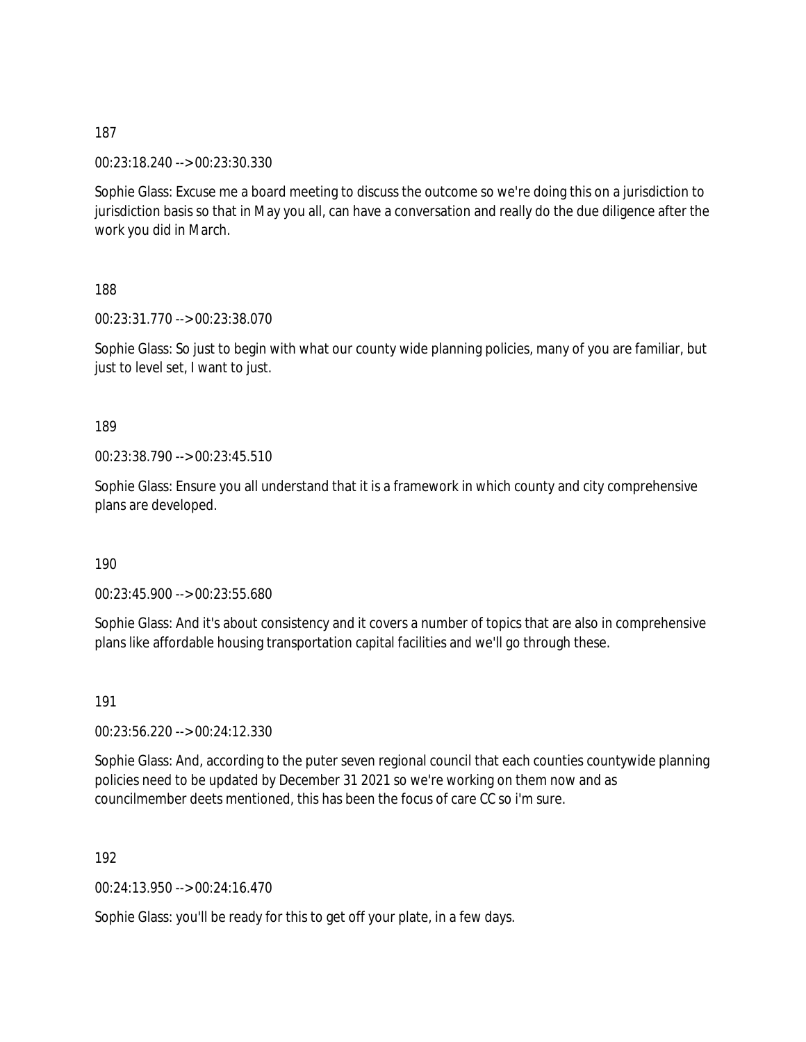187

00:23:18.240 --> 00:23:30.330

Sophie Glass: Excuse me a board meeting to discuss the outcome so we're doing this on a jurisdiction to jurisdiction basis so that in May you all, can have a conversation and really do the due diligence after the work you did in March.

188

00:23:31.770 --> 00:23:38.070

Sophie Glass: So just to begin with what our county wide planning policies, many of you are familiar, but just to level set, I want to just.

189

00:23:38.790 --> 00:23:45.510

Sophie Glass: Ensure you all understand that it is a framework in which county and city comprehensive plans are developed.

190

00:23:45.900 --> 00:23:55.680

Sophie Glass: And it's about consistency and it covers a number of topics that are also in comprehensive plans like affordable housing transportation capital facilities and we'll go through these.

191

00:23:56.220 --> 00:24:12.330

Sophie Glass: And, according to the puter seven regional council that each counties countywide planning policies need to be updated by December 31 2021 so we're working on them now and as councilmember deets mentioned, this has been the focus of care CC so i'm sure.

192

00:24:13.950 --> 00:24:16.470

Sophie Glass: you'll be ready for this to get off your plate, in a few days.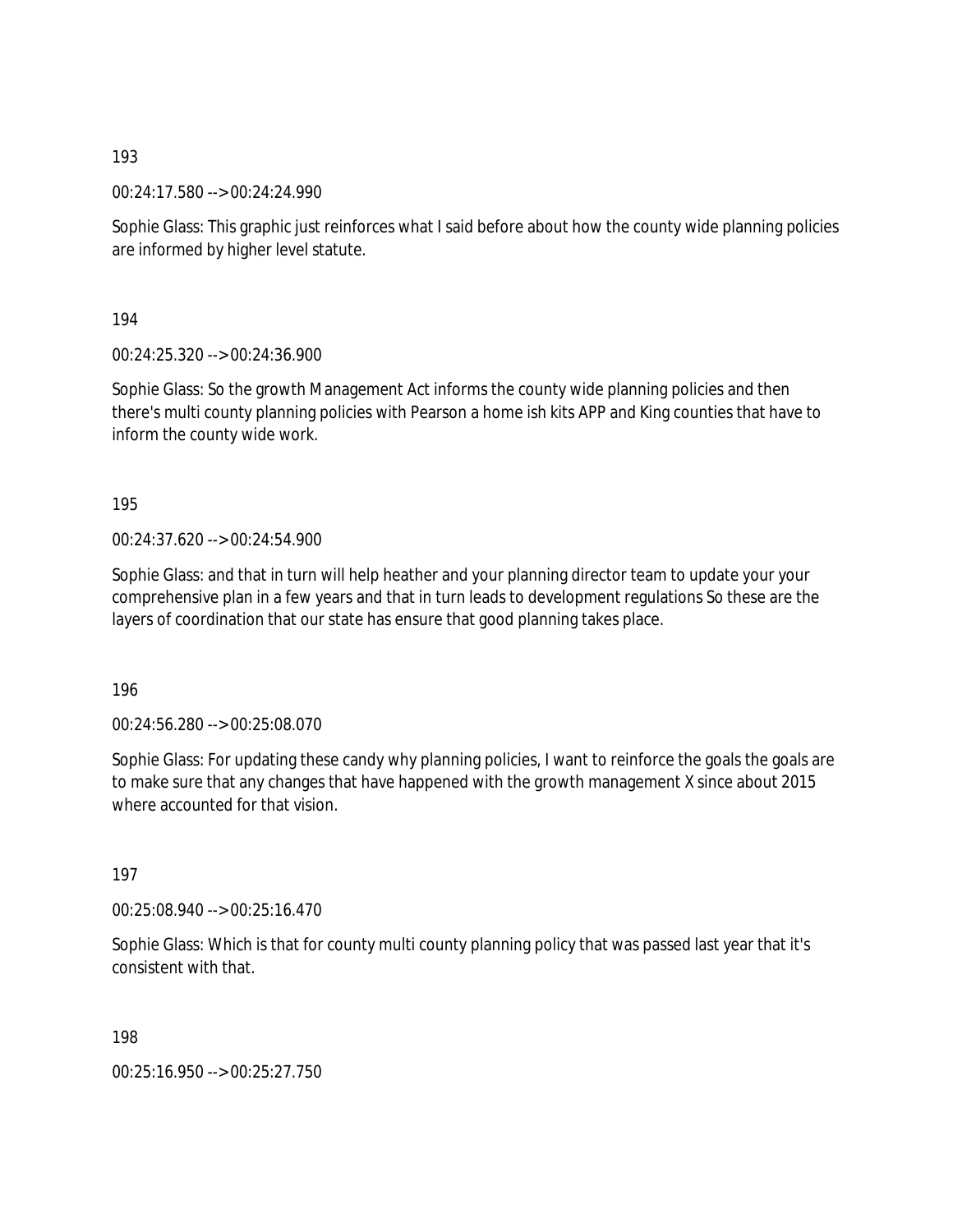193

00:24:17.580 --> 00:24:24.990

Sophie Glass: This graphic just reinforces what I said before about how the county wide planning policies are informed by higher level statute.

194

00:24:25.320 --> 00:24:36.900

Sophie Glass: So the growth Management Act informs the county wide planning policies and then there's multi county planning policies with Pearson a home ish kits APP and King counties that have to inform the county wide work.

195

00:24:37.620 --> 00:24:54.900

Sophie Glass: and that in turn will help heather and your planning director team to update your your comprehensive plan in a few years and that in turn leads to development regulations So these are the layers of coordination that our state has ensure that good planning takes place.

196

00:24:56.280 --> 00:25:08.070

Sophie Glass: For updating these candy why planning policies, I want to reinforce the goals the goals are to make sure that any changes that have happened with the growth management X since about 2015 where accounted for that vision.

197

00:25:08.940 --> 00:25:16.470

Sophie Glass: Which is that for county multi county planning policy that was passed last year that it's consistent with that.

198

00:25:16.950 --> 00:25:27.750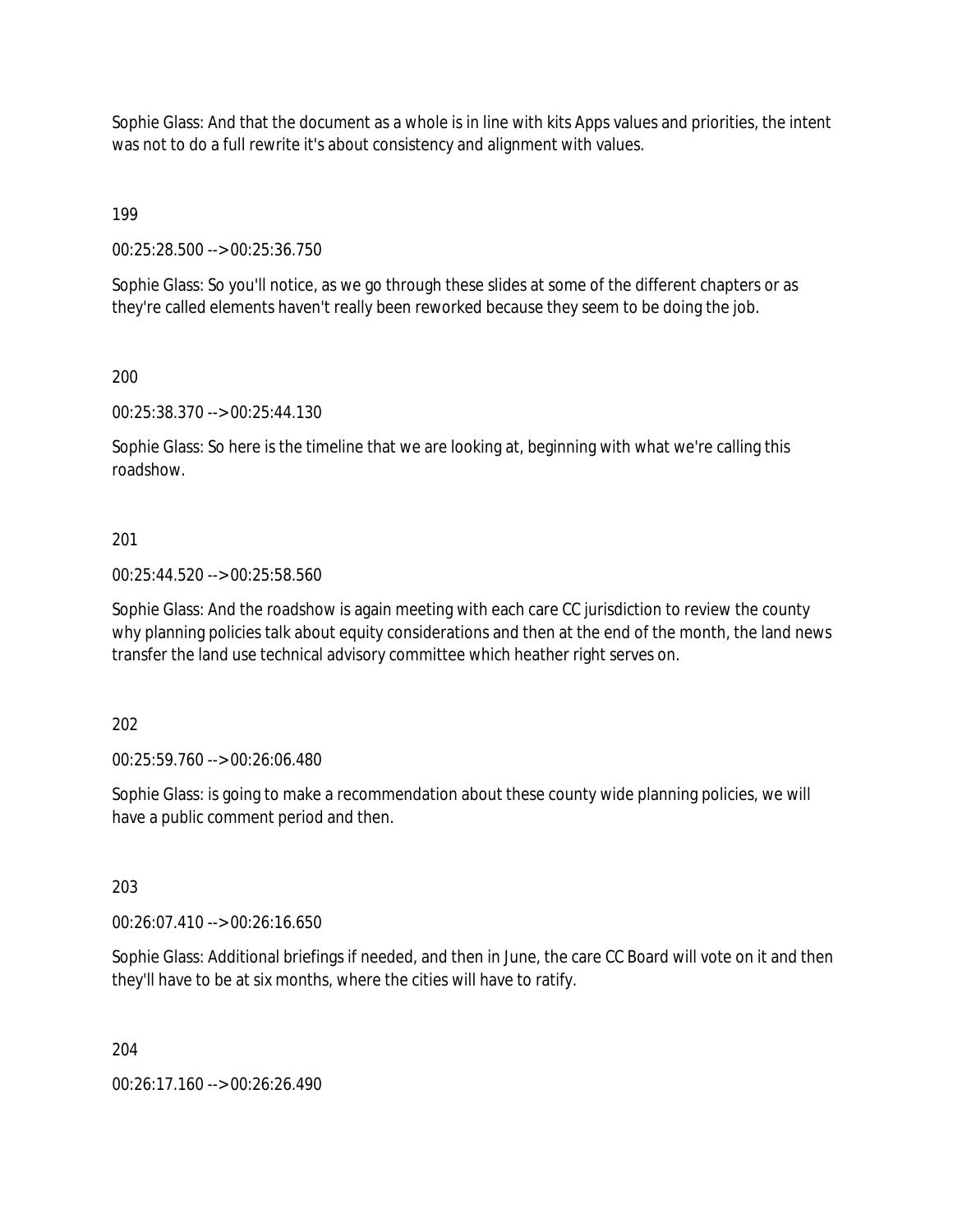Sophie Glass: And that the document as a whole is in line with kits Apps values and priorities, the intent was not to do a full rewrite it's about consistency and alignment with values.

199

00:25:28.500 --> 00:25:36.750

Sophie Glass: So you'll notice, as we go through these slides at some of the different chapters or as they're called elements haven't really been reworked because they seem to be doing the job.

200

00:25:38.370 --> 00:25:44.130

Sophie Glass: So here is the timeline that we are looking at, beginning with what we're calling this roadshow.

201

00:25:44.520 --> 00:25:58.560

Sophie Glass: And the roadshow is again meeting with each care CC jurisdiction to review the county why planning policies talk about equity considerations and then at the end of the month, the land news transfer the land use technical advisory committee which heather right serves on.

202

00:25:59.760 --> 00:26:06.480

Sophie Glass: is going to make a recommendation about these county wide planning policies, we will have a public comment period and then.

203

00:26:07.410 --> 00:26:16.650

Sophie Glass: Additional briefings if needed, and then in June, the care CC Board will vote on it and then they'll have to be at six months, where the cities will have to ratify.

204

00:26:17.160 --> 00:26:26.490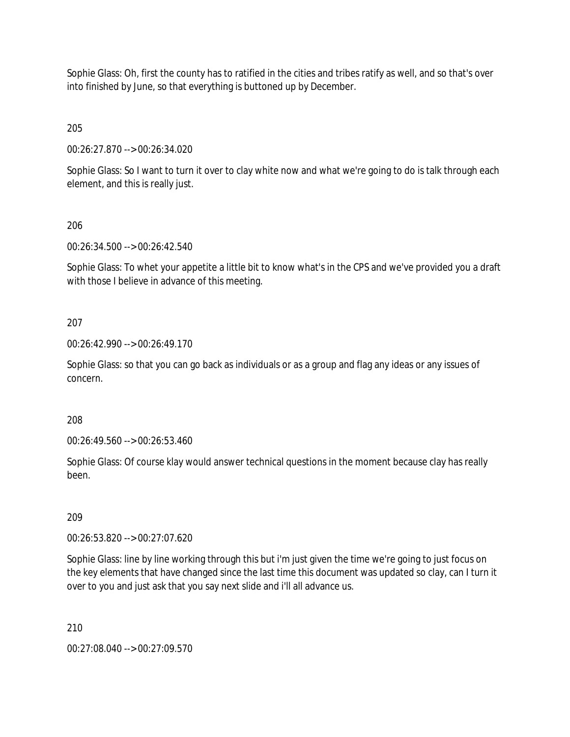Sophie Glass: Oh, first the county has to ratified in the cities and tribes ratify as well, and so that's over into finished by June, so that everything is buttoned up by December.

205

00:26:27.870 --> 00:26:34.020

Sophie Glass: So I want to turn it over to clay white now and what we're going to do is talk through each element, and this is really just.

206

00:26:34.500 --> 00:26:42.540

Sophie Glass: To whet your appetite a little bit to know what's in the CPS and we've provided you a draft with those I believe in advance of this meeting.

207

00:26:42.990 --> 00:26:49.170

Sophie Glass: so that you can go back as individuals or as a group and flag any ideas or any issues of concern.

208

00:26:49.560 --> 00:26:53.460

Sophie Glass: Of course klay would answer technical questions in the moment because clay has really been.

209

00:26:53.820 --> 00:27:07.620

Sophie Glass: line by line working through this but i'm just given the time we're going to just focus on the key elements that have changed since the last time this document was updated so clay, can I turn it over to you and just ask that you say next slide and i'll all advance us.

210

00:27:08.040 --> 00:27:09.570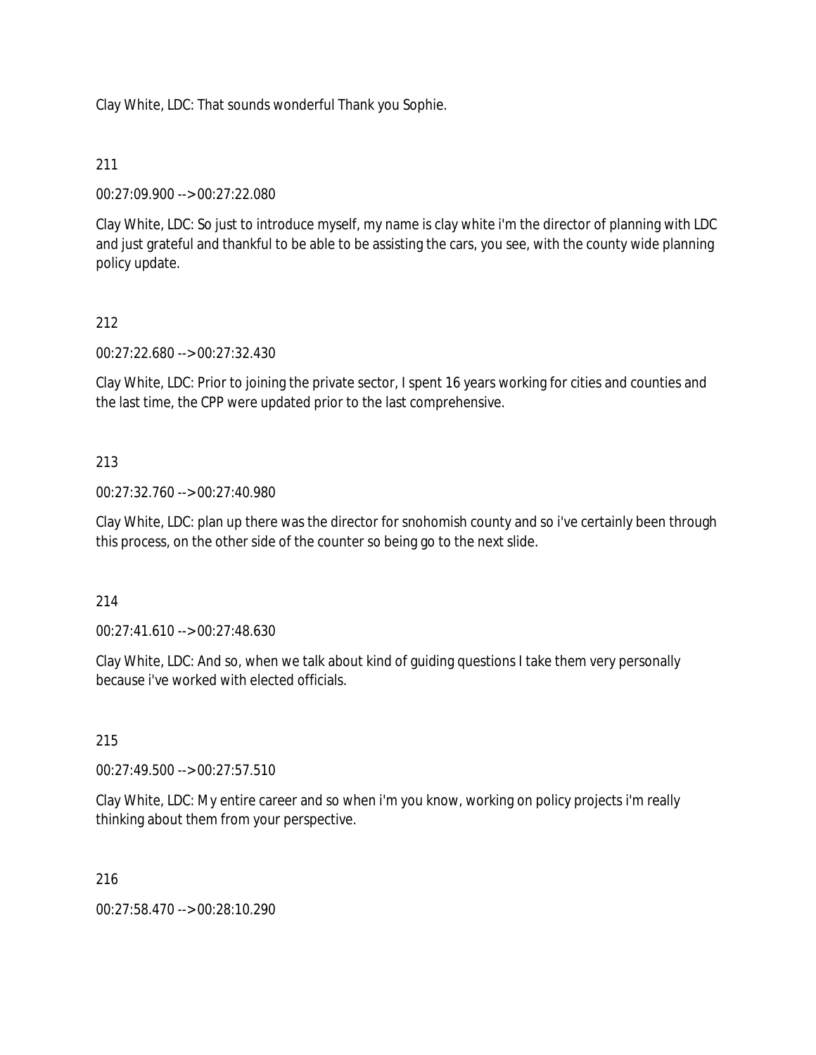Clay White, LDC: That sounds wonderful Thank you Sophie.

211

00:27:09.900 --> 00:27:22.080

Clay White, LDC: So just to introduce myself, my name is clay white i'm the director of planning with LDC and just grateful and thankful to be able to be assisting the cars, you see, with the county wide planning policy update.

212

00:27:22.680 --> 00:27:32.430

Clay White, LDC: Prior to joining the private sector, I spent 16 years working for cities and counties and the last time, the CPP were updated prior to the last comprehensive.

213

00:27:32.760 --> 00:27:40.980

Clay White, LDC: plan up there was the director for snohomish county and so i've certainly been through this process, on the other side of the counter so being go to the next slide.

214

00:27:41.610 --> 00:27:48.630

Clay White, LDC: And so, when we talk about kind of guiding questions I take them very personally because i've worked with elected officials.

215

00:27:49.500 --> 00:27:57.510

Clay White, LDC: My entire career and so when i'm you know, working on policy projects i'm really thinking about them from your perspective.

216

00:27:58.470 --> 00:28:10.290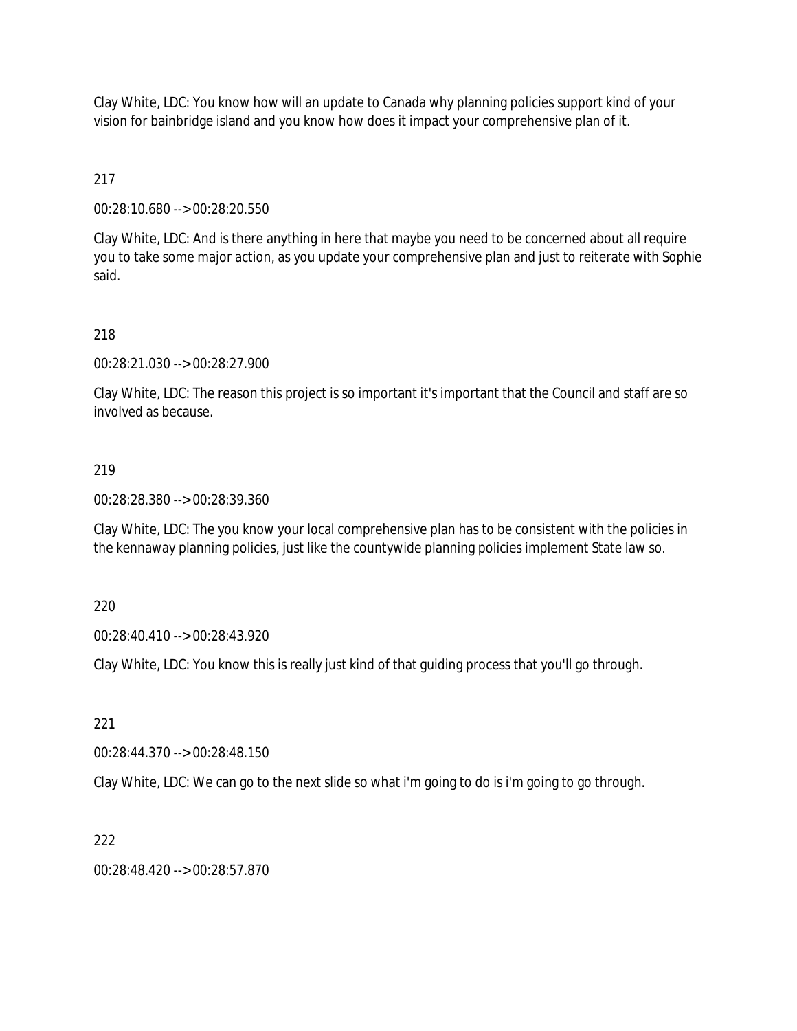Clay White, LDC: You know how will an update to Canada why planning policies support kind of your vision for bainbridge island and you know how does it impact your comprehensive plan of it.

217

00:28:10.680 --> 00:28:20.550

Clay White, LDC: And is there anything in here that maybe you need to be concerned about all require you to take some major action, as you update your comprehensive plan and just to reiterate with Sophie said.

218

00:28:21.030 --> 00:28:27.900

Clay White, LDC: The reason this project is so important it's important that the Council and staff are so involved as because.

219

00:28:28.380 --> 00:28:39.360

Clay White, LDC: The you know your local comprehensive plan has to be consistent with the policies in the kennaway planning policies, just like the countywide planning policies implement State law so.

220

00:28:40.410 --> 00:28:43.920

Clay White, LDC: You know this is really just kind of that guiding process that you'll go through.

221

00:28:44.370 --> 00:28:48.150

Clay White, LDC: We can go to the next slide so what i'm going to do is i'm going to go through.

222

00:28:48.420 --> 00:28:57.870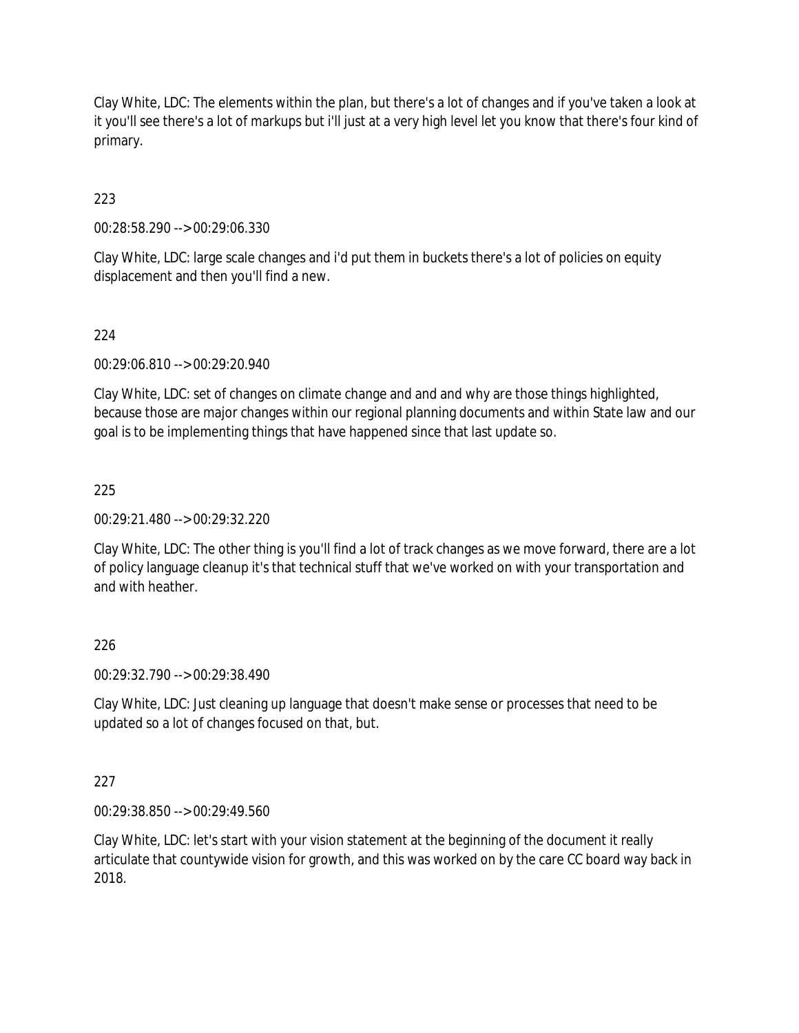Clay White, LDC: The elements within the plan, but there's a lot of changes and if you've taken a look at it you'll see there's a lot of markups but i'll just at a very high level let you know that there's four kind of primary.

223

00:28:58.290 --> 00:29:06.330

Clay White, LDC: large scale changes and i'd put them in buckets there's a lot of policies on equity displacement and then you'll find a new.

224

00:29:06.810 --> 00:29:20.940

Clay White, LDC: set of changes on climate change and and and why are those things highlighted, because those are major changes within our regional planning documents and within State law and our goal is to be implementing things that have happened since that last update so.

225

00:29:21.480 --> 00:29:32.220

Clay White, LDC: The other thing is you'll find a lot of track changes as we move forward, there are a lot of policy language cleanup it's that technical stuff that we've worked on with your transportation and and with heather.

226

00:29:32.790 --> 00:29:38.490

Clay White, LDC: Just cleaning up language that doesn't make sense or processes that need to be updated so a lot of changes focused on that, but.

227

00:29:38.850 --> 00:29:49.560

Clay White, LDC: let's start with your vision statement at the beginning of the document it really articulate that countywide vision for growth, and this was worked on by the care CC board way back in 2018.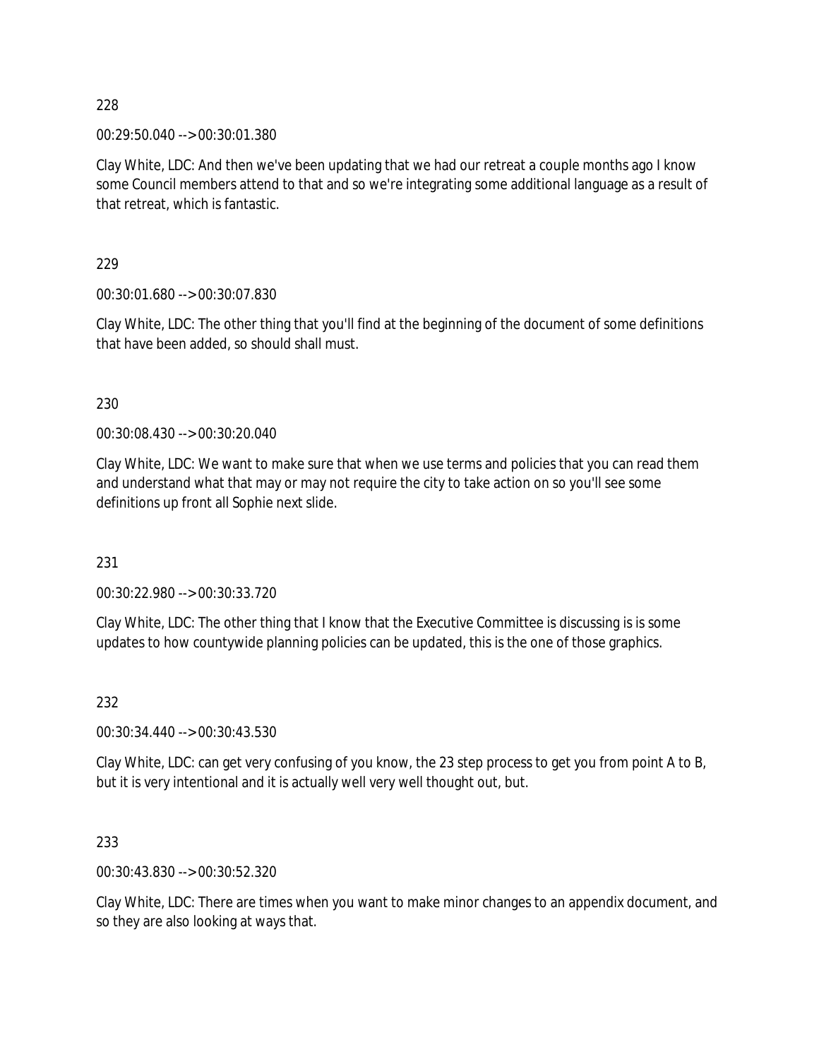228

00:29:50.040 --> 00:30:01.380

Clay White, LDC: And then we've been updating that we had our retreat a couple months ago I know some Council members attend to that and so we're integrating some additional language as a result of that retreat, which is fantastic.

229

00:30:01.680 --> 00:30:07.830

Clay White, LDC: The other thing that you'll find at the beginning of the document of some definitions that have been added, so should shall must.

230

00:30:08.430 --> 00:30:20.040

Clay White, LDC: We want to make sure that when we use terms and policies that you can read them and understand what that may or may not require the city to take action on so you'll see some definitions up front all Sophie next slide.

231

00:30:22.980 --> 00:30:33.720

Clay White, LDC: The other thing that I know that the Executive Committee is discussing is is some updates to how countywide planning policies can be updated, this is the one of those graphics.

232

00:30:34.440 --> 00:30:43.530

Clay White, LDC: can get very confusing of you know, the 23 step process to get you from point A to B, but it is very intentional and it is actually well very well thought out, but.

233

00:30:43.830 --> 00:30:52.320

Clay White, LDC: There are times when you want to make minor changes to an appendix document, and so they are also looking at ways that.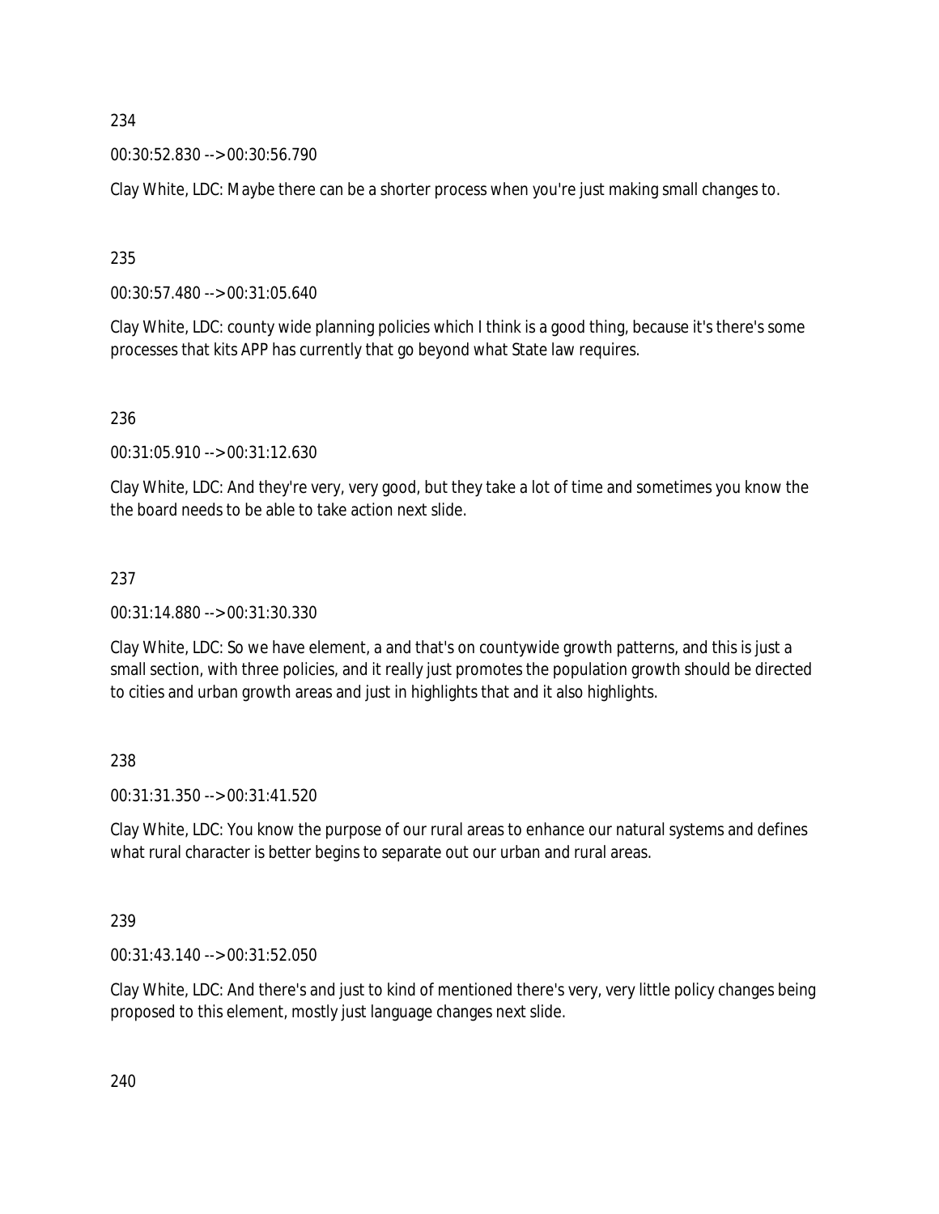234

00:30:52.830 --> 00:30:56.790

Clay White, LDC: Maybe there can be a shorter process when you're just making small changes to.

235

00:30:57.480 --> 00:31:05.640

Clay White, LDC: county wide planning policies which I think is a good thing, because it's there's some processes that kits APP has currently that go beyond what State law requires.

236

00:31:05.910 --> 00:31:12.630

Clay White, LDC: And they're very, very good, but they take a lot of time and sometimes you know the the board needs to be able to take action next slide.

237

00:31:14.880 --> 00:31:30.330

Clay White, LDC: So we have element, a and that's on countywide growth patterns, and this is just a small section, with three policies, and it really just promotes the population growth should be directed to cities and urban growth areas and just in highlights that and it also highlights.

238

00:31:31.350 --> 00:31:41.520

Clay White, LDC: You know the purpose of our rural areas to enhance our natural systems and defines what rural character is better begins to separate out our urban and rural areas.

239

00:31:43.140 --> 00:31:52.050

Clay White, LDC: And there's and just to kind of mentioned there's very, very little policy changes being proposed to this element, mostly just language changes next slide.

240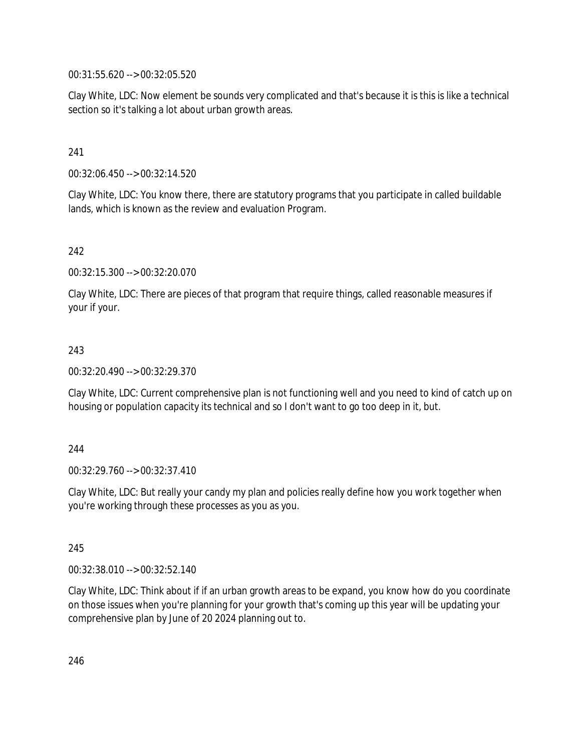00:31:55.620 --> 00:32:05.520

Clay White, LDC: Now element be sounds very complicated and that's because it is this is like a technical section so it's talking a lot about urban growth areas.

241

00:32:06.450 --> 00:32:14.520

Clay White, LDC: You know there, there are statutory programs that you participate in called buildable lands, which is known as the review and evaluation Program.

242

00:32:15.300 --> 00:32:20.070

Clay White, LDC: There are pieces of that program that require things, called reasonable measures if your if your.

243

00:32:20.490 --> 00:32:29.370

Clay White, LDC: Current comprehensive plan is not functioning well and you need to kind of catch up on housing or population capacity its technical and so I don't want to go too deep in it, but.

244

00:32:29.760 --> 00:32:37.410

Clay White, LDC: But really your candy my plan and policies really define how you work together when you're working through these processes as you as you.

245

00:32:38.010 --> 00:32:52.140

Clay White, LDC: Think about if if an urban growth areas to be expand, you know how do you coordinate on those issues when you're planning for your growth that's coming up this year will be updating your comprehensive plan by June of 20 2024 planning out to.

246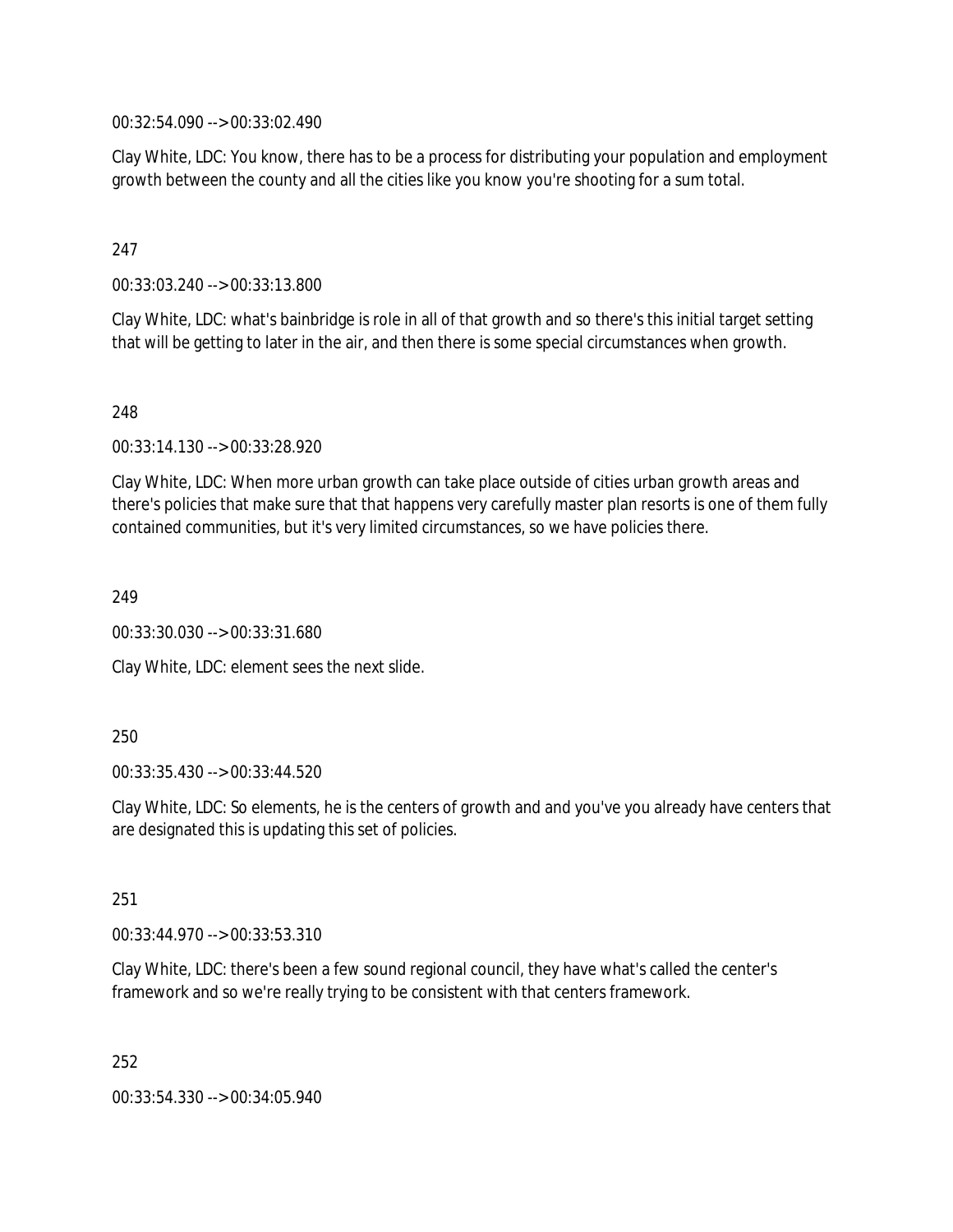00:32:54.090 --> 00:33:02.490

Clay White, LDC: You know, there has to be a process for distributing your population and employment growth between the county and all the cities like you know you're shooting for a sum total.

247

00:33:03.240 --> 00:33:13.800

Clay White, LDC: what's bainbridge is role in all of that growth and so there's this initial target setting that will be getting to later in the air, and then there is some special circumstances when growth.

248

00:33:14.130 --> 00:33:28.920

Clay White, LDC: When more urban growth can take place outside of cities urban growth areas and there's policies that make sure that that happens very carefully master plan resorts is one of them fully contained communities, but it's very limited circumstances, so we have policies there.

249

00:33:30.030 --> 00:33:31.680

Clay White, LDC: element sees the next slide.

250

00:33:35.430 --> 00:33:44.520

Clay White, LDC: So elements, he is the centers of growth and and you've you already have centers that are designated this is updating this set of policies.

251

00:33:44.970 --> 00:33:53.310

Clay White, LDC: there's been a few sound regional council, they have what's called the center's framework and so we're really trying to be consistent with that centers framework.

252

00:33:54.330 --> 00:34:05.940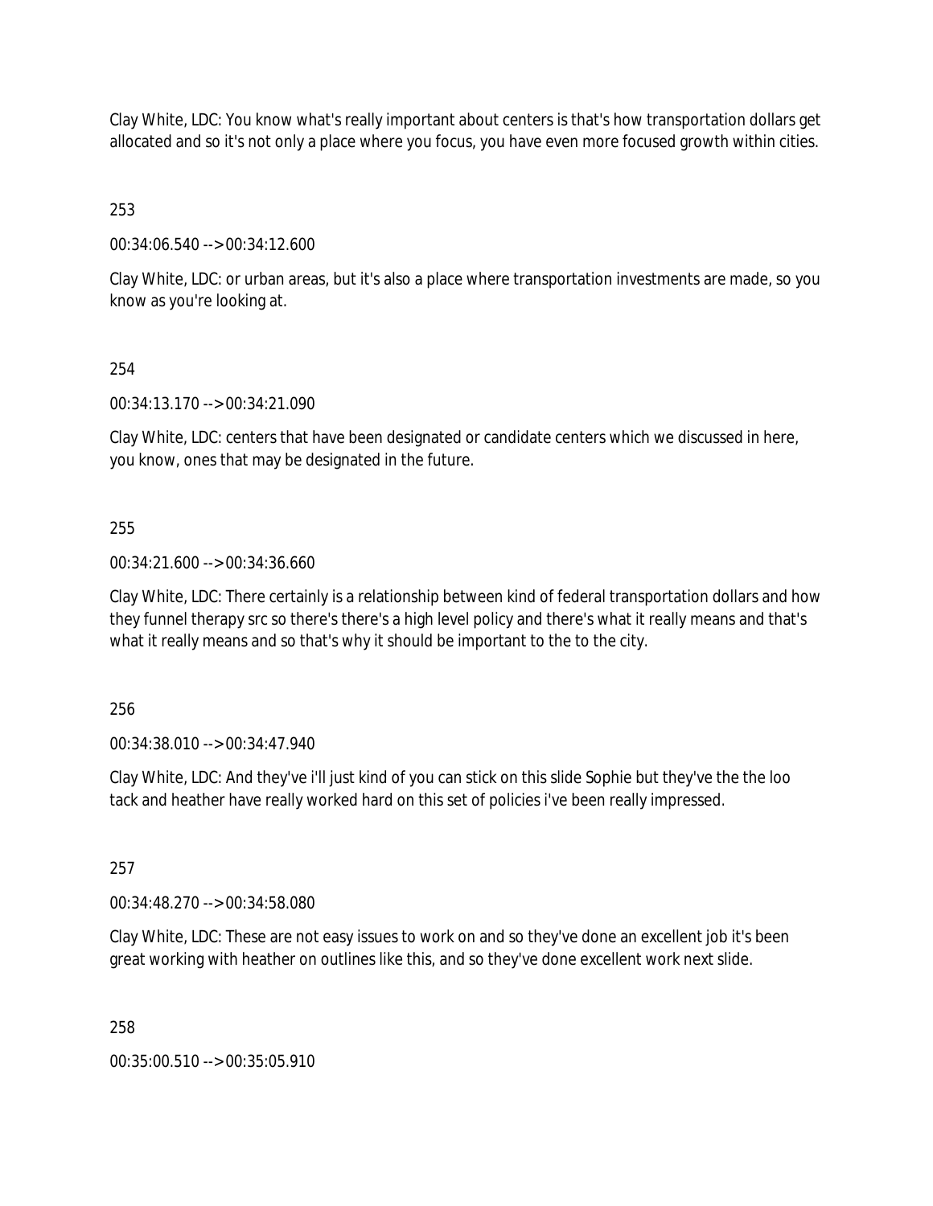Clay White, LDC: You know what's really important about centers is that's how transportation dollars get allocated and so it's not only a place where you focus, you have even more focused growth within cities.

253

00:34:06.540 --> 00:34:12.600

Clay White, LDC: or urban areas, but it's also a place where transportation investments are made, so you know as you're looking at.

254

00:34:13.170 --> 00:34:21.090

Clay White, LDC: centers that have been designated or candidate centers which we discussed in here, you know, ones that may be designated in the future.

255

00:34:21.600 --> 00:34:36.660

Clay White, LDC: There certainly is a relationship between kind of federal transportation dollars and how they funnel therapy src so there's there's a high level policy and there's what it really means and that's what it really means and so that's why it should be important to the to the city.

256

00:34:38.010 --> 00:34:47.940

Clay White, LDC: And they've i'll just kind of you can stick on this slide Sophie but they've the the loo tack and heather have really worked hard on this set of policies i've been really impressed.

257

00:34:48.270 --> 00:34:58.080

Clay White, LDC: These are not easy issues to work on and so they've done an excellent job it's been great working with heather on outlines like this, and so they've done excellent work next slide.

258

00:35:00.510 --> 00:35:05.910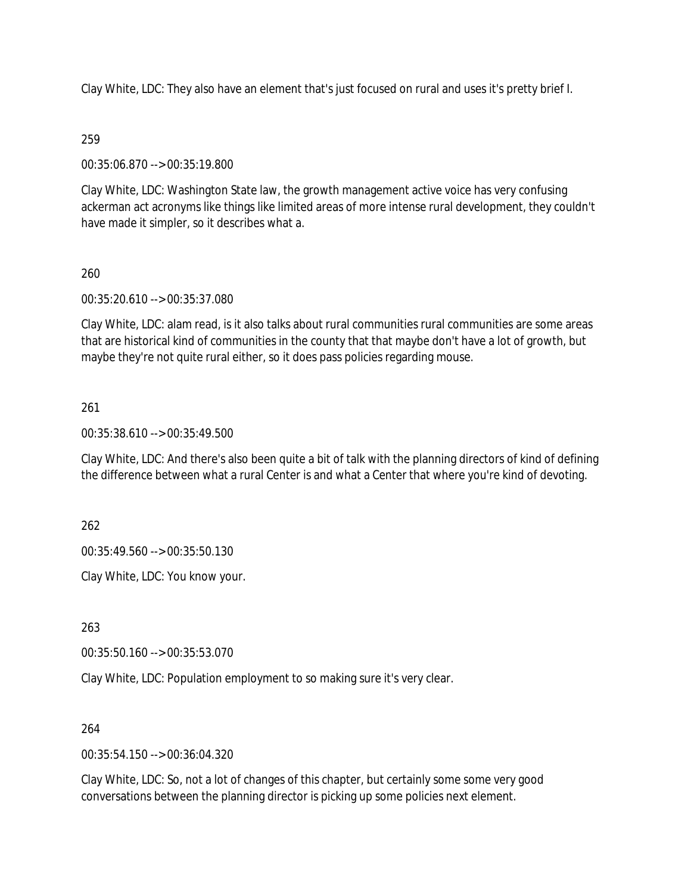Clay White, LDC: They also have an element that's just focused on rural and uses it's pretty brief I.

259

00:35:06.870 --> 00:35:19.800

Clay White, LDC: Washington State law, the growth management active voice has very confusing ackerman act acronyms like things like limited areas of more intense rural development, they couldn't have made it simpler, so it describes what a.

260

00:35:20.610 --> 00:35:37.080

Clay White, LDC: alam read, is it also talks about rural communities rural communities are some areas that are historical kind of communities in the county that that maybe don't have a lot of growth, but maybe they're not quite rural either, so it does pass policies regarding mouse.

261

00:35:38.610 --> 00:35:49.500

Clay White, LDC: And there's also been quite a bit of talk with the planning directors of kind of defining the difference between what a rural Center is and what a Center that where you're kind of devoting.

262

00:35:49.560 --> 00:35:50.130

Clay White, LDC: You know your.

263

00:35:50.160 --> 00:35:53.070

Clay White, LDC: Population employment to so making sure it's very clear.

264

00:35:54.150 --> 00:36:04.320

Clay White, LDC: So, not a lot of changes of this chapter, but certainly some some very good conversations between the planning director is picking up some policies next element.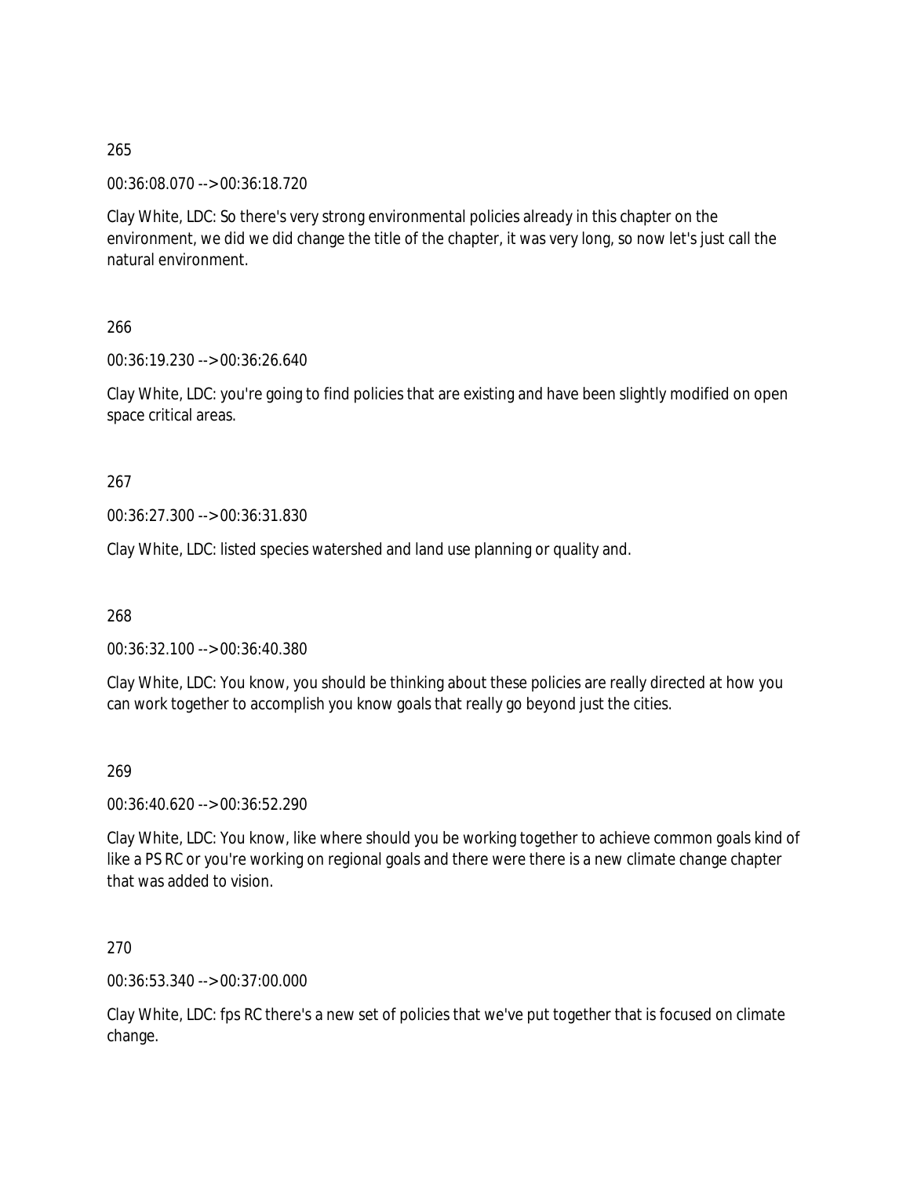265

00:36:08.070 --> 00:36:18.720

Clay White, LDC: So there's very strong environmental policies already in this chapter on the environment, we did we did change the title of the chapter, it was very long, so now let's just call the natural environment.

266

00:36:19.230 --> 00:36:26.640

Clay White, LDC: you're going to find policies that are existing and have been slightly modified on open space critical areas.

267

00:36:27.300 --> 00:36:31.830

Clay White, LDC: listed species watershed and land use planning or quality and.

268

00:36:32.100 --> 00:36:40.380

Clay White, LDC: You know, you should be thinking about these policies are really directed at how you can work together to accomplish you know goals that really go beyond just the cities.

269

00:36:40.620 --> 00:36:52.290

Clay White, LDC: You know, like where should you be working together to achieve common goals kind of like a PS RC or you're working on regional goals and there were there is a new climate change chapter that was added to vision.

270

00:36:53.340 --> 00:37:00.000

Clay White, LDC: fps RC there's a new set of policies that we've put together that is focused on climate change.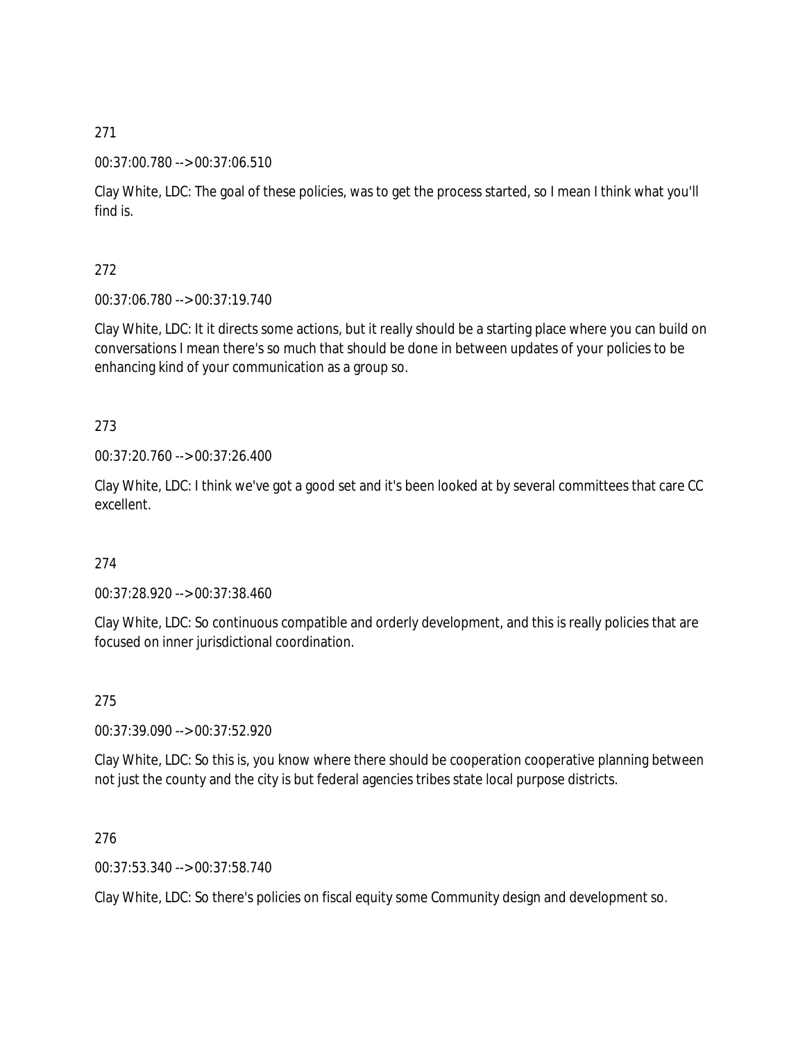271

00:37:00.780 --> 00:37:06.510

Clay White, LDC: The goal of these policies, was to get the process started, so I mean I think what you'll find is.

272

00:37:06.780 --> 00:37:19.740

Clay White, LDC: It it directs some actions, but it really should be a starting place where you can build on conversations I mean there's so much that should be done in between updates of your policies to be enhancing kind of your communication as a group so.

273

00:37:20.760 --> 00:37:26.400

Clay White, LDC: I think we've got a good set and it's been looked at by several committees that care CC excellent.

274

00:37:28.920 --> 00:37:38.460

Clay White, LDC: So continuous compatible and orderly development, and this is really policies that are focused on inner jurisdictional coordination.

275

00:37:39.090 --> 00:37:52.920

Clay White, LDC: So this is, you know where there should be cooperation cooperative planning between not just the county and the city is but federal agencies tribes state local purpose districts.

276

00:37:53.340 --> 00:37:58.740

Clay White, LDC: So there's policies on fiscal equity some Community design and development so.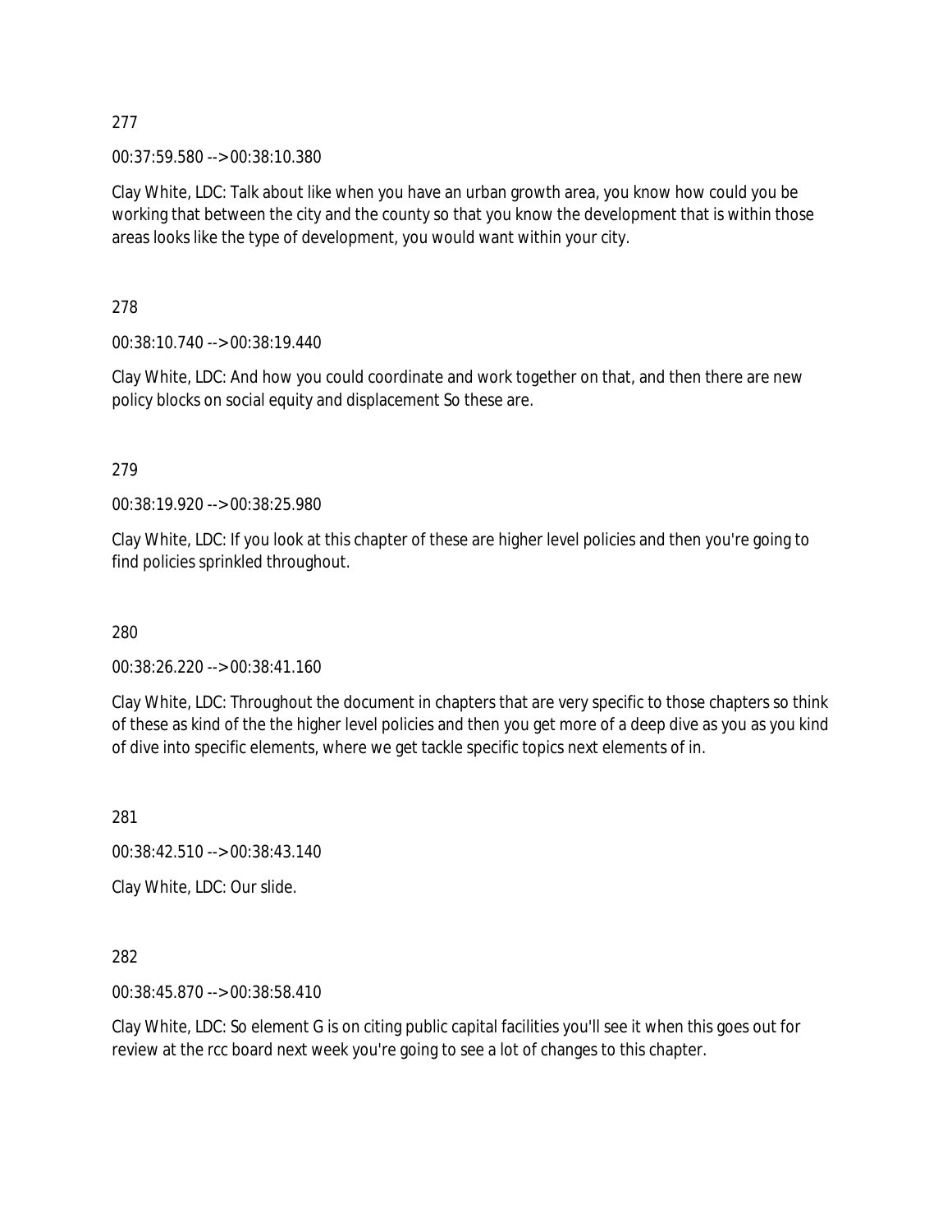277

00:37:59.580 --> 00:38:10.380

Clay White, LDC: Talk about like when you have an urban growth area, you know how could you be working that between the city and the county so that you know the development that is within those areas looks like the type of development, you would want within your city.

278

00:38:10.740 --> 00:38:19.440

Clay White, LDC: And how you could coordinate and work together on that, and then there are new policy blocks on social equity and displacement So these are.

279

00:38:19.920 --> 00:38:25.980

Clay White, LDC: If you look at this chapter of these are higher level policies and then you're going to find policies sprinkled throughout.

280

00:38:26.220 --> 00:38:41.160

Clay White, LDC: Throughout the document in chapters that are very specific to those chapters so think of these as kind of the the higher level policies and then you get more of a deep dive as you as you kind of dive into specific elements, where we get tackle specific topics next elements of in.

281

00:38:42.510 --> 00:38:43.140

Clay White, LDC: Our slide.

282

00:38:45.870 --> 00:38:58.410

Clay White, LDC: So element G is on citing public capital facilities you'll see it when this goes out for review at the rcc board next week you're going to see a lot of changes to this chapter.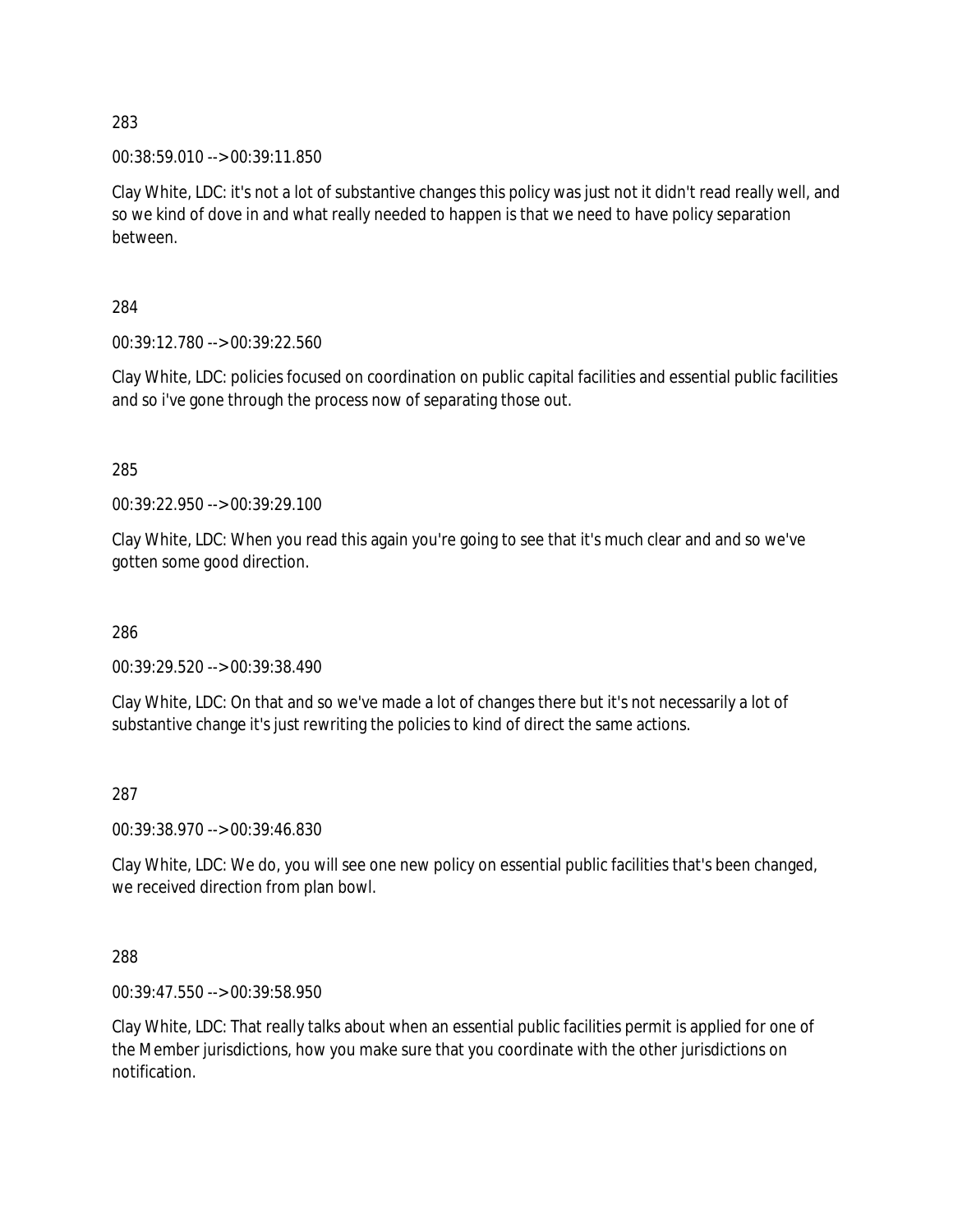283

00:38:59.010 --> 00:39:11.850

Clay White, LDC: it's not a lot of substantive changes this policy was just not it didn't read really well, and so we kind of dove in and what really needed to happen is that we need to have policy separation between.

284

00:39:12.780 --> 00:39:22.560

Clay White, LDC: policies focused on coordination on public capital facilities and essential public facilities and so i've gone through the process now of separating those out.

285

00:39:22.950 --> 00:39:29.100

Clay White, LDC: When you read this again you're going to see that it's much clear and and so we've gotten some good direction.

286

00:39:29.520 --> 00:39:38.490

Clay White, LDC: On that and so we've made a lot of changes there but it's not necessarily a lot of substantive change it's just rewriting the policies to kind of direct the same actions.

287

00:39:38.970 --> 00:39:46.830

Clay White, LDC: We do, you will see one new policy on essential public facilities that's been changed, we received direction from plan bowl.

288

00:39:47.550 --> 00:39:58.950

Clay White, LDC: That really talks about when an essential public facilities permit is applied for one of the Member jurisdictions, how you make sure that you coordinate with the other jurisdictions on notification.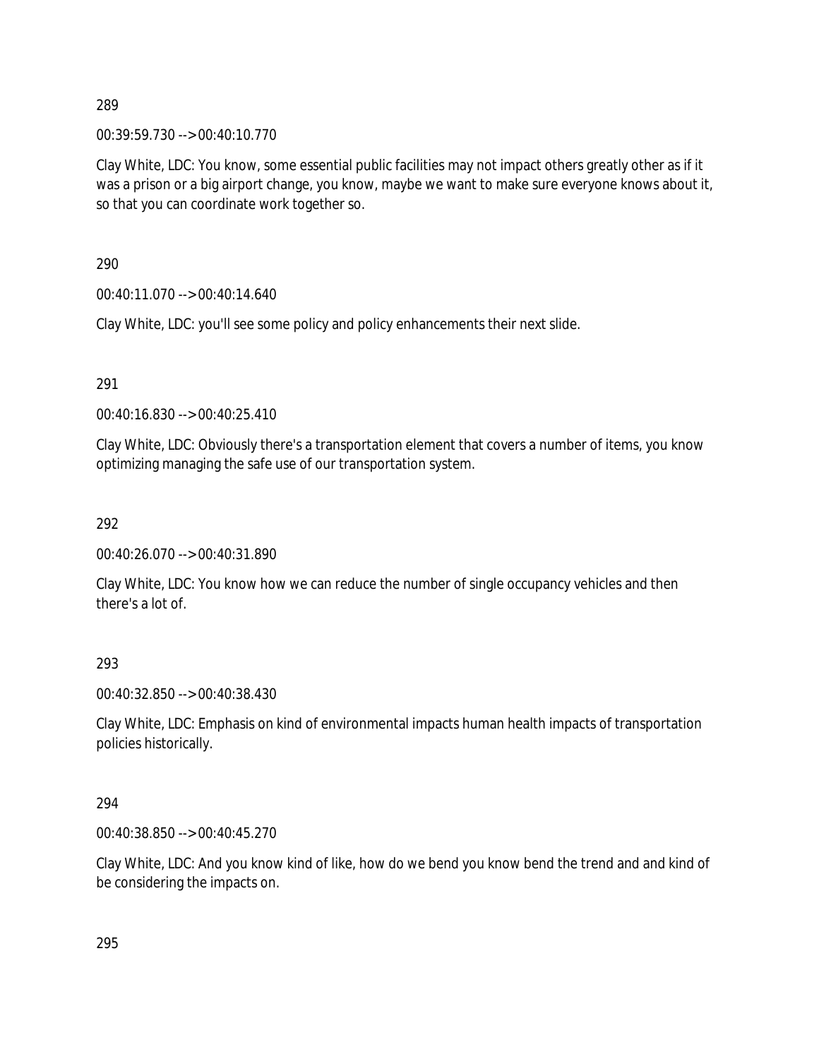289

00:39:59.730 --> 00:40:10.770

Clay White, LDC: You know, some essential public facilities may not impact others greatly other as if it was a prison or a big airport change, you know, maybe we want to make sure everyone knows about it, so that you can coordinate work together so.

290

00:40:11.070 --> 00:40:14.640

Clay White, LDC: you'll see some policy and policy enhancements their next slide.

291

00:40:16.830 --> 00:40:25.410

Clay White, LDC: Obviously there's a transportation element that covers a number of items, you know optimizing managing the safe use of our transportation system.

292

00:40:26.070 --> 00:40:31.890

Clay White, LDC: You know how we can reduce the number of single occupancy vehicles and then there's a lot of.

293

00:40:32.850 --> 00:40:38.430

Clay White, LDC: Emphasis on kind of environmental impacts human health impacts of transportation policies historically.

294

00:40:38.850 --> 00:40:45.270

Clay White, LDC: And you know kind of like, how do we bend you know bend the trend and and kind of be considering the impacts on.

295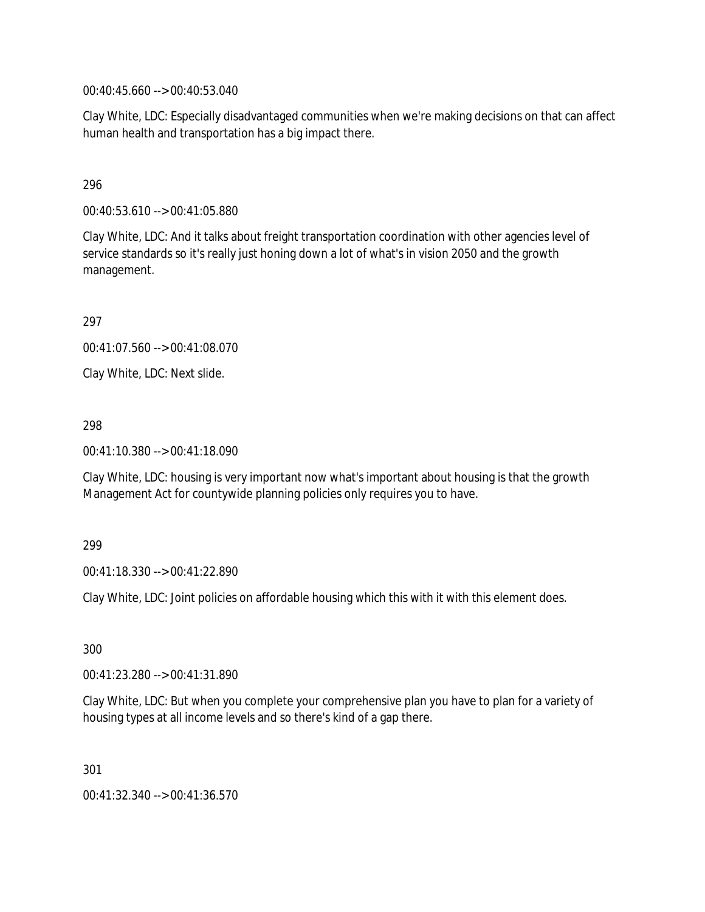00:40:45.660 --> 00:40:53.040

Clay White, LDC: Especially disadvantaged communities when we're making decisions on that can affect human health and transportation has a big impact there.

296

00:40:53.610 --> 00:41:05.880

Clay White, LDC: And it talks about freight transportation coordination with other agencies level of service standards so it's really just honing down a lot of what's in vision 2050 and the growth management.

297

00:41:07.560 --> 00:41:08.070

Clay White, LDC: Next slide.

298

00:41:10.380 --> 00:41:18.090

Clay White, LDC: housing is very important now what's important about housing is that the growth Management Act for countywide planning policies only requires you to have.

299

00:41:18.330 --> 00:41:22.890

Clay White, LDC: Joint policies on affordable housing which this with it with this element does.

300

00:41:23.280 --> 00:41:31.890

Clay White, LDC: But when you complete your comprehensive plan you have to plan for a variety of housing types at all income levels and so there's kind of a gap there.

301

00:41:32.340 --> 00:41:36.570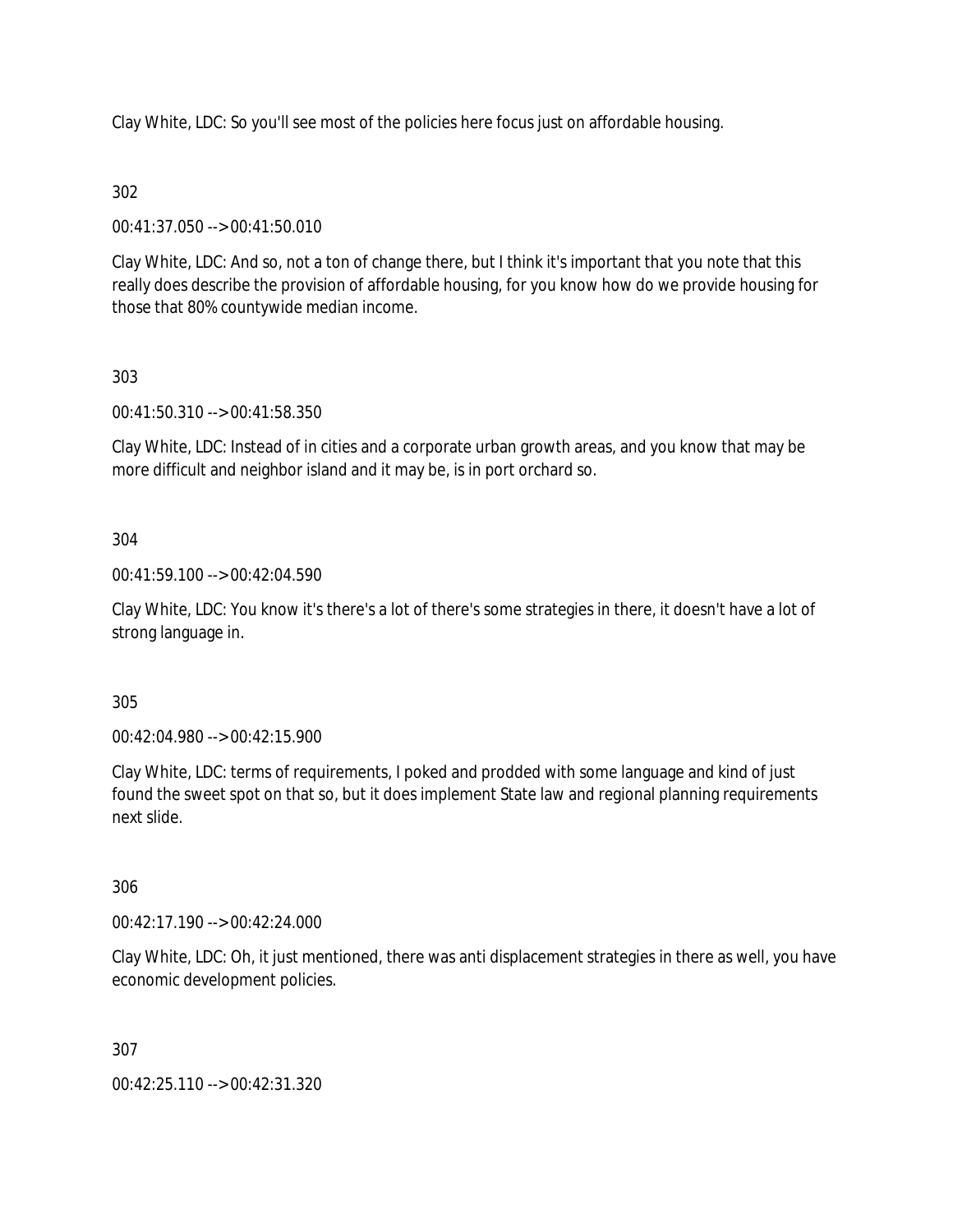Clay White, LDC: So you'll see most of the policies here focus just on affordable housing.

302

00:41:37.050 --> 00:41:50.010

Clay White, LDC: And so, not a ton of change there, but I think it's important that you note that this really does describe the provision of affordable housing, for you know how do we provide housing for those that 80% countywide median income.

303

00:41:50.310 --> 00:41:58.350

Clay White, LDC: Instead of in cities and a corporate urban growth areas, and you know that may be more difficult and neighbor island and it may be, is in port orchard so.

304

00:41:59.100 --> 00:42:04.590

Clay White, LDC: You know it's there's a lot of there's some strategies in there, it doesn't have a lot of strong language in.

305

00:42:04.980 --> 00:42:15.900

Clay White, LDC: terms of requirements, I poked and prodded with some language and kind of just found the sweet spot on that so, but it does implement State law and regional planning requirements next slide.

306

00:42:17.190 --> 00:42:24.000

Clay White, LDC: Oh, it just mentioned, there was anti displacement strategies in there as well, you have economic development policies.

307

00:42:25.110 --> 00:42:31.320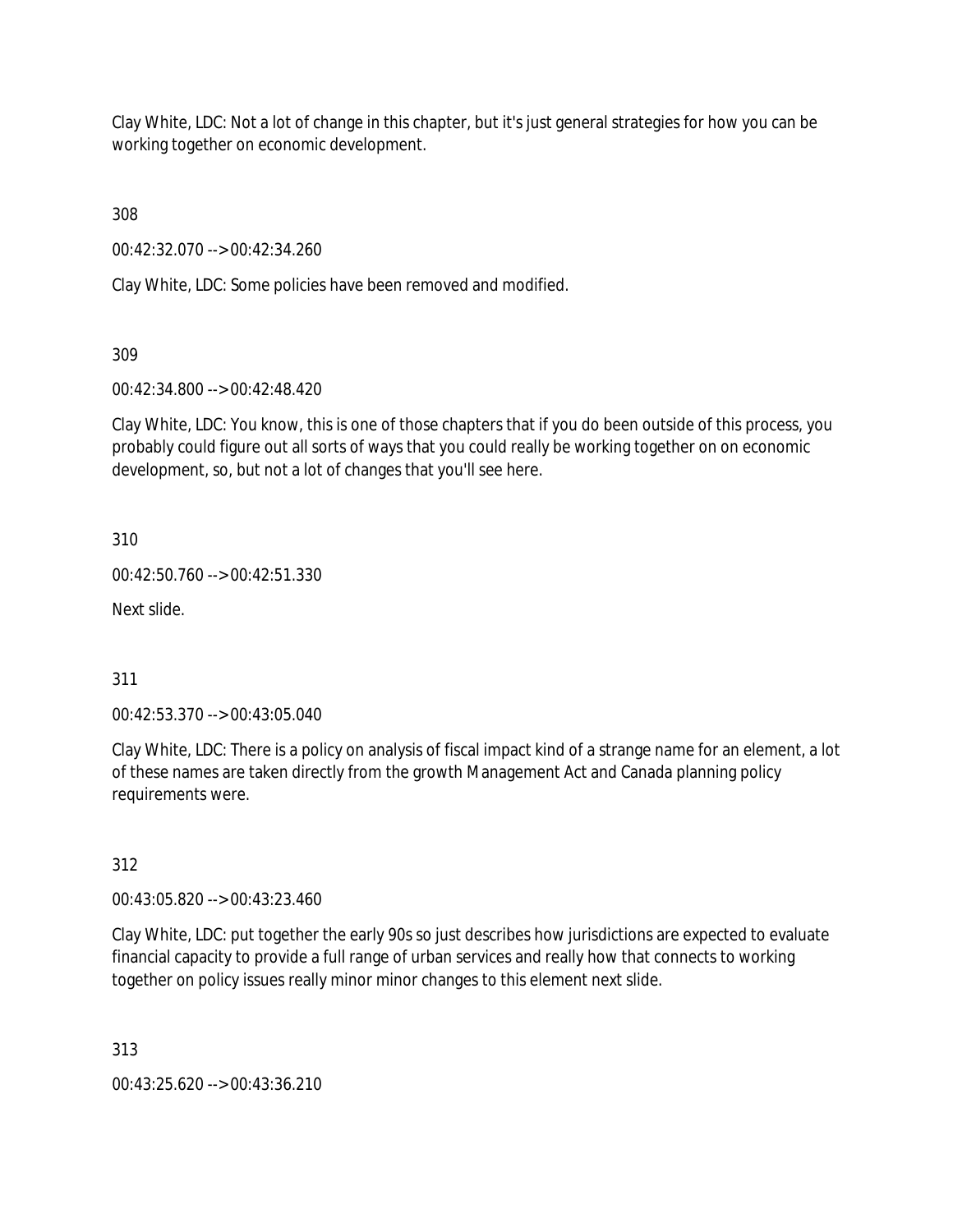Clay White, LDC: Not a lot of change in this chapter, but it's just general strategies for how you can be working together on economic development.

308

00:42:32.070 --> 00:42:34.260

Clay White, LDC: Some policies have been removed and modified.

309

00:42:34.800 --> 00:42:48.420

Clay White, LDC: You know, this is one of those chapters that if you do been outside of this process, you probably could figure out all sorts of ways that you could really be working together on on economic development, so, but not a lot of changes that you'll see here.

310

00:42:50.760 --> 00:42:51.330

Next slide.

311

00:42:53.370 --> 00:43:05.040

Clay White, LDC: There is a policy on analysis of fiscal impact kind of a strange name for an element, a lot of these names are taken directly from the growth Management Act and Canada planning policy requirements were.

312

00:43:05.820 --> 00:43:23.460

Clay White, LDC: put together the early 90s so just describes how jurisdictions are expected to evaluate financial capacity to provide a full range of urban services and really how that connects to working together on policy issues really minor minor changes to this element next slide.

313

00:43:25.620 --> 00:43:36.210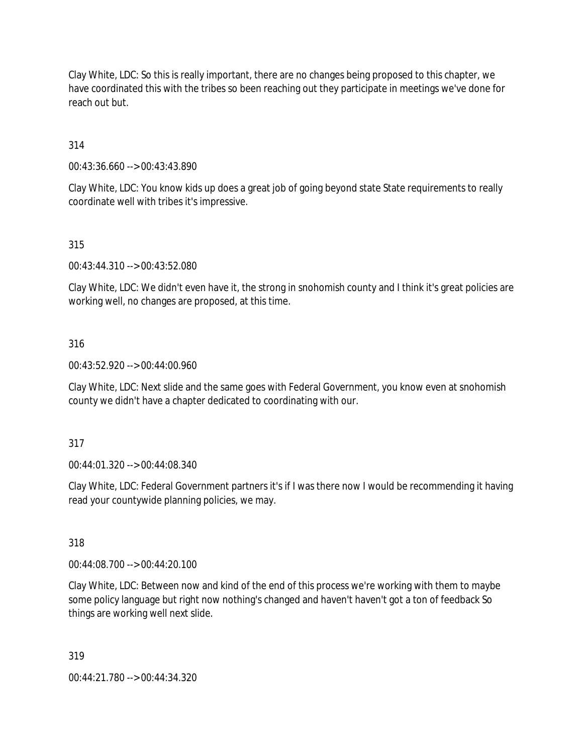Clay White, LDC: So this is really important, there are no changes being proposed to this chapter, we have coordinated this with the tribes so been reaching out they participate in meetings we've done for reach out but.

314

00:43:36.660 --> 00:43:43.890

Clay White, LDC: You know kids up does a great job of going beyond state State requirements to really coordinate well with tribes it's impressive.

315

00:43:44.310 --> 00:43:52.080

Clay White, LDC: We didn't even have it, the strong in snohomish county and I think it's great policies are working well, no changes are proposed, at this time.

316

00:43:52.920 --> 00:44:00.960

Clay White, LDC: Next slide and the same goes with Federal Government, you know even at snohomish county we didn't have a chapter dedicated to coordinating with our.

317

00:44:01.320 --> 00:44:08.340

Clay White, LDC: Federal Government partners it's if I was there now I would be recommending it having read your countywide planning policies, we may.

318

00:44:08.700 --> 00:44:20.100

Clay White, LDC: Between now and kind of the end of this process we're working with them to maybe some policy language but right now nothing's changed and haven't haven't got a ton of feedback So things are working well next slide.

319

00:44:21.780 --> 00:44:34.320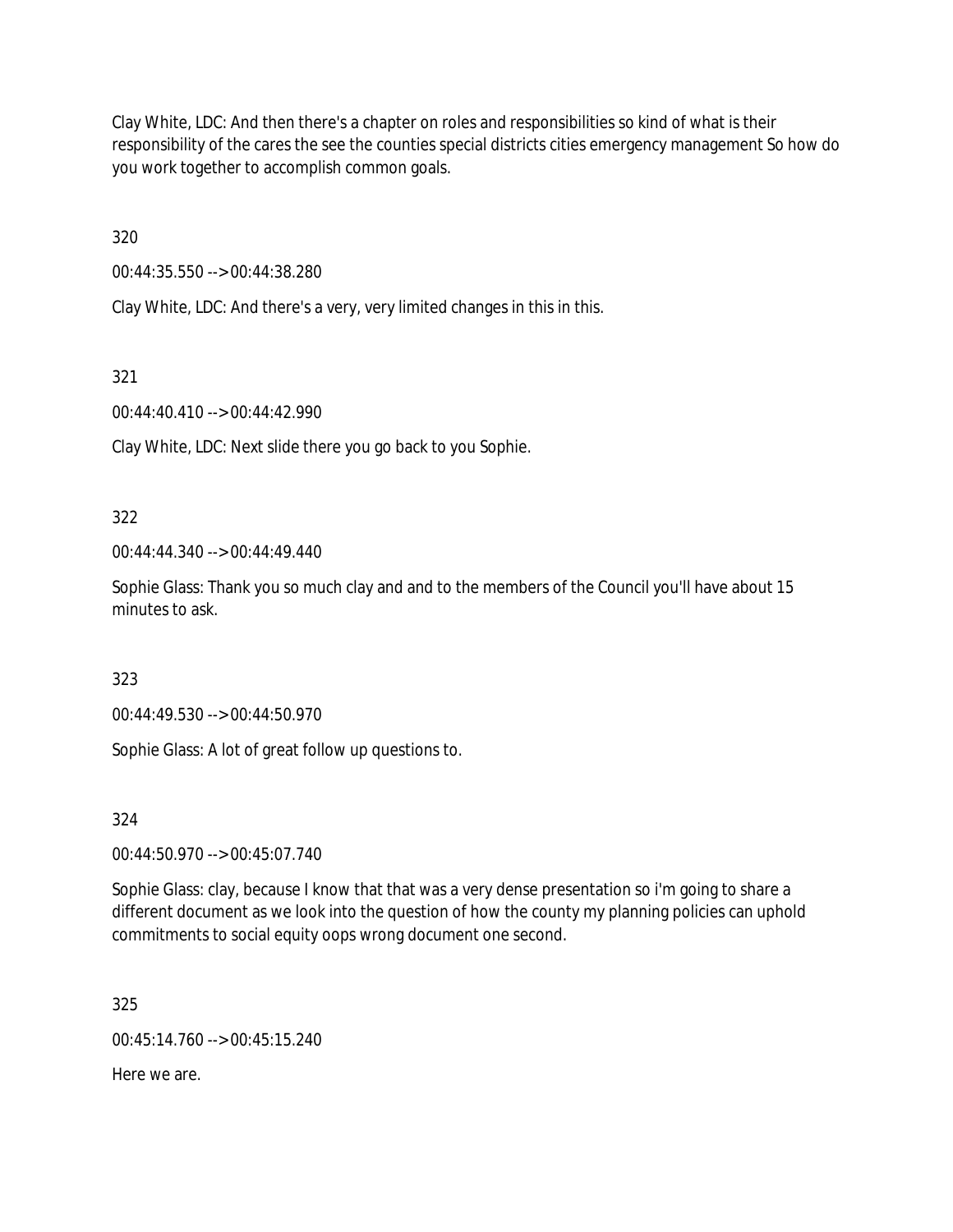Clay White, LDC: And then there's a chapter on roles and responsibilities so kind of what is their responsibility of the cares the see the counties special districts cities emergency management So how do you work together to accomplish common goals.

320

00:44:35.550 --> 00:44:38.280

Clay White, LDC: And there's a very, very limited changes in this in this.

321

00:44:40.410 --> 00:44:42.990

Clay White, LDC: Next slide there you go back to you Sophie.

322

00:44:44.340 --> 00:44:49.440

Sophie Glass: Thank you so much clay and and to the members of the Council you'll have about 15 minutes to ask.

323

00:44:49.530 --> 00:44:50.970

Sophie Glass: A lot of great follow up questions to.

324

00:44:50.970 --> 00:45:07.740

Sophie Glass: clay, because I know that that was a very dense presentation so i'm going to share a different document as we look into the question of how the county my planning policies can uphold commitments to social equity oops wrong document one second.

325

00:45:14.760 --> 00:45:15.240

Here we are.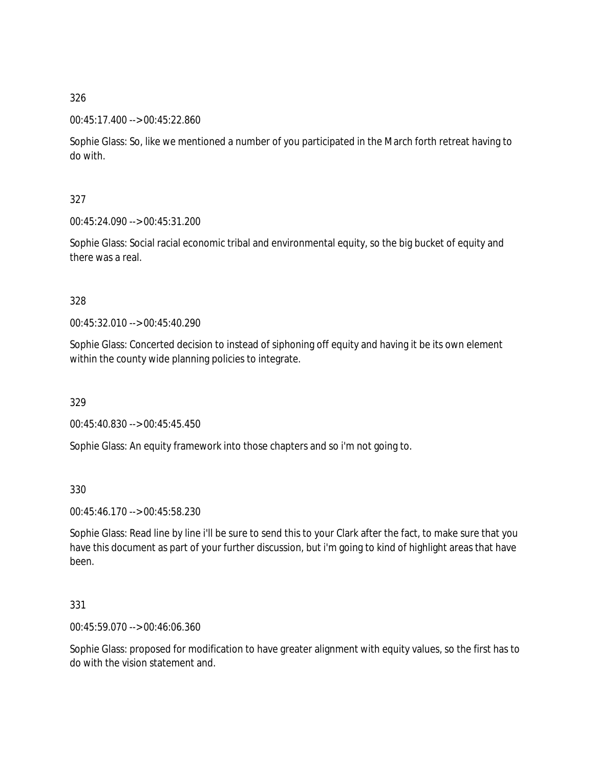326

00:45:17.400 --> 00:45:22.860

Sophie Glass: So, like we mentioned a number of you participated in the March forth retreat having to do with.

327

00:45:24.090 --> 00:45:31.200

Sophie Glass: Social racial economic tribal and environmental equity, so the big bucket of equity and there was a real.

328

00:45:32.010 --> 00:45:40.290

Sophie Glass: Concerted decision to instead of siphoning off equity and having it be its own element within the county wide planning policies to integrate.

329

00:45:40.830 --> 00:45:45.450

Sophie Glass: An equity framework into those chapters and so i'm not going to.

330

00:45:46.170 --> 00:45:58.230

Sophie Glass: Read line by line i'll be sure to send this to your Clark after the fact, to make sure that you have this document as part of your further discussion, but i'm going to kind of highlight areas that have been.

331

00:45:59.070 --> 00:46:06.360

Sophie Glass: proposed for modification to have greater alignment with equity values, so the first has to do with the vision statement and.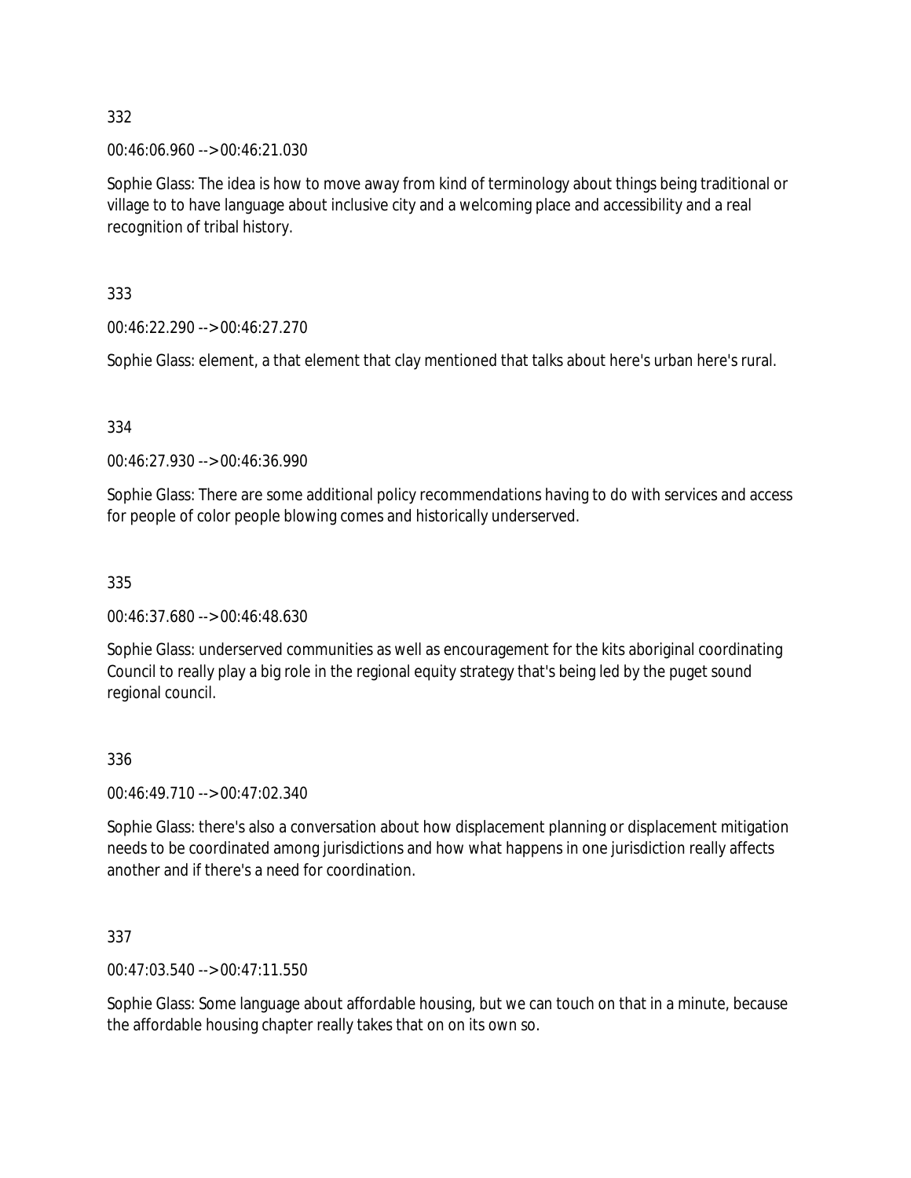332

00:46:06.960 --> 00:46:21.030

Sophie Glass: The idea is how to move away from kind of terminology about things being traditional or village to to have language about inclusive city and a welcoming place and accessibility and a real recognition of tribal history.

333

00:46:22.290 --> 00:46:27.270

Sophie Glass: element, a that element that clay mentioned that talks about here's urban here's rural.

334

00:46:27.930 --> 00:46:36.990

Sophie Glass: There are some additional policy recommendations having to do with services and access for people of color people blowing comes and historically underserved.

335

00:46:37.680 --> 00:46:48.630

Sophie Glass: underserved communities as well as encouragement for the kits aboriginal coordinating Council to really play a big role in the regional equity strategy that's being led by the puget sound regional council.

336

00:46:49.710 --> 00:47:02.340

Sophie Glass: there's also a conversation about how displacement planning or displacement mitigation needs to be coordinated among jurisdictions and how what happens in one jurisdiction really affects another and if there's a need for coordination.

337

00:47:03.540 --> 00:47:11.550

Sophie Glass: Some language about affordable housing, but we can touch on that in a minute, because the affordable housing chapter really takes that on on its own so.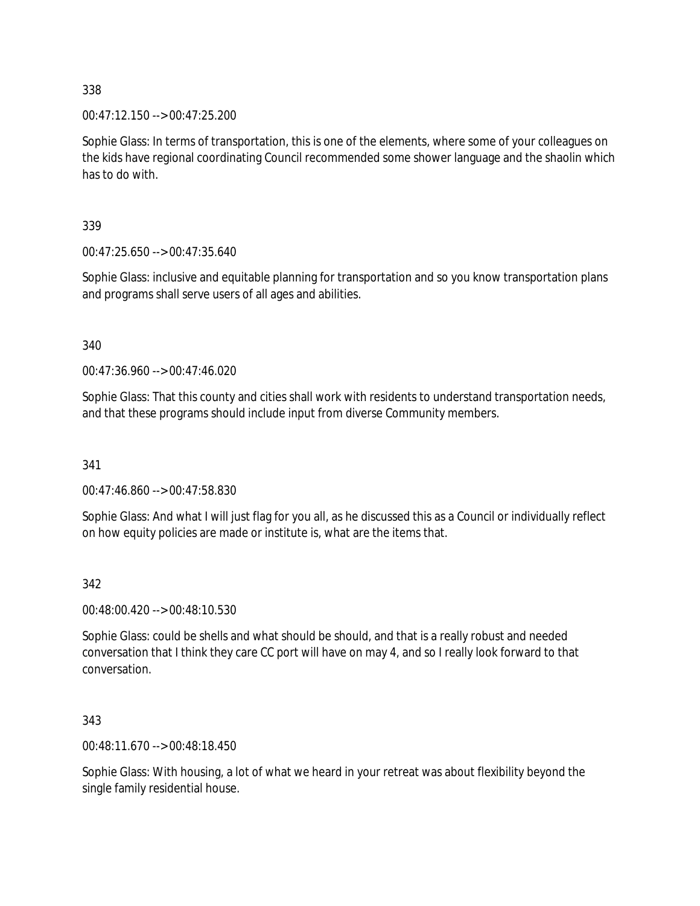338

00:47:12.150 --> 00:47:25.200

Sophie Glass: In terms of transportation, this is one of the elements, where some of your colleagues on the kids have regional coordinating Council recommended some shower language and the shaolin which has to do with.

339

00:47:25.650 --> 00:47:35.640

Sophie Glass: inclusive and equitable planning for transportation and so you know transportation plans and programs shall serve users of all ages and abilities.

340

00:47:36.960 --> 00:47:46.020

Sophie Glass: That this county and cities shall work with residents to understand transportation needs, and that these programs should include input from diverse Community members.

341

00:47:46.860 --> 00:47:58.830

Sophie Glass: And what I will just flag for you all, as he discussed this as a Council or individually reflect on how equity policies are made or institute is, what are the items that.

342

00:48:00.420 --> 00:48:10.530

Sophie Glass: could be shells and what should be should, and that is a really robust and needed conversation that I think they care CC port will have on may 4, and so I really look forward to that conversation.

343

00:48:11.670 --> 00:48:18.450

Sophie Glass: With housing, a lot of what we heard in your retreat was about flexibility beyond the single family residential house.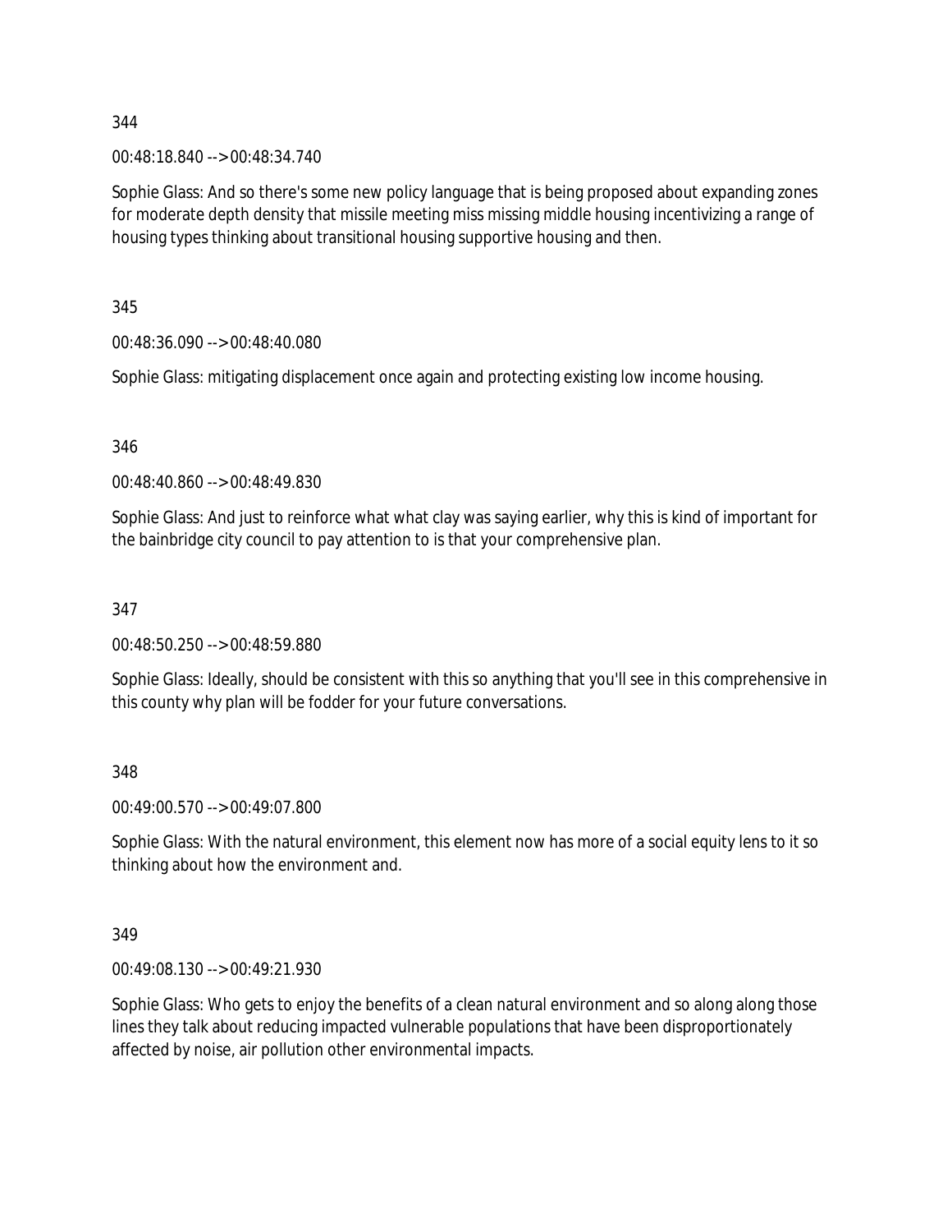344

00:48:18.840 --> 00:48:34.740

Sophie Glass: And so there's some new policy language that is being proposed about expanding zones for moderate depth density that missile meeting miss missing middle housing incentivizing a range of housing types thinking about transitional housing supportive housing and then.

345

00:48:36.090 --> 00:48:40.080

Sophie Glass: mitigating displacement once again and protecting existing low income housing.

346

00:48:40.860 --> 00:48:49.830

Sophie Glass: And just to reinforce what what clay was saying earlier, why this is kind of important for the bainbridge city council to pay attention to is that your comprehensive plan.

347

00:48:50.250 --> 00:48:59.880

Sophie Glass: Ideally, should be consistent with this so anything that you'll see in this comprehensive in this county why plan will be fodder for your future conversations.

348

00:49:00.570 --> 00:49:07.800

Sophie Glass: With the natural environment, this element now has more of a social equity lens to it so thinking about how the environment and.

349

00:49:08.130 --> 00:49:21.930

Sophie Glass: Who gets to enjoy the benefits of a clean natural environment and so along along those lines they talk about reducing impacted vulnerable populations that have been disproportionately affected by noise, air pollution other environmental impacts.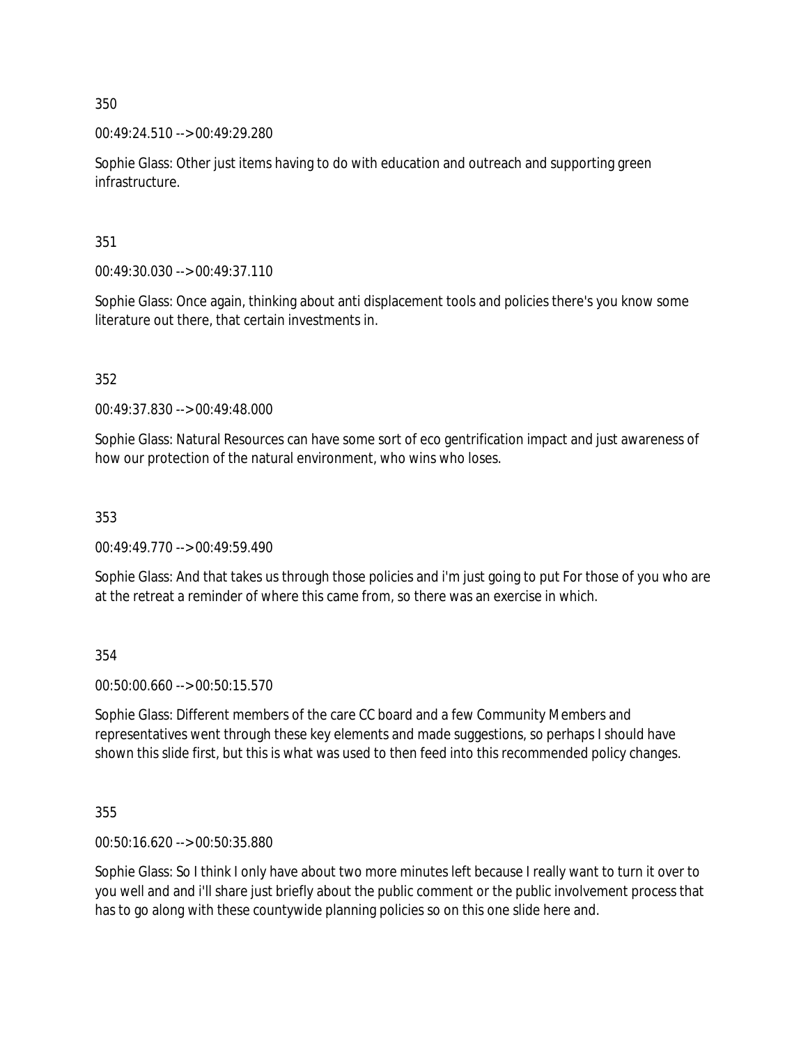350

00:49:24.510 --> 00:49:29.280

Sophie Glass: Other just items having to do with education and outreach and supporting green infrastructure.

351

00:49:30.030 --> 00:49:37.110

Sophie Glass: Once again, thinking about anti displacement tools and policies there's you know some literature out there, that certain investments in.

352

00:49:37.830 --> 00:49:48.000

Sophie Glass: Natural Resources can have some sort of eco gentrification impact and just awareness of how our protection of the natural environment, who wins who loses.

353

00:49:49.770 --> 00:49:59.490

Sophie Glass: And that takes us through those policies and i'm just going to put For those of you who are at the retreat a reminder of where this came from, so there was an exercise in which.

354

00:50:00.660 --> 00:50:15.570

Sophie Glass: Different members of the care CC board and a few Community Members and representatives went through these key elements and made suggestions, so perhaps I should have shown this slide first, but this is what was used to then feed into this recommended policy changes.

355

00:50:16.620 --> 00:50:35.880

Sophie Glass: So I think I only have about two more minutes left because I really want to turn it over to you well and and i'll share just briefly about the public comment or the public involvement process that has to go along with these countywide planning policies so on this one slide here and.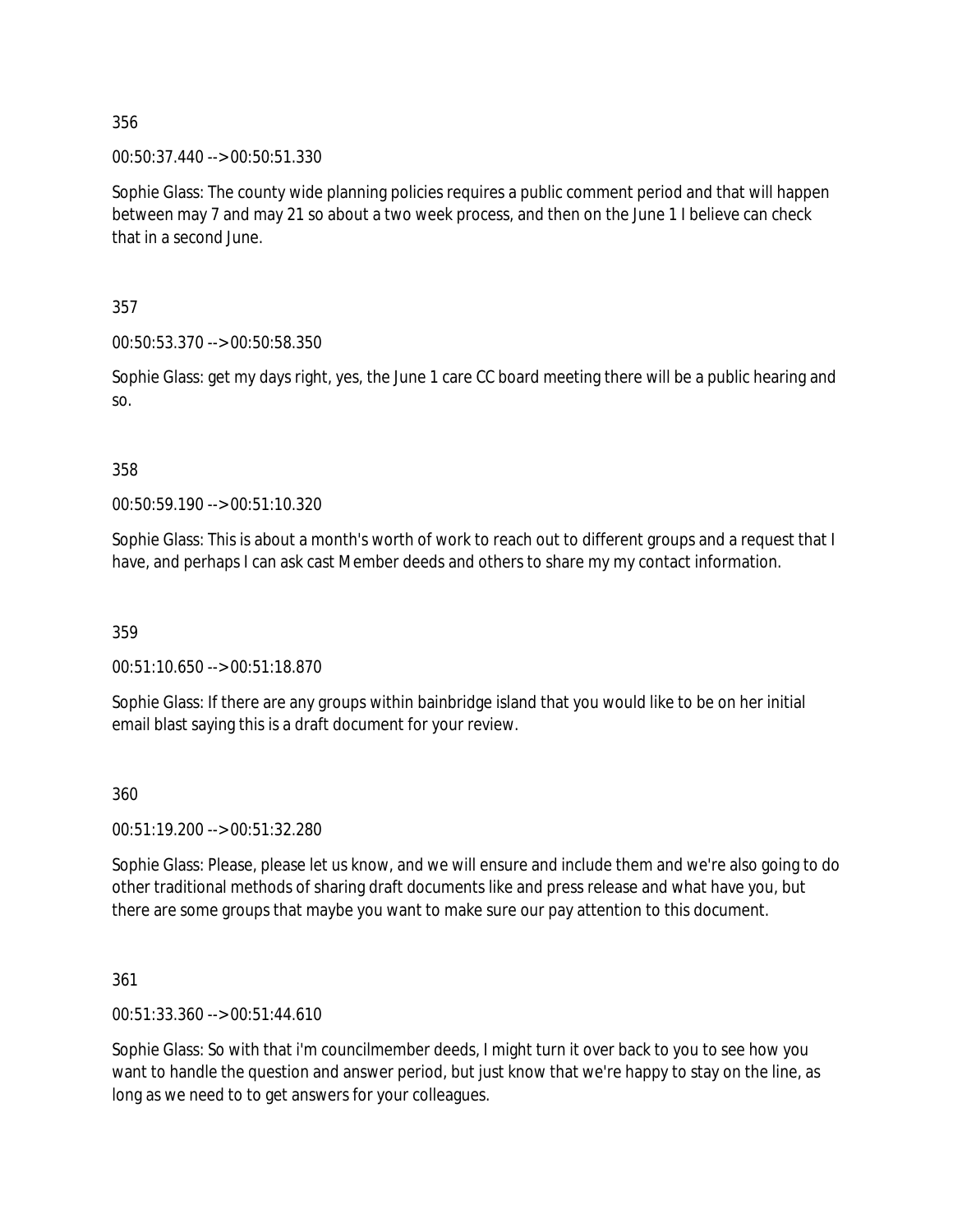356

00:50:37.440 --> 00:50:51.330

Sophie Glass: The county wide planning policies requires a public comment period and that will happen between may 7 and may 21 so about a two week process, and then on the June 1 I believe can check that in a second June.

357

00:50:53.370 --> 00:50:58.350

Sophie Glass: get my days right, yes, the June 1 care CC board meeting there will be a public hearing and so.

358

00:50:59.190 --> 00:51:10.320

Sophie Glass: This is about a month's worth of work to reach out to different groups and a request that I have, and perhaps I can ask cast Member deeds and others to share my my contact information.

359

00:51:10.650 --> 00:51:18.870

Sophie Glass: If there are any groups within bainbridge island that you would like to be on her initial email blast saying this is a draft document for your review.

360

00:51:19.200 --> 00:51:32.280

Sophie Glass: Please, please let us know, and we will ensure and include them and we're also going to do other traditional methods of sharing draft documents like and press release and what have you, but there are some groups that maybe you want to make sure our pay attention to this document.

361

00:51:33.360 --> 00:51:44.610

Sophie Glass: So with that i'm councilmember deeds, I might turn it over back to you to see how you want to handle the question and answer period, but just know that we're happy to stay on the line, as long as we need to to get answers for your colleagues.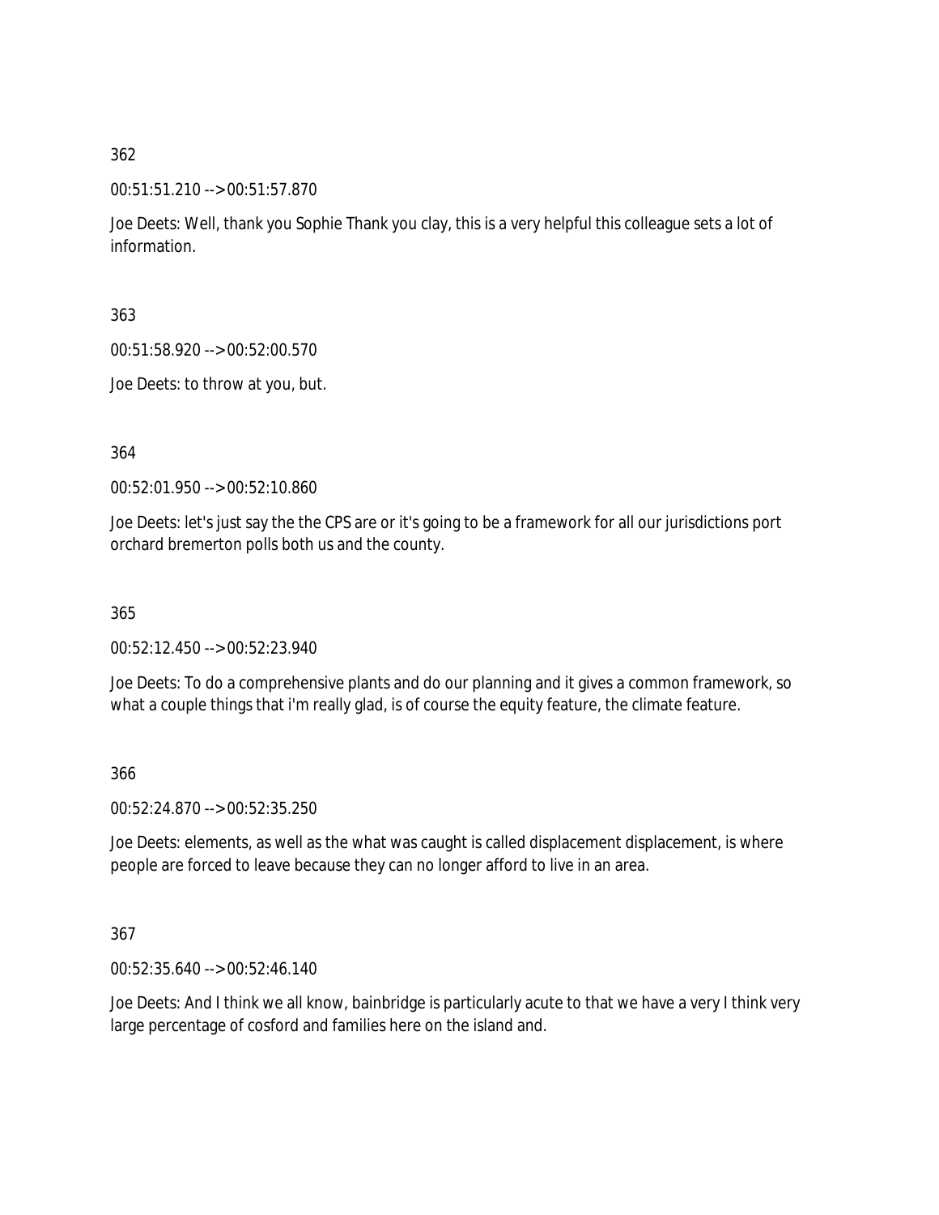362

00:51:51.210 --> 00:51:57.870

Joe Deets: Well, thank you Sophie Thank you clay, this is a very helpful this colleague sets a lot of information.

363

00:51:58.920 --> 00:52:00.570

Joe Deets: to throw at you, but.

364

00:52:01.950 --> 00:52:10.860

Joe Deets: let's just say the the CPS are or it's going to be a framework for all our jurisdictions port orchard bremerton polls both us and the county.

365

00:52:12.450 --> 00:52:23.940

Joe Deets: To do a comprehensive plants and do our planning and it gives a common framework, so what a couple things that i'm really glad, is of course the equity feature, the climate feature.

366

00:52:24.870 --> 00:52:35.250

Joe Deets: elements, as well as the what was caught is called displacement displacement, is where people are forced to leave because they can no longer afford to live in an area.

367

00:52:35.640 --> 00:52:46.140

Joe Deets: And I think we all know, bainbridge is particularly acute to that we have a very I think very large percentage of cosford and families here on the island and.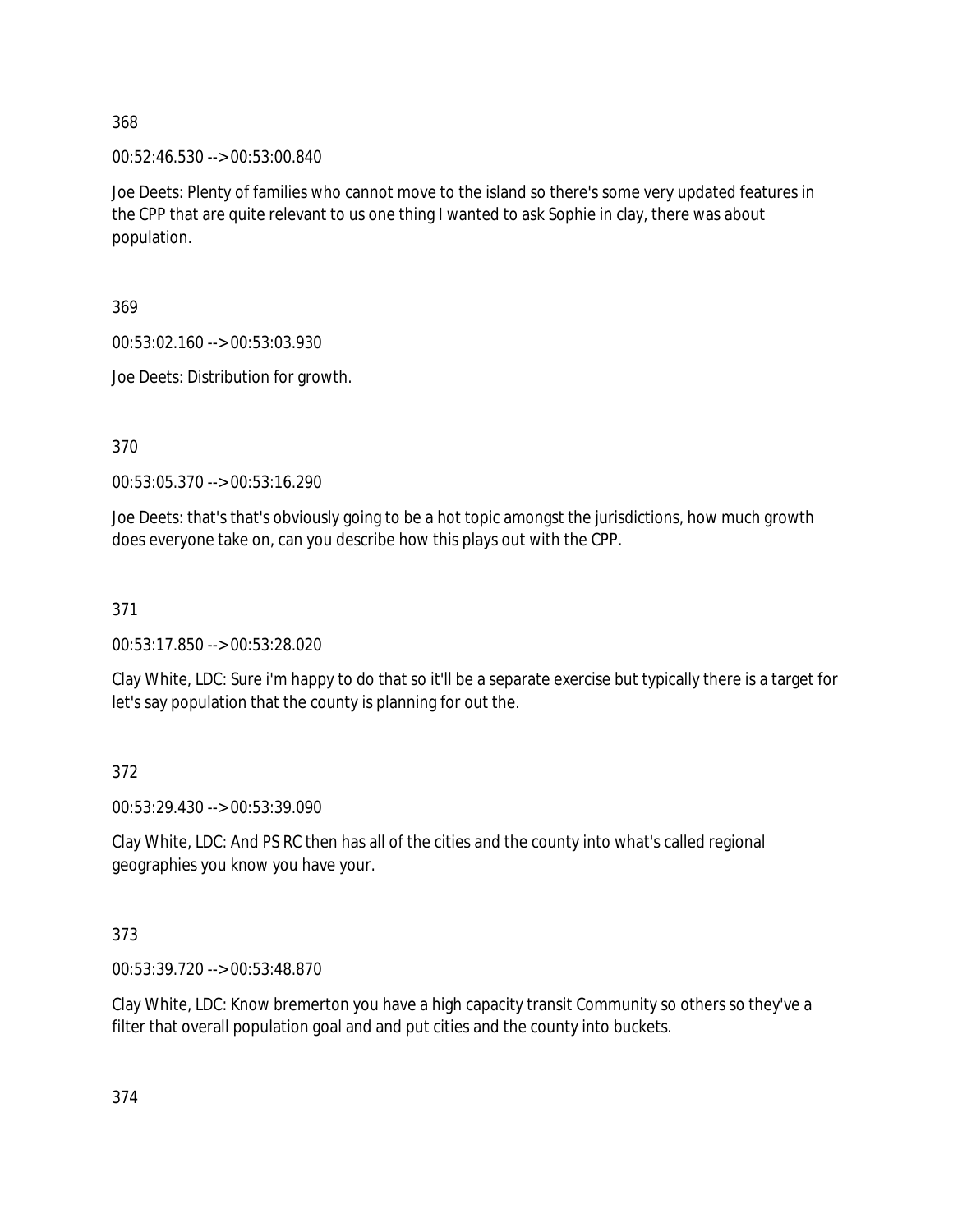368

00:52:46.530 --> 00:53:00.840

Joe Deets: Plenty of families who cannot move to the island so there's some very updated features in the CPP that are quite relevant to us one thing I wanted to ask Sophie in clay, there was about population.

369

00:53:02.160 --> 00:53:03.930

Joe Deets: Distribution for growth.

370

00:53:05.370 --> 00:53:16.290

Joe Deets: that's that's obviously going to be a hot topic amongst the jurisdictions, how much growth does everyone take on, can you describe how this plays out with the CPP.

371

00:53:17.850 --> 00:53:28.020

Clay White, LDC: Sure i'm happy to do that so it'll be a separate exercise but typically there is a target for let's say population that the county is planning for out the.

372

00:53:29.430 --> 00:53:39.090

Clay White, LDC: And PS RC then has all of the cities and the county into what's called regional geographies you know you have your.

373

00:53:39.720 --> 00:53:48.870

Clay White, LDC: Know bremerton you have a high capacity transit Community so others so they've a filter that overall population goal and and put cities and the county into buckets.

374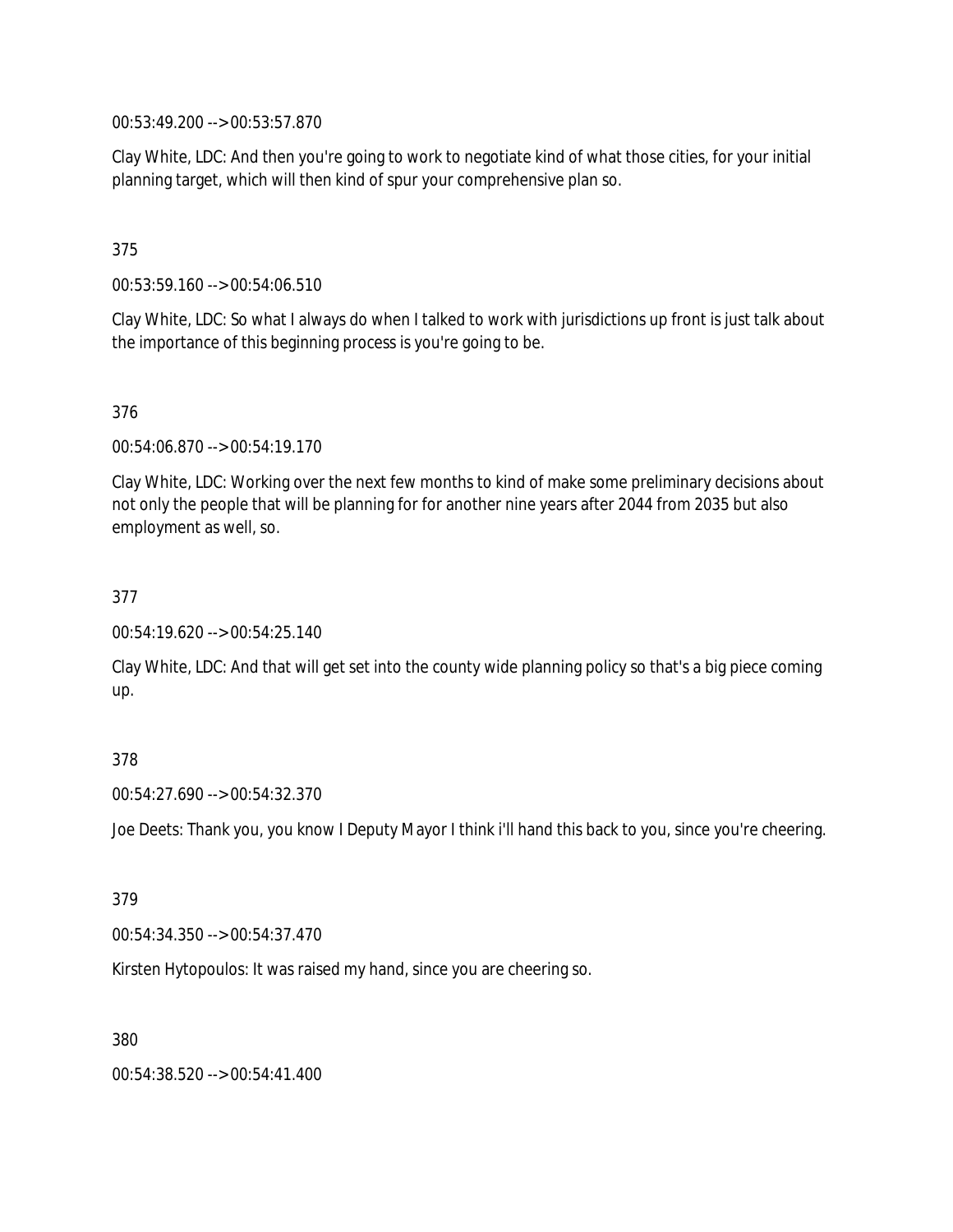00:53:49.200 --> 00:53:57.870

Clay White, LDC: And then you're going to work to negotiate kind of what those cities, for your initial planning target, which will then kind of spur your comprehensive plan so.

375

00:53:59.160 --> 00:54:06.510

Clay White, LDC: So what I always do when I talked to work with jurisdictions up front is just talk about the importance of this beginning process is you're going to be.

376

00:54:06.870 --> 00:54:19.170

Clay White, LDC: Working over the next few months to kind of make some preliminary decisions about not only the people that will be planning for for another nine years after 2044 from 2035 but also employment as well, so.

377

00:54:19.620 --> 00:54:25.140

Clay White, LDC: And that will get set into the county wide planning policy so that's a big piece coming up.

378

00:54:27.690 --> 00:54:32.370

Joe Deets: Thank you, you know I Deputy Mayor I think i'll hand this back to you, since you're cheering.

379

00:54:34.350 --> 00:54:37.470

Kirsten Hytopoulos: It was raised my hand, since you are cheering so.

380

00:54:38.520 --> 00:54:41.400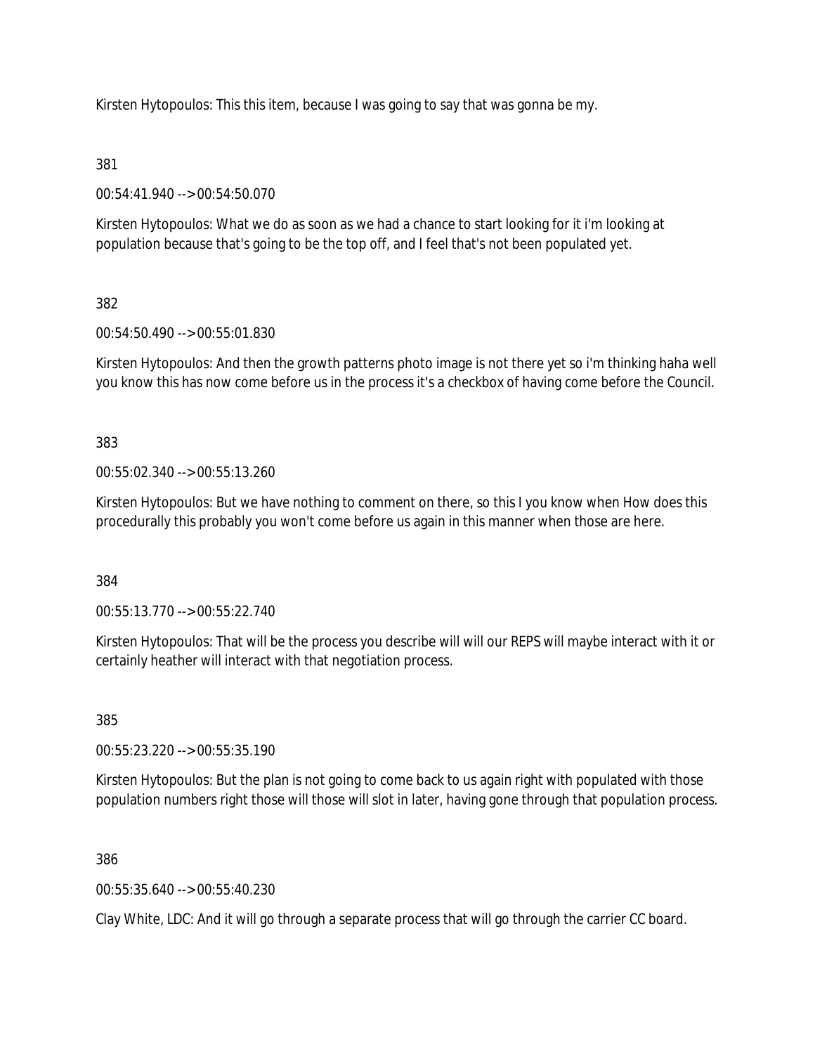Kirsten Hytopoulos: This this item, because I was going to say that was gonna be my.

381

00:54:41.940 --> 00:54:50.070

Kirsten Hytopoulos: What we do as soon as we had a chance to start looking for it i'm looking at population because that's going to be the top off, and I feel that's not been populated yet.

382

00:54:50.490 --> 00:55:01.830

Kirsten Hytopoulos: And then the growth patterns photo image is not there yet so i'm thinking haha well you know this has now come before us in the process it's a checkbox of having come before the Council.

383

00:55:02.340 --> 00:55:13.260

Kirsten Hytopoulos: But we have nothing to comment on there, so this I you know when How does this procedurally this probably you won't come before us again in this manner when those are here.

384

00:55:13.770 --> 00:55:22.740

Kirsten Hytopoulos: That will be the process you describe will will our REPS will maybe interact with it or certainly heather will interact with that negotiation process.

385

00:55:23.220 --> 00:55:35.190

Kirsten Hytopoulos: But the plan is not going to come back to us again right with populated with those population numbers right those will those will slot in later, having gone through that population process.

386

00:55:35.640 --> 00:55:40.230

Clay White, LDC: And it will go through a separate process that will go through the carrier CC board.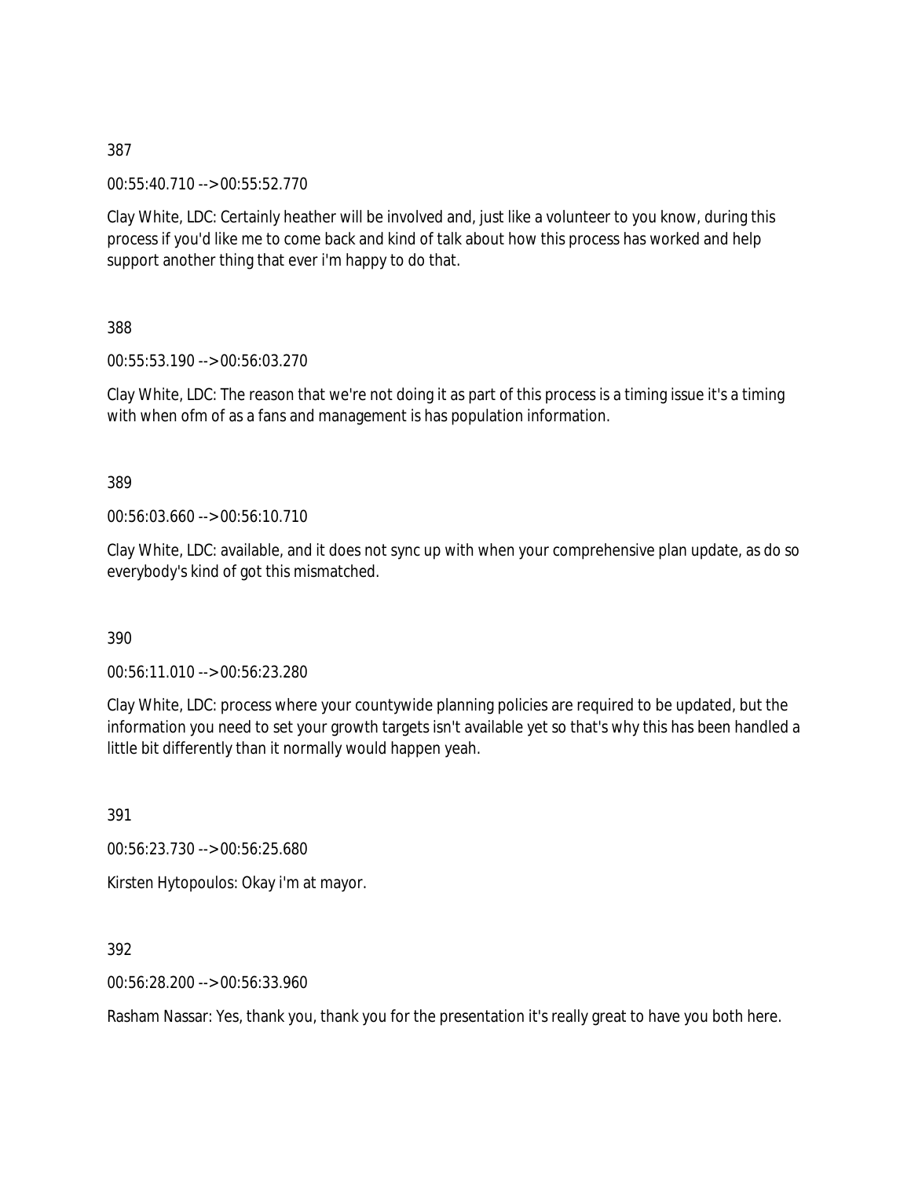387

00:55:40.710 --> 00:55:52.770

Clay White, LDC: Certainly heather will be involved and, just like a volunteer to you know, during this process if you'd like me to come back and kind of talk about how this process has worked and help support another thing that ever i'm happy to do that.

388

00:55:53.190 --> 00:56:03.270

Clay White, LDC: The reason that we're not doing it as part of this process is a timing issue it's a timing with when ofm of as a fans and management is has population information.

389

00:56:03.660 --> 00:56:10.710

Clay White, LDC: available, and it does not sync up with when your comprehensive plan update, as do so everybody's kind of got this mismatched.

390

00:56:11.010 --> 00:56:23.280

Clay White, LDC: process where your countywide planning policies are required to be updated, but the information you need to set your growth targets isn't available yet so that's why this has been handled a little bit differently than it normally would happen yeah.

391

00:56:23.730 --> 00:56:25.680

Kirsten Hytopoulos: Okay i'm at mayor.

392

00:56:28.200 --> 00:56:33.960

Rasham Nassar: Yes, thank you, thank you for the presentation it's really great to have you both here.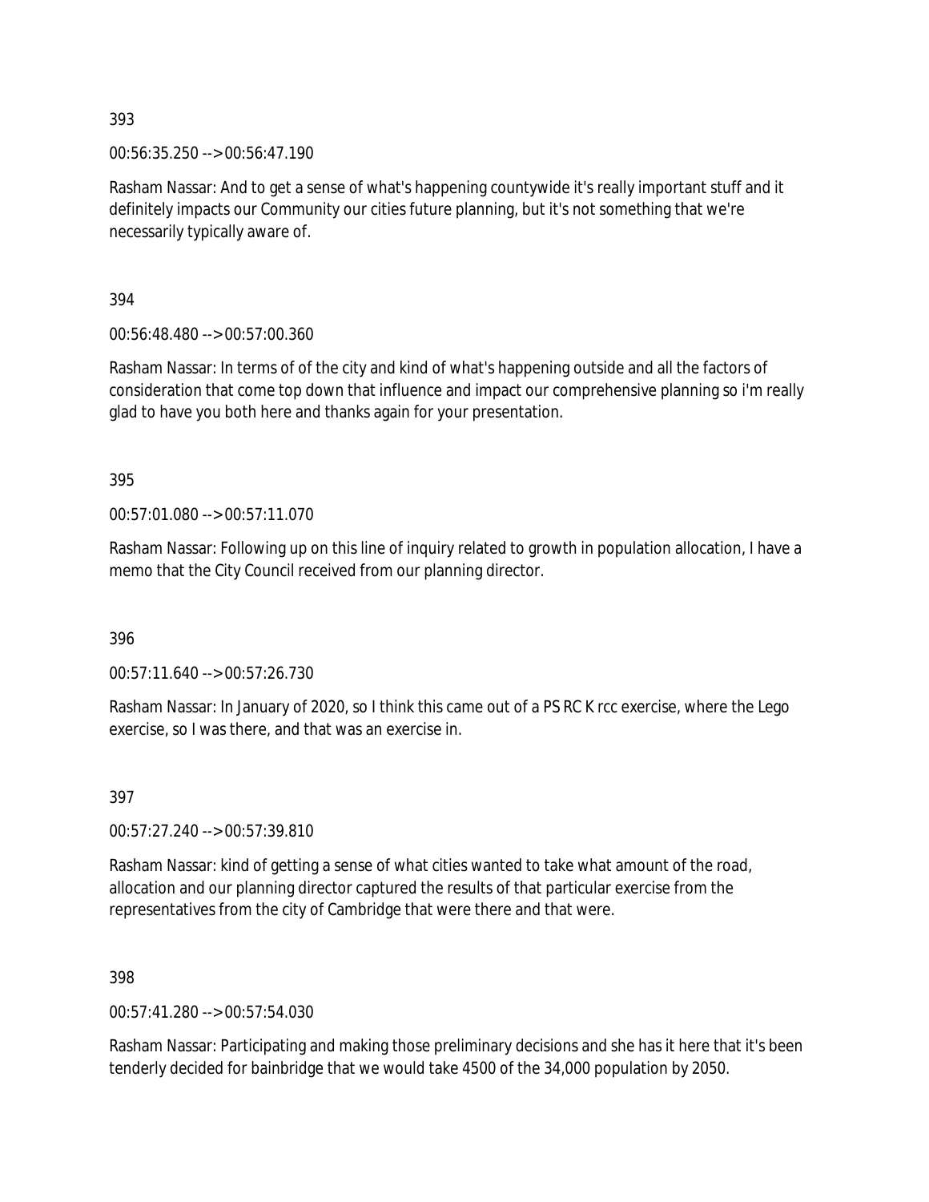393

00:56:35.250 --> 00:56:47.190

Rasham Nassar: And to get a sense of what's happening countywide it's really important stuff and it definitely impacts our Community our cities future planning, but it's not something that we're necessarily typically aware of.

394

00:56:48.480 --> 00:57:00.360

Rasham Nassar: In terms of of the city and kind of what's happening outside and all the factors of consideration that come top down that influence and impact our comprehensive planning so i'm really glad to have you both here and thanks again for your presentation.

395

00:57:01.080 --> 00:57:11.070

Rasham Nassar: Following up on this line of inquiry related to growth in population allocation, I have a memo that the City Council received from our planning director.

396

00:57:11.640 --> 00:57:26.730

Rasham Nassar: In January of 2020, so I think this came out of a PS RC K rcc exercise, where the Lego exercise, so I was there, and that was an exercise in.

397

00:57:27.240 --> 00:57:39.810

Rasham Nassar: kind of getting a sense of what cities wanted to take what amount of the road, allocation and our planning director captured the results of that particular exercise from the representatives from the city of Cambridge that were there and that were.

398

00:57:41.280 --> 00:57:54.030

Rasham Nassar: Participating and making those preliminary decisions and she has it here that it's been tenderly decided for bainbridge that we would take 4500 of the 34,000 population by 2050.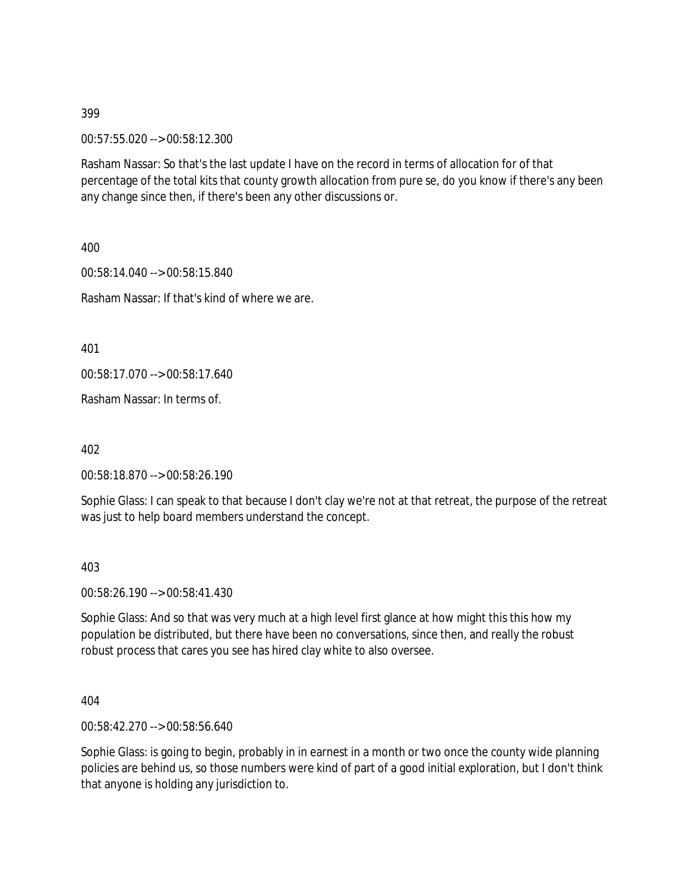399

00:57:55.020 --> 00:58:12.300

Rasham Nassar: So that's the last update I have on the record in terms of allocation for of that percentage of the total kits that county growth allocation from pure se, do you know if there's any been any change since then, if there's been any other discussions or.

400

00:58:14.040 --> 00:58:15.840

Rasham Nassar: If that's kind of where we are.

401

00:58:17.070 --> 00:58:17.640

Rasham Nassar: In terms of.

402

00:58:18.870 --> 00:58:26.190

Sophie Glass: I can speak to that because I don't clay we're not at that retreat, the purpose of the retreat was just to help board members understand the concept.

403

00:58:26.190 --> 00:58:41.430

Sophie Glass: And so that was very much at a high level first glance at how might this this how my population be distributed, but there have been no conversations, since then, and really the robust robust process that cares you see has hired clay white to also oversee.

404

00:58:42.270 --> 00:58:56.640

Sophie Glass: is going to begin, probably in in earnest in a month or two once the county wide planning policies are behind us, so those numbers were kind of part of a good initial exploration, but I don't think that anyone is holding any jurisdiction to.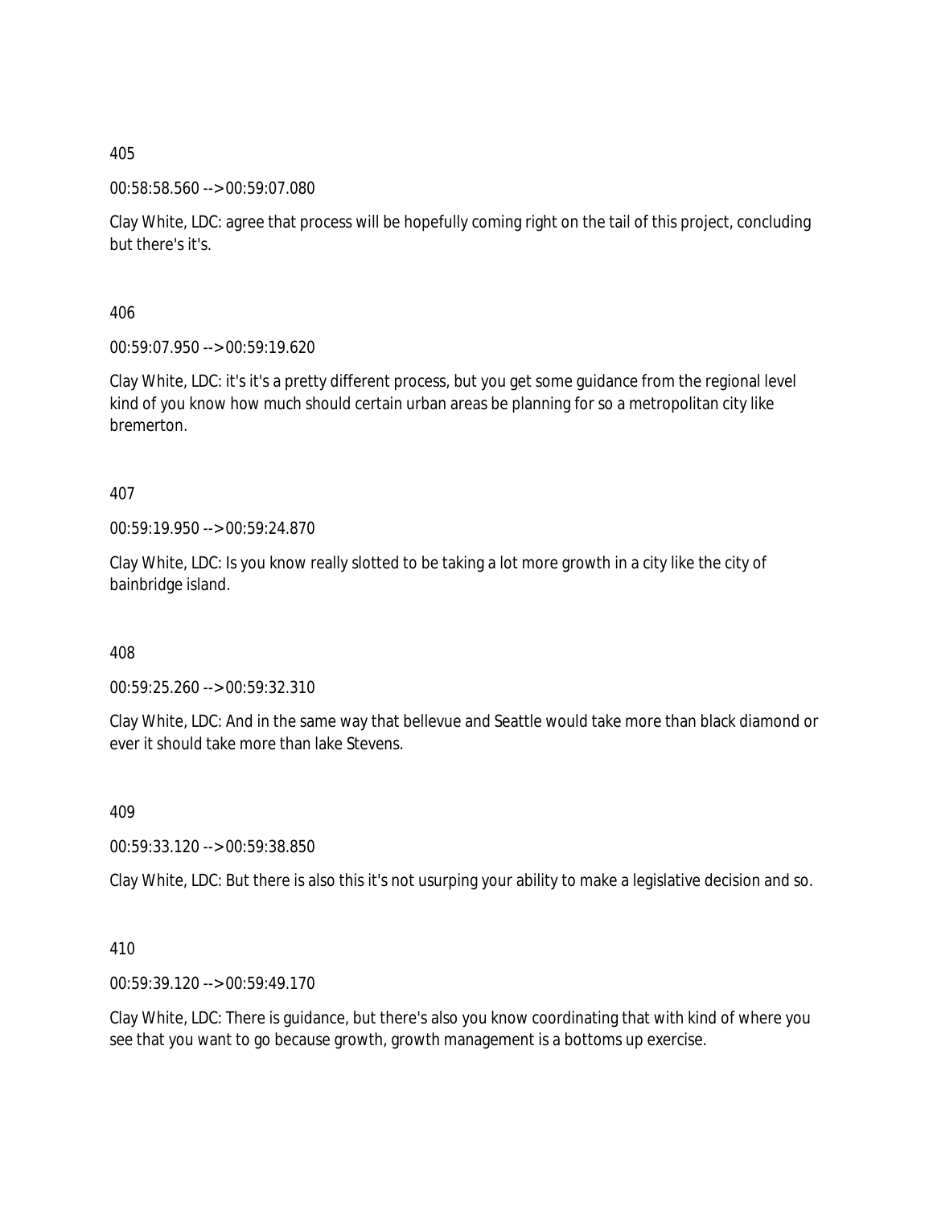405

00:58:58.560 --> 00:59:07.080

Clay White, LDC: agree that process will be hopefully coming right on the tail of this project, concluding but there's it's.

406

00:59:07.950 --> 00:59:19.620

Clay White, LDC: it's it's a pretty different process, but you get some guidance from the regional level kind of you know how much should certain urban areas be planning for so a metropolitan city like bremerton.

407

00:59:19.950 --> 00:59:24.870

Clay White, LDC: Is you know really slotted to be taking a lot more growth in a city like the city of bainbridge island.

408

00:59:25.260 --> 00:59:32.310

Clay White, LDC: And in the same way that bellevue and Seattle would take more than black diamond or ever it should take more than lake Stevens.

409

00:59:33.120 --> 00:59:38.850

Clay White, LDC: But there is also this it's not usurping your ability to make a legislative decision and so.

410

00:59:39.120 --> 00:59:49.170

Clay White, LDC: There is guidance, but there's also you know coordinating that with kind of where you see that you want to go because growth, growth management is a bottoms up exercise.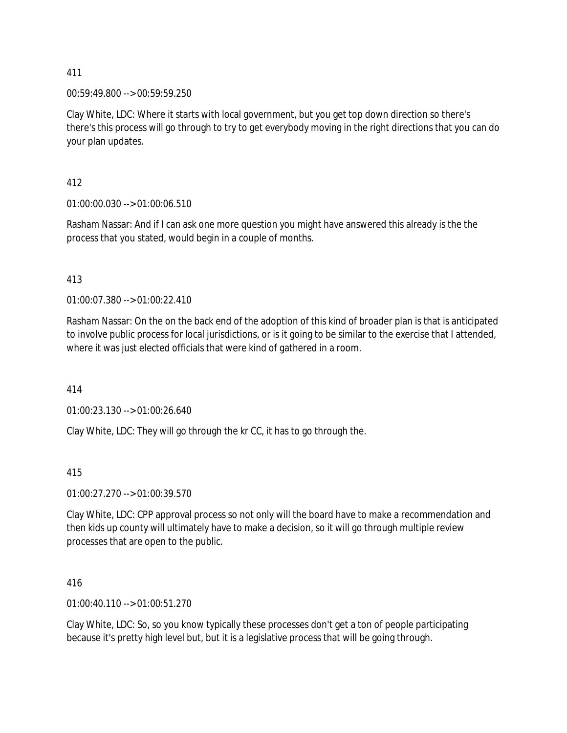411

00:59:49.800 --> 00:59:59.250

Clay White, LDC: Where it starts with local government, but you get top down direction so there's there's this process will go through to try to get everybody moving in the right directions that you can do your plan updates.

412

01:00:00.030 --> 01:00:06.510

Rasham Nassar: And if I can ask one more question you might have answered this already is the the process that you stated, would begin in a couple of months.

413

01:00:07.380 --> 01:00:22.410

Rasham Nassar: On the on the back end of the adoption of this kind of broader plan is that is anticipated to involve public process for local jurisdictions, or is it going to be similar to the exercise that I attended, where it was just elected officials that were kind of gathered in a room.

414

01:00:23.130 --> 01:00:26.640

Clay White, LDC: They will go through the kr CC, it has to go through the.

415

01:00:27.270 --> 01:00:39.570

Clay White, LDC: CPP approval process so not only will the board have to make a recommendation and then kids up county will ultimately have to make a decision, so it will go through multiple review processes that are open to the public.

416

01:00:40.110 --> 01:00:51.270

Clay White, LDC: So, so you know typically these processes don't get a ton of people participating because it's pretty high level but, but it is a legislative process that will be going through.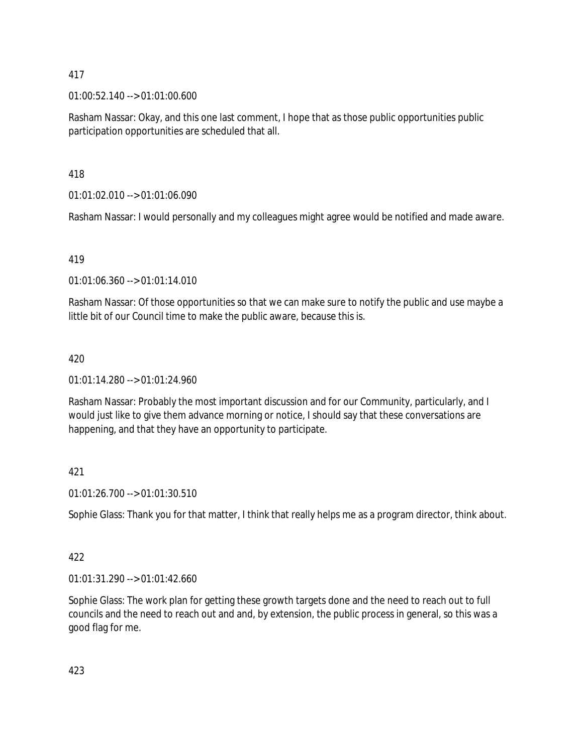417

01:00:52.140 --> 01:01:00.600

Rasham Nassar: Okay, and this one last comment, I hope that as those public opportunities public participation opportunities are scheduled that all.

418

01:01:02.010 --> 01:01:06.090

Rasham Nassar: I would personally and my colleagues might agree would be notified and made aware.

419

01:01:06.360 --> 01:01:14.010

Rasham Nassar: Of those opportunities so that we can make sure to notify the public and use maybe a little bit of our Council time to make the public aware, because this is.

420

01:01:14.280 --> 01:01:24.960

Rasham Nassar: Probably the most important discussion and for our Community, particularly, and I would just like to give them advance morning or notice, I should say that these conversations are happening, and that they have an opportunity to participate.

421

01:01:26.700 --> 01:01:30.510

Sophie Glass: Thank you for that matter, I think that really helps me as a program director, think about.

422

01:01:31.290 --> 01:01:42.660

Sophie Glass: The work plan for getting these growth targets done and the need to reach out to full councils and the need to reach out and and, by extension, the public process in general, so this was a good flag for me.

423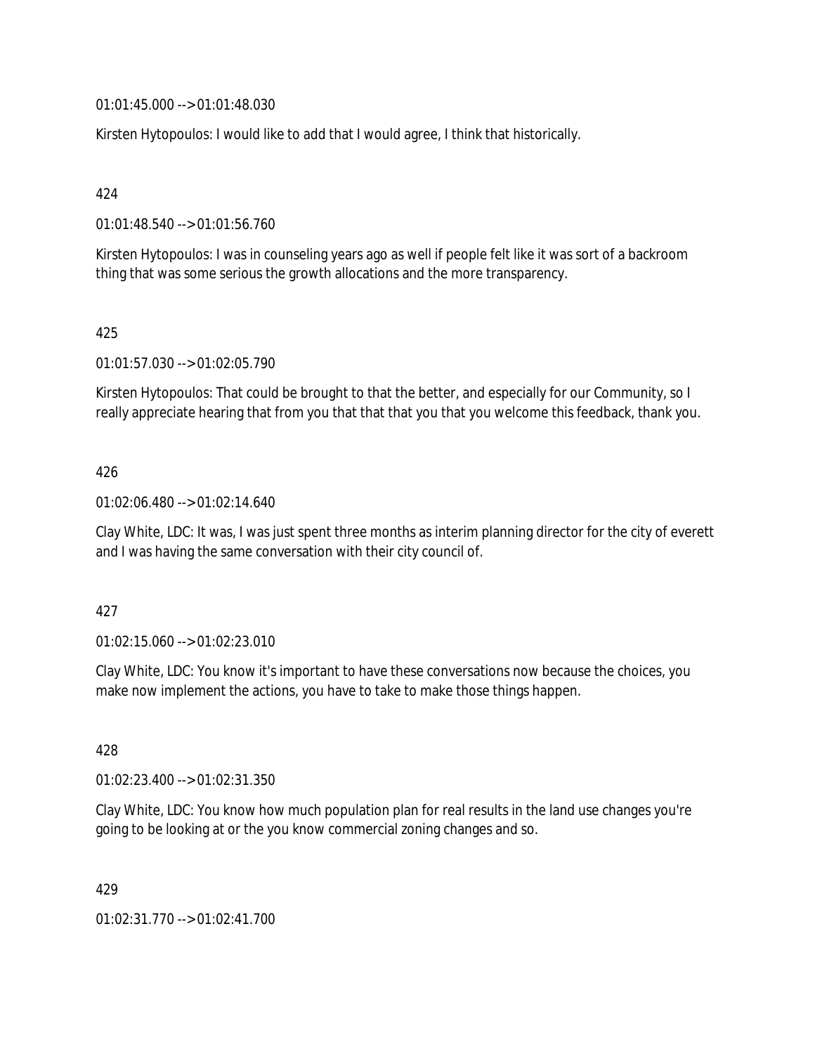01:01:45.000 --> 01:01:48.030

Kirsten Hytopoulos: I would like to add that I would agree, I think that historically.

424

01:01:48.540 --> 01:01:56.760

Kirsten Hytopoulos: I was in counseling years ago as well if people felt like it was sort of a backroom thing that was some serious the growth allocations and the more transparency.

425

01:01:57.030 --> 01:02:05.790

Kirsten Hytopoulos: That could be brought to that the better, and especially for our Community, so I really appreciate hearing that from you that that that you that you welcome this feedback, thank you.

426

01:02:06.480 --> 01:02:14.640

Clay White, LDC: It was, I was just spent three months as interim planning director for the city of everett and I was having the same conversation with their city council of.

427

01:02:15.060 --> 01:02:23.010

Clay White, LDC: You know it's important to have these conversations now because the choices, you make now implement the actions, you have to take to make those things happen.

428

01:02:23.400 --> 01:02:31.350

Clay White, LDC: You know how much population plan for real results in the land use changes you're going to be looking at or the you know commercial zoning changes and so.

429

01:02:31.770 --> 01:02:41.700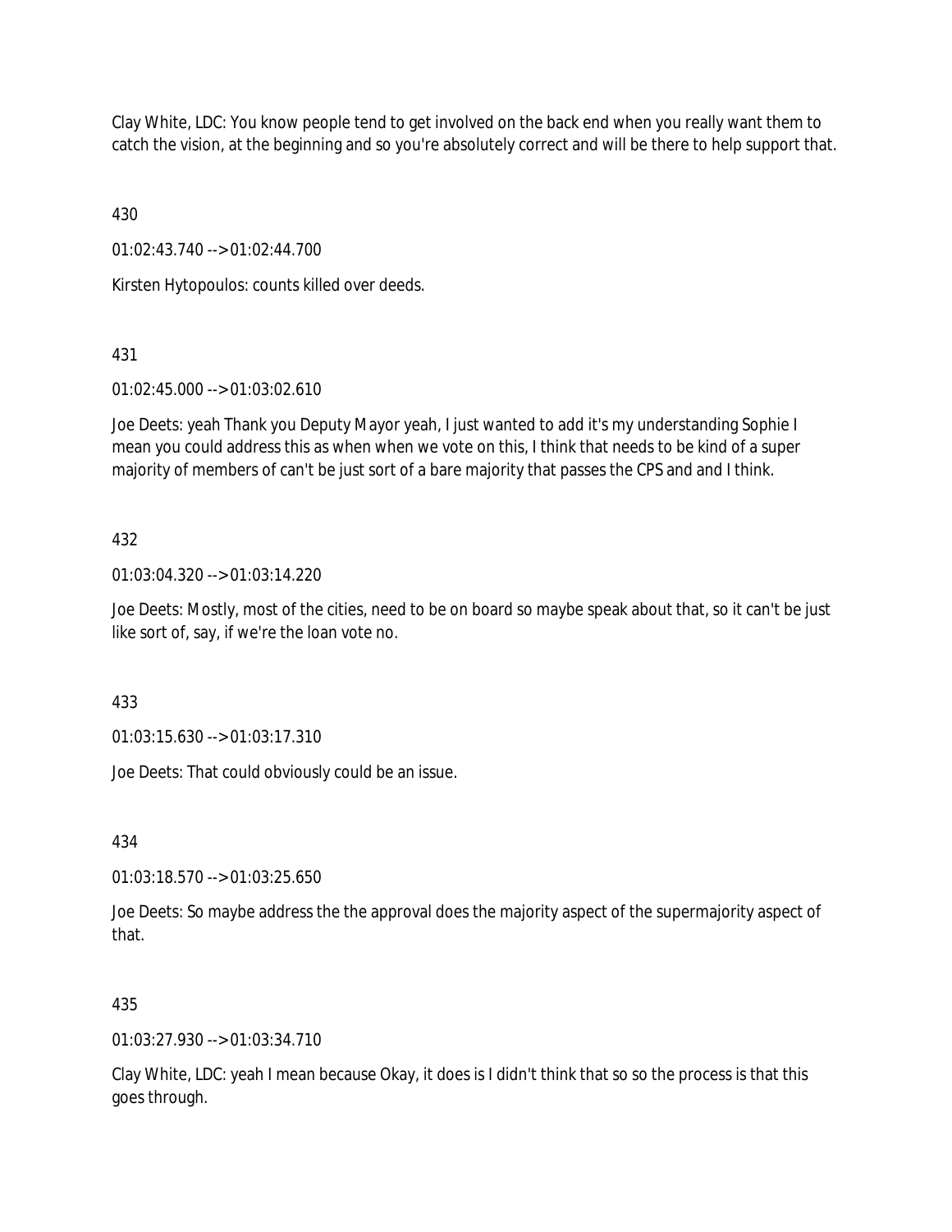Clay White, LDC: You know people tend to get involved on the back end when you really want them to catch the vision, at the beginning and so you're absolutely correct and will be there to help support that.

430

01:02:43.740 --> 01:02:44.700

Kirsten Hytopoulos: counts killed over deeds.

431

01:02:45.000 --> 01:03:02.610

Joe Deets: yeah Thank you Deputy Mayor yeah, I just wanted to add it's my understanding Sophie I mean you could address this as when when we vote on this, I think that needs to be kind of a super majority of members of can't be just sort of a bare majority that passes the CPS and and I think.

432

01:03:04.320 --> 01:03:14.220

Joe Deets: Mostly, most of the cities, need to be on board so maybe speak about that, so it can't be just like sort of, say, if we're the loan vote no.

433

01:03:15.630 --> 01:03:17.310

Joe Deets: That could obviously could be an issue.

434

01:03:18.570 --> 01:03:25.650

Joe Deets: So maybe address the the approval does the majority aspect of the supermajority aspect of that.

435

01:03:27.930 --> 01:03:34.710

Clay White, LDC: yeah I mean because Okay, it does is I didn't think that so so the process is that this goes through.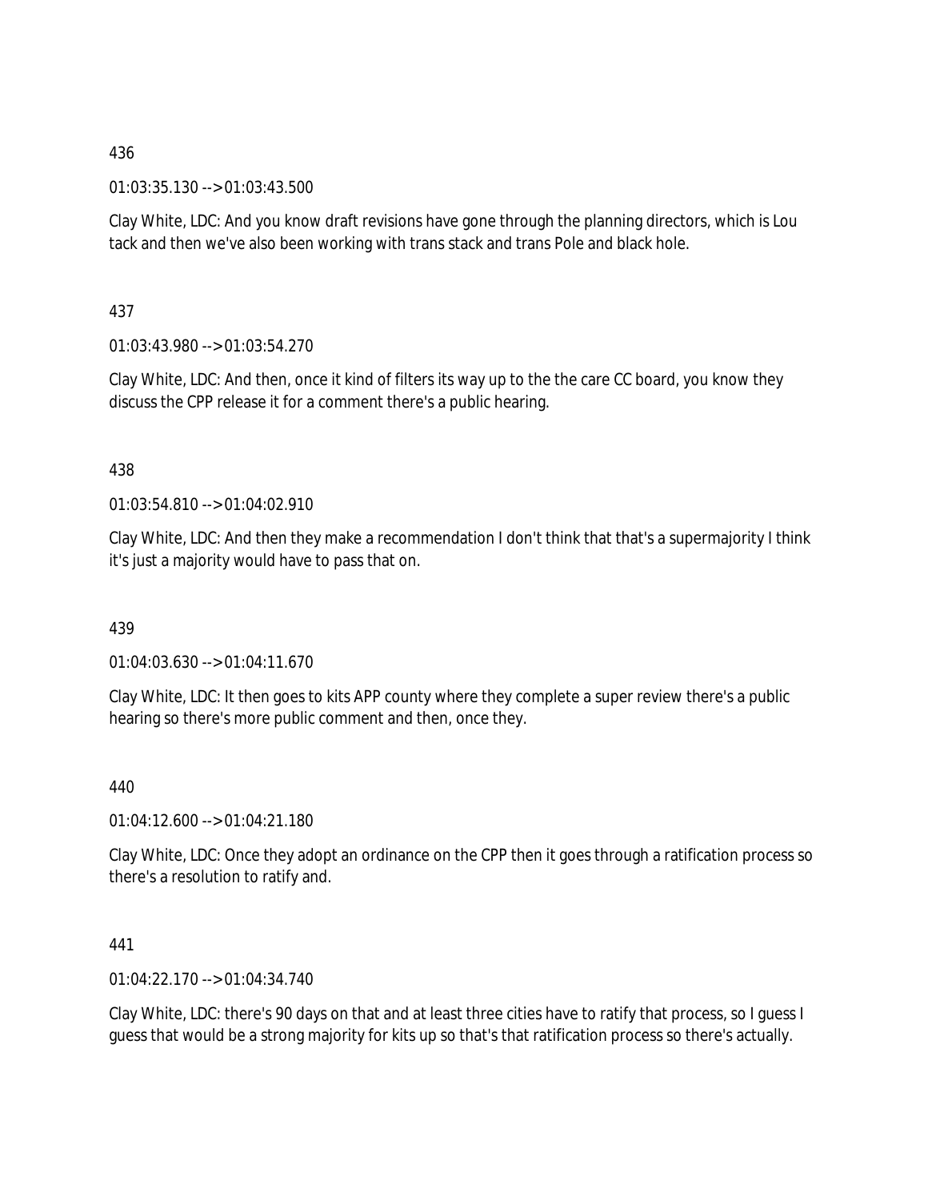436

01:03:35.130 --> 01:03:43.500

Clay White, LDC: And you know draft revisions have gone through the planning directors, which is Lou tack and then we've also been working with trans stack and trans Pole and black hole.

437

01:03:43.980 --> 01:03:54.270

Clay White, LDC: And then, once it kind of filters its way up to the the care CC board, you know they discuss the CPP release it for a comment there's a public hearing.

438

01:03:54.810 --> 01:04:02.910

Clay White, LDC: And then they make a recommendation I don't think that that's a supermajority I think it's just a majority would have to pass that on.

439

01:04:03.630 --> 01:04:11.670

Clay White, LDC: It then goes to kits APP county where they complete a super review there's a public hearing so there's more public comment and then, once they.

440

01:04:12.600 --> 01:04:21.180

Clay White, LDC: Once they adopt an ordinance on the CPP then it goes through a ratification process so there's a resolution to ratify and.

441

01:04:22.170 --> 01:04:34.740

Clay White, LDC: there's 90 days on that and at least three cities have to ratify that process, so I guess I guess that would be a strong majority for kits up so that's that ratification process so there's actually.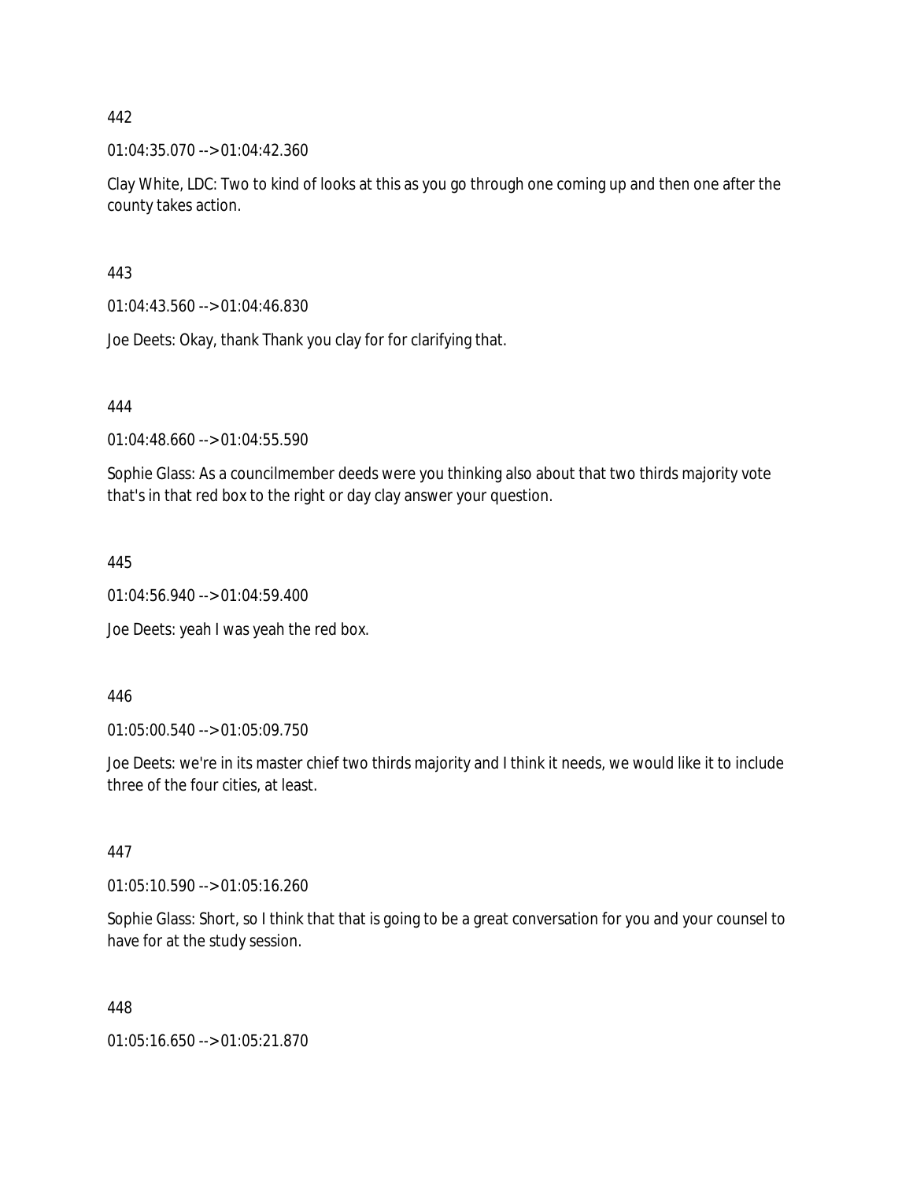442

01:04:35.070 --> 01:04:42.360

Clay White, LDC: Two to kind of looks at this as you go through one coming up and then one after the county takes action.

443

01:04:43.560 --> 01:04:46.830

Joe Deets: Okay, thank Thank you clay for for clarifying that.

444

01:04:48.660 --> 01:04:55.590

Sophie Glass: As a councilmember deeds were you thinking also about that two thirds majority vote that's in that red box to the right or day clay answer your question.

445

01:04:56.940 --> 01:04:59.400

Joe Deets: yeah I was yeah the red box.

446

01:05:00.540 --> 01:05:09.750

Joe Deets: we're in its master chief two thirds majority and I think it needs, we would like it to include three of the four cities, at least.

447

01:05:10.590 --> 01:05:16.260

Sophie Glass: Short, so I think that that is going to be a great conversation for you and your counsel to have for at the study session.

448

01:05:16.650 --> 01:05:21.870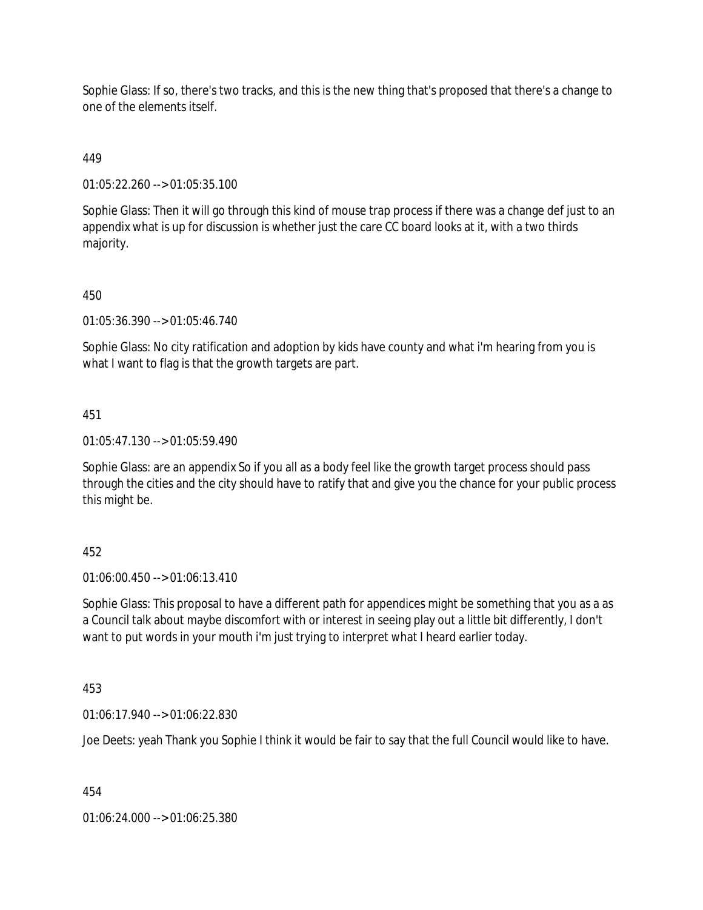Sophie Glass: If so, there's two tracks, and this is the new thing that's proposed that there's a change to one of the elements itself.

449

01:05:22.260 --> 01:05:35.100

Sophie Glass: Then it will go through this kind of mouse trap process if there was a change def just to an appendix what is up for discussion is whether just the care CC board looks at it, with a two thirds majority.

450

01:05:36.390 --> 01:05:46.740

Sophie Glass: No city ratification and adoption by kids have county and what i'm hearing from you is what I want to flag is that the growth targets are part.

451

01:05:47.130 --> 01:05:59.490

Sophie Glass: are an appendix So if you all as a body feel like the growth target process should pass through the cities and the city should have to ratify that and give you the chance for your public process this might be.

452

01:06:00.450 --> 01:06:13.410

Sophie Glass: This proposal to have a different path for appendices might be something that you as a as a Council talk about maybe discomfort with or interest in seeing play out a little bit differently, I don't want to put words in your mouth i'm just trying to interpret what I heard earlier today.

453

01:06:17.940 --> 01:06:22.830

Joe Deets: yeah Thank you Sophie I think it would be fair to say that the full Council would like to have.

454

01:06:24.000 --> 01:06:25.380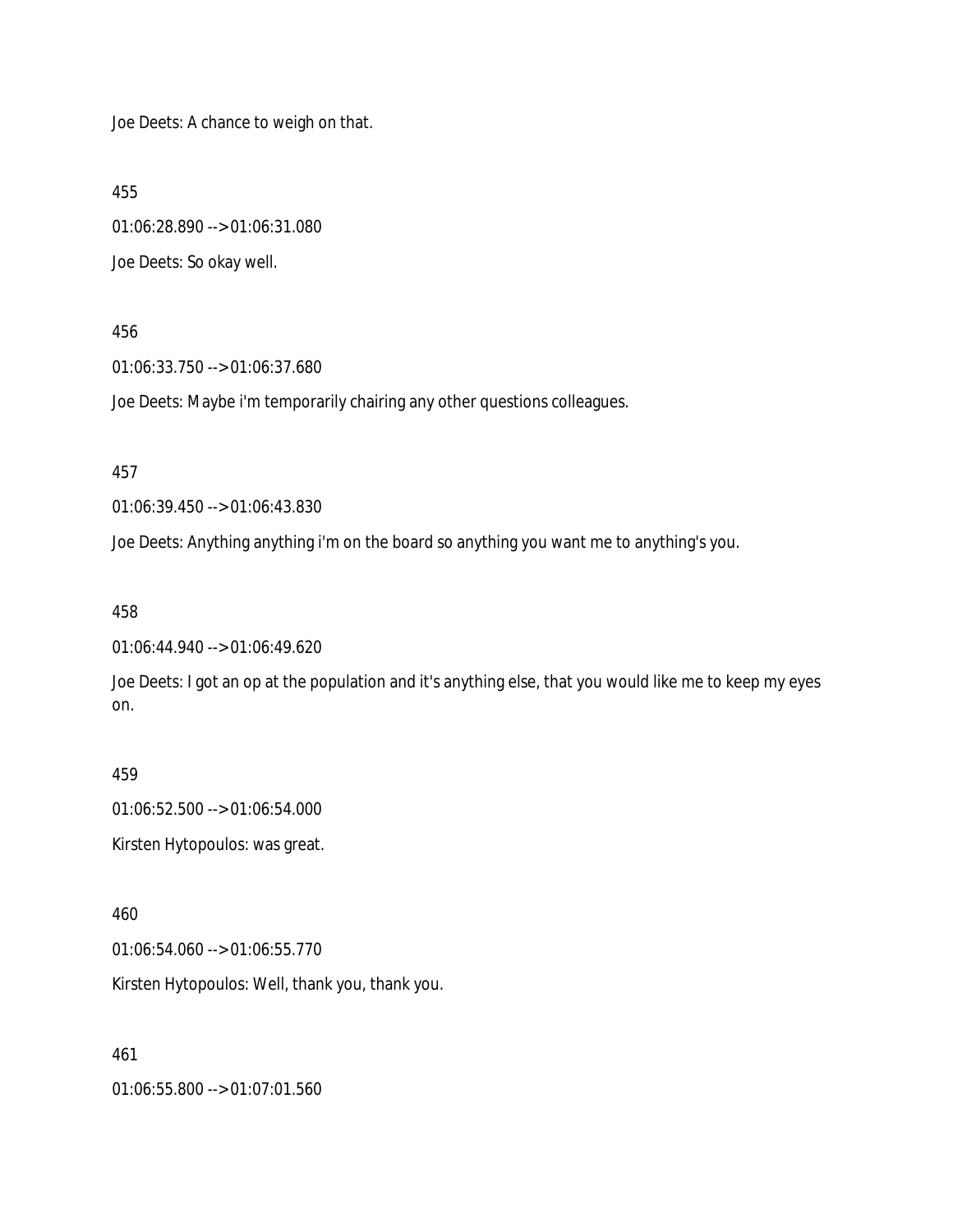Joe Deets: A chance to weigh on that.

455

01:06:28.890 --> 01:06:31.080

Joe Deets: So okay well.

456

01:06:33.750 --> 01:06:37.680

Joe Deets: Maybe i'm temporarily chairing any other questions colleagues.

457

01:06:39.450 --> 01:06:43.830

Joe Deets: Anything anything i'm on the board so anything you want me to anything's you.

458

01:06:44.940 --> 01:06:49.620

Joe Deets: I got an op at the population and it's anything else, that you would like me to keep my eyes on.

459

01:06:52.500 --> 01:06:54.000

Kirsten Hytopoulos: was great.

460

01:06:54.060 --> 01:06:55.770

Kirsten Hytopoulos: Well, thank you, thank you.

461

01:06:55.800 --> 01:07:01.560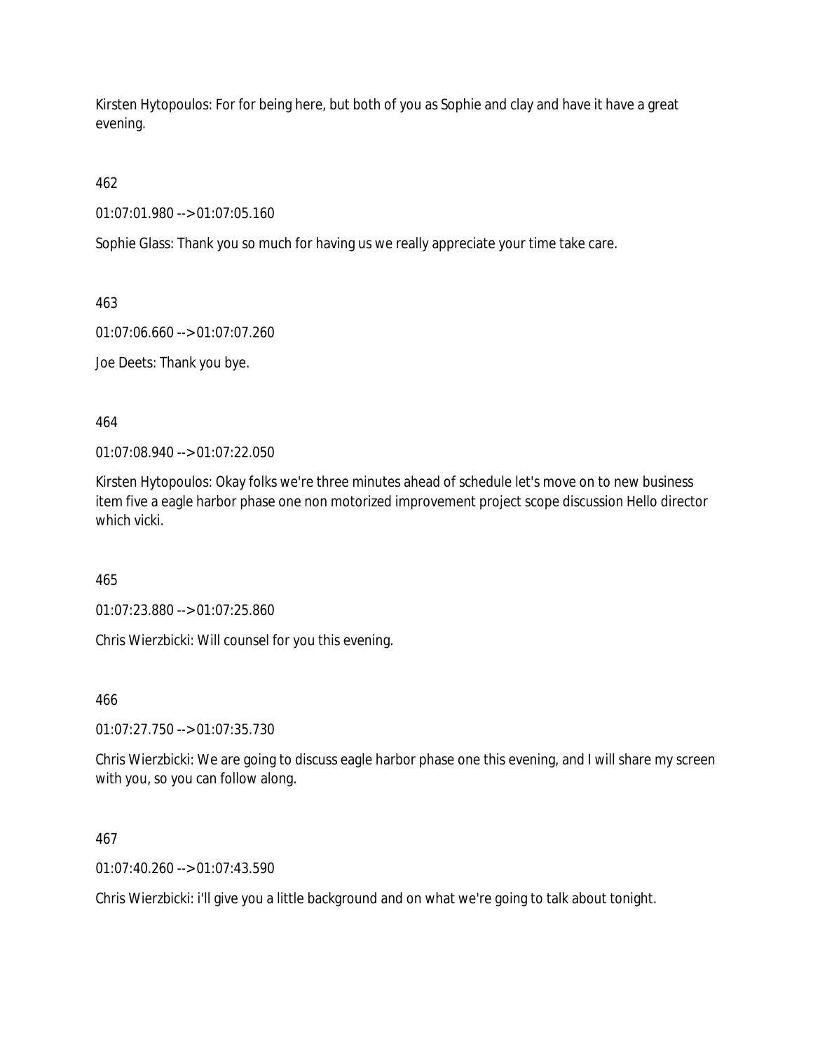Kirsten Hytopoulos: For for being here, but both of you as Sophie and clay and have it have a great evening.

462

01:07:01.980 --> 01:07:05.160

Sophie Glass: Thank you so much for having us we really appreciate your time take care.

463

01:07:06.660 --> 01:07:07.260

Joe Deets: Thank you bye.

464

01:07:08.940 --> 01:07:22.050

Kirsten Hytopoulos: Okay folks we're three minutes ahead of schedule let's move on to new business item five a eagle harbor phase one non motorized improvement project scope discussion Hello director which vicki.

465

01:07:23.880 --> 01:07:25.860

Chris Wierzbicki: Will counsel for you this evening.

466

01:07:27.750 --> 01:07:35.730

Chris Wierzbicki: We are going to discuss eagle harbor phase one this evening, and I will share my screen with you, so you can follow along.

467

01:07:40.260 --> 01:07:43.590

Chris Wierzbicki: i'll give you a little background and on what we're going to talk about tonight.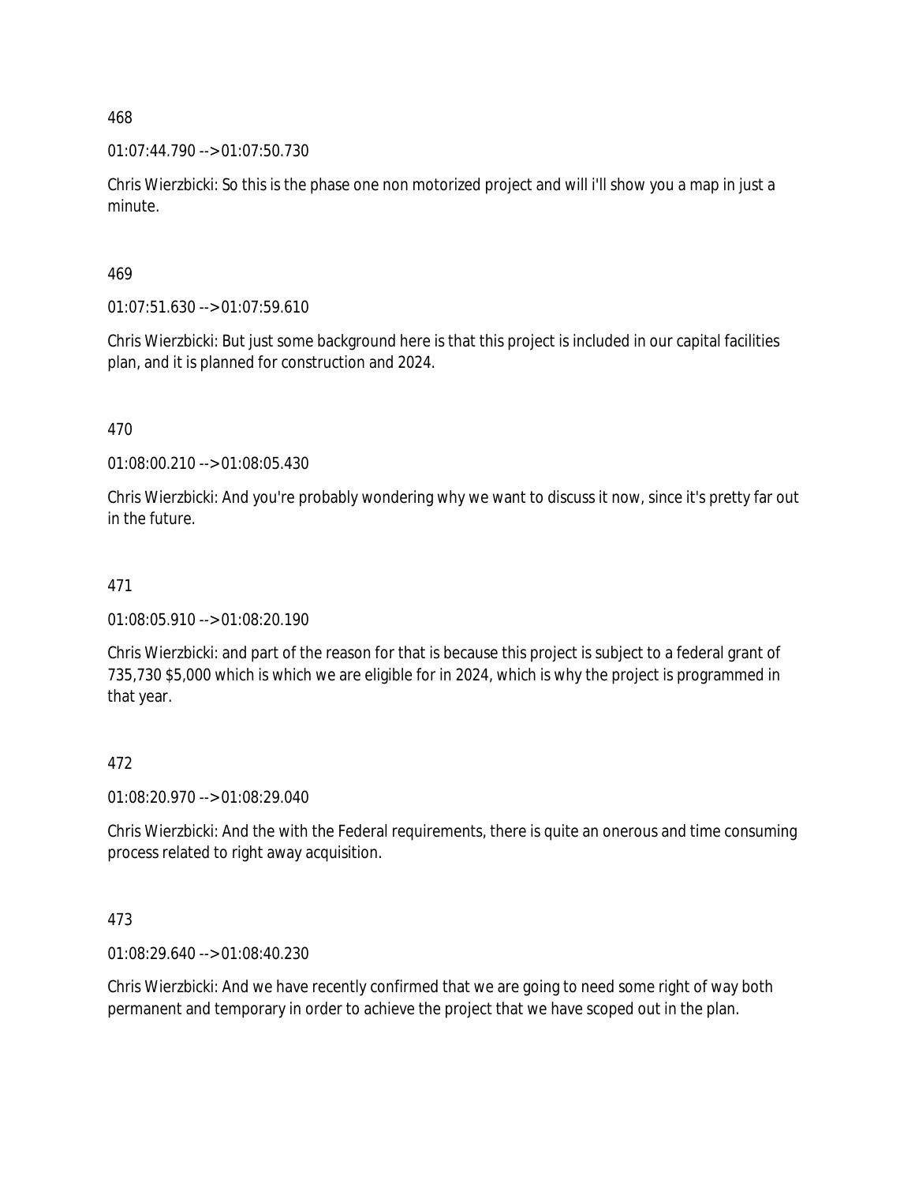468

01:07:44.790 --> 01:07:50.730

Chris Wierzbicki: So this is the phase one non motorized project and will i'll show you a map in just a minute.

469

01:07:51.630 --> 01:07:59.610

Chris Wierzbicki: But just some background here is that this project is included in our capital facilities plan, and it is planned for construction and 2024.

470

01:08:00.210 --> 01:08:05.430

Chris Wierzbicki: And you're probably wondering why we want to discuss it now, since it's pretty far out in the future.

471

01:08:05.910 --> 01:08:20.190

Chris Wierzbicki: and part of the reason for that is because this project is subject to a federal grant of 735,730 $5,000 which is which we are eligible for in 2024, which is why the project is programmed in that year.

472

01:08:20.970 --> 01:08:29.040

Chris Wierzbicki: And the with the Federal requirements, there is quite an onerous and time consuming process related to right away acquisition.

473

01:08:29.640 --> 01:08:40.230

Chris Wierzbicki: And we have recently confirmed that we are going to need some right of way both permanent and temporary in order to achieve the project that we have scoped out in the plan.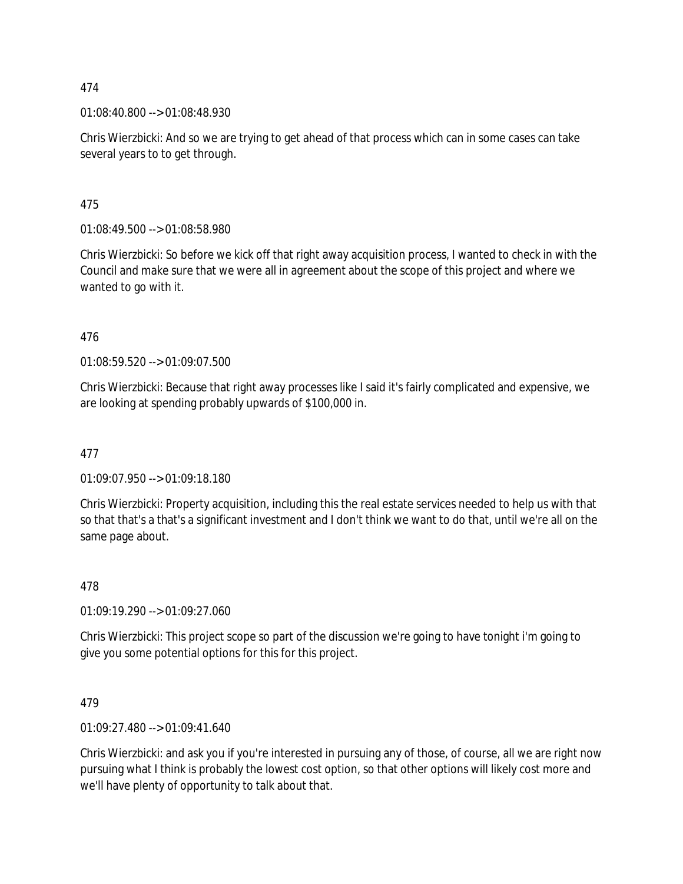474

01:08:40.800 --> 01:08:48.930

Chris Wierzbicki: And so we are trying to get ahead of that process which can in some cases can take several years to to get through.

475

01:08:49.500 --> 01:08:58.980

Chris Wierzbicki: So before we kick off that right away acquisition process, I wanted to check in with the Council and make sure that we were all in agreement about the scope of this project and where we wanted to go with it.

476

01:08:59.520 --> 01:09:07.500

Chris Wierzbicki: Because that right away processes like I said it's fairly complicated and expensive, we are looking at spending probably upwards of $100,000 in.

477

01:09:07.950 --> 01:09:18.180

Chris Wierzbicki: Property acquisition, including this the real estate services needed to help us with that so that that's a that's a significant investment and I don't think we want to do that, until we're all on the same page about.

478

01:09:19.290 --> 01:09:27.060

Chris Wierzbicki: This project scope so part of the discussion we're going to have tonight i'm going to give you some potential options for this for this project.

479

01:09:27.480 --> 01:09:41.640

Chris Wierzbicki: and ask you if you're interested in pursuing any of those, of course, all we are right now pursuing what I think is probably the lowest cost option, so that other options will likely cost more and we'll have plenty of opportunity to talk about that.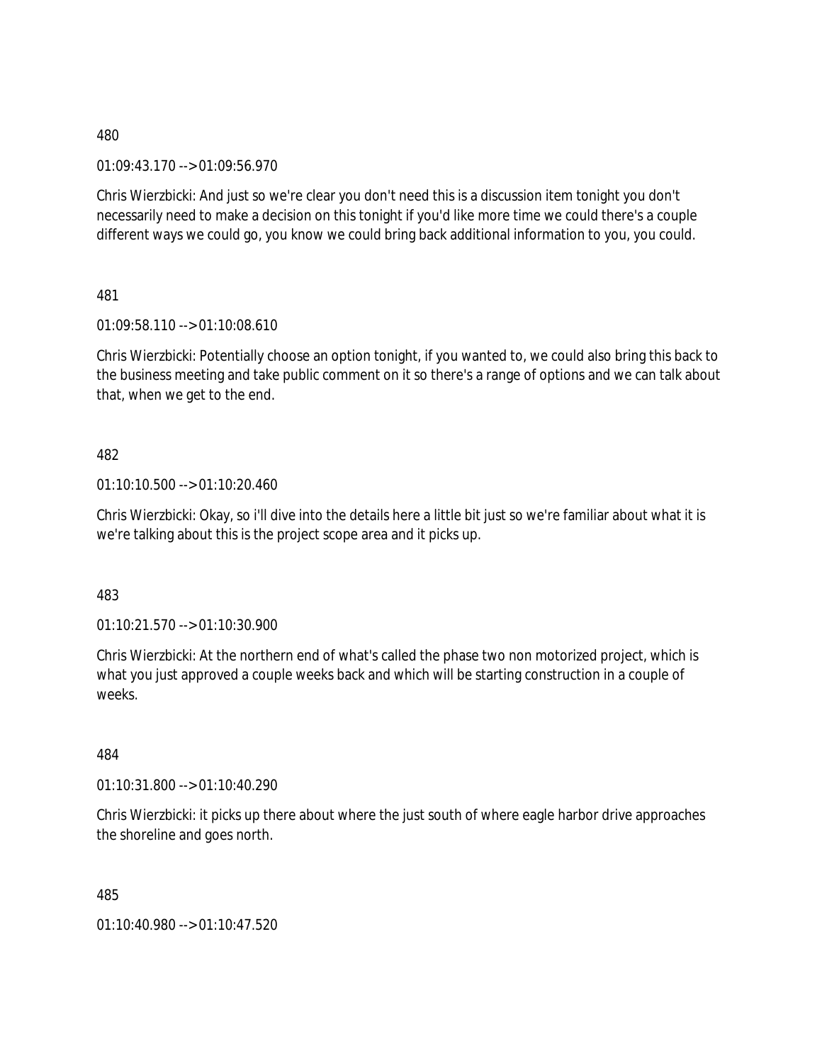480

01:09:43.170 --> 01:09:56.970

Chris Wierzbicki: And just so we're clear you don't need this is a discussion item tonight you don't necessarily need to make a decision on this tonight if you'd like more time we could there's a couple different ways we could go, you know we could bring back additional information to you, you could.

481

01:09:58.110 --> 01:10:08.610

Chris Wierzbicki: Potentially choose an option tonight, if you wanted to, we could also bring this back to the business meeting and take public comment on it so there's a range of options and we can talk about that, when we get to the end.

482

01:10:10.500 --> 01:10:20.460

Chris Wierzbicki: Okay, so i'll dive into the details here a little bit just so we're familiar about what it is we're talking about this is the project scope area and it picks up.

483

01:10:21.570 --> 01:10:30.900

Chris Wierzbicki: At the northern end of what's called the phase two non motorized project, which is what you just approved a couple weeks back and which will be starting construction in a couple of weeks.

484

01:10:31.800 --> 01:10:40.290

Chris Wierzbicki: it picks up there about where the just south of where eagle harbor drive approaches the shoreline and goes north.

485

01:10:40.980 --> 01:10:47.520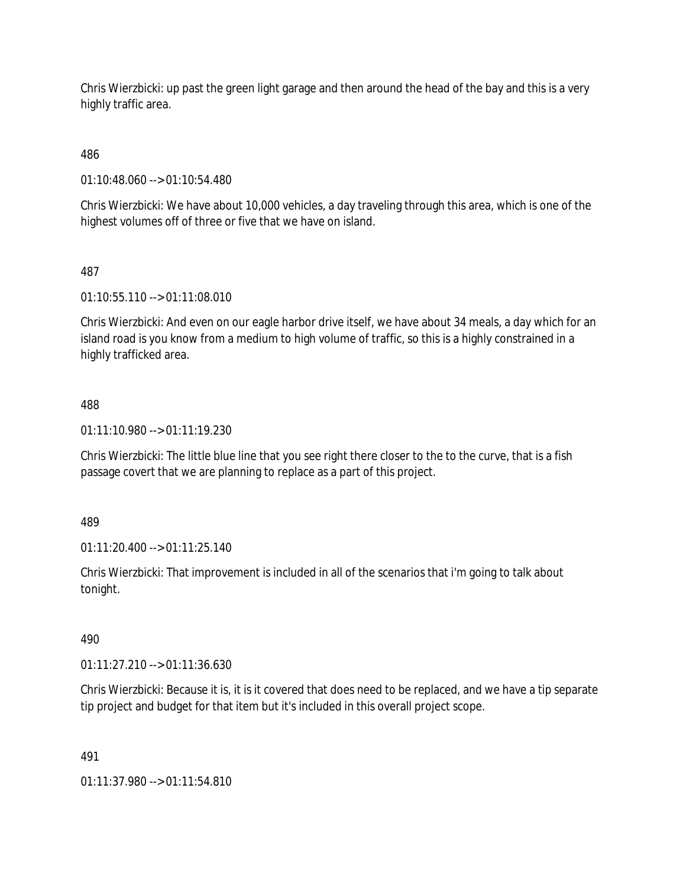Chris Wierzbicki: up past the green light garage and then around the head of the bay and this is a very highly traffic area.

486

01:10:48.060 --> 01:10:54.480

Chris Wierzbicki: We have about 10,000 vehicles, a day traveling through this area, which is one of the highest volumes off of three or five that we have on island.

487

01:10:55.110 --> 01:11:08.010

Chris Wierzbicki: And even on our eagle harbor drive itself, we have about 34 meals, a day which for an island road is you know from a medium to high volume of traffic, so this is a highly constrained in a highly trafficked area.

488

01:11:10.980 --> 01:11:19.230

Chris Wierzbicki: The little blue line that you see right there closer to the to the curve, that is a fish passage covert that we are planning to replace as a part of this project.

489

01:11:20.400 --> 01:11:25.140

Chris Wierzbicki: That improvement is included in all of the scenarios that i'm going to talk about tonight.

490

01:11:27.210 --> 01:11:36.630

Chris Wierzbicki: Because it is, it is it covered that does need to be replaced, and we have a tip separate tip project and budget for that item but it's included in this overall project scope.

491

01:11:37.980 --> 01:11:54.810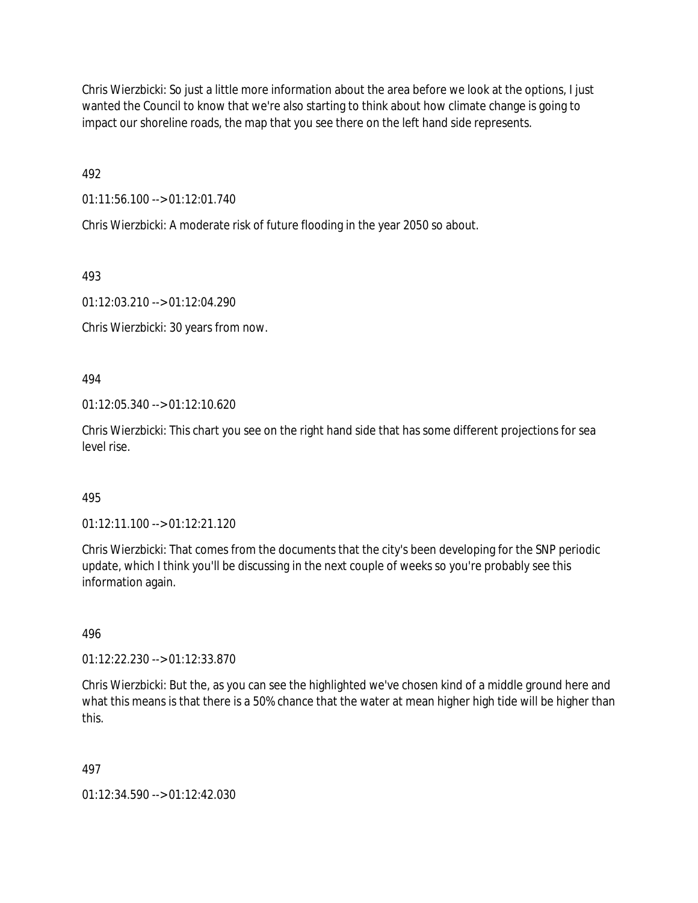Chris Wierzbicki: So just a little more information about the area before we look at the options, I just wanted the Council to know that we're also starting to think about how climate change is going to impact our shoreline roads, the map that you see there on the left hand side represents.

492

01:11:56.100 --> 01:12:01.740

Chris Wierzbicki: A moderate risk of future flooding in the year 2050 so about.

493

01:12:03.210 --> 01:12:04.290

Chris Wierzbicki: 30 years from now.

494

01:12:05.340 --> 01:12:10.620

Chris Wierzbicki: This chart you see on the right hand side that has some different projections for sea level rise.

495

01:12:11.100 --> 01:12:21.120

Chris Wierzbicki: That comes from the documents that the city's been developing for the SNP periodic update, which I think you'll be discussing in the next couple of weeks so you're probably see this information again.

496

01:12:22.230 --> 01:12:33.870

Chris Wierzbicki: But the, as you can see the highlighted we've chosen kind of a middle ground here and what this means is that there is a 50% chance that the water at mean higher high tide will be higher than this.

497

01:12:34.590 --> 01:12:42.030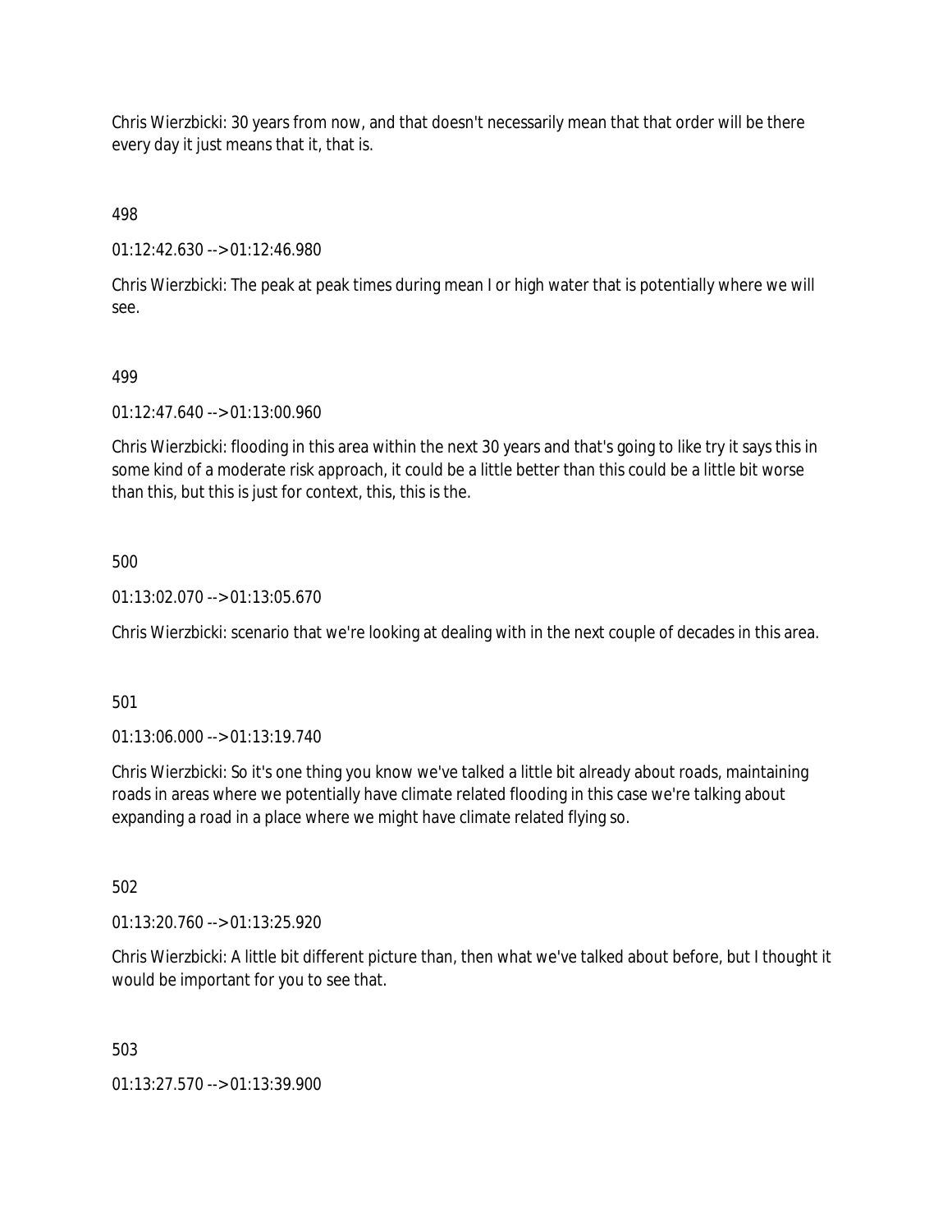Chris Wierzbicki: 30 years from now, and that doesn't necessarily mean that that order will be there every day it just means that it, that is.

498

01:12:42.630 --> 01:12:46.980

Chris Wierzbicki: The peak at peak times during mean I or high water that is potentially where we will see.

499

01:12:47.640 --> 01:13:00.960

Chris Wierzbicki: flooding in this area within the next 30 years and that's going to like try it says this in some kind of a moderate risk approach, it could be a little better than this could be a little bit worse than this, but this is just for context, this, this is the.

500

01:13:02.070 --> 01:13:05.670

Chris Wierzbicki: scenario that we're looking at dealing with in the next couple of decades in this area.

501

01:13:06.000 --> 01:13:19.740

Chris Wierzbicki: So it's one thing you know we've talked a little bit already about roads, maintaining roads in areas where we potentially have climate related flooding in this case we're talking about expanding a road in a place where we might have climate related flying so.

502

01:13:20.760 --> 01:13:25.920

Chris Wierzbicki: A little bit different picture than, then what we've talked about before, but I thought it would be important for you to see that.

503

01:13:27.570 --> 01:13:39.900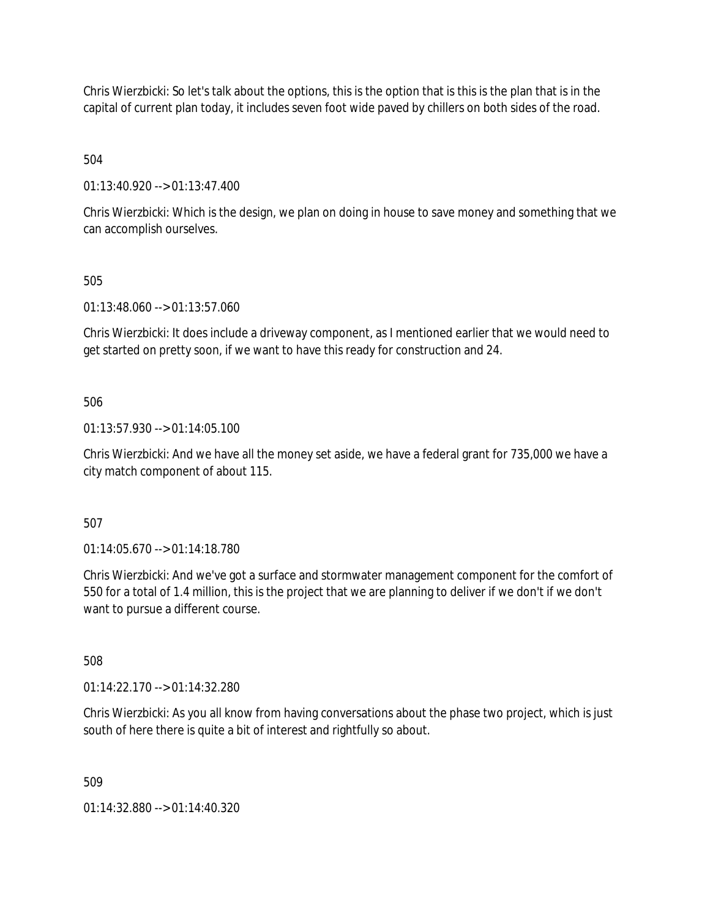Chris Wierzbicki: So let's talk about the options, this is the option that is this is the plan that is in the capital of current plan today, it includes seven foot wide paved by chillers on both sides of the road.

504

01:13:40.920 --> 01:13:47.400

Chris Wierzbicki: Which is the design, we plan on doing in house to save money and something that we can accomplish ourselves.

505

01:13:48.060 --> 01:13:57.060

Chris Wierzbicki: It does include a driveway component, as I mentioned earlier that we would need to get started on pretty soon, if we want to have this ready for construction and 24.

506

01:13:57.930 --> 01:14:05.100

Chris Wierzbicki: And we have all the money set aside, we have a federal grant for 735,000 we have a city match component of about 115.

507

01:14:05.670 --> 01:14:18.780

Chris Wierzbicki: And we've got a surface and stormwater management component for the comfort of 550 for a total of 1.4 million, this is the project that we are planning to deliver if we don't if we don't want to pursue a different course.

508

01:14:22.170 --> 01:14:32.280

Chris Wierzbicki: As you all know from having conversations about the phase two project, which is just south of here there is quite a bit of interest and rightfully so about.

509

01:14:32.880 --> 01:14:40.320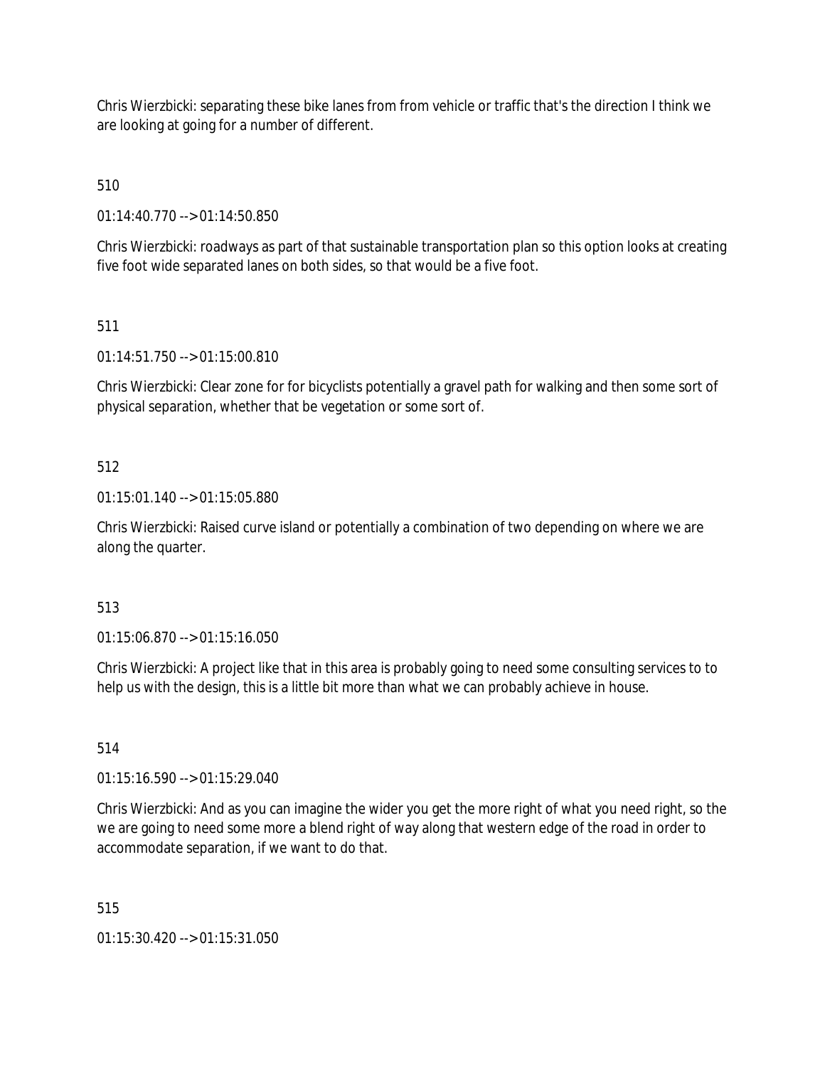Chris Wierzbicki: separating these bike lanes from from vehicle or traffic that's the direction I think we are looking at going for a number of different.

510

01:14:40.770 --> 01:14:50.850

Chris Wierzbicki: roadways as part of that sustainable transportation plan so this option looks at creating five foot wide separated lanes on both sides, so that would be a five foot.

511

01:14:51.750 --> 01:15:00.810

Chris Wierzbicki: Clear zone for for bicyclists potentially a gravel path for walking and then some sort of physical separation, whether that be vegetation or some sort of.

512

01:15:01.140 --> 01:15:05.880

Chris Wierzbicki: Raised curve island or potentially a combination of two depending on where we are along the quarter.

513

01:15:06.870 --> 01:15:16.050

Chris Wierzbicki: A project like that in this area is probably going to need some consulting services to to help us with the design, this is a little bit more than what we can probably achieve in house.

514

01:15:16.590 --> 01:15:29.040

Chris Wierzbicki: And as you can imagine the wider you get the more right of what you need right, so the we are going to need some more a blend right of way along that western edge of the road in order to accommodate separation, if we want to do that.

515

01:15:30.420 --> 01:15:31.050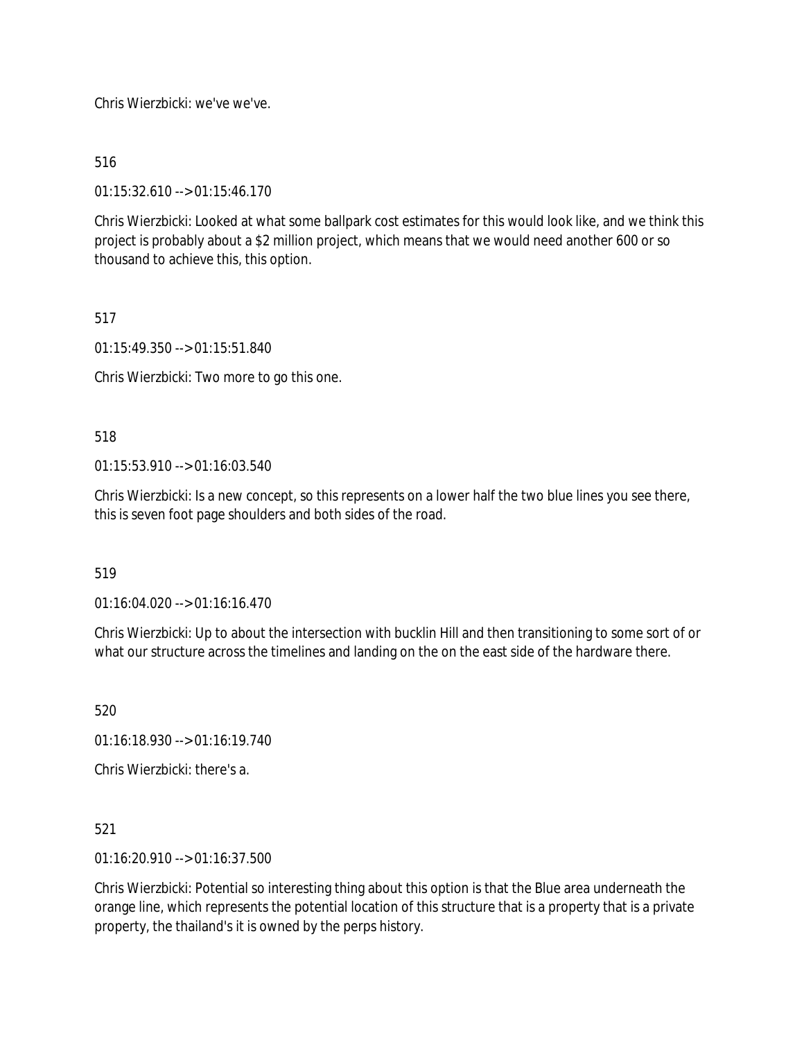Chris Wierzbicki: we've we've.

516

01:15:32.610 --> 01:15:46.170

Chris Wierzbicki: Looked at what some ballpark cost estimates for this would look like, and we think this project is probably about a $2 million project, which means that we would need another 600 or so thousand to achieve this, this option.

517

01:15:49.350 --> 01:15:51.840

Chris Wierzbicki: Two more to go this one.

518

01:15:53.910 --> 01:16:03.540

Chris Wierzbicki: Is a new concept, so this represents on a lower half the two blue lines you see there, this is seven foot page shoulders and both sides of the road.

519

01:16:04.020 --> 01:16:16.470

Chris Wierzbicki: Up to about the intersection with bucklin Hill and then transitioning to some sort of or what our structure across the timelines and landing on the on the east side of the hardware there.

520

01:16:18.930 --> 01:16:19.740

Chris Wierzbicki: there's a.

521

01:16:20.910 --> 01:16:37.500

Chris Wierzbicki: Potential so interesting thing about this option is that the Blue area underneath the orange line, which represents the potential location of this structure that is a property that is a private property, the thailand's it is owned by the perps history.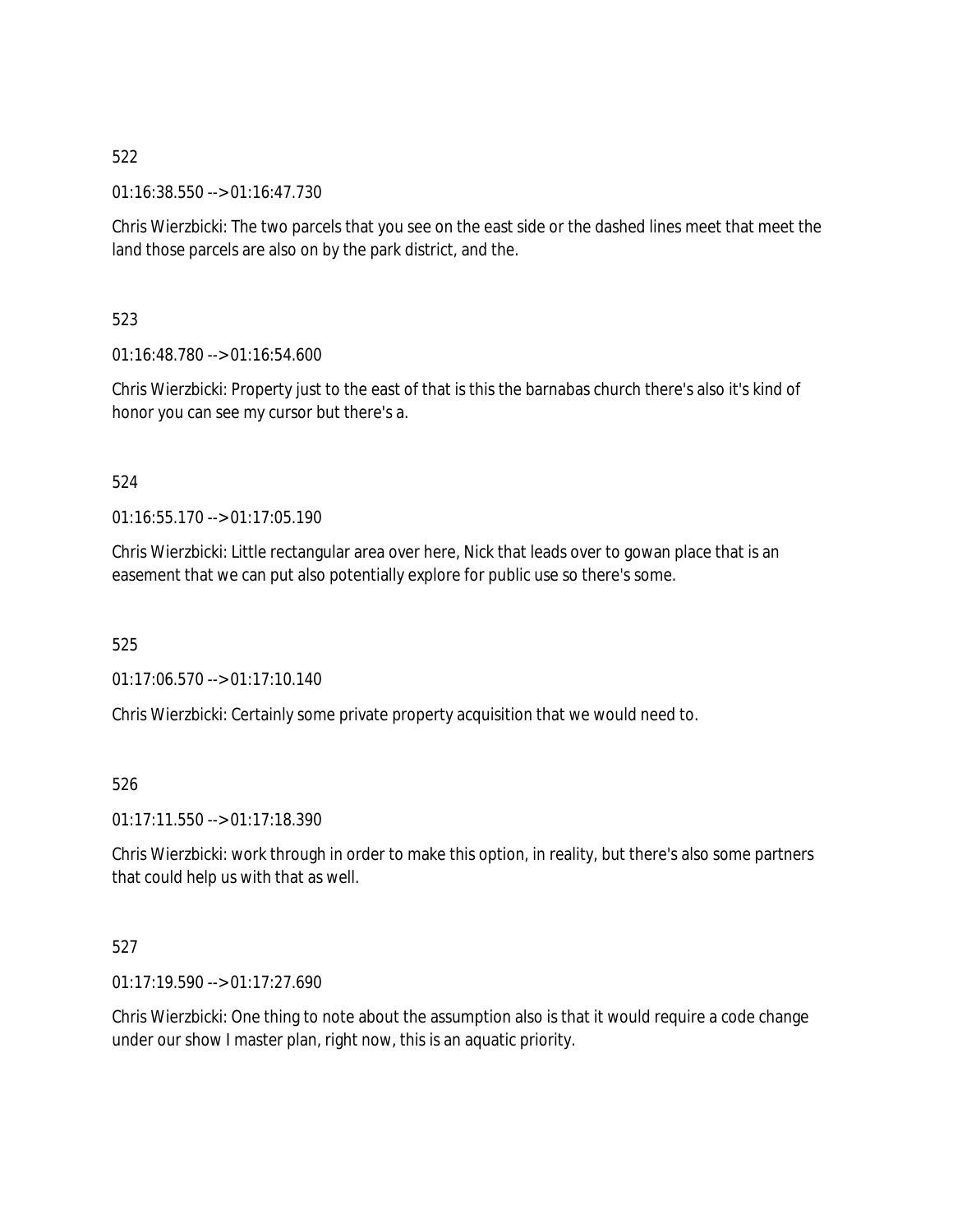522

01:16:38.550 --> 01:16:47.730

Chris Wierzbicki: The two parcels that you see on the east side or the dashed lines meet that meet the land those parcels are also on by the park district, and the.

523

01:16:48.780 --> 01:16:54.600

Chris Wierzbicki: Property just to the east of that is this the barnabas church there's also it's kind of honor you can see my cursor but there's a.

524

01:16:55.170 --> 01:17:05.190

Chris Wierzbicki: Little rectangular area over here, Nick that leads over to gowan place that is an easement that we can put also potentially explore for public use so there's some.

525

01:17:06.570 --> 01:17:10.140

Chris Wierzbicki: Certainly some private property acquisition that we would need to.

526

01:17:11.550 --> 01:17:18.390

Chris Wierzbicki: work through in order to make this option, in reality, but there's also some partners that could help us with that as well.

527

01:17:19.590 --> 01:17:27.690

Chris Wierzbicki: One thing to note about the assumption also is that it would require a code change under our show I master plan, right now, this is an aquatic priority.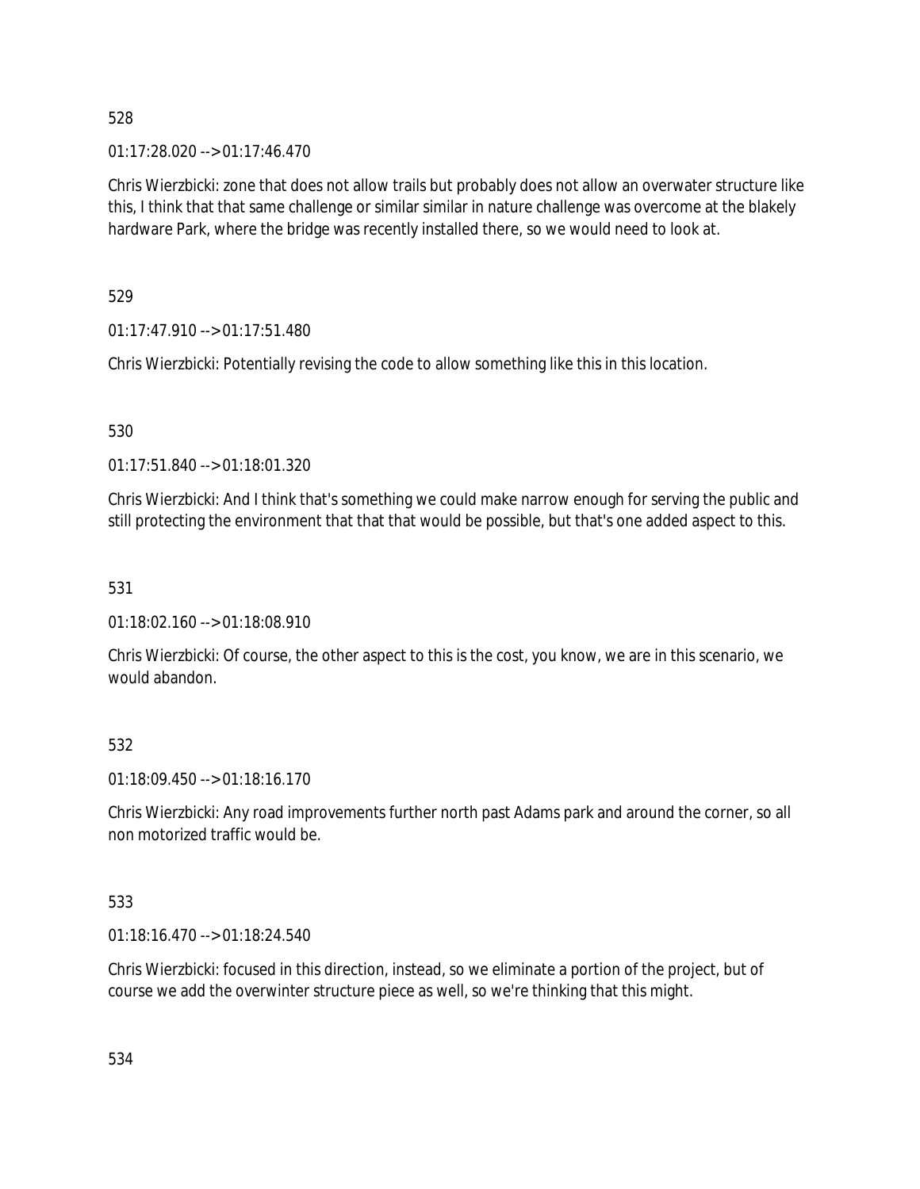528

01:17:28.020 --> 01:17:46.470

Chris Wierzbicki: zone that does not allow trails but probably does not allow an overwater structure like this, I think that that same challenge or similar similar in nature challenge was overcome at the blakely hardware Park, where the bridge was recently installed there, so we would need to look at.

529

01:17:47.910 --> 01:17:51.480

Chris Wierzbicki: Potentially revising the code to allow something like this in this location.

530

01:17:51.840 --> 01:18:01.320

Chris Wierzbicki: And I think that's something we could make narrow enough for serving the public and still protecting the environment that that that would be possible, but that's one added aspect to this.

531

01:18:02.160 --> 01:18:08.910

Chris Wierzbicki: Of course, the other aspect to this is the cost, you know, we are in this scenario, we would abandon.

532

01:18:09.450 --> 01:18:16.170

Chris Wierzbicki: Any road improvements further north past Adams park and around the corner, so all non motorized traffic would be.

533

01:18:16.470 --> 01:18:24.540

Chris Wierzbicki: focused in this direction, instead, so we eliminate a portion of the project, but of course we add the overwinter structure piece as well, so we're thinking that this might.

534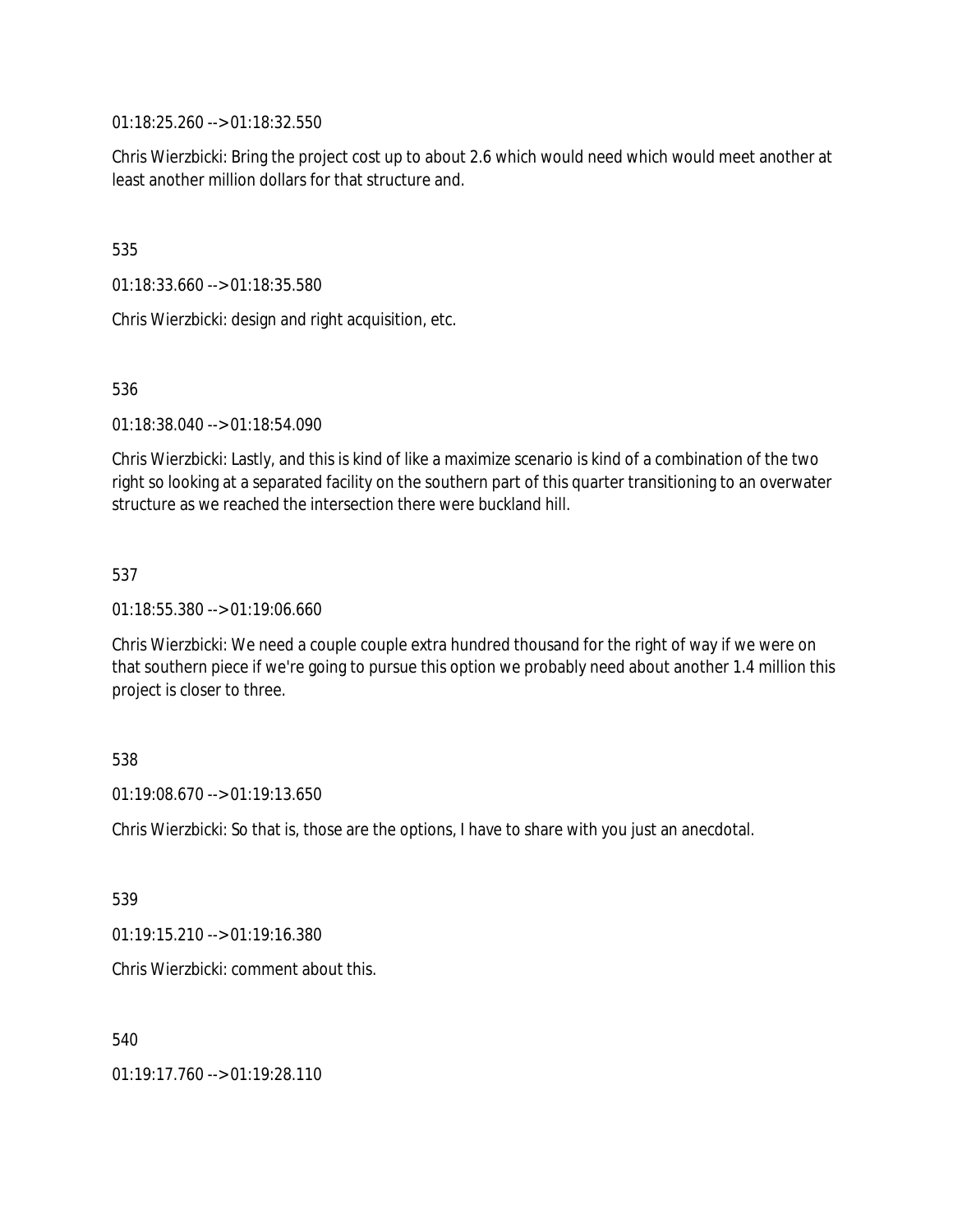01:18:25.260 --> 01:18:32.550

Chris Wierzbicki: Bring the project cost up to about 2.6 which would need which would meet another at least another million dollars for that structure and.

535

01:18:33.660 --> 01:18:35.580

Chris Wierzbicki: design and right acquisition, etc.

536

01:18:38.040 --> 01:18:54.090

Chris Wierzbicki: Lastly, and this is kind of like a maximize scenario is kind of a combination of the two right so looking at a separated facility on the southern part of this quarter transitioning to an overwater structure as we reached the intersection there were buckland hill.

537

01:18:55.380 --> 01:19:06.660

Chris Wierzbicki: We need a couple couple extra hundred thousand for the right of way if we were on that southern piece if we're going to pursue this option we probably need about another 1.4 million this project is closer to three.

538

01:19:08.670 --> 01:19:13.650

Chris Wierzbicki: So that is, those are the options, I have to share with you just an anecdotal.

539

01:19:15.210 --> 01:19:16.380

Chris Wierzbicki: comment about this.

540

01:19:17.760 --> 01:19:28.110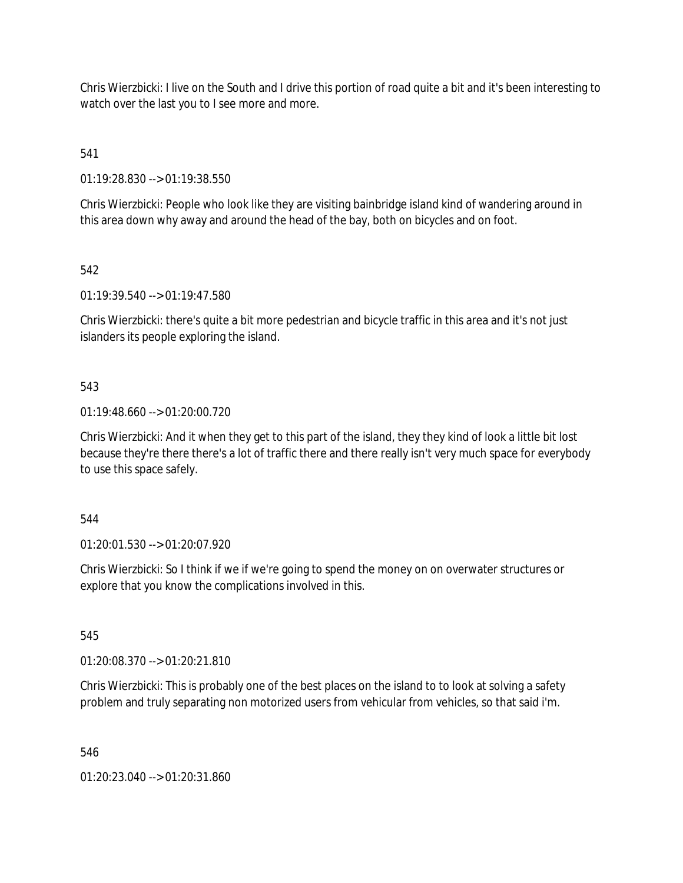Chris Wierzbicki: I live on the South and I drive this portion of road quite a bit and it's been interesting to watch over the last you to I see more and more.

541

01:19:28.830 --> 01:19:38.550

Chris Wierzbicki: People who look like they are visiting bainbridge island kind of wandering around in this area down why away and around the head of the bay, both on bicycles and on foot.

542

01:19:39.540 --> 01:19:47.580

Chris Wierzbicki: there's quite a bit more pedestrian and bicycle traffic in this area and it's not just islanders its people exploring the island.

543

01:19:48.660 --> 01:20:00.720

Chris Wierzbicki: And it when they get to this part of the island, they they kind of look a little bit lost because they're there there's a lot of traffic there and there really isn't very much space for everybody to use this space safely.

544

01:20:01.530 --> 01:20:07.920

Chris Wierzbicki: So I think if we if we're going to spend the money on on overwater structures or explore that you know the complications involved in this.

545

01:20:08.370 --> 01:20:21.810

Chris Wierzbicki: This is probably one of the best places on the island to to look at solving a safety problem and truly separating non motorized users from vehicular from vehicles, so that said i'm.

546

01:20:23.040 --> 01:20:31.860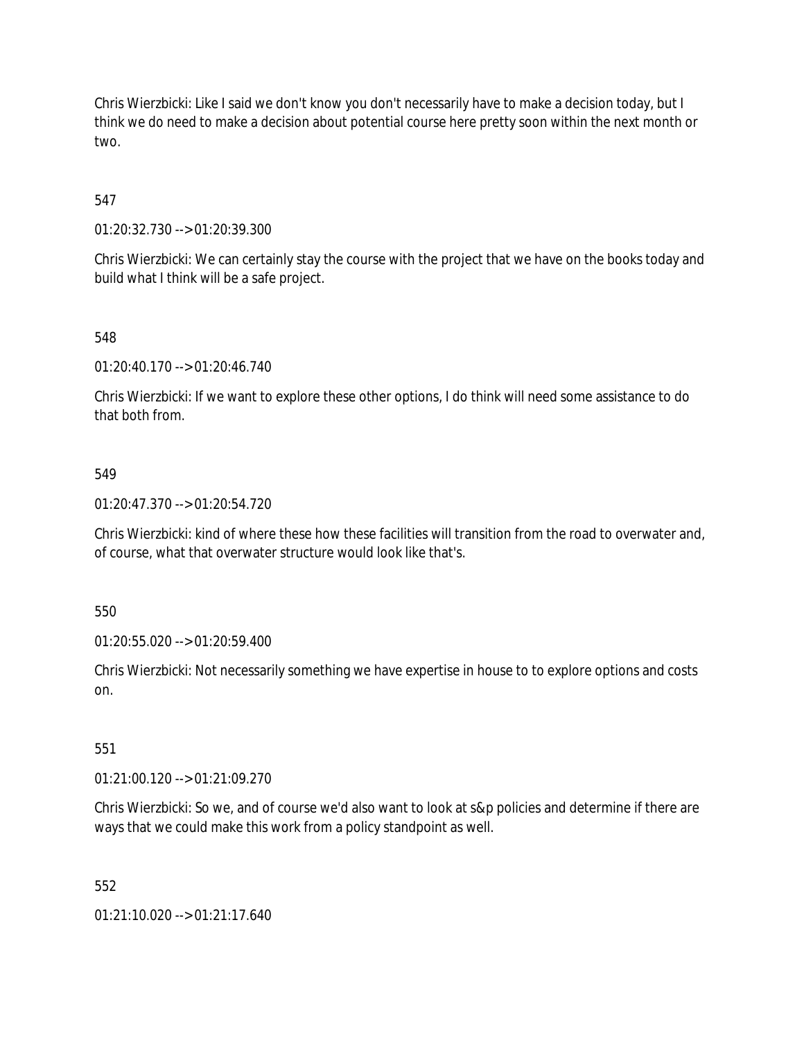Chris Wierzbicki: Like I said we don't know you don't necessarily have to make a decision today, but I think we do need to make a decision about potential course here pretty soon within the next month or two.

547

01:20:32.730 --> 01:20:39.300

Chris Wierzbicki: We can certainly stay the course with the project that we have on the books today and build what I think will be a safe project.

548

01:20:40.170 --> 01:20:46.740

Chris Wierzbicki: If we want to explore these other options, I do think will need some assistance to do that both from.

549

01:20:47.370 --> 01:20:54.720

Chris Wierzbicki: kind of where these how these facilities will transition from the road to overwater and, of course, what that overwater structure would look like that's.

550

01:20:55.020 --> 01:20:59.400

Chris Wierzbicki: Not necessarily something we have expertise in house to to explore options and costs on.

551

01:21:00.120 --> 01:21:09.270

Chris Wierzbicki: So we, and of course we'd also want to look at s&p policies and determine if there are ways that we could make this work from a policy standpoint as well.

552

01:21:10.020 --> 01:21:17.640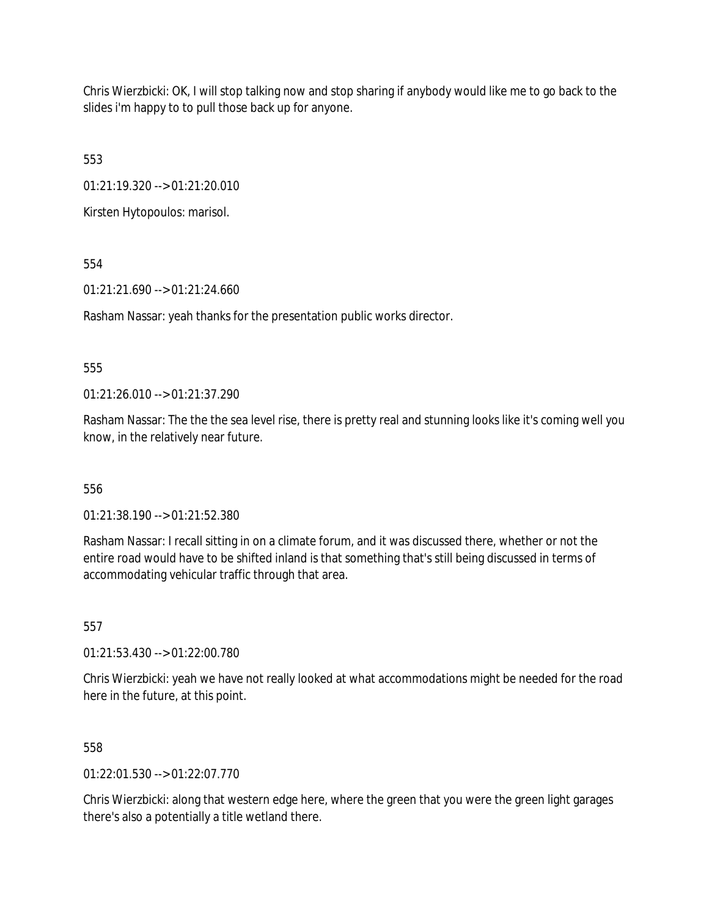Chris Wierzbicki: OK, I will stop talking now and stop sharing if anybody would like me to go back to the slides i'm happy to to pull those back up for anyone.

553

01:21:19.320 --> 01:21:20.010

Kirsten Hytopoulos: marisol.

554

01:21:21.690 --> 01:21:24.660

Rasham Nassar: yeah thanks for the presentation public works director.

555

01:21:26.010 --> 01:21:37.290

Rasham Nassar: The the the sea level rise, there is pretty real and stunning looks like it's coming well you know, in the relatively near future.

556

01:21:38.190 --> 01:21:52.380

Rasham Nassar: I recall sitting in on a climate forum, and it was discussed there, whether or not the entire road would have to be shifted inland is that something that's still being discussed in terms of accommodating vehicular traffic through that area.

557

01:21:53.430 --> 01:22:00.780

Chris Wierzbicki: yeah we have not really looked at what accommodations might be needed for the road here in the future, at this point.

558

01:22:01.530 --> 01:22:07.770

Chris Wierzbicki: along that western edge here, where the green that you were the green light garages there's also a potentially a title wetland there.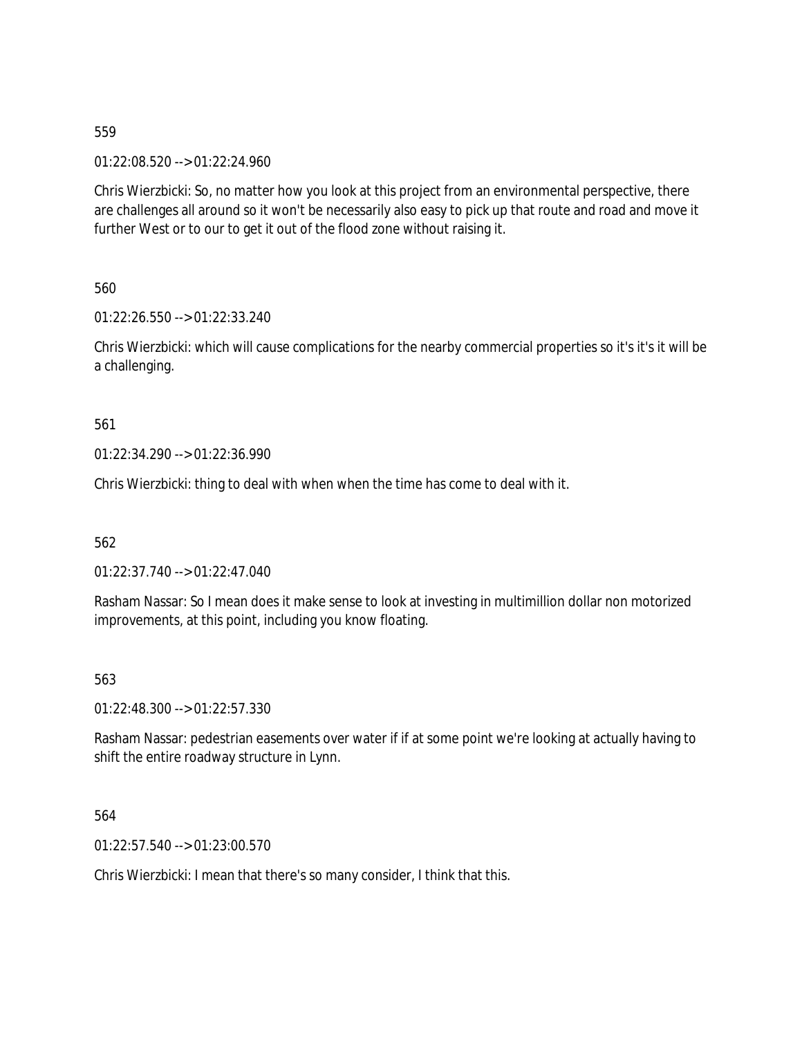559

01:22:08.520 --> 01:22:24.960

Chris Wierzbicki: So, no matter how you look at this project from an environmental perspective, there are challenges all around so it won't be necessarily also easy to pick up that route and road and move it further West or to our to get it out of the flood zone without raising it.

560

01:22:26.550 --> 01:22:33.240

Chris Wierzbicki: which will cause complications for the nearby commercial properties so it's it's it will be a challenging.

561

01:22:34.290 --> 01:22:36.990

Chris Wierzbicki: thing to deal with when when the time has come to deal with it.

562

01:22:37.740 --> 01:22:47.040

Rasham Nassar: So I mean does it make sense to look at investing in multimillion dollar non motorized improvements, at this point, including you know floating.

563

01:22:48.300 --> 01:22:57.330

Rasham Nassar: pedestrian easements over water if if at some point we're looking at actually having to shift the entire roadway structure in Lynn.

564

01:22:57.540 --> 01:23:00.570

Chris Wierzbicki: I mean that there's so many consider, I think that this.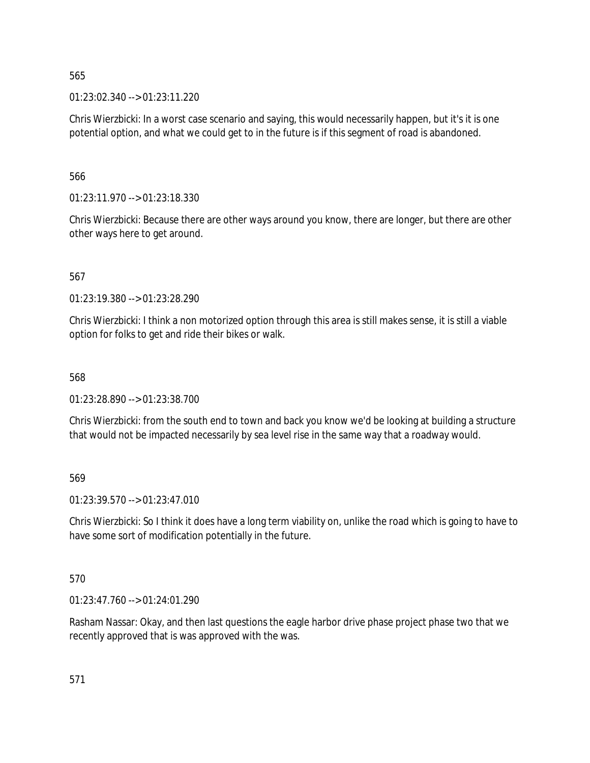565

01:23:02.340 --> 01:23:11.220

Chris Wierzbicki: In a worst case scenario and saying, this would necessarily happen, but it's it is one potential option, and what we could get to in the future is if this segment of road is abandoned.

566

01:23:11.970 --> 01:23:18.330

Chris Wierzbicki: Because there are other ways around you know, there are longer, but there are other other ways here to get around.

567

01:23:19.380 --> 01:23:28.290

Chris Wierzbicki: I think a non motorized option through this area is still makes sense, it is still a viable option for folks to get and ride their bikes or walk.

568

01:23:28.890 --> 01:23:38.700

Chris Wierzbicki: from the south end to town and back you know we'd be looking at building a structure that would not be impacted necessarily by sea level rise in the same way that a roadway would.

569

01:23:39.570 --> 01:23:47.010

Chris Wierzbicki: So I think it does have a long term viability on, unlike the road which is going to have to have some sort of modification potentially in the future.

570

01:23:47.760 --> 01:24:01.290

Rasham Nassar: Okay, and then last questions the eagle harbor drive phase project phase two that we recently approved that is was approved with the was.

571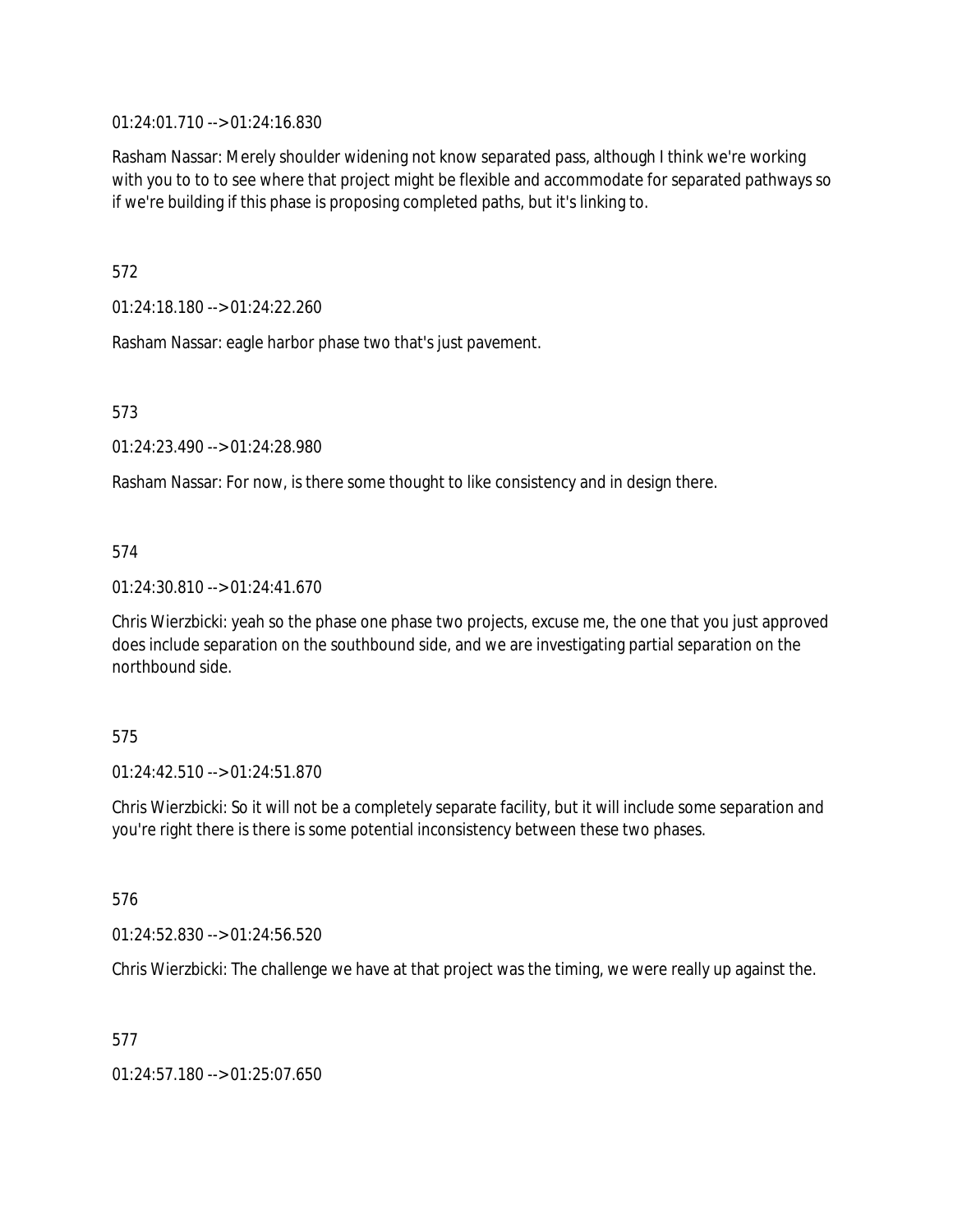01:24:01.710 --> 01:24:16.830

Rasham Nassar: Merely shoulder widening not know separated pass, although I think we're working with you to to to see where that project might be flexible and accommodate for separated pathways so if we're building if this phase is proposing completed paths, but it's linking to.

572

01:24:18.180 --> 01:24:22.260

Rasham Nassar: eagle harbor phase two that's just pavement.

573

01:24:23.490 --> 01:24:28.980

Rasham Nassar: For now, is there some thought to like consistency and in design there.

574

01:24:30.810 --> 01:24:41.670

Chris Wierzbicki: yeah so the phase one phase two projects, excuse me, the one that you just approved does include separation on the southbound side, and we are investigating partial separation on the northbound side.

575

01:24:42.510 --> 01:24:51.870

Chris Wierzbicki: So it will not be a completely separate facility, but it will include some separation and you're right there is there is some potential inconsistency between these two phases.

576

01:24:52.830 --> 01:24:56.520

Chris Wierzbicki: The challenge we have at that project was the timing, we were really up against the.

577

01:24:57.180 --> 01:25:07.650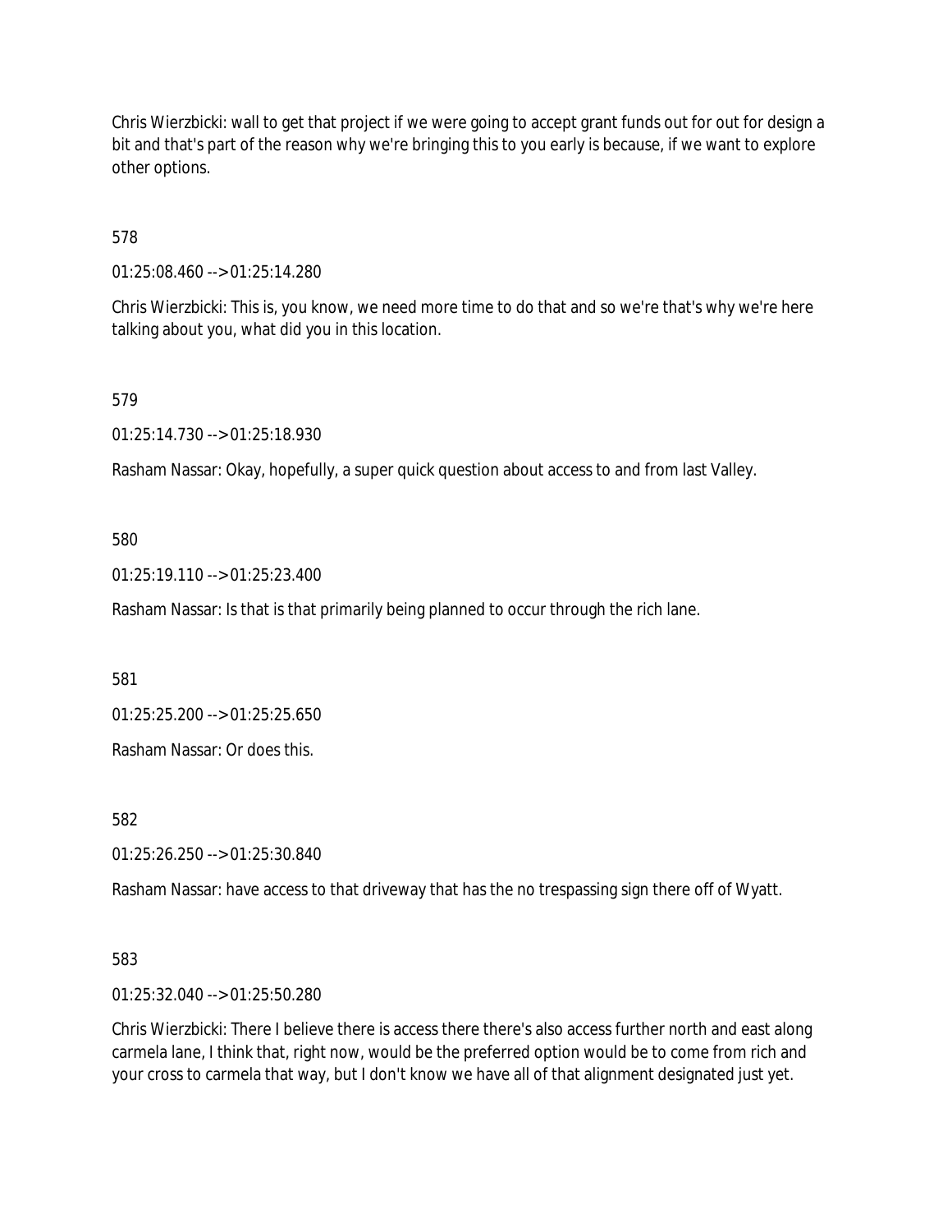Chris Wierzbicki: wall to get that project if we were going to accept grant funds out for out for design a bit and that's part of the reason why we're bringing this to you early is because, if we want to explore other options.

578

01:25:08.460 --> 01:25:14.280

Chris Wierzbicki: This is, you know, we need more time to do that and so we're that's why we're here talking about you, what did you in this location.

579

01:25:14.730 --> 01:25:18.930

Rasham Nassar: Okay, hopefully, a super quick question about access to and from last Valley.

580

01:25:19.110 --> 01:25:23.400

Rasham Nassar: Is that is that primarily being planned to occur through the rich lane.

581

01:25:25.200 --> 01:25:25.650

Rasham Nassar: Or does this.

582

01:25:26.250 --> 01:25:30.840

Rasham Nassar: have access to that driveway that has the no trespassing sign there off of Wyatt.

583

01:25:32.040 --> 01:25:50.280

Chris Wierzbicki: There I believe there is access there there's also access further north and east along carmela lane, I think that, right now, would be the preferred option would be to come from rich and your cross to carmela that way, but I don't know we have all of that alignment designated just yet.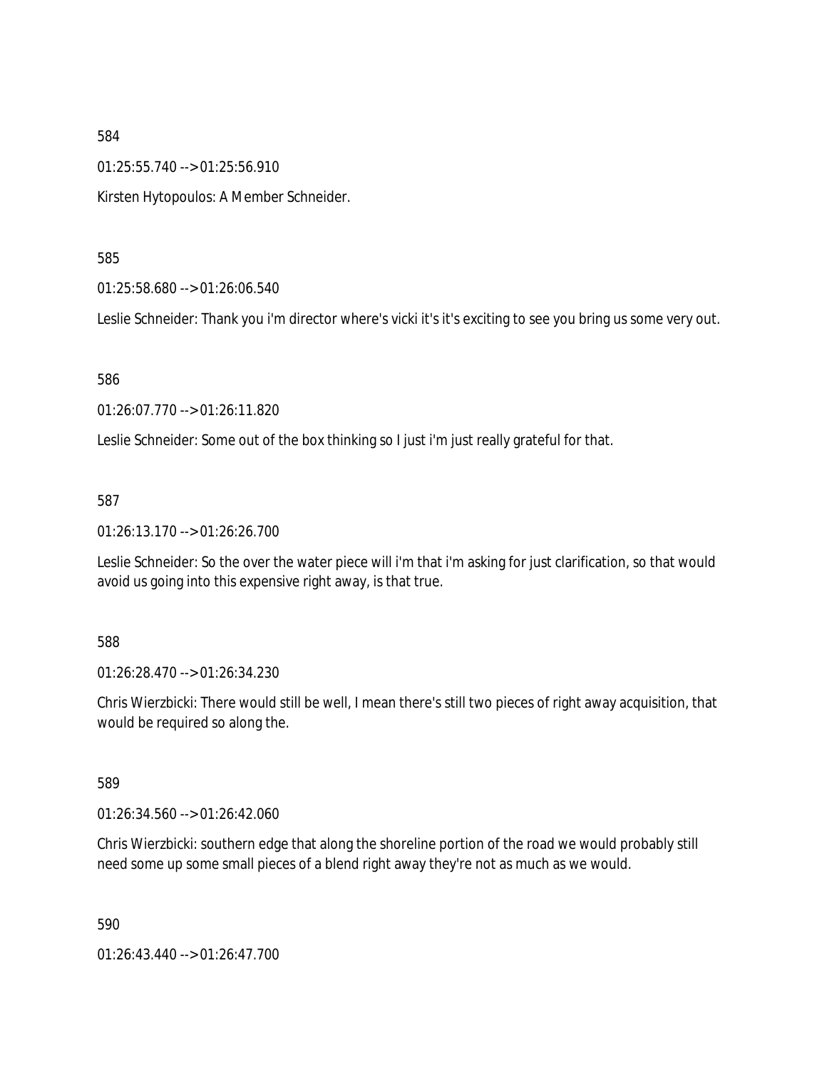584

01:25:55.740 --> 01:25:56.910

Kirsten Hytopoulos: A Member Schneider.

585

01:25:58.680 --> 01:26:06.540

Leslie Schneider: Thank you i'm director where's vicki it's it's exciting to see you bring us some very out.

586

01:26:07.770 --> 01:26:11.820

Leslie Schneider: Some out of the box thinking so I just i'm just really grateful for that.

587

01:26:13.170 --> 01:26:26.700

Leslie Schneider: So the over the water piece will i'm that i'm asking for just clarification, so that would avoid us going into this expensive right away, is that true.

588

01:26:28.470 --> 01:26:34.230

Chris Wierzbicki: There would still be well, I mean there's still two pieces of right away acquisition, that would be required so along the.

589

01:26:34.560 --> 01:26:42.060

Chris Wierzbicki: southern edge that along the shoreline portion of the road we would probably still need some up some small pieces of a blend right away they're not as much as we would.

590

01:26:43.440 --> 01:26:47.700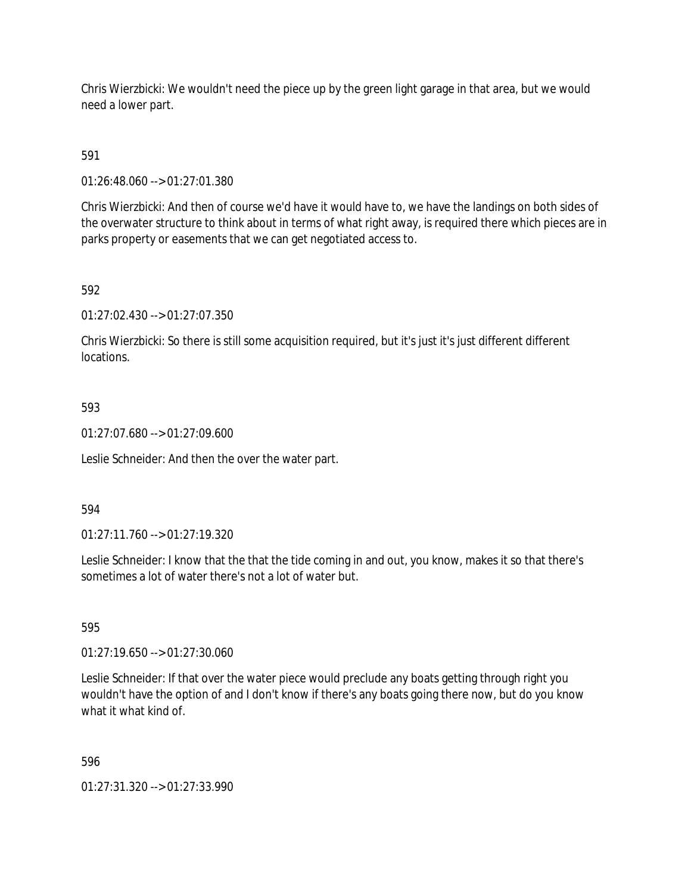Chris Wierzbicki: We wouldn't need the piece up by the green light garage in that area, but we would need a lower part.

591

01:26:48.060 --> 01:27:01.380

Chris Wierzbicki: And then of course we'd have it would have to, we have the landings on both sides of the overwater structure to think about in terms of what right away, is required there which pieces are in parks property or easements that we can get negotiated access to.

592

01:27:02.430 --> 01:27:07.350

Chris Wierzbicki: So there is still some acquisition required, but it's just it's just different different locations.

593

01:27:07.680 --> 01:27:09.600

Leslie Schneider: And then the over the water part.

594

01:27:11.760 --> 01:27:19.320

Leslie Schneider: I know that the that the tide coming in and out, you know, makes it so that there's sometimes a lot of water there's not a lot of water but.

595

01:27:19.650 --> 01:27:30.060

Leslie Schneider: If that over the water piece would preclude any boats getting through right you wouldn't have the option of and I don't know if there's any boats going there now, but do you know what it what kind of.

596

01:27:31.320 --> 01:27:33.990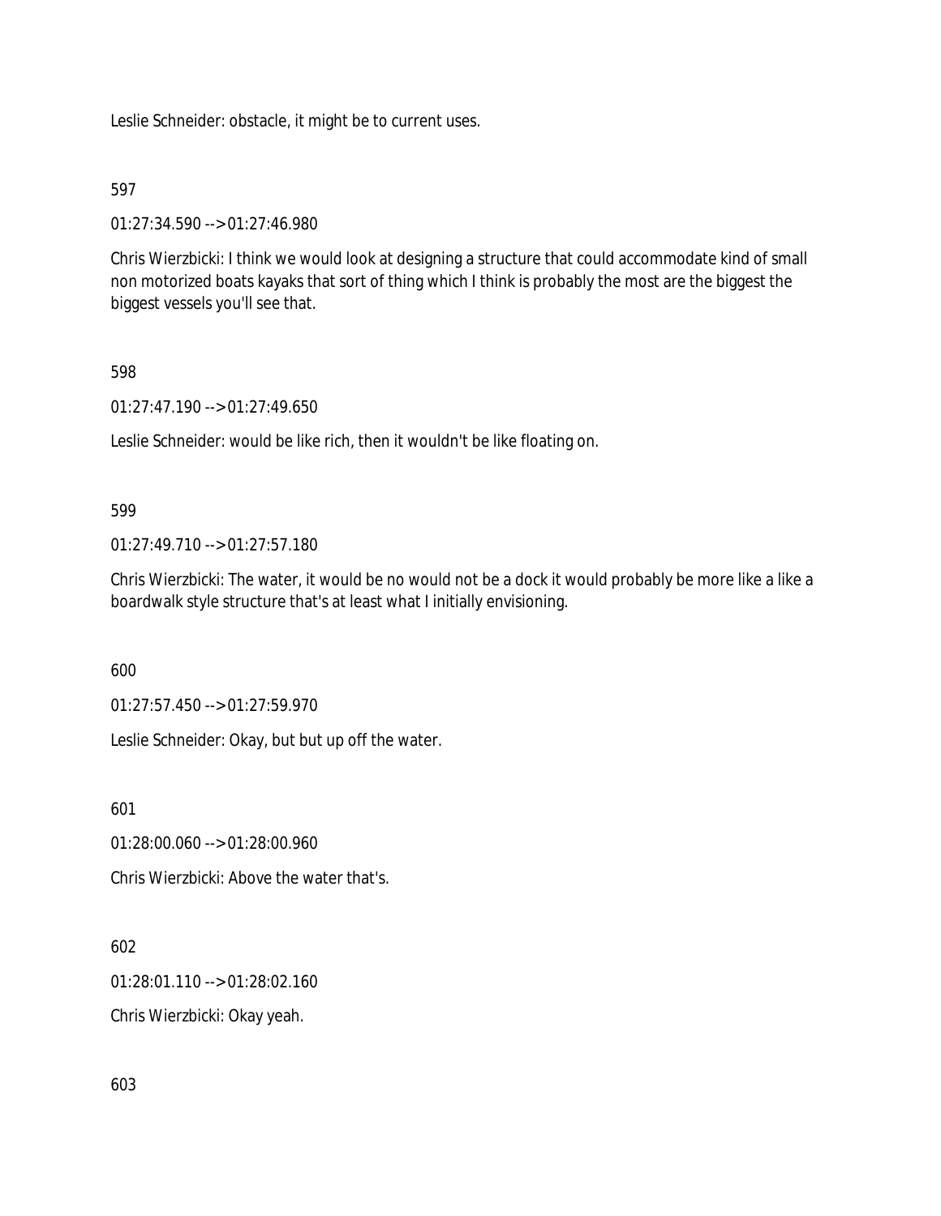Leslie Schneider: obstacle, it might be to current uses.

597

01:27:34.590 --> 01:27:46.980

Chris Wierzbicki: I think we would look at designing a structure that could accommodate kind of small non motorized boats kayaks that sort of thing which I think is probably the most are the biggest the biggest vessels you'll see that.

598

01:27:47.190 --> 01:27:49.650

Leslie Schneider: would be like rich, then it wouldn't be like floating on.

599

01:27:49.710 --> 01:27:57.180

Chris Wierzbicki: The water, it would be no would not be a dock it would probably be more like a like a boardwalk style structure that's at least what I initially envisioning.

600

01:27:57.450 --> 01:27:59.970

Leslie Schneider: Okay, but but up off the water.

601

01:28:00.060 --> 01:28:00.960

Chris Wierzbicki: Above the water that's.

602

01:28:01.110 --> 01:28:02.160

Chris Wierzbicki: Okay yeah.

603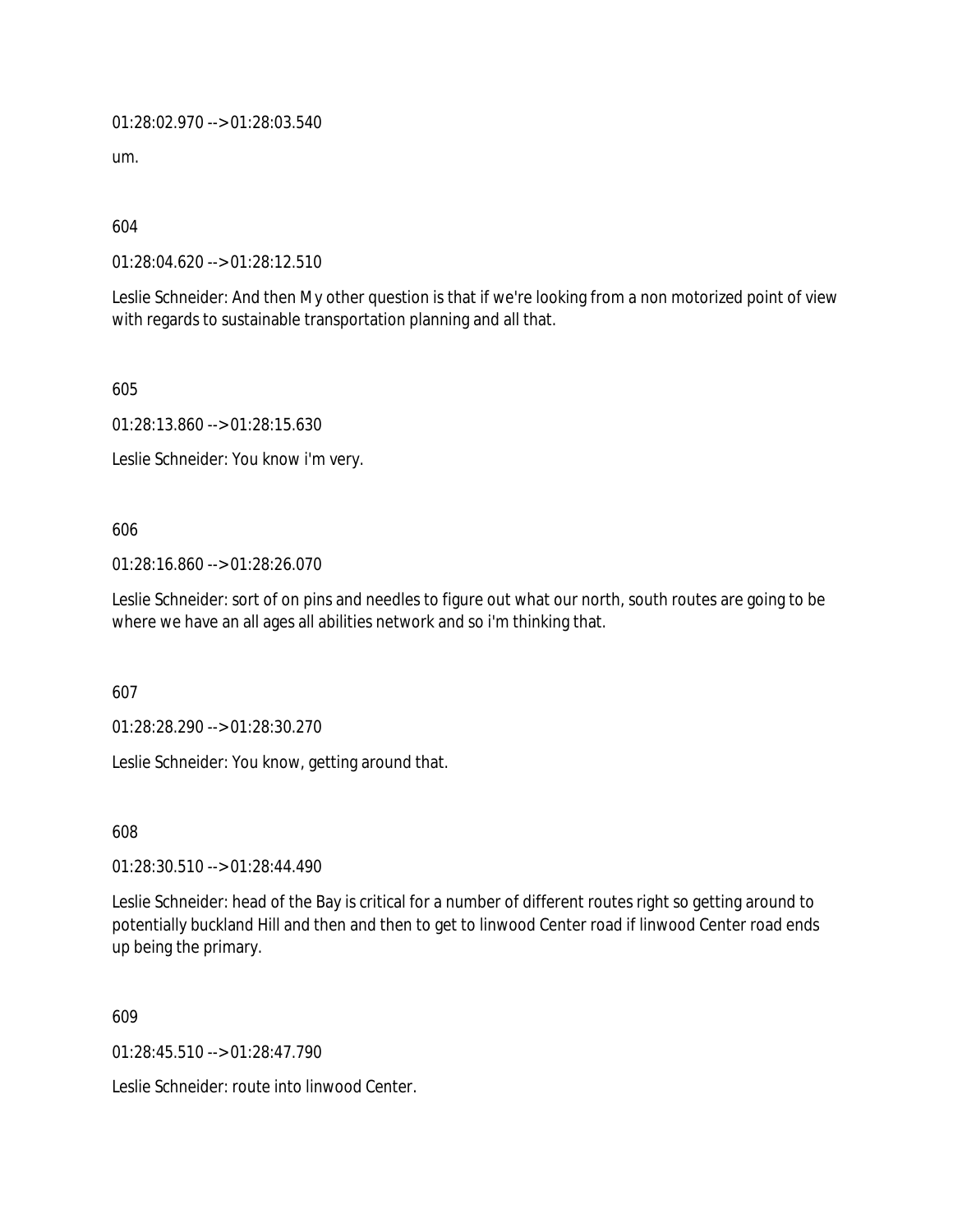01:28:02.970 --> 01:28:03.540

um.

604

01:28:04.620 --> 01:28:12.510

Leslie Schneider: And then My other question is that if we're looking from a non motorized point of view with regards to sustainable transportation planning and all that.

605

01:28:13.860 --> 01:28:15.630

Leslie Schneider: You know i'm very.

606

01:28:16.860 --> 01:28:26.070

Leslie Schneider: sort of on pins and needles to figure out what our north, south routes are going to be where we have an all ages all abilities network and so i'm thinking that.

607

01:28:28.290 --> 01:28:30.270

Leslie Schneider: You know, getting around that.

608

01:28:30.510 --> 01:28:44.490

Leslie Schneider: head of the Bay is critical for a number of different routes right so getting around to potentially buckland Hill and then and then to get to linwood Center road if linwood Center road ends up being the primary.

609

01:28:45.510 --> 01:28:47.790

Leslie Schneider: route into linwood Center.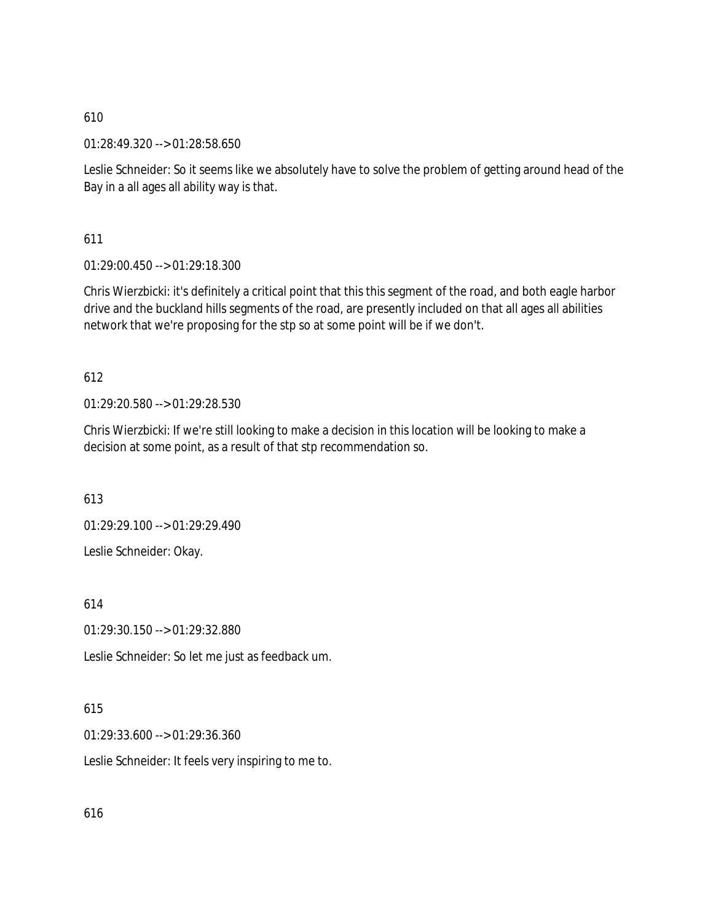610

01:28:49.320 --> 01:28:58.650

Leslie Schneider: So it seems like we absolutely have to solve the problem of getting around head of the Bay in a all ages all ability way is that.

611

01:29:00.450 --> 01:29:18.300

Chris Wierzbicki: it's definitely a critical point that this this segment of the road, and both eagle harbor drive and the buckland hills segments of the road, are presently included on that all ages all abilities network that we're proposing for the stp so at some point will be if we don't.

612

01:29:20.580 --> 01:29:28.530

Chris Wierzbicki: If we're still looking to make a decision in this location will be looking to make a decision at some point, as a result of that stp recommendation so.

613

01:29:29.100 --> 01:29:29.490

Leslie Schneider: Okay.

614

01:29:30.150 --> 01:29:32.880

Leslie Schneider: So let me just as feedback um.

615

01:29:33.600 --> 01:29:36.360

Leslie Schneider: It feels very inspiring to me to.

616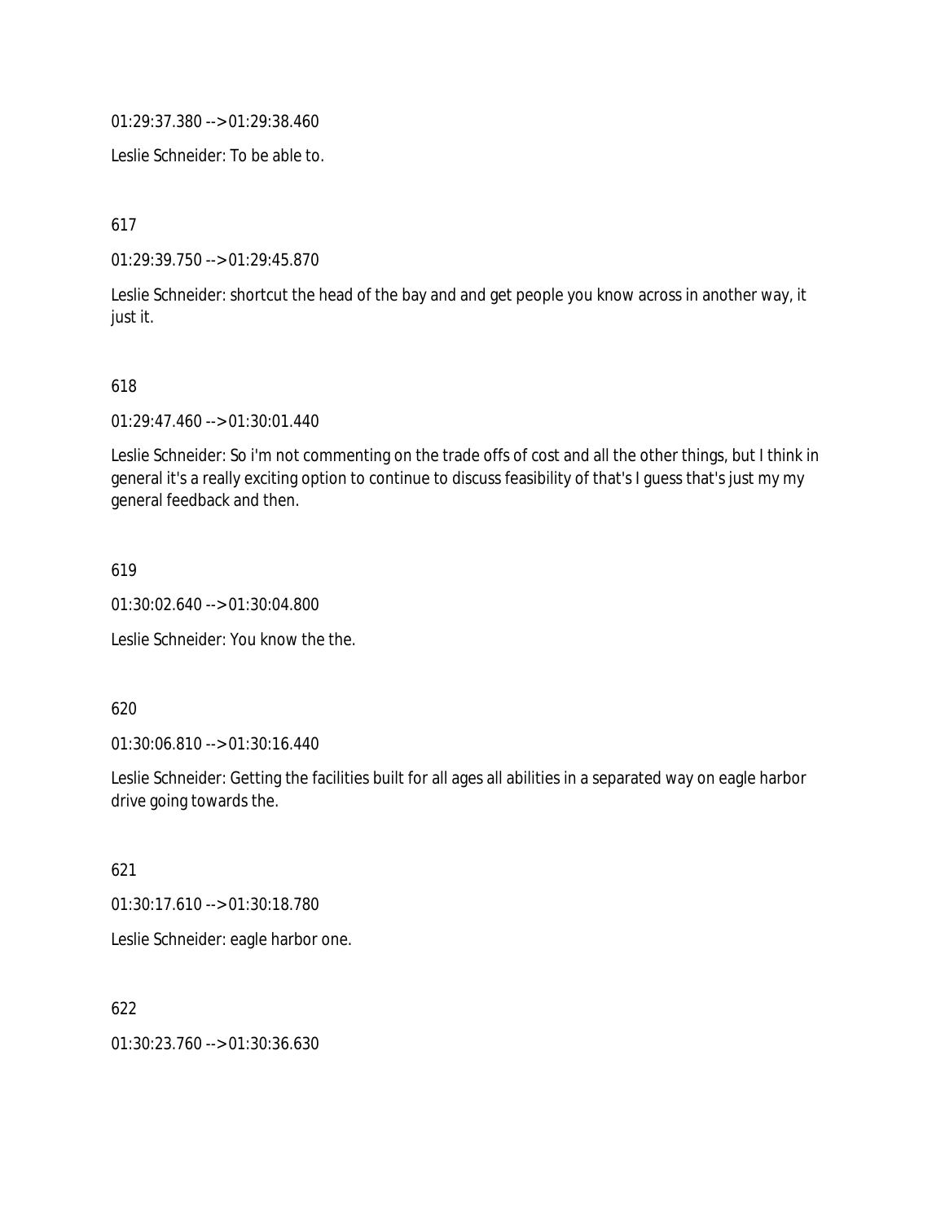01:29:37.380 --> 01:29:38.460

Leslie Schneider: To be able to.

617

01:29:39.750 --> 01:29:45.870

Leslie Schneider: shortcut the head of the bay and and get people you know across in another way, it just it.

618

01:29:47.460 --> 01:30:01.440

Leslie Schneider: So i'm not commenting on the trade offs of cost and all the other things, but I think in general it's a really exciting option to continue to discuss feasibility of that's I guess that's just my my general feedback and then.

619

01:30:02.640 --> 01:30:04.800

Leslie Schneider: You know the the.

620

01:30:06.810 --> 01:30:16.440

Leslie Schneider: Getting the facilities built for all ages all abilities in a separated way on eagle harbor drive going towards the.

621

01:30:17.610 --> 01:30:18.780

Leslie Schneider: eagle harbor one.

622

01:30:23.760 --> 01:30:36.630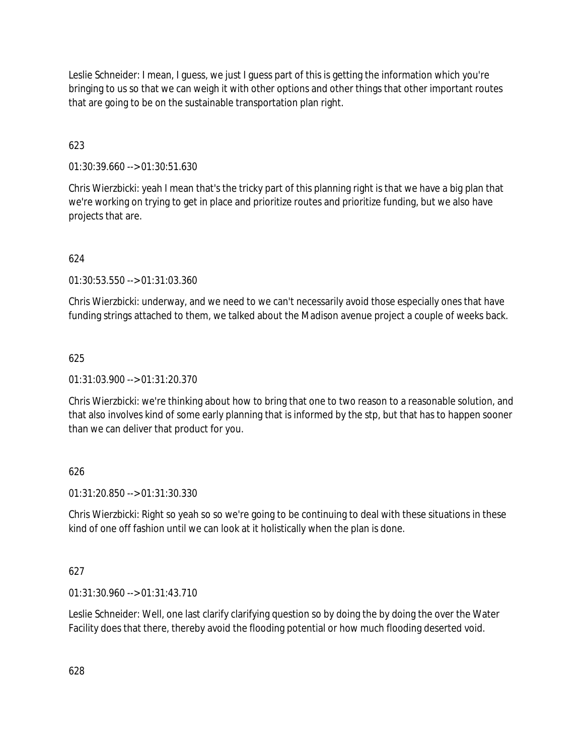Leslie Schneider: I mean, I guess, we just I guess part of this is getting the information which you're bringing to us so that we can weigh it with other options and other things that other important routes that are going to be on the sustainable transportation plan right.

623

01:30:39.660 --> 01:30:51.630

Chris Wierzbicki: yeah I mean that's the tricky part of this planning right is that we have a big plan that we're working on trying to get in place and prioritize routes and prioritize funding, but we also have projects that are.

624

01:30:53.550 --> 01:31:03.360

Chris Wierzbicki: underway, and we need to we can't necessarily avoid those especially ones that have funding strings attached to them, we talked about the Madison avenue project a couple of weeks back.

625

01:31:03.900 --> 01:31:20.370

Chris Wierzbicki: we're thinking about how to bring that one to two reason to a reasonable solution, and that also involves kind of some early planning that is informed by the stp, but that has to happen sooner than we can deliver that product for you.

626

01:31:20.850 --> 01:31:30.330

Chris Wierzbicki: Right so yeah so so we're going to be continuing to deal with these situations in these kind of one off fashion until we can look at it holistically when the plan is done.

627

01:31:30.960 --> 01:31:43.710

Leslie Schneider: Well, one last clarify clarifying question so by doing the by doing the over the Water Facility does that there, thereby avoid the flooding potential or how much flooding deserted void.

628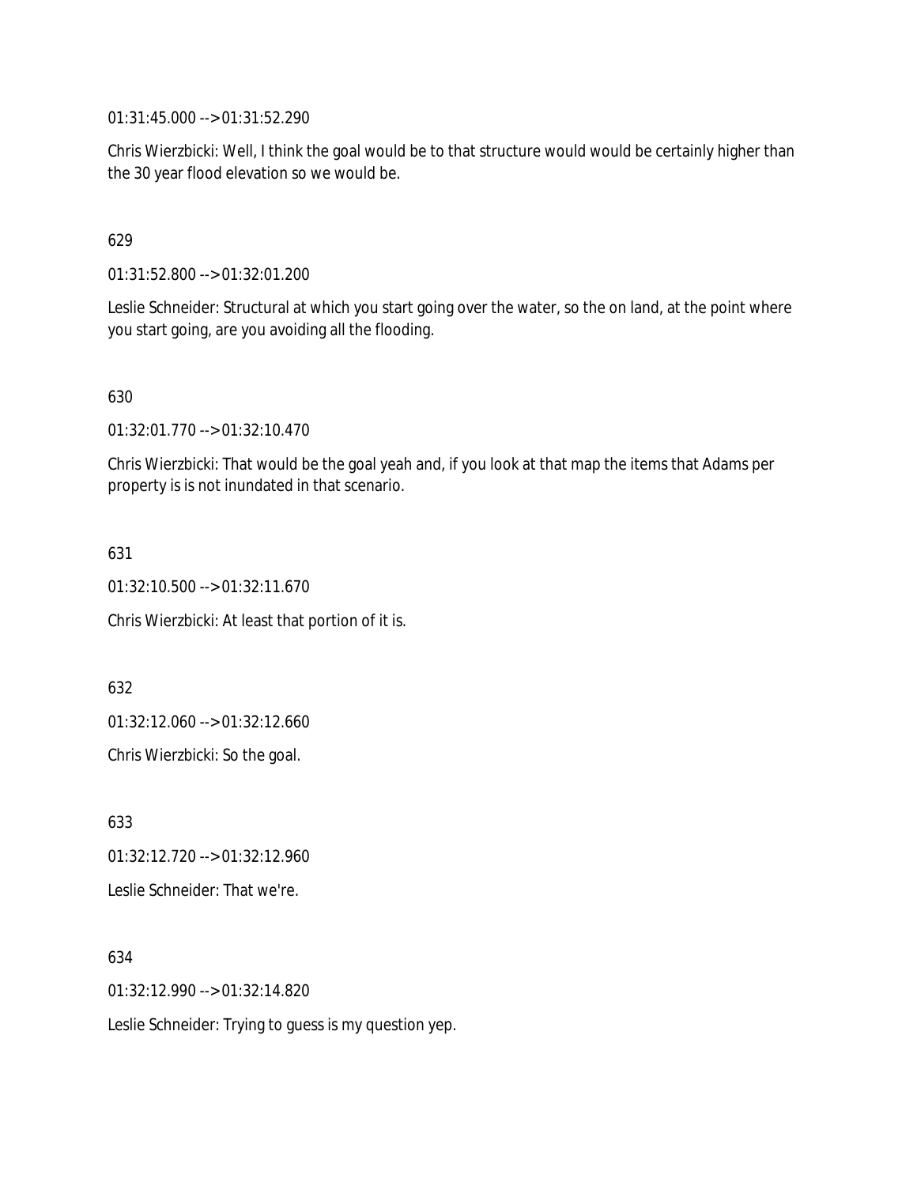01:31:45.000 --> 01:31:52.290

Chris Wierzbicki: Well, I think the goal would be to that structure would would be certainly higher than the 30 year flood elevation so we would be.

629

01:31:52.800 --> 01:32:01.200

Leslie Schneider: Structural at which you start going over the water, so the on land, at the point where you start going, are you avoiding all the flooding.

630

01:32:01.770 --> 01:32:10.470

Chris Wierzbicki: That would be the goal yeah and, if you look at that map the items that Adams per property is is not inundated in that scenario.

631

01:32:10.500 --> 01:32:11.670

Chris Wierzbicki: At least that portion of it is.

632

01:32:12.060 --> 01:32:12.660

Chris Wierzbicki: So the goal.

633

01:32:12.720 --> 01:32:12.960

Leslie Schneider: That we're.

634

01:32:12.990 --> 01:32:14.820

Leslie Schneider: Trying to guess is my question yep.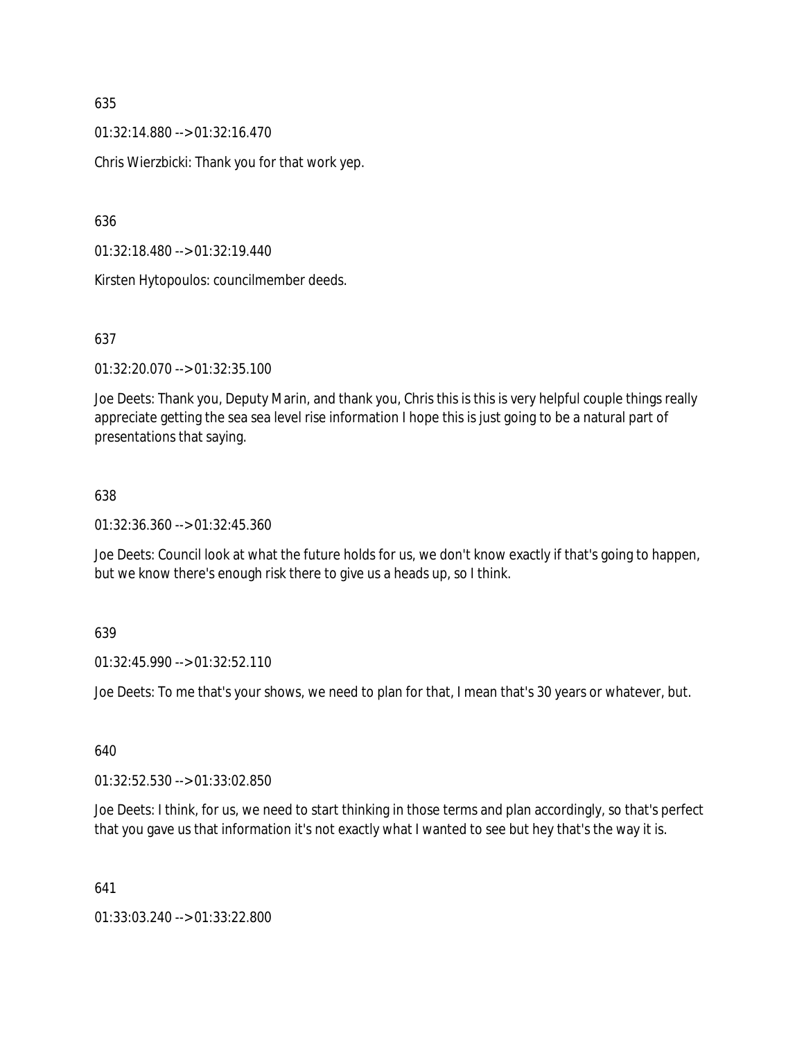635

01:32:14.880 --> 01:32:16.470

Chris Wierzbicki: Thank you for that work yep.

636

01:32:18.480 --> 01:32:19.440

Kirsten Hytopoulos: councilmember deeds.

637

01:32:20.070 --> 01:32:35.100

Joe Deets: Thank you, Deputy Marin, and thank you, Chris this is this is very helpful couple things really appreciate getting the sea sea level rise information I hope this is just going to be a natural part of presentations that saying.

638

01:32:36.360 --> 01:32:45.360

Joe Deets: Council look at what the future holds for us, we don't know exactly if that's going to happen, but we know there's enough risk there to give us a heads up, so I think.

639

01:32:45.990 --> 01:32:52.110

Joe Deets: To me that's your shows, we need to plan for that, I mean that's 30 years or whatever, but.

640

01:32:52.530 --> 01:33:02.850

Joe Deets: I think, for us, we need to start thinking in those terms and plan accordingly, so that's perfect that you gave us that information it's not exactly what I wanted to see but hey that's the way it is.

641

01:33:03.240 --> 01:33:22.800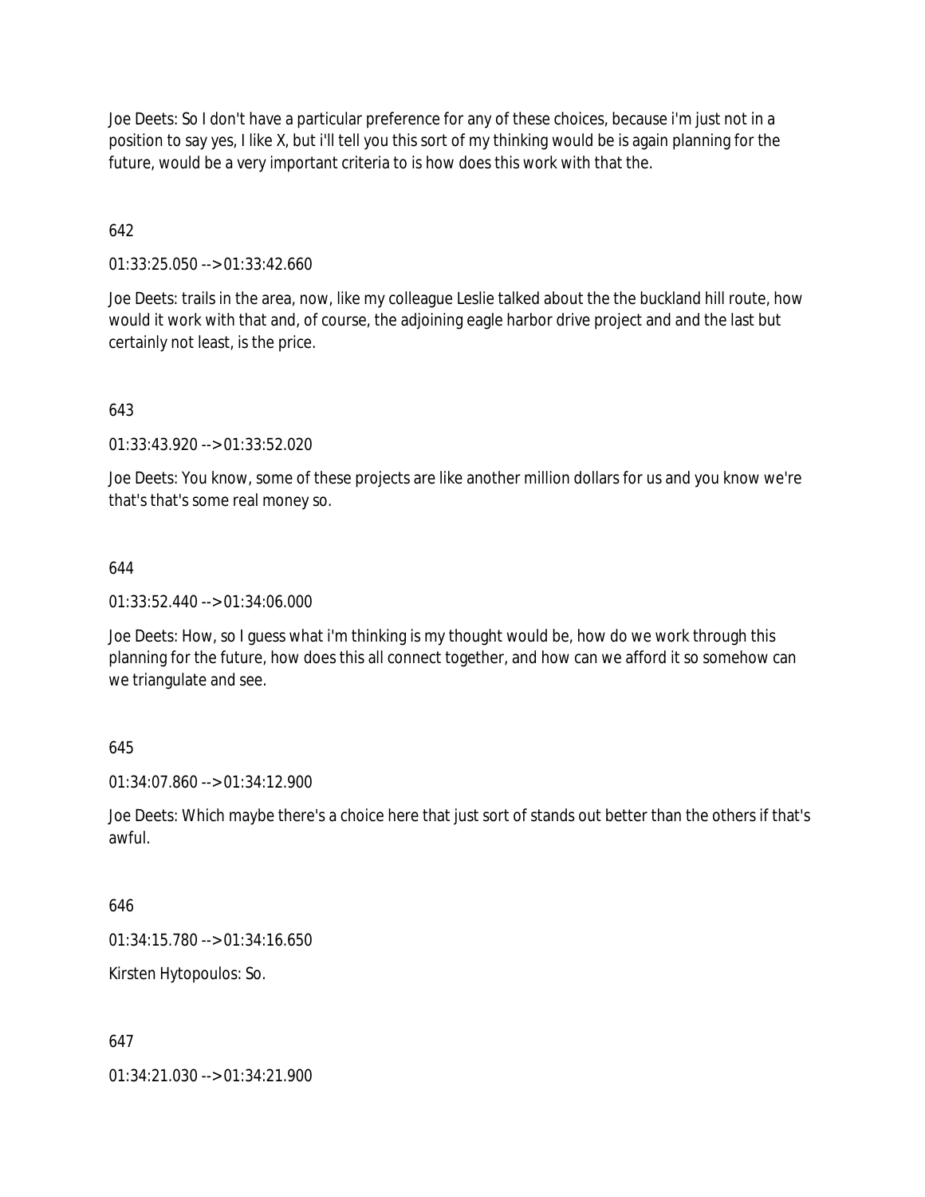Joe Deets: So I don't have a particular preference for any of these choices, because i'm just not in a position to say yes, I like X, but i'll tell you this sort of my thinking would be is again planning for the future, would be a very important criteria to is how does this work with that the.

642

01:33:25.050 --> 01:33:42.660

Joe Deets: trails in the area, now, like my colleague Leslie talked about the the buckland hill route, how would it work with that and, of course, the adjoining eagle harbor drive project and and the last but certainly not least, is the price.

643

01:33:43.920 --> 01:33:52.020

Joe Deets: You know, some of these projects are like another million dollars for us and you know we're that's that's some real money so.

644

01:33:52.440 --> 01:34:06.000

Joe Deets: How, so I guess what i'm thinking is my thought would be, how do we work through this planning for the future, how does this all connect together, and how can we afford it so somehow can we triangulate and see.

645

01:34:07.860 --> 01:34:12.900

Joe Deets: Which maybe there's a choice here that just sort of stands out better than the others if that's awful.

646

01:34:15.780 --> 01:34:16.650

Kirsten Hytopoulos: So.

647

01:34:21.030 --> 01:34:21.900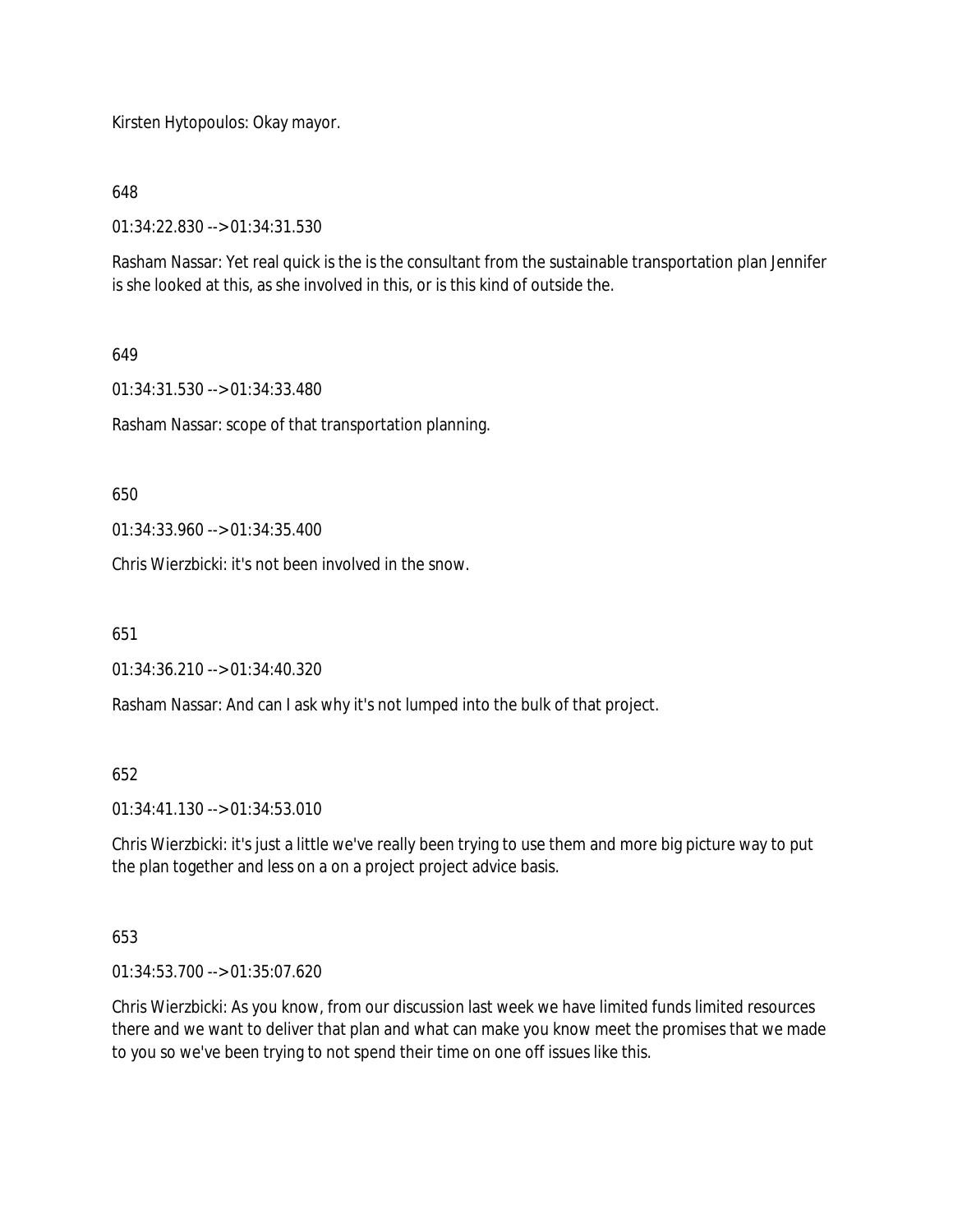Kirsten Hytopoulos: Okay mayor.

648

01:34:22.830 --> 01:34:31.530

Rasham Nassar: Yet real quick is the is the consultant from the sustainable transportation plan Jennifer is she looked at this, as she involved in this, or is this kind of outside the.

649

01:34:31.530 --> 01:34:33.480

Rasham Nassar: scope of that transportation planning.

650

01:34:33.960 --> 01:34:35.400

Chris Wierzbicki: it's not been involved in the snow.

651

01:34:36.210 --> 01:34:40.320

Rasham Nassar: And can I ask why it's not lumped into the bulk of that project.

652

01:34:41.130 --> 01:34:53.010

Chris Wierzbicki: it's just a little we've really been trying to use them and more big picture way to put the plan together and less on a on a project project advice basis.

653

01:34:53.700 --> 01:35:07.620

Chris Wierzbicki: As you know, from our discussion last week we have limited funds limited resources there and we want to deliver that plan and what can make you know meet the promises that we made to you so we've been trying to not spend their time on one off issues like this.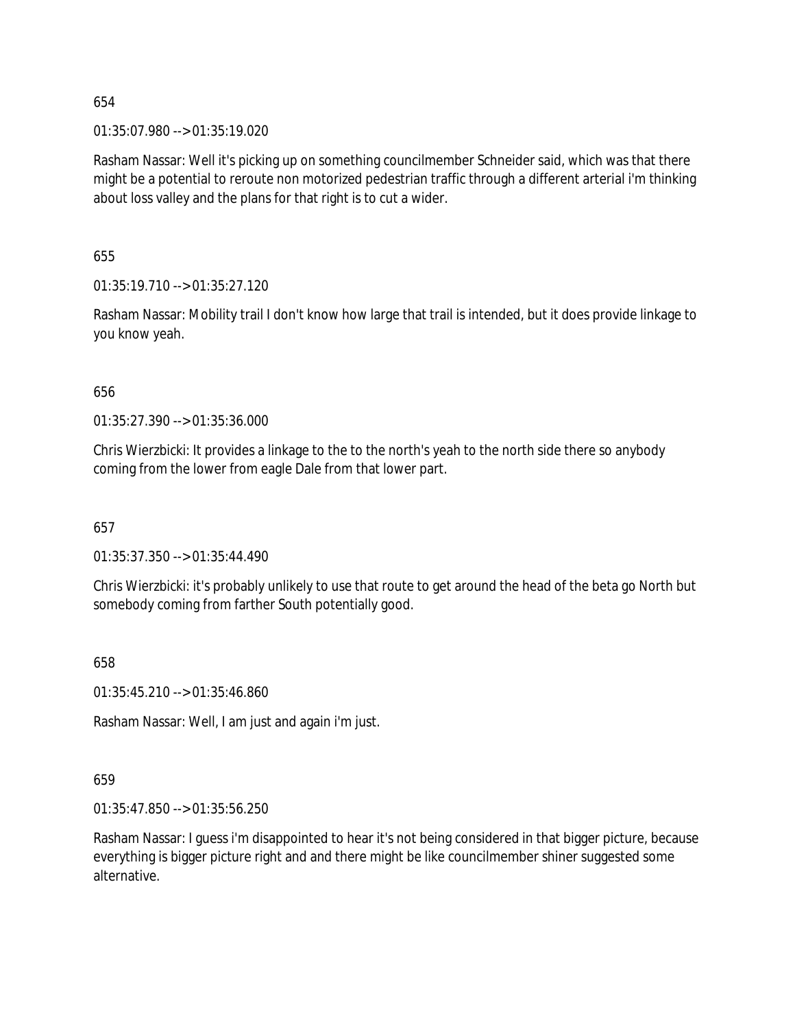654

01:35:07.980 --> 01:35:19.020

Rasham Nassar: Well it's picking up on something councilmember Schneider said, which was that there might be a potential to reroute non motorized pedestrian traffic through a different arterial i'm thinking about loss valley and the plans for that right is to cut a wider.

655

01:35:19.710 --> 01:35:27.120

Rasham Nassar: Mobility trail I don't know how large that trail is intended, but it does provide linkage to you know yeah.

656

01:35:27.390 --> 01:35:36.000

Chris Wierzbicki: It provides a linkage to the to the north's yeah to the north side there so anybody coming from the lower from eagle Dale from that lower part.

657

01:35:37.350 --> 01:35:44.490

Chris Wierzbicki: it's probably unlikely to use that route to get around the head of the beta go North but somebody coming from farther South potentially good.

658

01:35:45.210 --> 01:35:46.860

Rasham Nassar: Well, I am just and again i'm just.

659

01:35:47.850 --> 01:35:56.250

Rasham Nassar: I guess i'm disappointed to hear it's not being considered in that bigger picture, because everything is bigger picture right and and there might be like councilmember shiner suggested some alternative.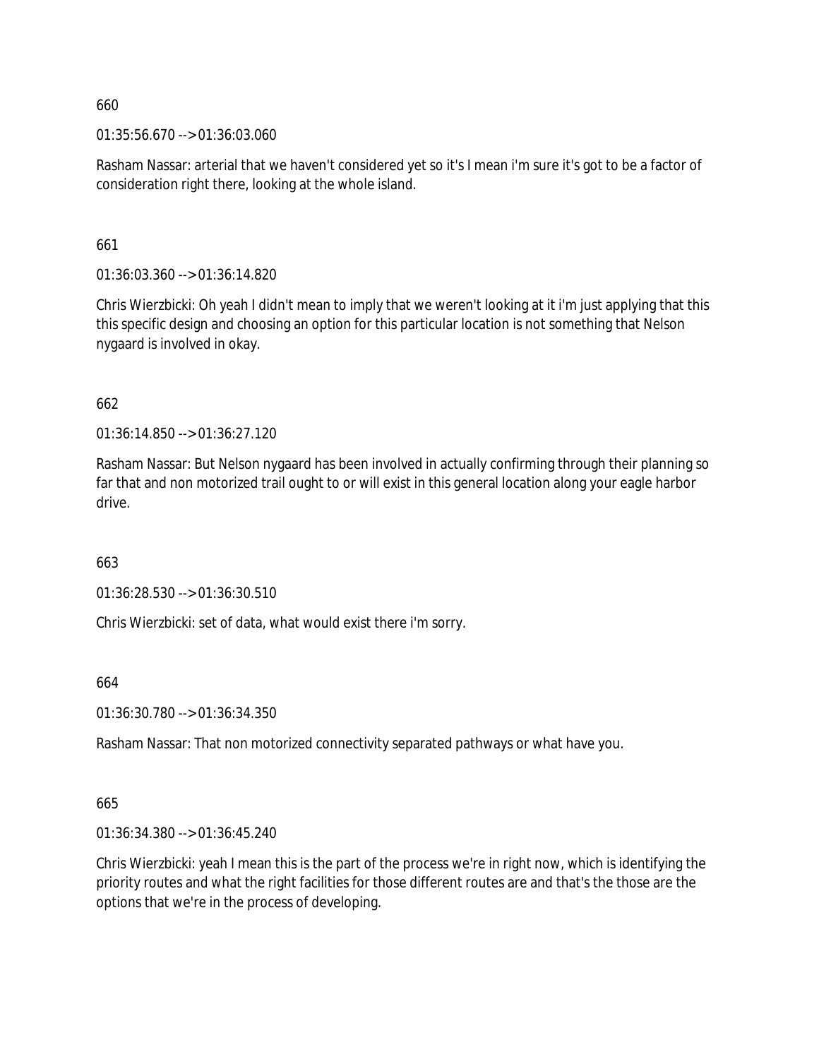660

01:35:56.670 --> 01:36:03.060

Rasham Nassar: arterial that we haven't considered yet so it's I mean i'm sure it's got to be a factor of consideration right there, looking at the whole island.

661

01:36:03.360 --> 01:36:14.820

Chris Wierzbicki: Oh yeah I didn't mean to imply that we weren't looking at it i'm just applying that this this specific design and choosing an option for this particular location is not something that Nelson nygaard is involved in okay.

662

01:36:14.850 --> 01:36:27.120

Rasham Nassar: But Nelson nygaard has been involved in actually confirming through their planning so far that and non motorized trail ought to or will exist in this general location along your eagle harbor drive.

663

01:36:28.530 --> 01:36:30.510

Chris Wierzbicki: set of data, what would exist there i'm sorry.

664

01:36:30.780 --> 01:36:34.350

Rasham Nassar: That non motorized connectivity separated pathways or what have you.

665

01:36:34.380 --> 01:36:45.240

Chris Wierzbicki: yeah I mean this is the part of the process we're in right now, which is identifying the priority routes and what the right facilities for those different routes are and that's the those are the options that we're in the process of developing.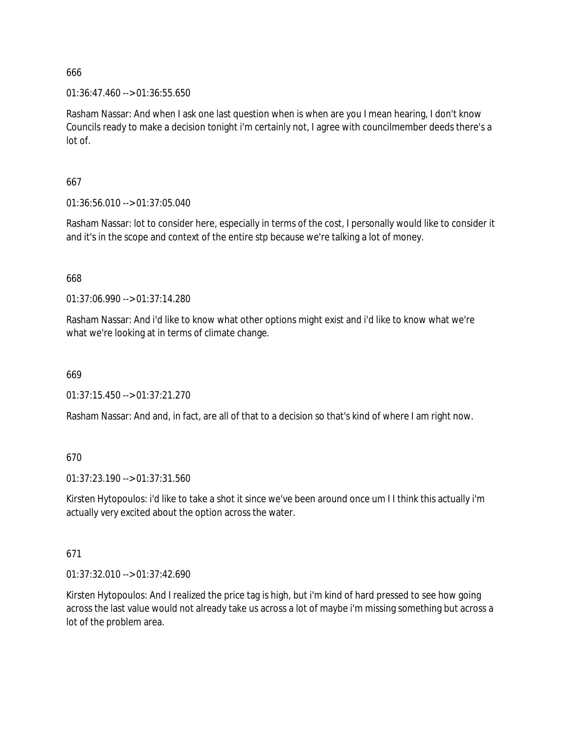666

01:36:47.460 --> 01:36:55.650

Rasham Nassar: And when I ask one last question when is when are you I mean hearing, I don't know Councils ready to make a decision tonight i'm certainly not, I agree with councilmember deeds there's a lot of.

667

01:36:56.010 --> 01:37:05.040

Rasham Nassar: lot to consider here, especially in terms of the cost, I personally would like to consider it and it's in the scope and context of the entire stp because we're talking a lot of money.

668

01:37:06.990 --> 01:37:14.280

Rasham Nassar: And i'd like to know what other options might exist and i'd like to know what we're what we're looking at in terms of climate change.

669

01:37:15.450 --> 01:37:21.270

Rasham Nassar: And and, in fact, are all of that to a decision so that's kind of where I am right now.

670

01:37:23.190 --> 01:37:31.560

Kirsten Hytopoulos: i'd like to take a shot it since we've been around once um I I think this actually i'm actually very excited about the option across the water.

671

01:37:32.010 --> 01:37:42.690

Kirsten Hytopoulos: And I realized the price tag is high, but i'm kind of hard pressed to see how going across the last value would not already take us across a lot of maybe i'm missing something but across a lot of the problem area.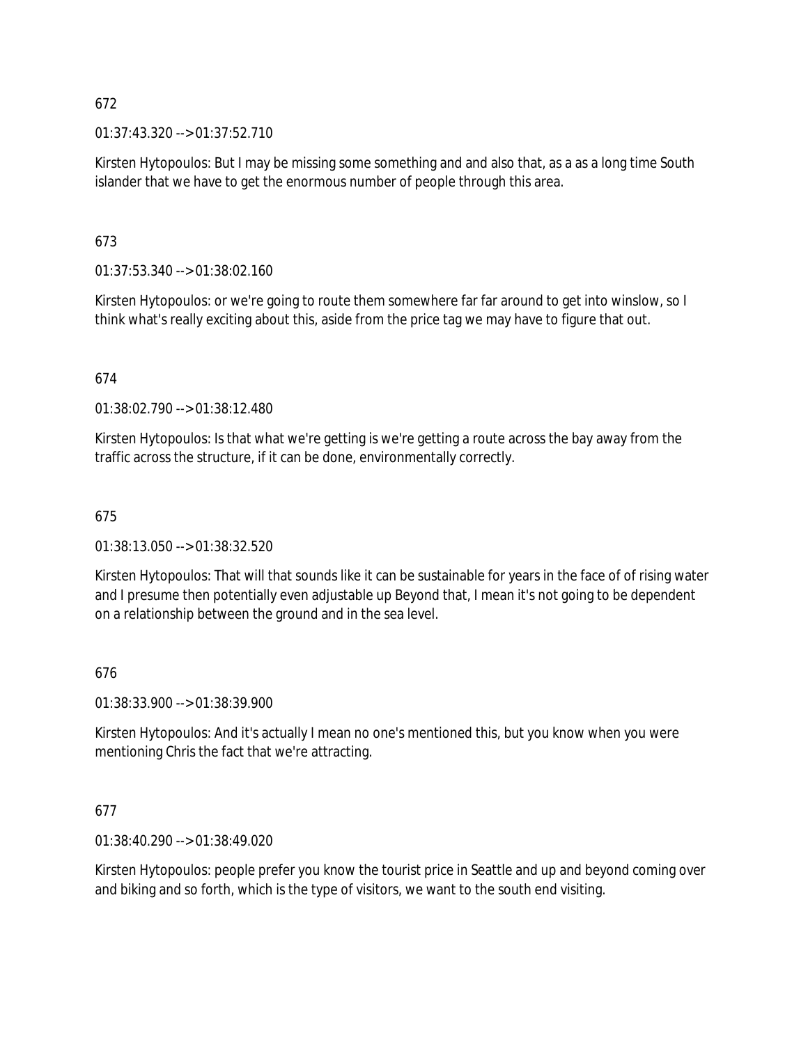672

01:37:43.320 --> 01:37:52.710

Kirsten Hytopoulos: But I may be missing some something and and also that, as a as a long time South islander that we have to get the enormous number of people through this area.

673

01:37:53.340 --> 01:38:02.160

Kirsten Hytopoulos: or we're going to route them somewhere far far around to get into winslow, so I think what's really exciting about this, aside from the price tag we may have to figure that out.

674

01:38:02.790 --> 01:38:12.480

Kirsten Hytopoulos: Is that what we're getting is we're getting a route across the bay away from the traffic across the structure, if it can be done, environmentally correctly.

675

01:38:13.050 --> 01:38:32.520

Kirsten Hytopoulos: That will that sounds like it can be sustainable for years in the face of of rising water and I presume then potentially even adjustable up Beyond that, I mean it's not going to be dependent on a relationship between the ground and in the sea level.

676

01:38:33.900 --> 01:38:39.900

Kirsten Hytopoulos: And it's actually I mean no one's mentioned this, but you know when you were mentioning Chris the fact that we're attracting.

677

01:38:40.290 --> 01:38:49.020

Kirsten Hytopoulos: people prefer you know the tourist price in Seattle and up and beyond coming over and biking and so forth, which is the type of visitors, we want to the south end visiting.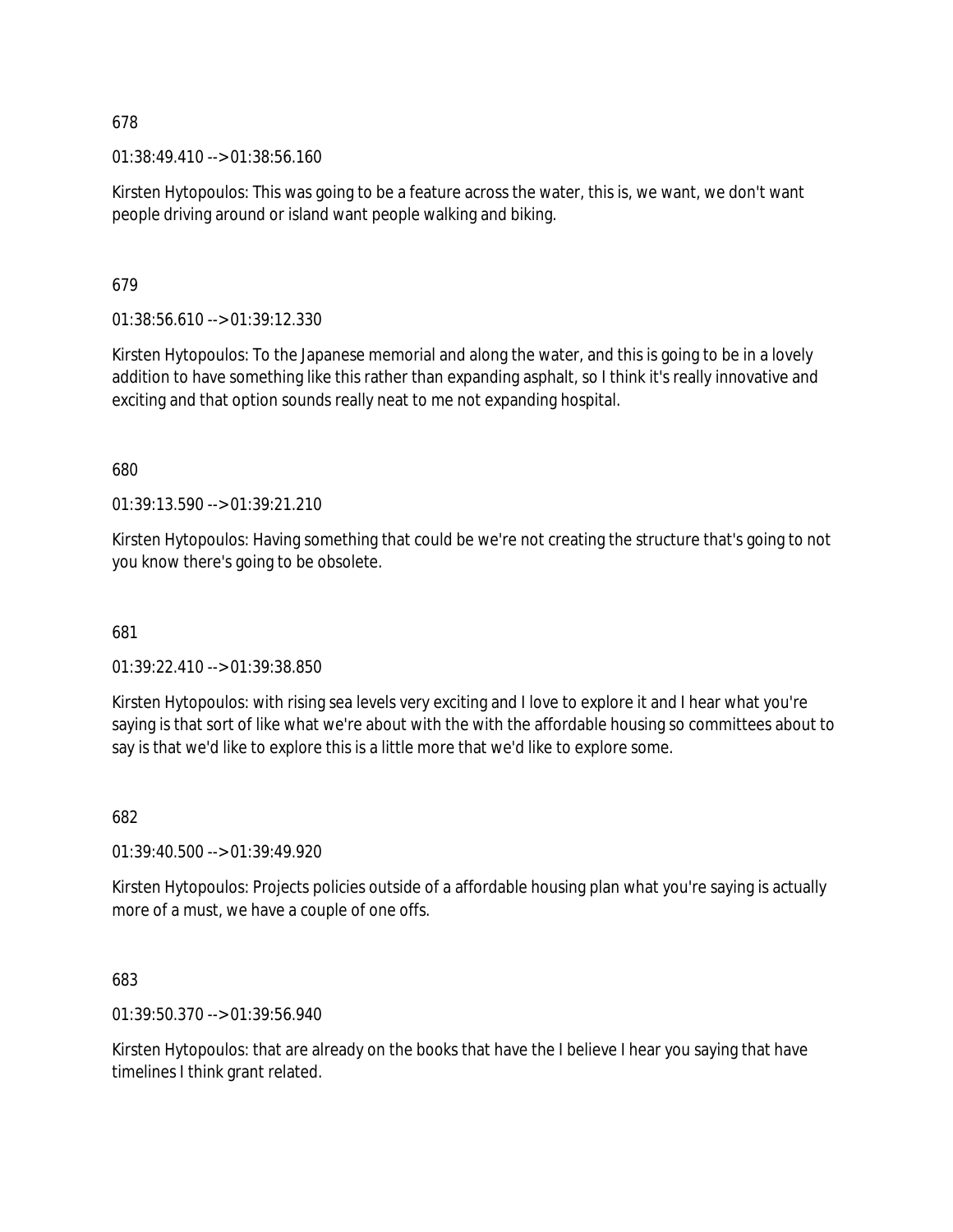678

01:38:49.410 --> 01:38:56.160

Kirsten Hytopoulos: This was going to be a feature across the water, this is, we want, we don't want people driving around or island want people walking and biking.

679

01:38:56.610 --> 01:39:12.330

Kirsten Hytopoulos: To the Japanese memorial and along the water, and this is going to be in a lovely addition to have something like this rather than expanding asphalt, so I think it's really innovative and exciting and that option sounds really neat to me not expanding hospital.

680

01:39:13.590 --> 01:39:21.210

Kirsten Hytopoulos: Having something that could be we're not creating the structure that's going to not you know there's going to be obsolete.

681

01:39:22.410 --> 01:39:38.850

Kirsten Hytopoulos: with rising sea levels very exciting and I love to explore it and I hear what you're saying is that sort of like what we're about with the with the affordable housing so committees about to say is that we'd like to explore this is a little more that we'd like to explore some.

682

01:39:40.500 --> 01:39:49.920

Kirsten Hytopoulos: Projects policies outside of a affordable housing plan what you're saying is actually more of a must, we have a couple of one offs.

683

01:39:50.370 --> 01:39:56.940

Kirsten Hytopoulos: that are already on the books that have the I believe I hear you saying that have timelines I think grant related.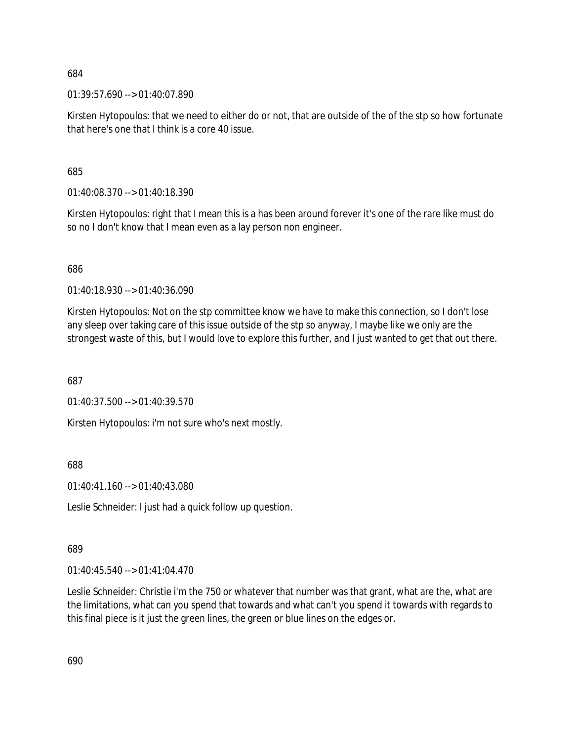684

01:39:57.690 --> 01:40:07.890

Kirsten Hytopoulos: that we need to either do or not, that are outside of the of the stp so how fortunate that here's one that I think is a core 40 issue.

685

01:40:08.370 --> 01:40:18.390

Kirsten Hytopoulos: right that I mean this is a has been around forever it's one of the rare like must do so no I don't know that I mean even as a lay person non engineer.

686

01:40:18.930 --> 01:40:36.090

Kirsten Hytopoulos: Not on the stp committee know we have to make this connection, so I don't lose any sleep over taking care of this issue outside of the stp so anyway, I maybe like we only are the strongest waste of this, but I would love to explore this further, and I just wanted to get that out there.

687

01:40:37.500 --> 01:40:39.570

Kirsten Hytopoulos: i'm not sure who's next mostly.

688

01:40:41.160 --> 01:40:43.080

Leslie Schneider: I just had a quick follow up question.

689

01:40:45.540 --> 01:41:04.470

Leslie Schneider: Christie i'm the 750 or whatever that number was that grant, what are the, what are the limitations, what can you spend that towards and what can't you spend it towards with regards to this final piece is it just the green lines, the green or blue lines on the edges or.

690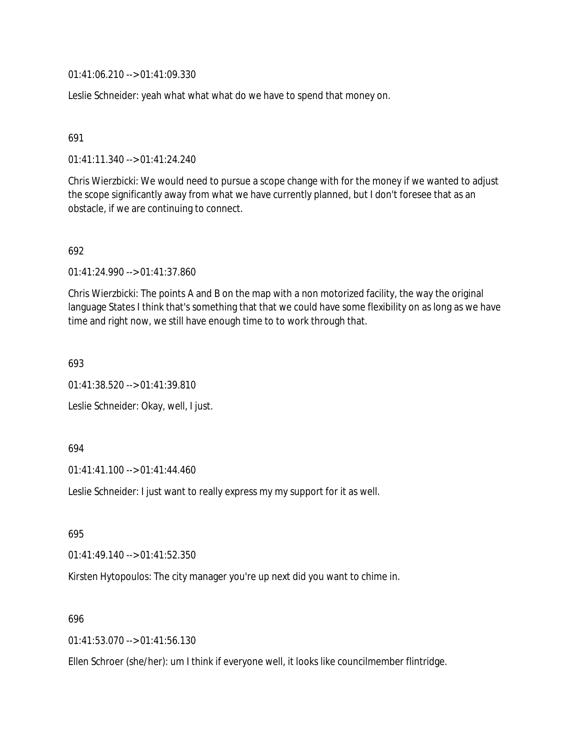01:41:06.210 --> 01:41:09.330

Leslie Schneider: yeah what what what do we have to spend that money on.

691

01:41:11.340 --> 01:41:24.240

Chris Wierzbicki: We would need to pursue a scope change with for the money if we wanted to adjust the scope significantly away from what we have currently planned, but I don't foresee that as an obstacle, if we are continuing to connect.

692

01:41:24.990 --> 01:41:37.860

Chris Wierzbicki: The points A and B on the map with a non motorized facility, the way the original language States I think that's something that that we could have some flexibility on as long as we have time and right now, we still have enough time to to work through that.

693

01:41:38.520 --> 01:41:39.810

Leslie Schneider: Okay, well, I just.

694

01:41:41.100 --> 01:41:44.460

Leslie Schneider: I just want to really express my my support for it as well.

695

01:41:49.140 --> 01:41:52.350

Kirsten Hytopoulos: The city manager you're up next did you want to chime in.

696

01:41:53.070 --> 01:41:56.130

Ellen Schroer (she/her): um I think if everyone well, it looks like councilmember flintridge.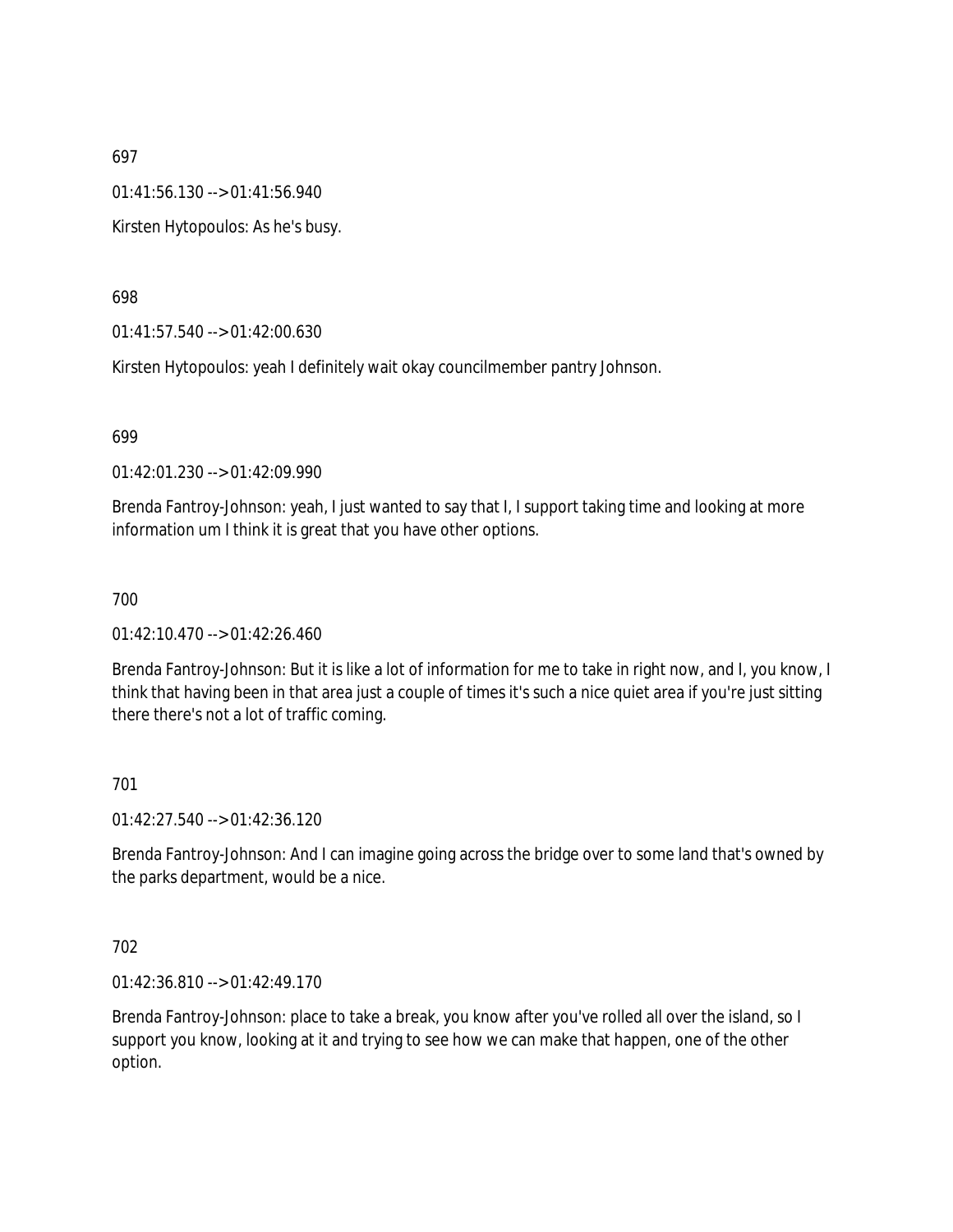697

01:41:56.130 --> 01:41:56.940

Kirsten Hytopoulos: As he's busy.

698

01:41:57.540 --> 01:42:00.630

Kirsten Hytopoulos: yeah I definitely wait okay councilmember pantry Johnson.

699

01:42:01.230 --> 01:42:09.990

Brenda Fantroy-Johnson: yeah, I just wanted to say that I, I support taking time and looking at more information um I think it is great that you have other options.

700

01:42:10.470 --> 01:42:26.460

Brenda Fantroy-Johnson: But it is like a lot of information for me to take in right now, and I, you know, I think that having been in that area just a couple of times it's such a nice quiet area if you're just sitting there there's not a lot of traffic coming.

701

01:42:27.540 --> 01:42:36.120

Brenda Fantroy-Johnson: And I can imagine going across the bridge over to some land that's owned by the parks department, would be a nice.

702

01:42:36.810 --> 01:42:49.170

Brenda Fantroy-Johnson: place to take a break, you know after you've rolled all over the island, so I support you know, looking at it and trying to see how we can make that happen, one of the other option.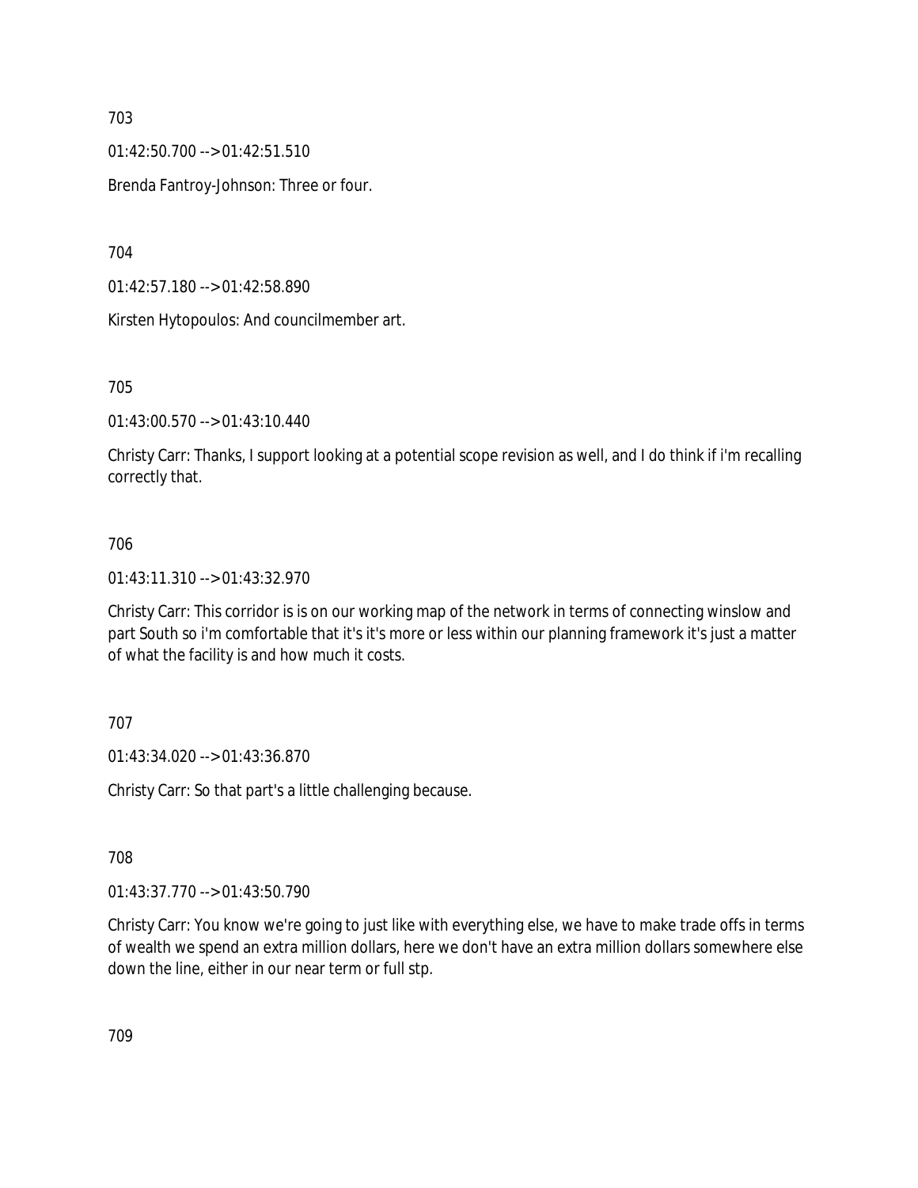703

01:42:50.700 --> 01:42:51.510

Brenda Fantroy-Johnson: Three or four.

704

01:42:57.180 --> 01:42:58.890

Kirsten Hytopoulos: And councilmember art.

705

01:43:00.570 --> 01:43:10.440

Christy Carr: Thanks, I support looking at a potential scope revision as well, and I do think if i'm recalling correctly that.

706

01:43:11.310 --> 01:43:32.970

Christy Carr: This corridor is is on our working map of the network in terms of connecting winslow and part South so i'm comfortable that it's it's more or less within our planning framework it's just a matter of what the facility is and how much it costs.

707

01:43:34.020 --> 01:43:36.870

Christy Carr: So that part's a little challenging because.

708

01:43:37.770 --> 01:43:50.790

Christy Carr: You know we're going to just like with everything else, we have to make trade offs in terms of wealth we spend an extra million dollars, here we don't have an extra million dollars somewhere else down the line, either in our near term or full stp.

709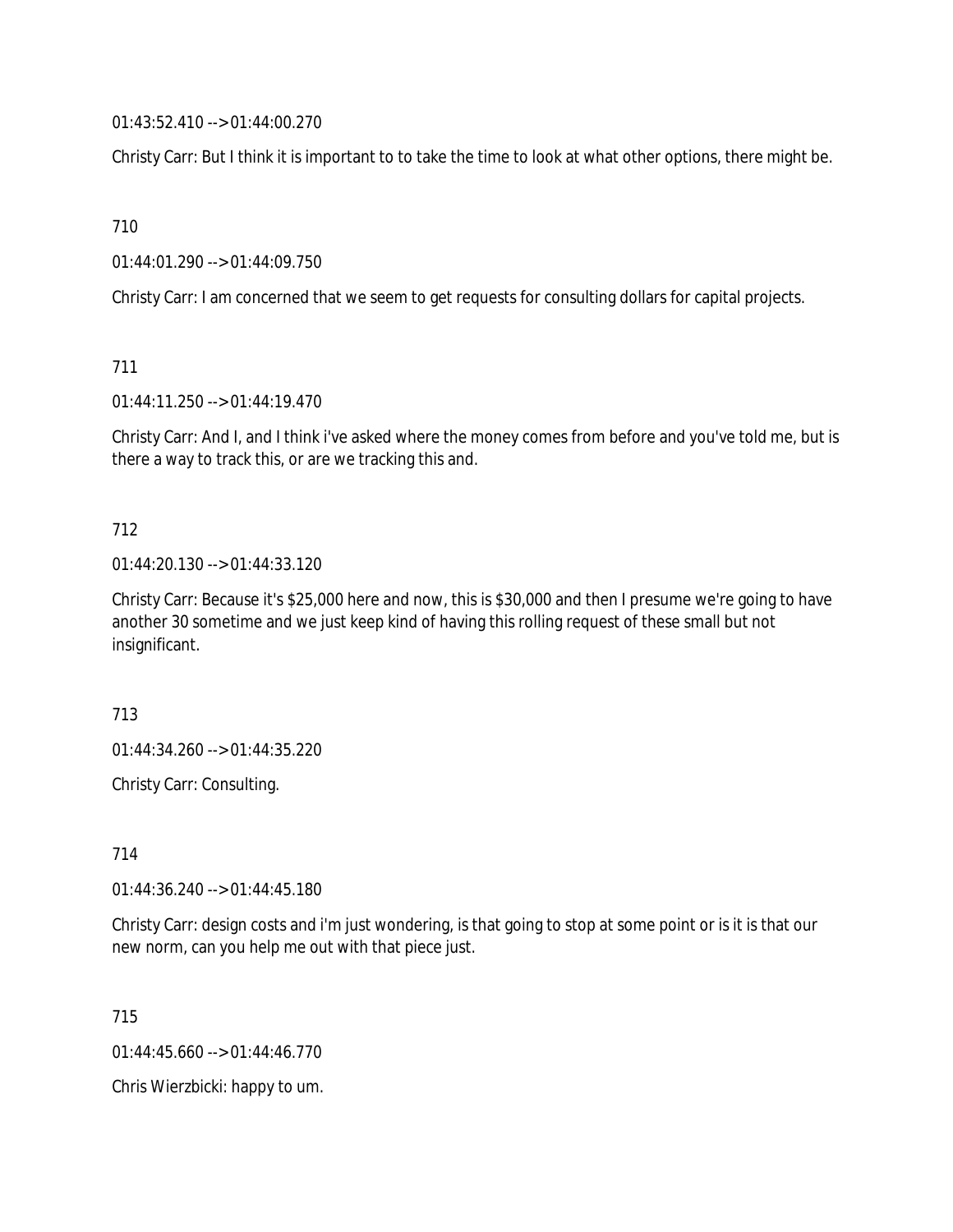01:43:52.410 --> 01:44:00.270

Christy Carr: But I think it is important to to take the time to look at what other options, there might be.

710

01:44:01.290 --> 01:44:09.750

Christy Carr: I am concerned that we seem to get requests for consulting dollars for capital projects.

711

01:44:11.250 --> 01:44:19.470

Christy Carr: And I, and I think i've asked where the money comes from before and you've told me, but is there a way to track this, or are we tracking this and.

712

01:44:20.130 --> 01:44:33.120

Christy Carr: Because it's $25,000 here and now, this is $30,000 and then I presume we're going to have another 30 sometime and we just keep kind of having this rolling request of these small but not insignificant.

713

01:44:34.260 --> 01:44:35.220

Christy Carr: Consulting.

714

01:44:36.240 --> 01:44:45.180

Christy Carr: design costs and i'm just wondering, is that going to stop at some point or is it is that our new norm, can you help me out with that piece just.

715

01:44:45.660 --> 01:44:46.770

Chris Wierzbicki: happy to um.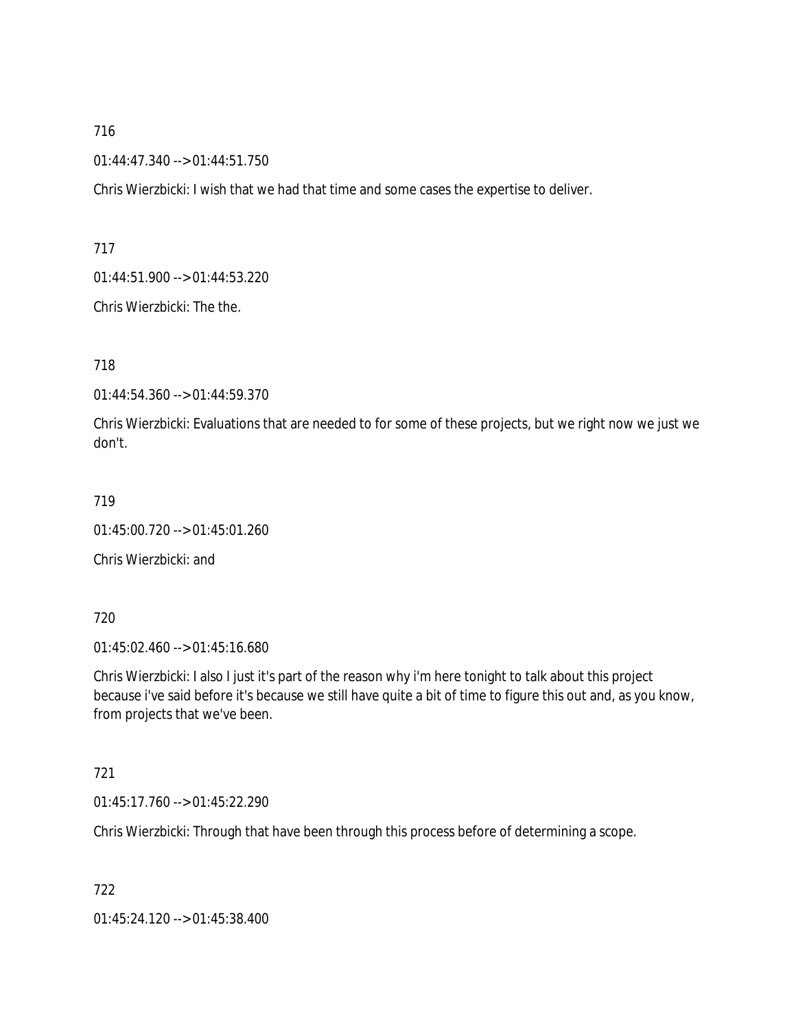716

01:44:47.340 --> 01:44:51.750

Chris Wierzbicki: I wish that we had that time and some cases the expertise to deliver.

717

01:44:51.900 --> 01:44:53.220

Chris Wierzbicki: The the.

718

01:44:54.360 --> 01:44:59.370

Chris Wierzbicki: Evaluations that are needed to for some of these projects, but we right now we just we don't.

719

01:45:00.720 --> 01:45:01.260

Chris Wierzbicki: and

720

01:45:02.460 --> 01:45:16.680

Chris Wierzbicki: I also I just it's part of the reason why i'm here tonight to talk about this project because i've said before it's because we still have quite a bit of time to figure this out and, as you know, from projects that we've been.

721

01:45:17.760 --> 01:45:22.290

Chris Wierzbicki: Through that have been through this process before of determining a scope.

722

01:45:24.120 --> 01:45:38.400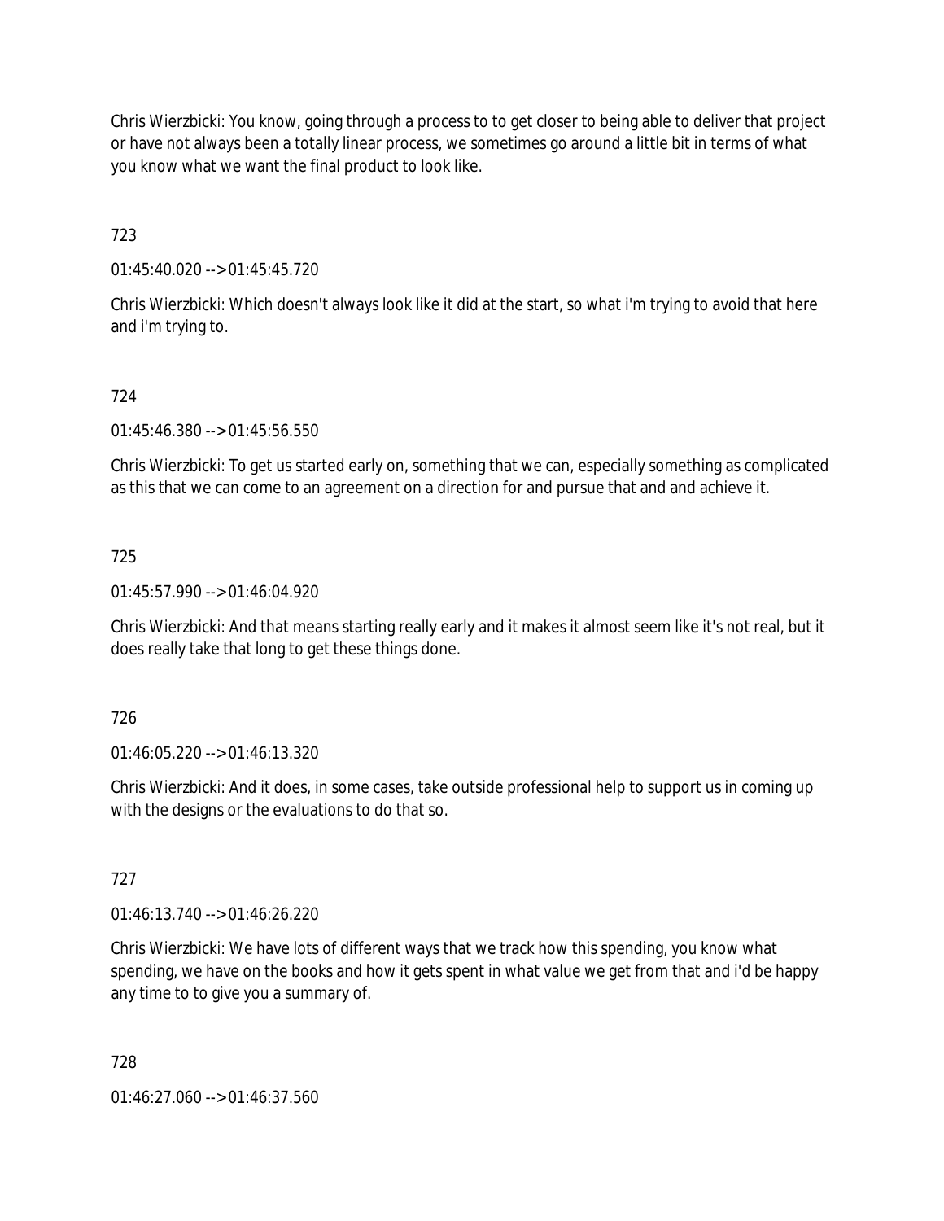Chris Wierzbicki: You know, going through a process to to get closer to being able to deliver that project or have not always been a totally linear process, we sometimes go around a little bit in terms of what you know what we want the final product to look like.

723

01:45:40.020 --> 01:45:45.720

Chris Wierzbicki: Which doesn't always look like it did at the start, so what i'm trying to avoid that here and i'm trying to.

724

01:45:46.380 --> 01:45:56.550

Chris Wierzbicki: To get us started early on, something that we can, especially something as complicated as this that we can come to an agreement on a direction for and pursue that and and achieve it.

725

01:45:57.990 --> 01:46:04.920

Chris Wierzbicki: And that means starting really early and it makes it almost seem like it's not real, but it does really take that long to get these things done.

726

01:46:05.220 --> 01:46:13.320

Chris Wierzbicki: And it does, in some cases, take outside professional help to support us in coming up with the designs or the evaluations to do that so.

727

01:46:13.740 --> 01:46:26.220

Chris Wierzbicki: We have lots of different ways that we track how this spending, you know what spending, we have on the books and how it gets spent in what value we get from that and i'd be happy any time to to give you a summary of.

728

01:46:27.060 --> 01:46:37.560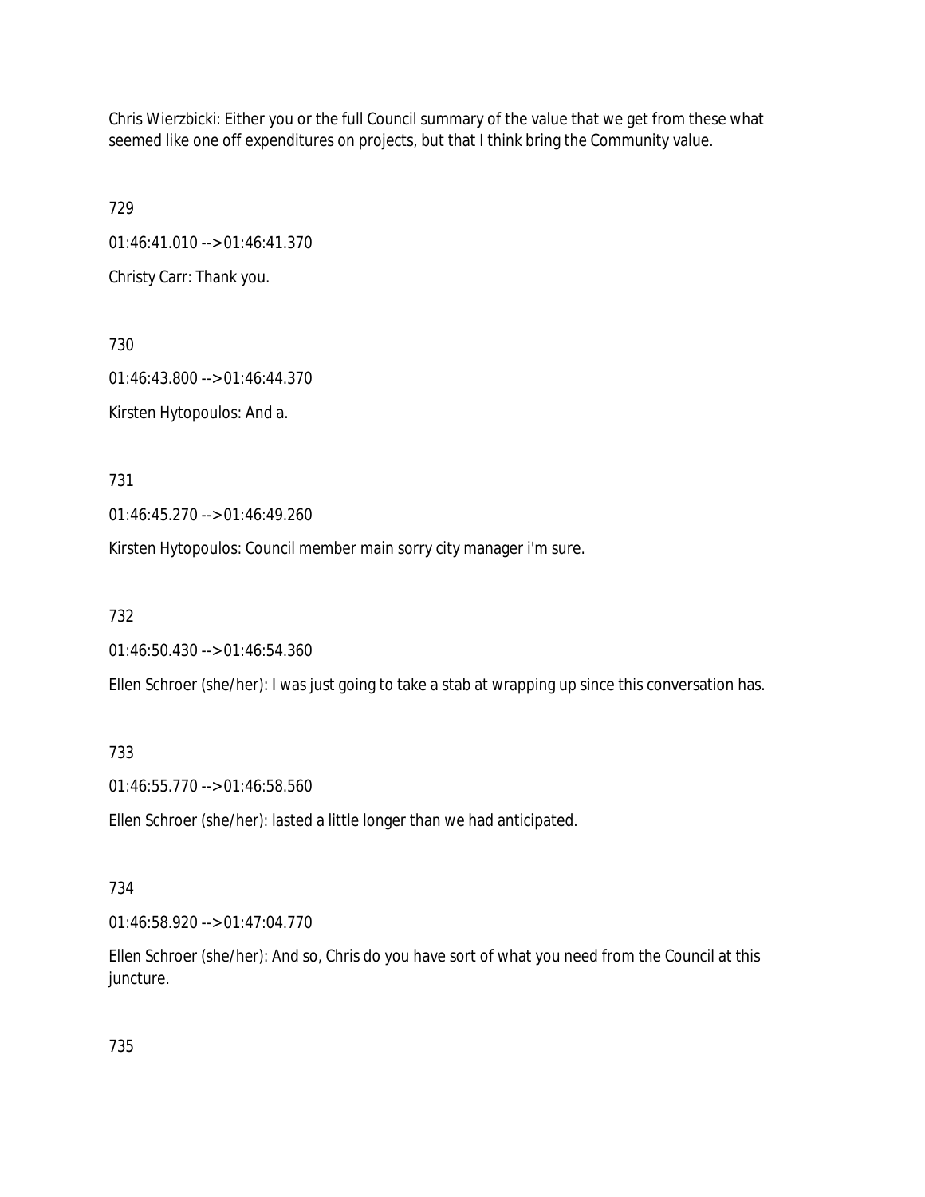Chris Wierzbicki: Either you or the full Council summary of the value that we get from these what seemed like one off expenditures on projects, but that I think bring the Community value.

729

01:46:41.010 --> 01:46:41.370

Christy Carr: Thank you.

730

01:46:43.800 --> 01:46:44.370

Kirsten Hytopoulos: And a.

731

01:46:45.270 --> 01:46:49.260

Kirsten Hytopoulos: Council member main sorry city manager i'm sure.

732

01:46:50.430 --> 01:46:54.360

Ellen Schroer (she/her): I was just going to take a stab at wrapping up since this conversation has.

733

01:46:55.770 --> 01:46:58.560

Ellen Schroer (she/her): lasted a little longer than we had anticipated.

734

01:46:58.920 --> 01:47:04.770

Ellen Schroer (she/her): And so, Chris do you have sort of what you need from the Council at this juncture.

735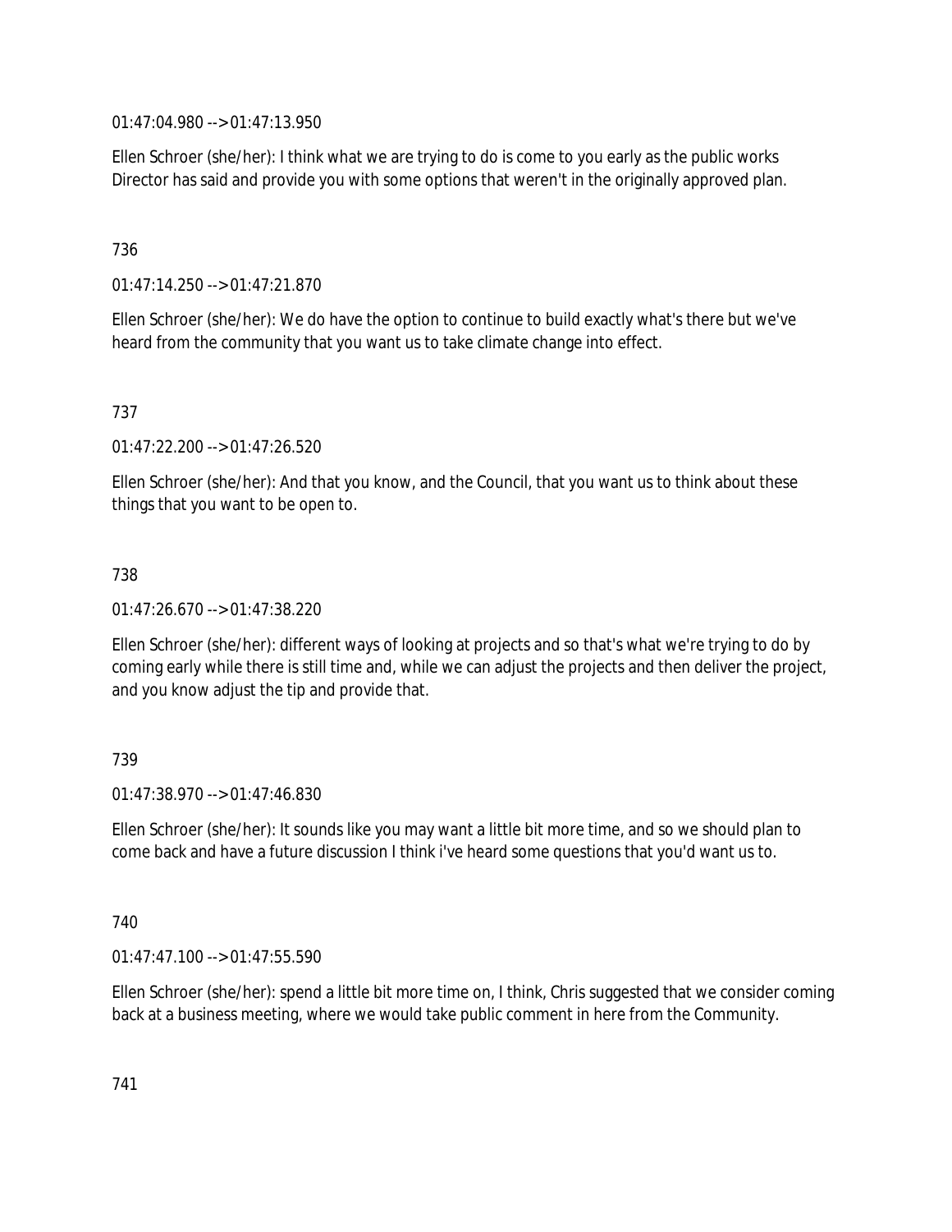01:47:04.980 --> 01:47:13.950

Ellen Schroer (she/her): I think what we are trying to do is come to you early as the public works Director has said and provide you with some options that weren't in the originally approved plan.

736

01:47:14.250 --> 01:47:21.870

Ellen Schroer (she/her): We do have the option to continue to build exactly what's there but we've heard from the community that you want us to take climate change into effect.

737

01:47:22.200 --> 01:47:26.520

Ellen Schroer (she/her): And that you know, and the Council, that you want us to think about these things that you want to be open to.

738

01:47:26.670 --> 01:47:38.220

Ellen Schroer (she/her): different ways of looking at projects and so that's what we're trying to do by coming early while there is still time and, while we can adjust the projects and then deliver the project, and you know adjust the tip and provide that.

739

01:47:38.970 --> 01:47:46.830

Ellen Schroer (she/her): It sounds like you may want a little bit more time, and so we should plan to come back and have a future discussion I think i've heard some questions that you'd want us to.

740

01:47:47.100 --> 01:47:55.590

Ellen Schroer (she/her): spend a little bit more time on, I think, Chris suggested that we consider coming back at a business meeting, where we would take public comment in here from the Community.

741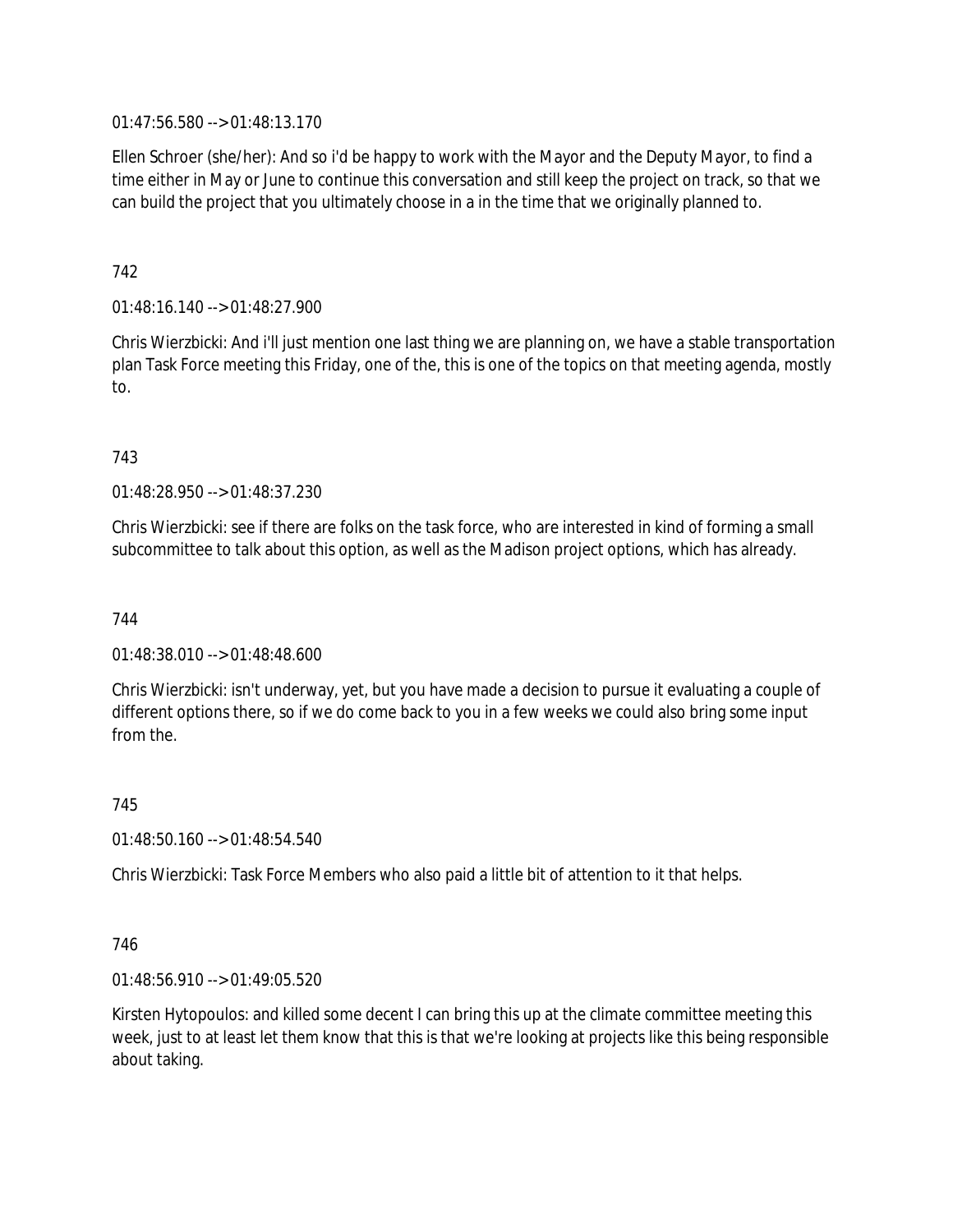01:47:56.580 --> 01:48:13.170

Ellen Schroer (she/her): And so i'd be happy to work with the Mayor and the Deputy Mayor, to find a time either in May or June to continue this conversation and still keep the project on track, so that we can build the project that you ultimately choose in a in the time that we originally planned to.

742

01:48:16.140 --> 01:48:27.900

Chris Wierzbicki: And i'll just mention one last thing we are planning on, we have a stable transportation plan Task Force meeting this Friday, one of the, this is one of the topics on that meeting agenda, mostly to.

743

01:48:28.950 --> 01:48:37.230

Chris Wierzbicki: see if there are folks on the task force, who are interested in kind of forming a small subcommittee to talk about this option, as well as the Madison project options, which has already.

744

01:48:38.010 --> 01:48:48.600

Chris Wierzbicki: isn't underway, yet, but you have made a decision to pursue it evaluating a couple of different options there, so if we do come back to you in a few weeks we could also bring some input from the.

745

01:48:50.160 --> 01:48:54.540

Chris Wierzbicki: Task Force Members who also paid a little bit of attention to it that helps.

746

01:48:56.910 --> 01:49:05.520

Kirsten Hytopoulos: and killed some decent I can bring this up at the climate committee meeting this week, just to at least let them know that this is that we're looking at projects like this being responsible about taking.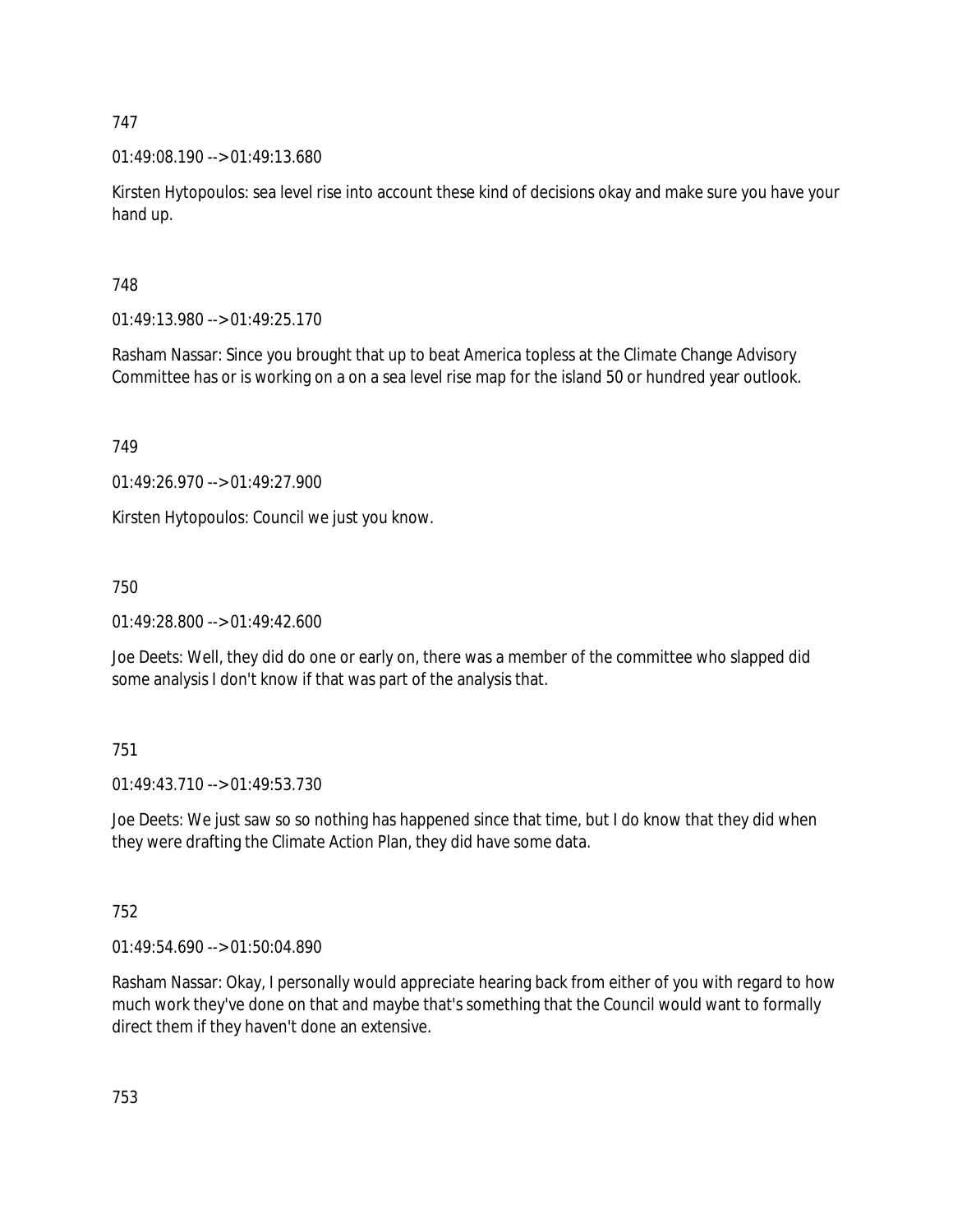747

01:49:08.190 --> 01:49:13.680

Kirsten Hytopoulos: sea level rise into account these kind of decisions okay and make sure you have your hand up.

748

01:49:13.980 --> 01:49:25.170

Rasham Nassar: Since you brought that up to beat America topless at the Climate Change Advisory Committee has or is working on a on a sea level rise map for the island 50 or hundred year outlook.

749

01:49:26.970 --> 01:49:27.900

Kirsten Hytopoulos: Council we just you know.

750

01:49:28.800 --> 01:49:42.600

Joe Deets: Well, they did do one or early on, there was a member of the committee who slapped did some analysis I don't know if that was part of the analysis that.

751

01:49:43.710 --> 01:49:53.730

Joe Deets: We just saw so so nothing has happened since that time, but I do know that they did when they were drafting the Climate Action Plan, they did have some data.

752

01:49:54.690 --> 01:50:04.890

Rasham Nassar: Okay, I personally would appreciate hearing back from either of you with regard to how much work they've done on that and maybe that's something that the Council would want to formally direct them if they haven't done an extensive.

753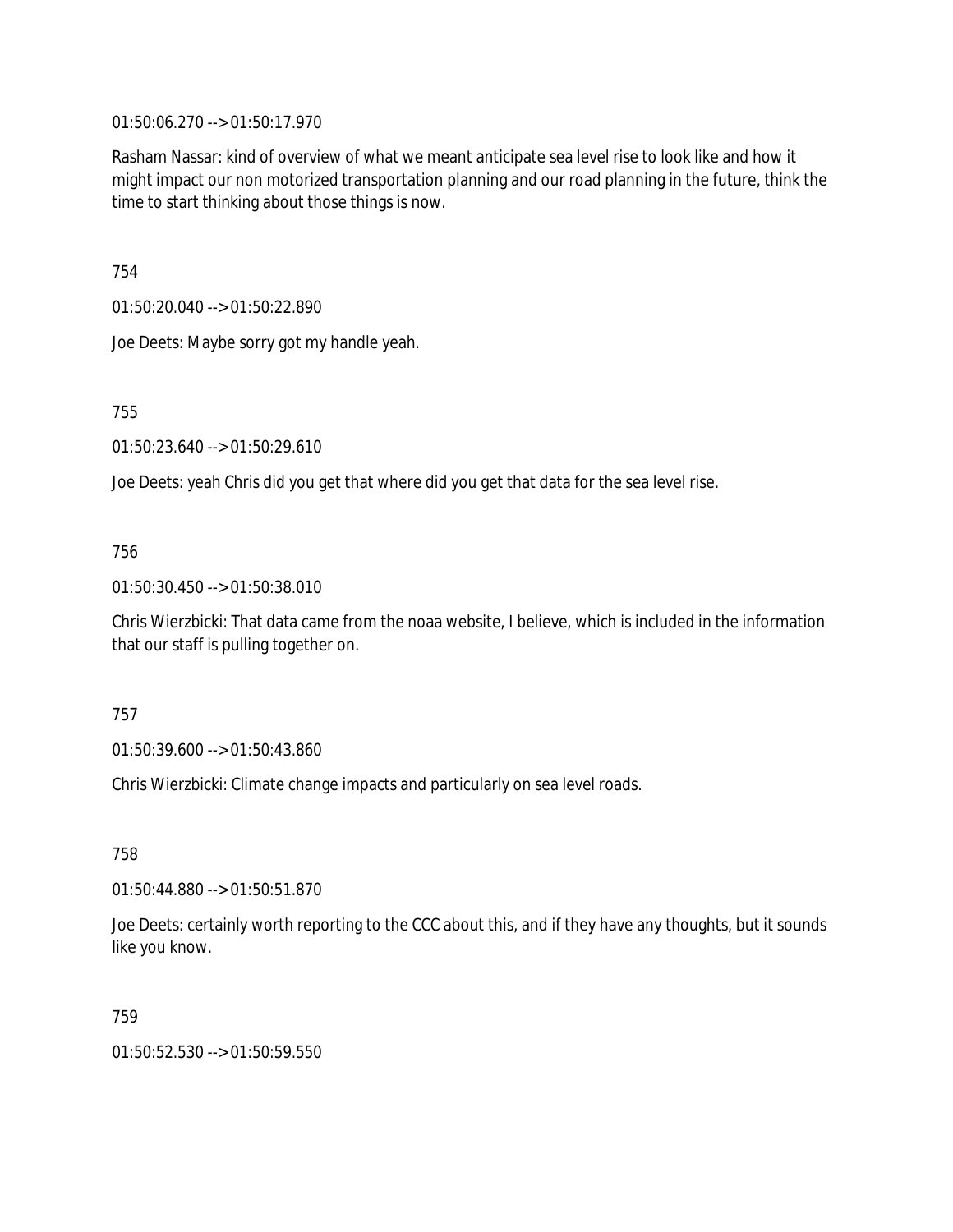01:50:06.270 --> 01:50:17.970

Rasham Nassar: kind of overview of what we meant anticipate sea level rise to look like and how it might impact our non motorized transportation planning and our road planning in the future, think the time to start thinking about those things is now.

754

01:50:20.040 --> 01:50:22.890

Joe Deets: Maybe sorry got my handle yeah.

755

01:50:23.640 --> 01:50:29.610

Joe Deets: yeah Chris did you get that where did you get that data for the sea level rise.

756

01:50:30.450 --> 01:50:38.010

Chris Wierzbicki: That data came from the noaa website, I believe, which is included in the information that our staff is pulling together on.

757

01:50:39.600 --> 01:50:43.860

Chris Wierzbicki: Climate change impacts and particularly on sea level roads.

758

01:50:44.880 --> 01:50:51.870

Joe Deets: certainly worth reporting to the CCC about this, and if they have any thoughts, but it sounds like you know.

759

01:50:52.530 --> 01:50:59.550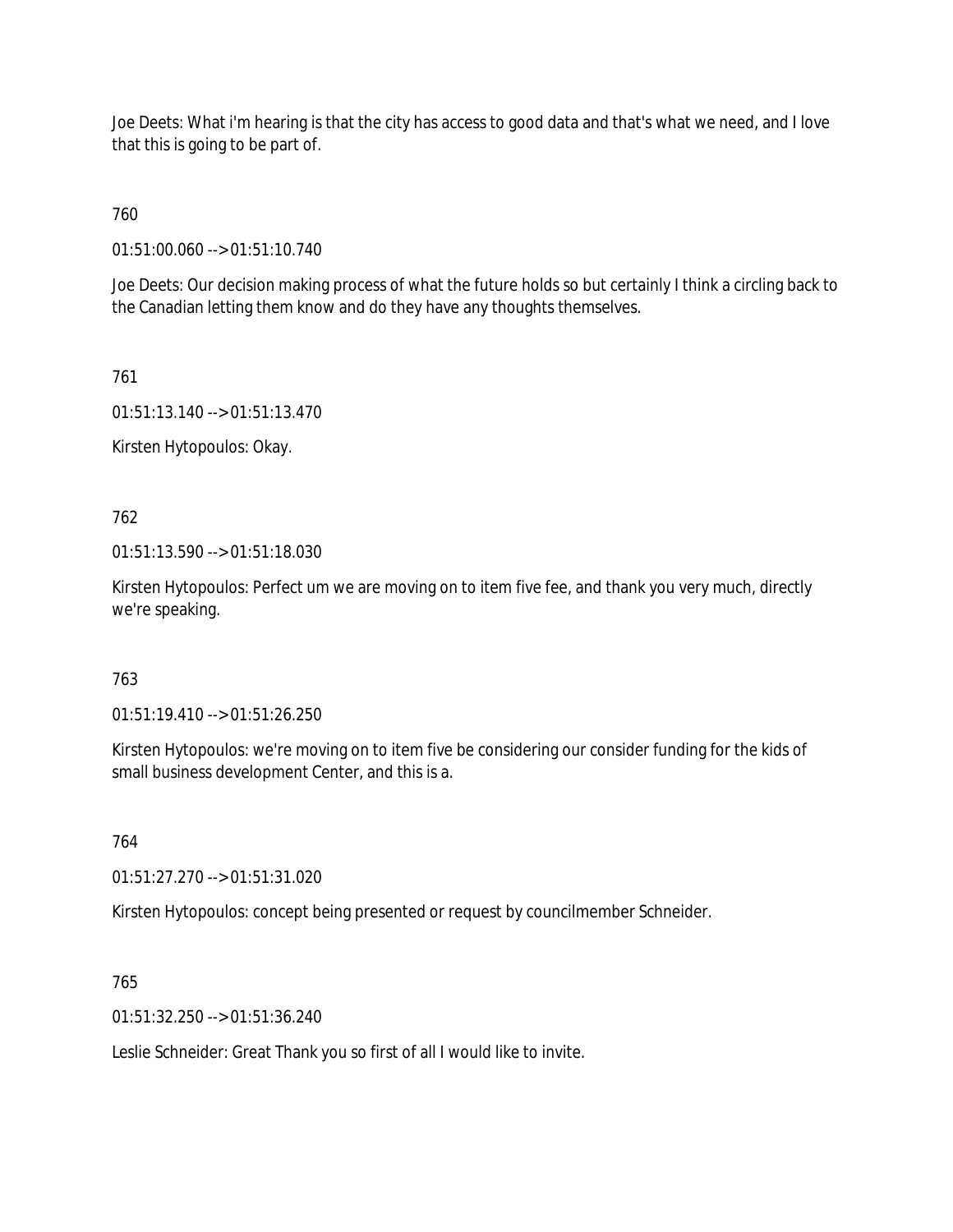Joe Deets: What i'm hearing is that the city has access to good data and that's what we need, and I love that this is going to be part of.

760

01:51:00.060 --> 01:51:10.740

Joe Deets: Our decision making process of what the future holds so but certainly I think a circling back to the Canadian letting them know and do they have any thoughts themselves.

761

01:51:13.140 --> 01:51:13.470

Kirsten Hytopoulos: Okay.

762

01:51:13.590 --> 01:51:18.030

Kirsten Hytopoulos: Perfect um we are moving on to item five fee, and thank you very much, directly we're speaking.

763

01:51:19.410 --> 01:51:26.250

Kirsten Hytopoulos: we're moving on to item five be considering our consider funding for the kids of small business development Center, and this is a.

764

01:51:27.270 --> 01:51:31.020

Kirsten Hytopoulos: concept being presented or request by councilmember Schneider.

765

01:51:32.250 --> 01:51:36.240

Leslie Schneider: Great Thank you so first of all I would like to invite.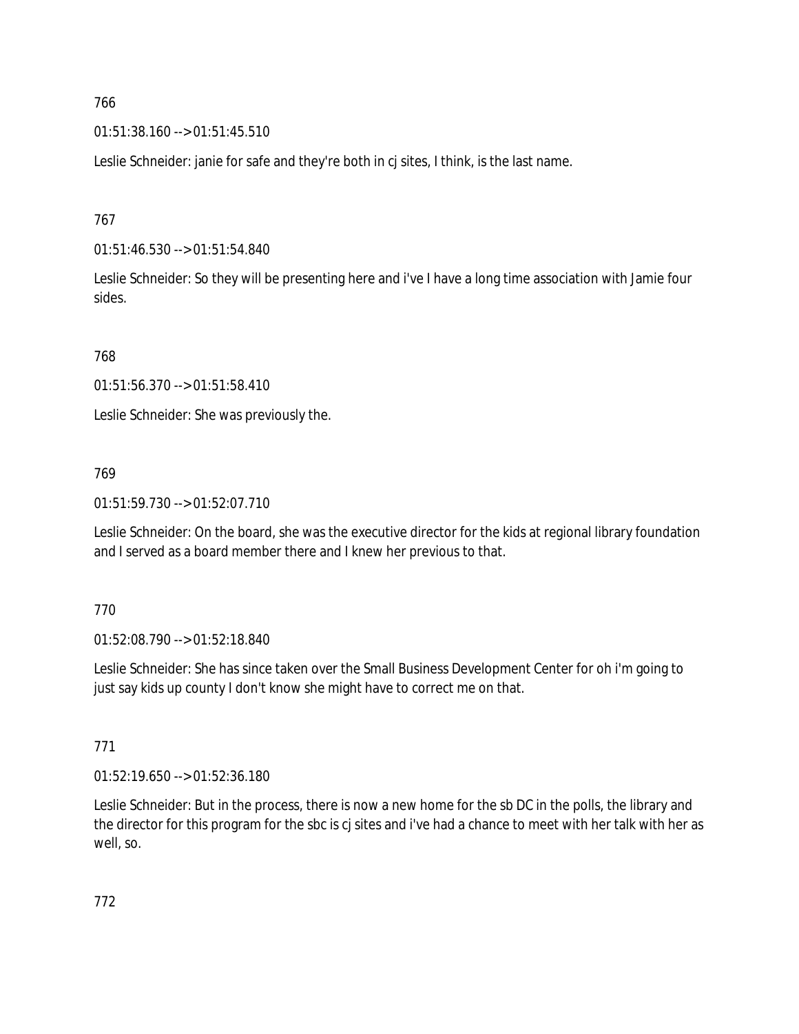766

01:51:38.160 --> 01:51:45.510

Leslie Schneider: janie for safe and they're both in cj sites, I think, is the last name.

767

01:51:46.530 --> 01:51:54.840

Leslie Schneider: So they will be presenting here and i've I have a long time association with Jamie four sides.

768

01:51:56.370 --> 01:51:58.410

Leslie Schneider: She was previously the.

769

01:51:59.730 --> 01:52:07.710

Leslie Schneider: On the board, she was the executive director for the kids at regional library foundation and I served as a board member there and I knew her previous to that.

770

01:52:08.790 --> 01:52:18.840

Leslie Schneider: She has since taken over the Small Business Development Center for oh i'm going to just say kids up county I don't know she might have to correct me on that.

771

01:52:19.650 --> 01:52:36.180

Leslie Schneider: But in the process, there is now a new home for the sb DC in the polls, the library and the director for this program for the sbc is cj sites and i've had a chance to meet with her talk with her as well, so.

772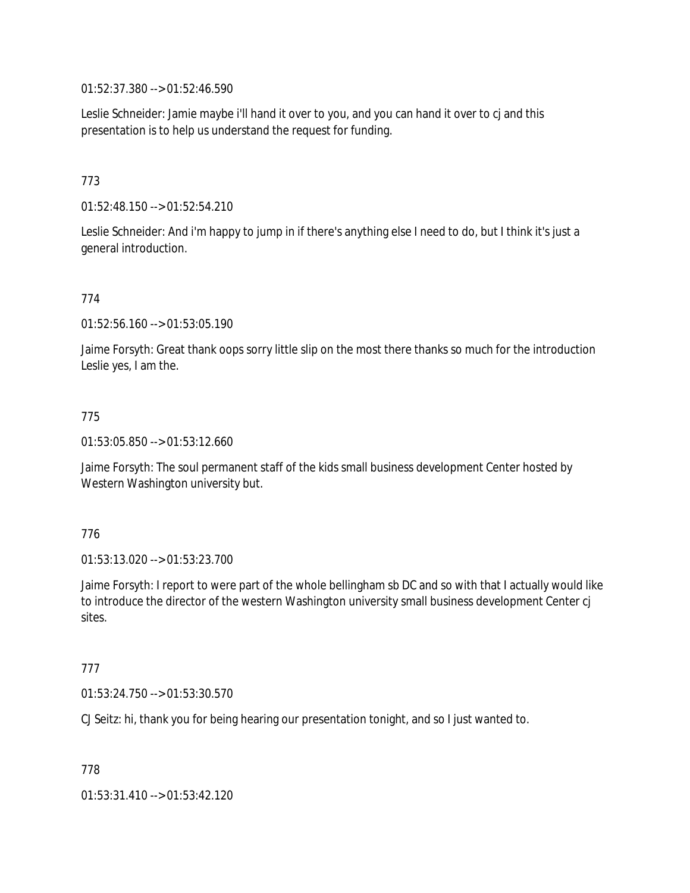01:52:37.380 --> 01:52:46.590

Leslie Schneider: Jamie maybe i'll hand it over to you, and you can hand it over to cj and this presentation is to help us understand the request for funding.

773

01:52:48.150 --> 01:52:54.210

Leslie Schneider: And i'm happy to jump in if there's anything else I need to do, but I think it's just a general introduction.

774

01:52:56.160 --> 01:53:05.190

Jaime Forsyth: Great thank oops sorry little slip on the most there thanks so much for the introduction Leslie yes, I am the.

775

01:53:05.850 --> 01:53:12.660

Jaime Forsyth: The soul permanent staff of the kids small business development Center hosted by Western Washington university but.

776

01:53:13.020 --> 01:53:23.700

Jaime Forsyth: I report to were part of the whole bellingham sb DC and so with that I actually would like to introduce the director of the western Washington university small business development Center cj sites.

777

01:53:24.750 --> 01:53:30.570

CJ Seitz: hi, thank you for being hearing our presentation tonight, and so I just wanted to.

778

01:53:31.410 --> 01:53:42.120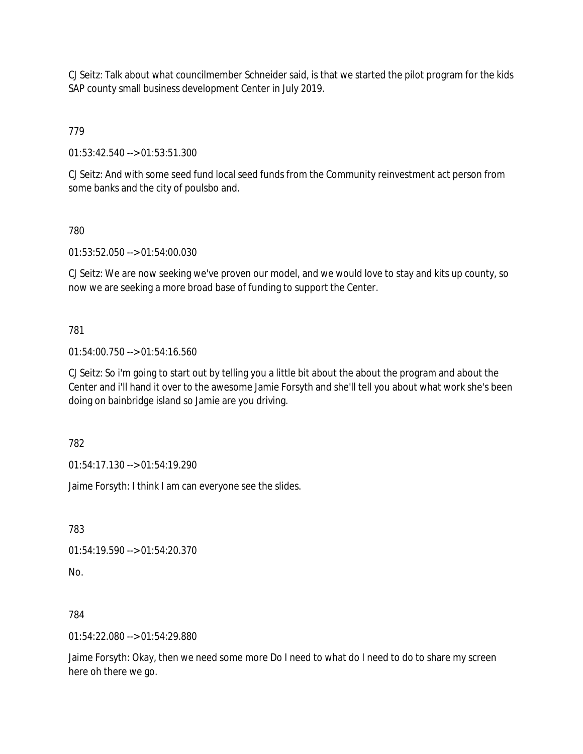CJ Seitz: Talk about what councilmember Schneider said, is that we started the pilot program for the kids SAP county small business development Center in July 2019.

779

01:53:42.540 --> 01:53:51.300

CJ Seitz: And with some seed fund local seed funds from the Community reinvestment act person from some banks and the city of poulsbo and.

780

01:53:52.050 --> 01:54:00.030

CJ Seitz: We are now seeking we've proven our model, and we would love to stay and kits up county, so now we are seeking a more broad base of funding to support the Center.

781

01:54:00.750 --> 01:54:16.560

CJ Seitz: So i'm going to start out by telling you a little bit about the about the program and about the Center and i'll hand it over to the awesome Jamie Forsyth and she'll tell you about what work she's been doing on bainbridge island so Jamie are you driving.

782

01:54:17.130 --> 01:54:19.290

Jaime Forsyth: I think I am can everyone see the slides.

783

01:54:19.590 --> 01:54:20.370

No.

784

01:54:22.080 --> 01:54:29.880

Jaime Forsyth: Okay, then we need some more Do I need to what do I need to do to share my screen here oh there we go.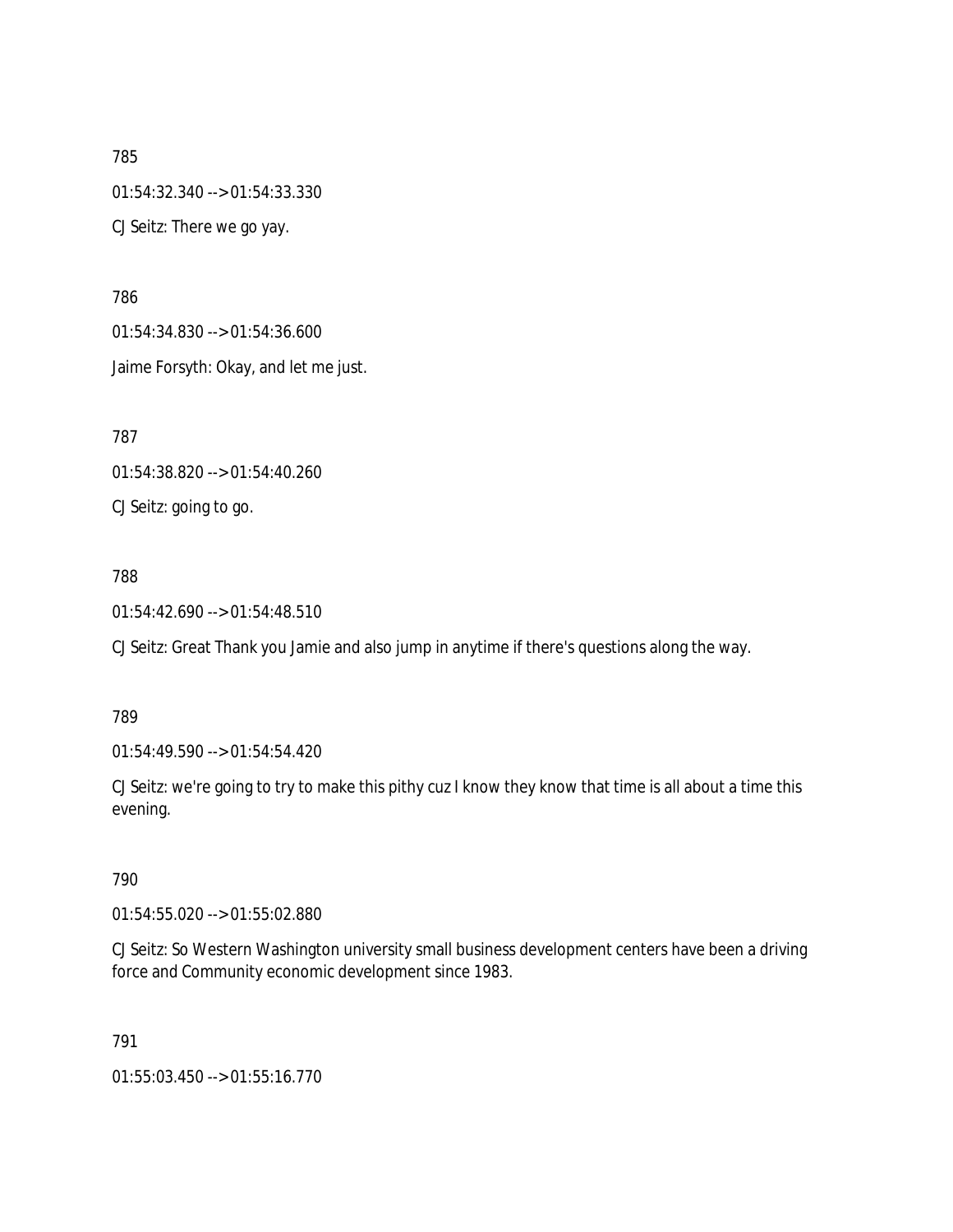785

01:54:32.340 --> 01:54:33.330

CJ Seitz: There we go yay.

786

01:54:34.830 --> 01:54:36.600

Jaime Forsyth: Okay, and let me just.

787

01:54:38.820 --> 01:54:40.260

CJ Seitz: going to go.

788

01:54:42.690 --> 01:54:48.510

CJ Seitz: Great Thank you Jamie and also jump in anytime if there's questions along the way.

789

01:54:49.590 --> 01:54:54.420

CJ Seitz: we're going to try to make this pithy cuz I know they know that time is all about a time this evening.

790

01:54:55.020 --> 01:55:02.880

CJ Seitz: So Western Washington university small business development centers have been a driving force and Community economic development since 1983.

791

01:55:03.450 --> 01:55:16.770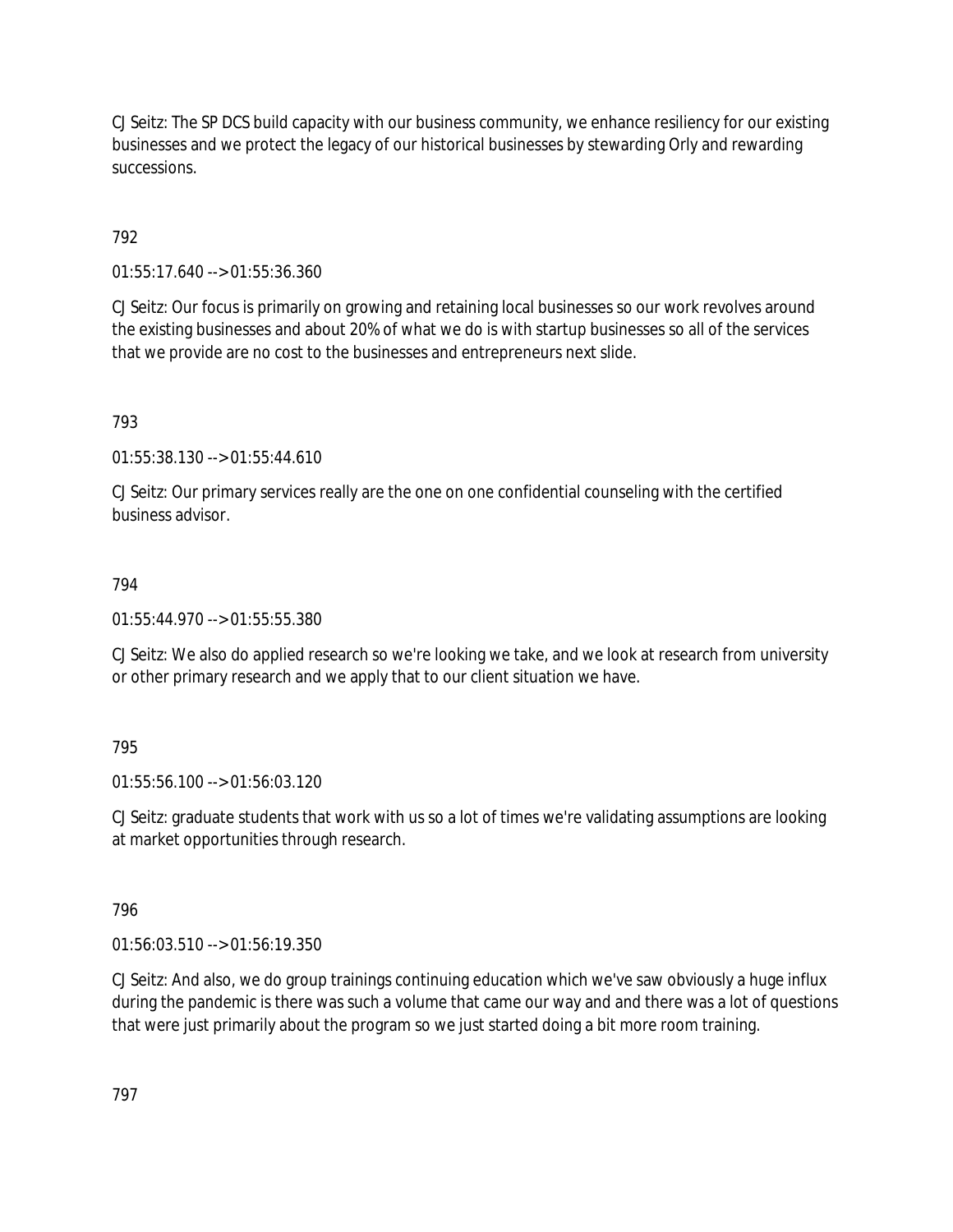CJ Seitz: The SP DCS build capacity with our business community, we enhance resiliency for our existing businesses and we protect the legacy of our historical businesses by stewarding Orly and rewarding successions.

792

01:55:17.640 --> 01:55:36.360

CJ Seitz: Our focus is primarily on growing and retaining local businesses so our work revolves around the existing businesses and about 20% of what we do is with startup businesses so all of the services that we provide are no cost to the businesses and entrepreneurs next slide.

793

01:55:38.130 --> 01:55:44.610

CJ Seitz: Our primary services really are the one on one confidential counseling with the certified business advisor.

794

01:55:44.970 --> 01:55:55.380

CJ Seitz: We also do applied research so we're looking we take, and we look at research from university or other primary research and we apply that to our client situation we have.

795

01:55:56.100 --> 01:56:03.120

CJ Seitz: graduate students that work with us so a lot of times we're validating assumptions are looking at market opportunities through research.

796

01:56:03.510 --> 01:56:19.350

CJ Seitz: And also, we do group trainings continuing education which we've saw obviously a huge influx during the pandemic is there was such a volume that came our way and and there was a lot of questions that were just primarily about the program so we just started doing a bit more room training.

797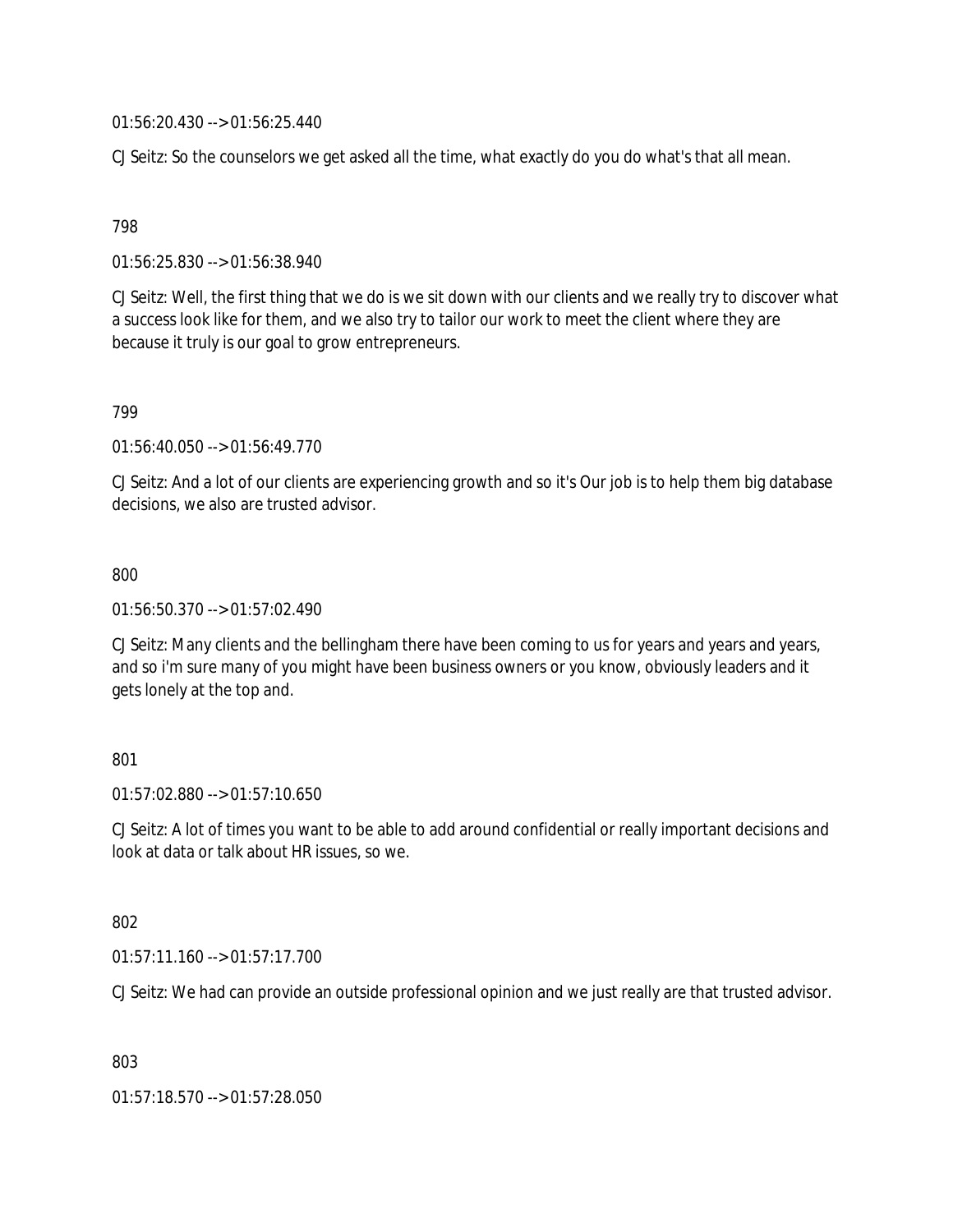01:56:20.430 --> 01:56:25.440

CJ Seitz: So the counselors we get asked all the time, what exactly do you do what's that all mean.

798

01:56:25.830 --> 01:56:38.940

CJ Seitz: Well, the first thing that we do is we sit down with our clients and we really try to discover what a success look like for them, and we also try to tailor our work to meet the client where they are because it truly is our goal to grow entrepreneurs.

799

01:56:40.050 --> 01:56:49.770

CJ Seitz: And a lot of our clients are experiencing growth and so it's Our job is to help them big database decisions, we also are trusted advisor.

800

01:56:50.370 --> 01:57:02.490

CJ Seitz: Many clients and the bellingham there have been coming to us for years and years and years, and so i'm sure many of you might have been business owners or you know, obviously leaders and it gets lonely at the top and.

801

01:57:02.880 --> 01:57:10.650

CJ Seitz: A lot of times you want to be able to add around confidential or really important decisions and look at data or talk about HR issues, so we.

802

01:57:11.160 --> 01:57:17.700

CJ Seitz: We had can provide an outside professional opinion and we just really are that trusted advisor.

803

01:57:18.570 --> 01:57:28.050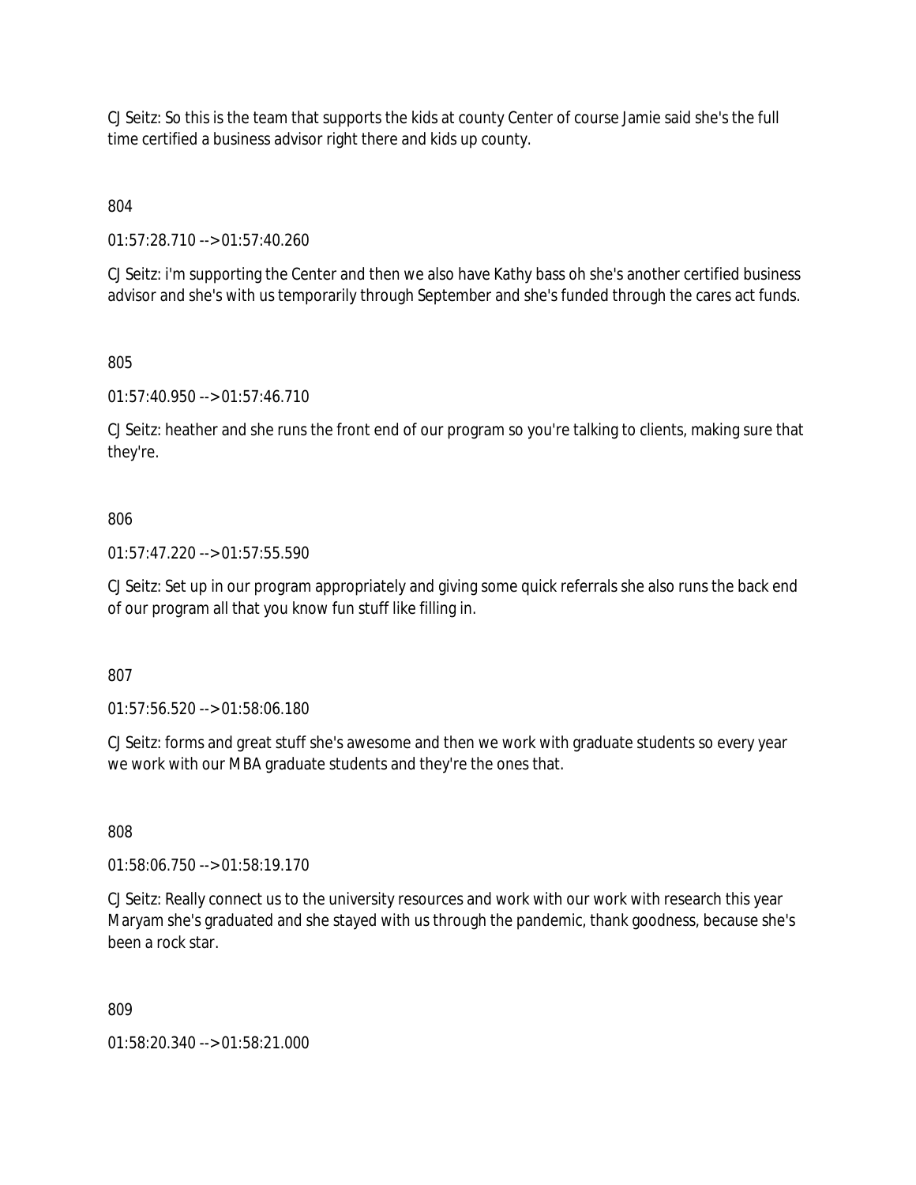CJ Seitz: So this is the team that supports the kids at county Center of course Jamie said she's the full time certified a business advisor right there and kids up county.

804

01:57:28.710 --> 01:57:40.260

CJ Seitz: i'm supporting the Center and then we also have Kathy bass oh she's another certified business advisor and she's with us temporarily through September and she's funded through the cares act funds.

805

01:57:40.950 --> 01:57:46.710

CJ Seitz: heather and she runs the front end of our program so you're talking to clients, making sure that they're.

806

01:57:47.220 --> 01:57:55.590

CJ Seitz: Set up in our program appropriately and giving some quick referrals she also runs the back end of our program all that you know fun stuff like filling in.

807

01:57:56.520 --> 01:58:06.180

CJ Seitz: forms and great stuff she's awesome and then we work with graduate students so every year we work with our MBA graduate students and they're the ones that.

808

01:58:06.750 --> 01:58:19.170

CJ Seitz: Really connect us to the university resources and work with our work with research this year Maryam she's graduated and she stayed with us through the pandemic, thank goodness, because she's been a rock star.

809

01:58:20.340 --> 01:58:21.000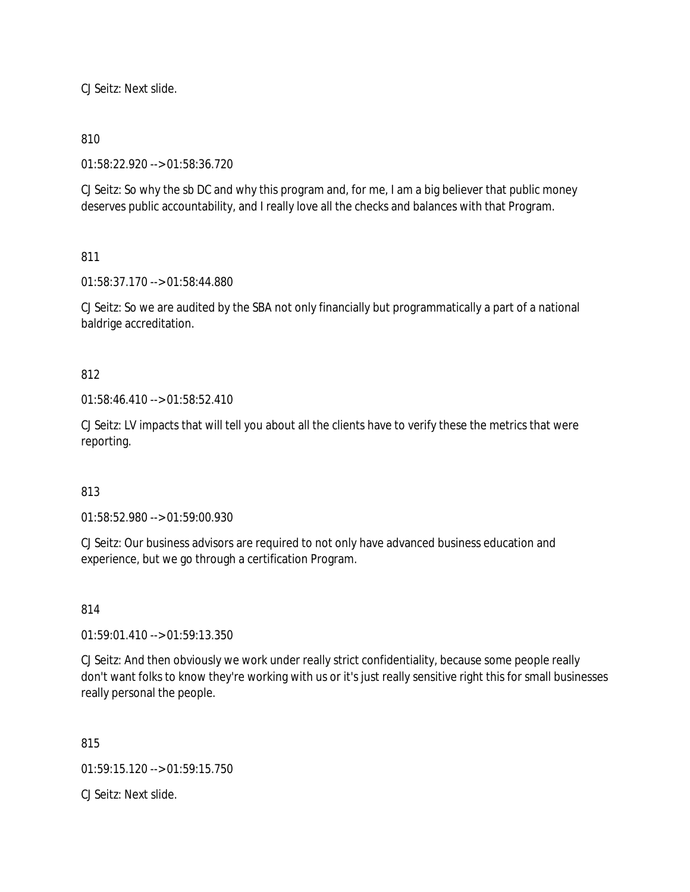CJ Seitz: Next slide.

810

01:58:22.920 --> 01:58:36.720

CJ Seitz: So why the sb DC and why this program and, for me, I am a big believer that public money deserves public accountability, and I really love all the checks and balances with that Program.

811

01:58:37.170 --> 01:58:44.880

CJ Seitz: So we are audited by the SBA not only financially but programmatically a part of a national baldrige accreditation.

812

01:58:46.410 --> 01:58:52.410

CJ Seitz: LV impacts that will tell you about all the clients have to verify these the metrics that were reporting.

813

01:58:52.980 --> 01:59:00.930

CJ Seitz: Our business advisors are required to not only have advanced business education and experience, but we go through a certification Program.

814

01:59:01.410 --> 01:59:13.350

CJ Seitz: And then obviously we work under really strict confidentiality, because some people really don't want folks to know they're working with us or it's just really sensitive right this for small businesses really personal the people.

815

01:59:15.120 --> 01:59:15.750

CJ Seitz: Next slide.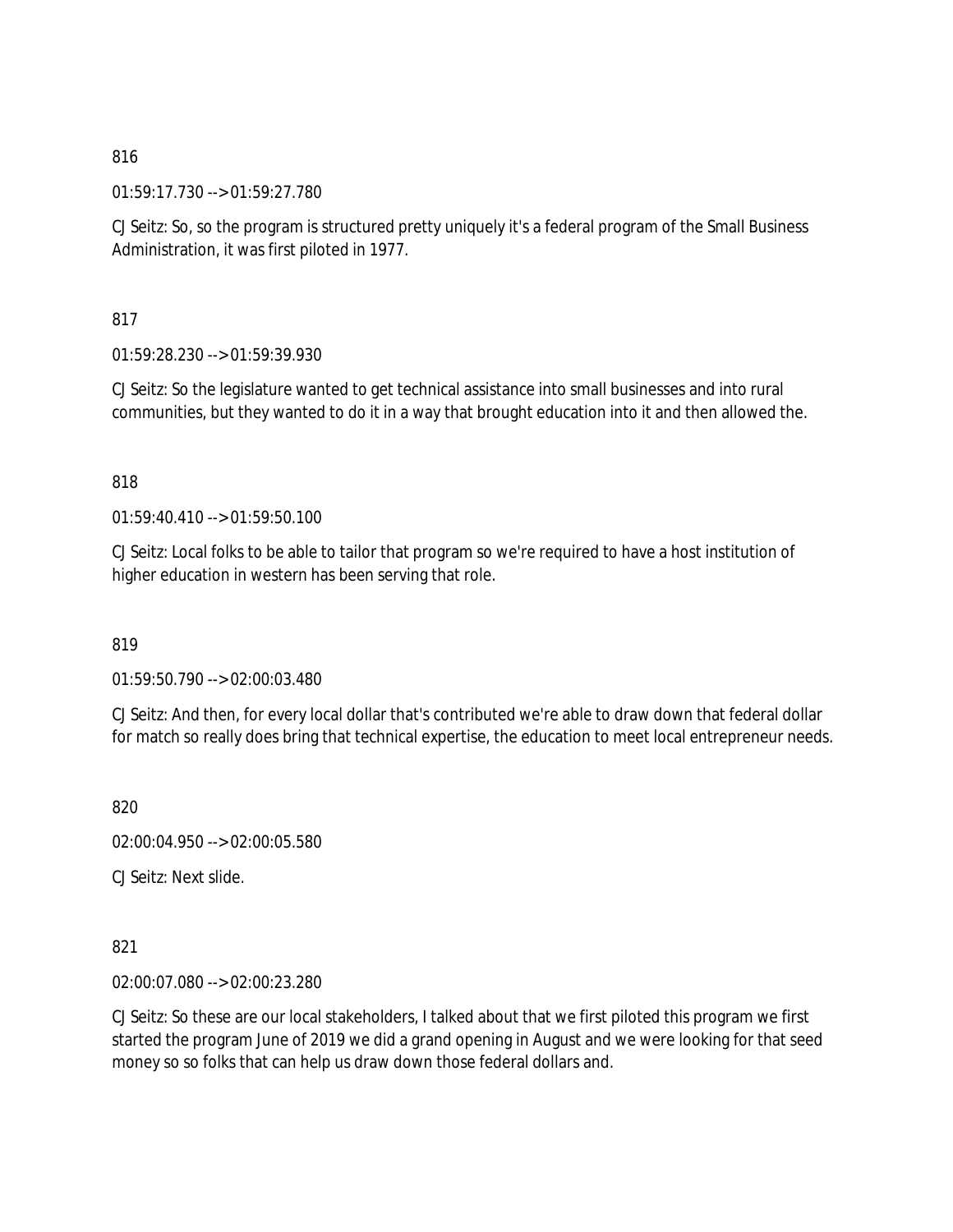816

01:59:17.730 --> 01:59:27.780

CJ Seitz: So, so the program is structured pretty uniquely it's a federal program of the Small Business Administration, it was first piloted in 1977.

817

01:59:28.230 --> 01:59:39.930

CJ Seitz: So the legislature wanted to get technical assistance into small businesses and into rural communities, but they wanted to do it in a way that brought education into it and then allowed the.

818

01:59:40.410 --> 01:59:50.100

CJ Seitz: Local folks to be able to tailor that program so we're required to have a host institution of higher education in western has been serving that role.

819

01:59:50.790 --> 02:00:03.480

CJ Seitz: And then, for every local dollar that's contributed we're able to draw down that federal dollar for match so really does bring that technical expertise, the education to meet local entrepreneur needs.

820

02:00:04.950 --> 02:00:05.580

CJ Seitz: Next slide.

821

02:00:07.080 --> 02:00:23.280

CJ Seitz: So these are our local stakeholders, I talked about that we first piloted this program we first started the program June of 2019 we did a grand opening in August and we were looking for that seed money so so folks that can help us draw down those federal dollars and.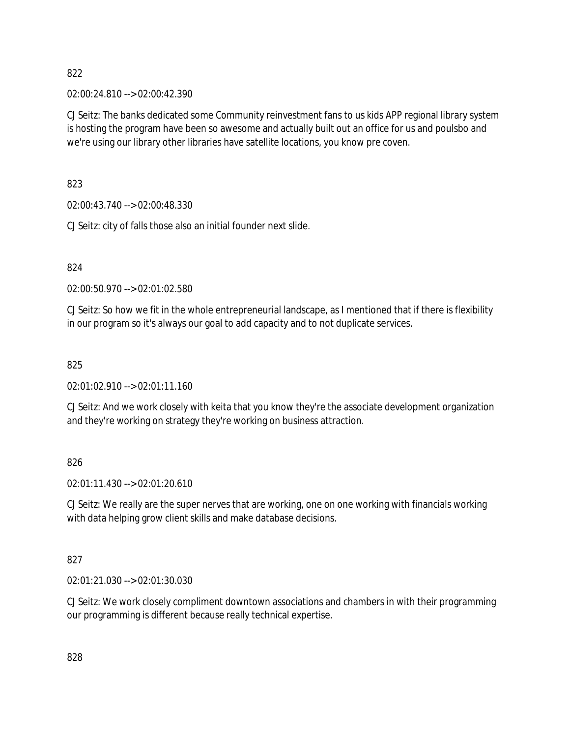822

02:00:24.810 --> 02:00:42.390

CJ Seitz: The banks dedicated some Community reinvestment fans to us kids APP regional library system is hosting the program have been so awesome and actually built out an office for us and poulsbo and we're using our library other libraries have satellite locations, you know pre coven.

823

02:00:43.740 --> 02:00:48.330

CJ Seitz: city of falls those also an initial founder next slide.

824

02:00:50.970 --> 02:01:02.580

CJ Seitz: So how we fit in the whole entrepreneurial landscape, as I mentioned that if there is flexibility in our program so it's always our goal to add capacity and to not duplicate services.

825

02:01:02.910 --> 02:01:11.160

CJ Seitz: And we work closely with keita that you know they're the associate development organization and they're working on strategy they're working on business attraction.

826

02:01:11.430 --> 02:01:20.610

CJ Seitz: We really are the super nerves that are working, one on one working with financials working with data helping grow client skills and make database decisions.

827

02:01:21.030 --> 02:01:30.030

CJ Seitz: We work closely compliment downtown associations and chambers in with their programming our programming is different because really technical expertise.

828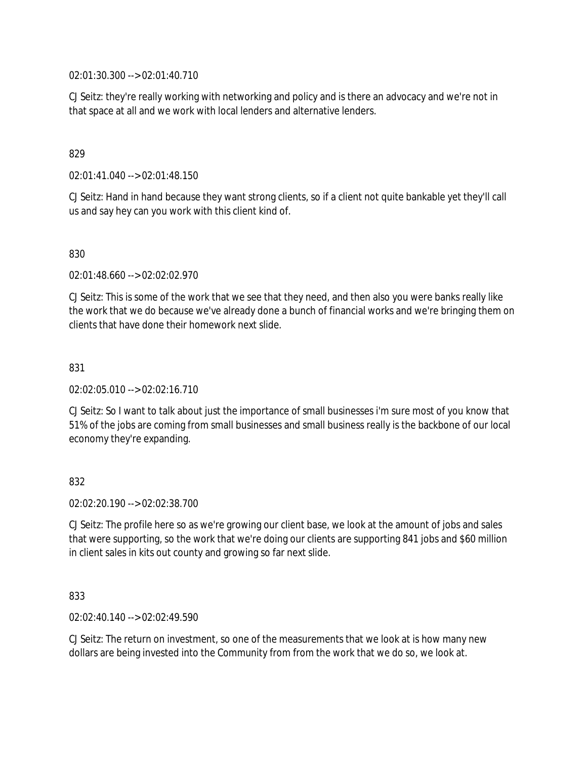02:01:30.300 --> 02:01:40.710

CJ Seitz: they're really working with networking and policy and is there an advocacy and we're not in that space at all and we work with local lenders and alternative lenders.

829

02:01:41.040 --> 02:01:48.150

CJ Seitz: Hand in hand because they want strong clients, so if a client not quite bankable yet they'll call us and say hey can you work with this client kind of.

830

02:01:48.660 --> 02:02:02.970

CJ Seitz: This is some of the work that we see that they need, and then also you were banks really like the work that we do because we've already done a bunch of financial works and we're bringing them on clients that have done their homework next slide.

831

02:02:05.010 --> 02:02:16.710

CJ Seitz: So I want to talk about just the importance of small businesses i'm sure most of you know that 51% of the jobs are coming from small businesses and small business really is the backbone of our local economy they're expanding.

832

02:02:20.190 --> 02:02:38.700

CJ Seitz: The profile here so as we're growing our client base, we look at the amount of jobs and sales that were supporting, so the work that we're doing our clients are supporting 841 jobs and $60 million in client sales in kits out county and growing so far next slide.

833

02:02:40.140 --> 02:02:49.590

CJ Seitz: The return on investment, so one of the measurements that we look at is how many new dollars are being invested into the Community from from the work that we do so, we look at.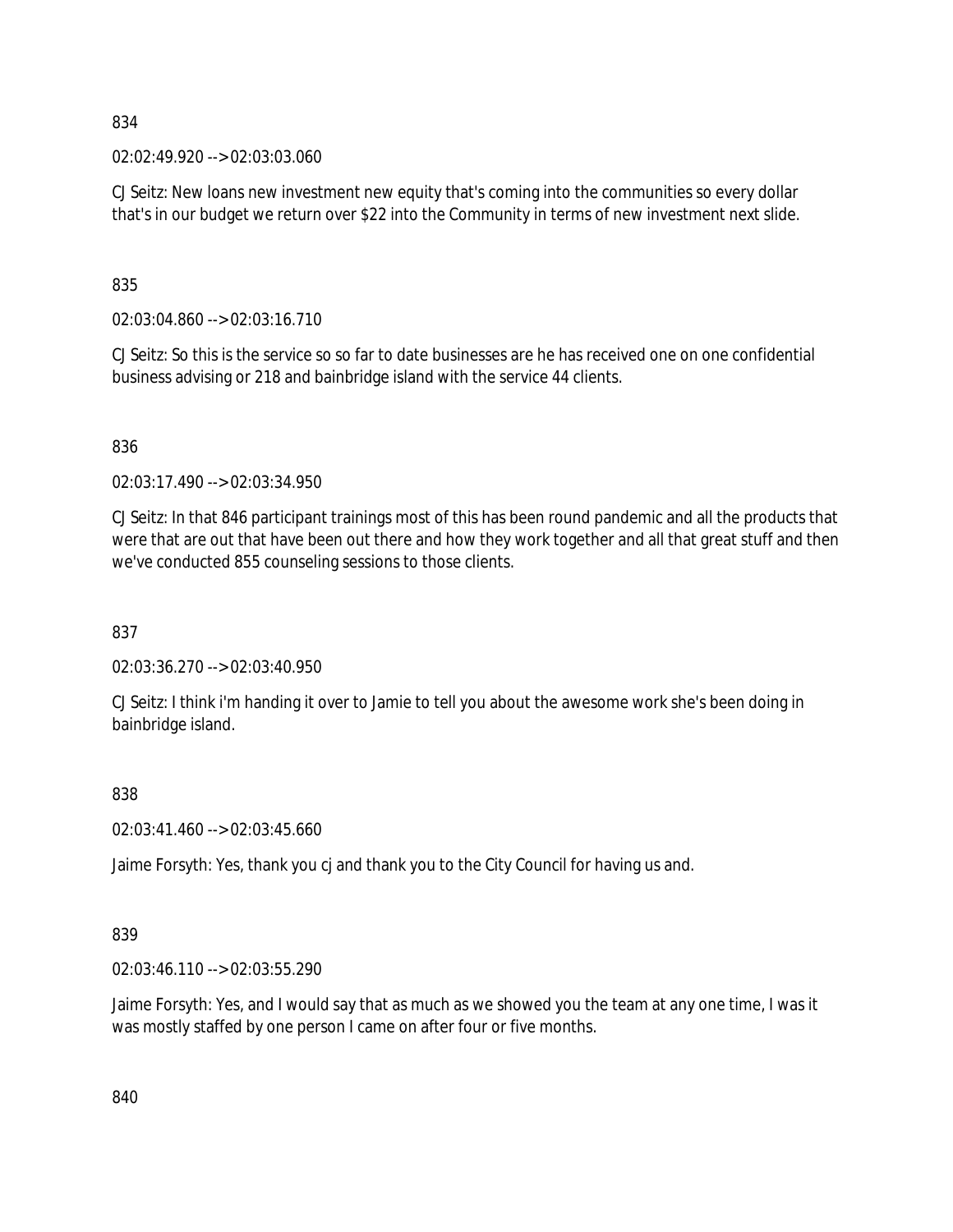834

02:02:49.920 --> 02:03:03.060

CJ Seitz: New loans new investment new equity that's coming into the communities so every dollar that's in our budget we return over $22 into the Community in terms of new investment next slide.

835

02:03:04.860 --> 02:03:16.710

CJ Seitz: So this is the service so so far to date businesses are he has received one on one confidential business advising or 218 and bainbridge island with the service 44 clients.

836

02:03:17.490 --> 02:03:34.950

CJ Seitz: In that 846 participant trainings most of this has been round pandemic and all the products that were that are out that have been out there and how they work together and all that great stuff and then we've conducted 855 counseling sessions to those clients.

837

02:03:36.270 --> 02:03:40.950

CJ Seitz: I think i'm handing it over to Jamie to tell you about the awesome work she's been doing in bainbridge island.

838

02:03:41.460 --> 02:03:45.660

Jaime Forsyth: Yes, thank you cj and thank you to the City Council for having us and.

839

02:03:46.110 --> 02:03:55.290

Jaime Forsyth: Yes, and I would say that as much as we showed you the team at any one time, I was it was mostly staffed by one person I came on after four or five months.

840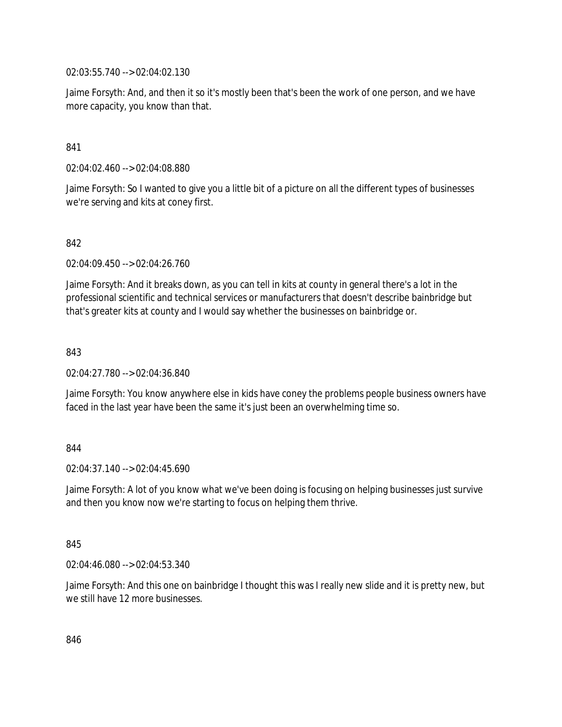02:03:55.740 --> 02:04:02.130

Jaime Forsyth: And, and then it so it's mostly been that's been the work of one person, and we have more capacity, you know than that.

841

02:04:02.460 --> 02:04:08.880

Jaime Forsyth: So I wanted to give you a little bit of a picture on all the different types of businesses we're serving and kits at coney first.

842

02:04:09.450 --> 02:04:26.760

Jaime Forsyth: And it breaks down, as you can tell in kits at county in general there's a lot in the professional scientific and technical services or manufacturers that doesn't describe bainbridge but that's greater kits at county and I would say whether the businesses on bainbridge or.

843

02:04:27.780 --> 02:04:36.840

Jaime Forsyth: You know anywhere else in kids have coney the problems people business owners have faced in the last year have been the same it's just been an overwhelming time so.

844

02:04:37.140 --> 02:04:45.690

Jaime Forsyth: A lot of you know what we've been doing is focusing on helping businesses just survive and then you know now we're starting to focus on helping them thrive.

845

02:04:46.080 --> 02:04:53.340

Jaime Forsyth: And this one on bainbridge I thought this was I really new slide and it is pretty new, but we still have 12 more businesses.

846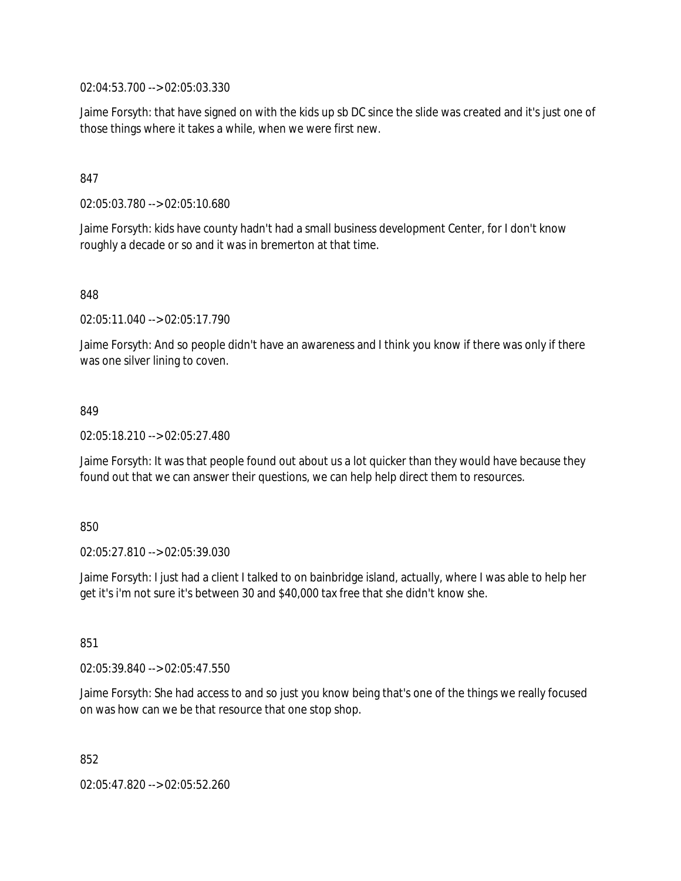02:04:53.700 --> 02:05:03.330

Jaime Forsyth: that have signed on with the kids up sb DC since the slide was created and it's just one of those things where it takes a while, when we were first new.

847

02:05:03.780 --> 02:05:10.680

Jaime Forsyth: kids have county hadn't had a small business development Center, for I don't know roughly a decade or so and it was in bremerton at that time.

848

02:05:11.040 --> 02:05:17.790

Jaime Forsyth: And so people didn't have an awareness and I think you know if there was only if there was one silver lining to coven.

849

02:05:18.210 --> 02:05:27.480

Jaime Forsyth: It was that people found out about us a lot quicker than they would have because they found out that we can answer their questions, we can help help direct them to resources.

850

02:05:27.810 --> 02:05:39.030

Jaime Forsyth: I just had a client I talked to on bainbridge island, actually, where I was able to help her get it's i'm not sure it's between 30 and $40,000 tax free that she didn't know she.

851

02:05:39.840 --> 02:05:47.550

Jaime Forsyth: She had access to and so just you know being that's one of the things we really focused on was how can we be that resource that one stop shop.

852

02:05:47.820 --> 02:05:52.260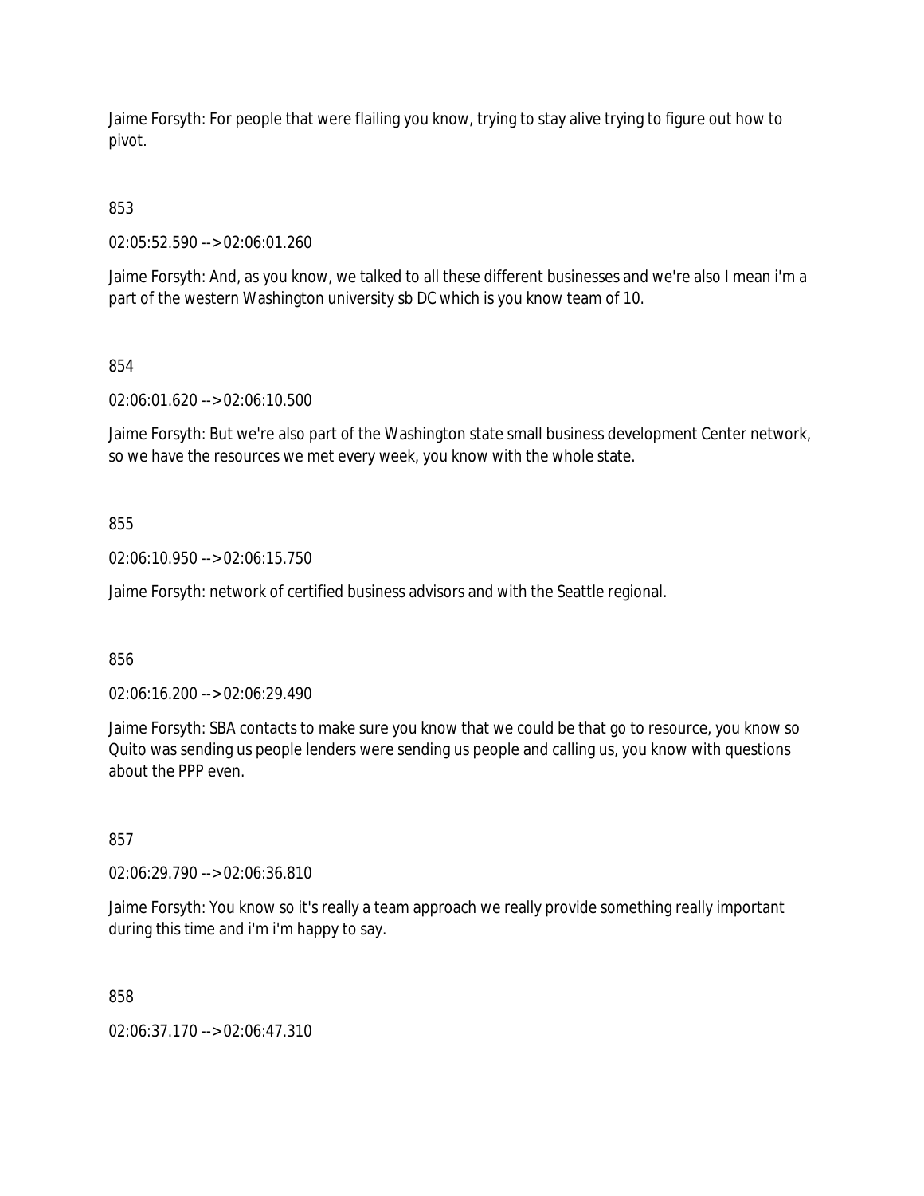Jaime Forsyth: For people that were flailing you know, trying to stay alive trying to figure out how to pivot.

853

02:05:52.590 --> 02:06:01.260

Jaime Forsyth: And, as you know, we talked to all these different businesses and we're also I mean i'm a part of the western Washington university sb DC which is you know team of 10.

854

02:06:01.620 --> 02:06:10.500

Jaime Forsyth: But we're also part of the Washington state small business development Center network, so we have the resources we met every week, you know with the whole state.

855

02:06:10.950 --> 02:06:15.750

Jaime Forsyth: network of certified business advisors and with the Seattle regional.

856

02:06:16.200 --> 02:06:29.490

Jaime Forsyth: SBA contacts to make sure you know that we could be that go to resource, you know so Quito was sending us people lenders were sending us people and calling us, you know with questions about the PPP even.

857

02:06:29.790 --> 02:06:36.810

Jaime Forsyth: You know so it's really a team approach we really provide something really important during this time and i'm i'm happy to say.

858

02:06:37.170 --> 02:06:47.310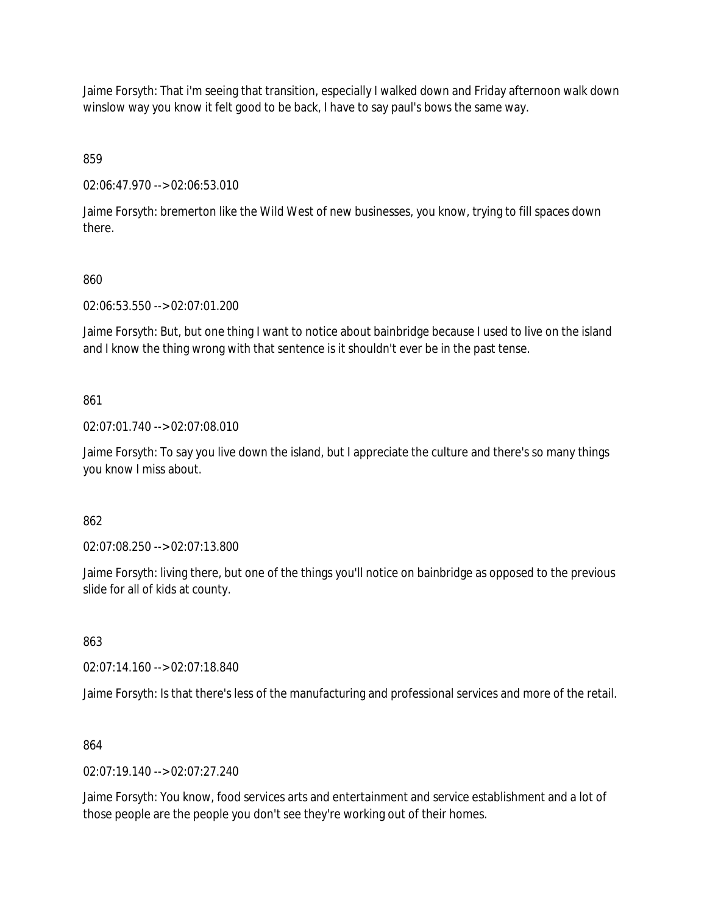Jaime Forsyth: That i'm seeing that transition, especially I walked down and Friday afternoon walk down winslow way you know it felt good to be back, I have to say paul's bows the same way.

859

02:06:47.970 --> 02:06:53.010

Jaime Forsyth: bremerton like the Wild West of new businesses, you know, trying to fill spaces down there.

860

02:06:53.550 --> 02:07:01.200

Jaime Forsyth: But, but one thing I want to notice about bainbridge because I used to live on the island and I know the thing wrong with that sentence is it shouldn't ever be in the past tense.

861

02:07:01.740 --> 02:07:08.010

Jaime Forsyth: To say you live down the island, but I appreciate the culture and there's so many things you know I miss about.

862

02:07:08.250 --> 02:07:13.800

Jaime Forsyth: living there, but one of the things you'll notice on bainbridge as opposed to the previous slide for all of kids at county.

863

02:07:14.160 --> 02:07:18.840

Jaime Forsyth: Is that there's less of the manufacturing and professional services and more of the retail.

864

02:07:19.140 --> 02:07:27.240

Jaime Forsyth: You know, food services arts and entertainment and service establishment and a lot of those people are the people you don't see they're working out of their homes.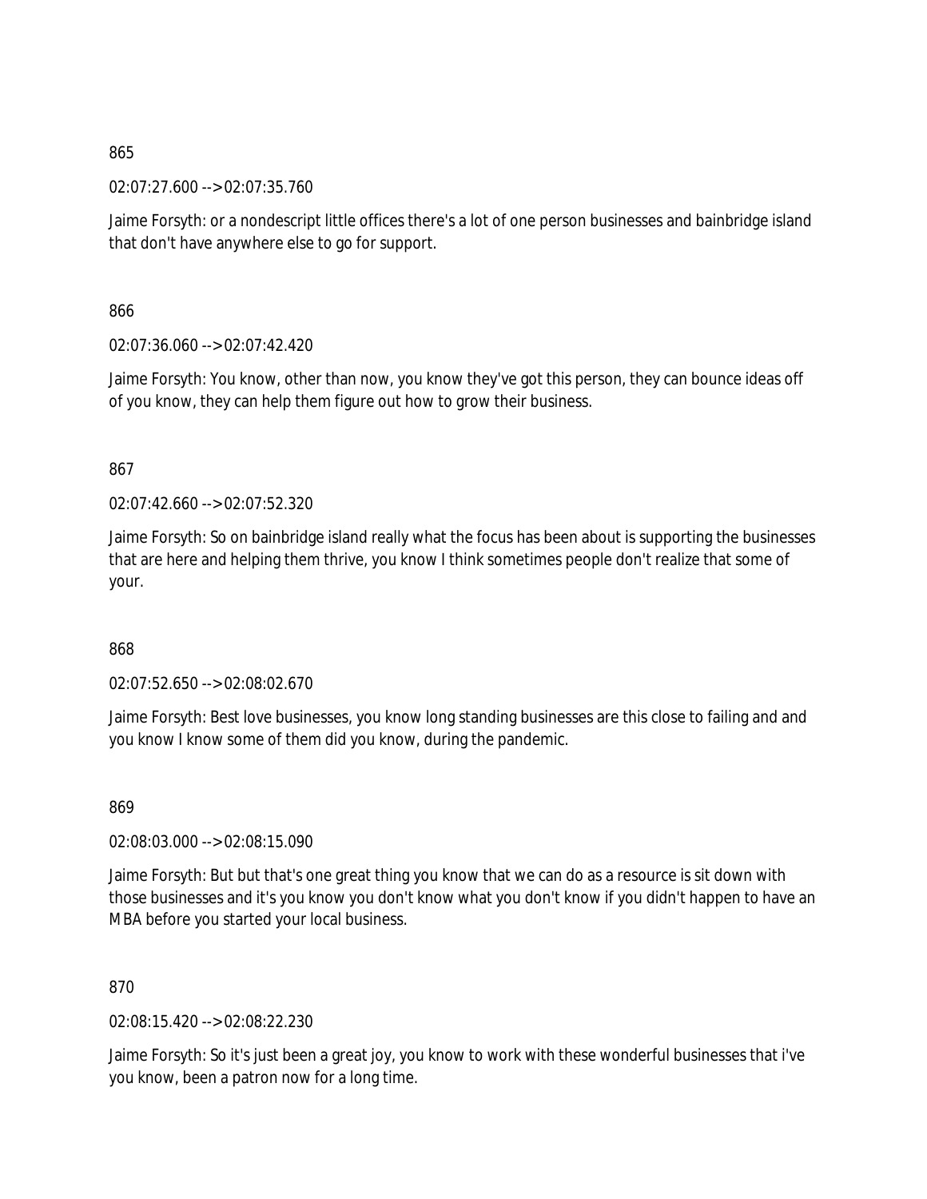865

02:07:27.600 --> 02:07:35.760

Jaime Forsyth: or a nondescript little offices there's a lot of one person businesses and bainbridge island that don't have anywhere else to go for support.

866

02:07:36.060 --> 02:07:42.420

Jaime Forsyth: You know, other than now, you know they've got this person, they can bounce ideas off of you know, they can help them figure out how to grow their business.

867

02:07:42.660 --> 02:07:52.320

Jaime Forsyth: So on bainbridge island really what the focus has been about is supporting the businesses that are here and helping them thrive, you know I think sometimes people don't realize that some of your.

868

02:07:52.650 --> 02:08:02.670

Jaime Forsyth: Best love businesses, you know long standing businesses are this close to failing and and you know I know some of them did you know, during the pandemic.

869

02:08:03.000 --> 02:08:15.090

Jaime Forsyth: But but that's one great thing you know that we can do as a resource is sit down with those businesses and it's you know you don't know what you don't know if you didn't happen to have an MBA before you started your local business.

870

02:08:15.420 --> 02:08:22.230

Jaime Forsyth: So it's just been a great joy, you know to work with these wonderful businesses that i've you know, been a patron now for a long time.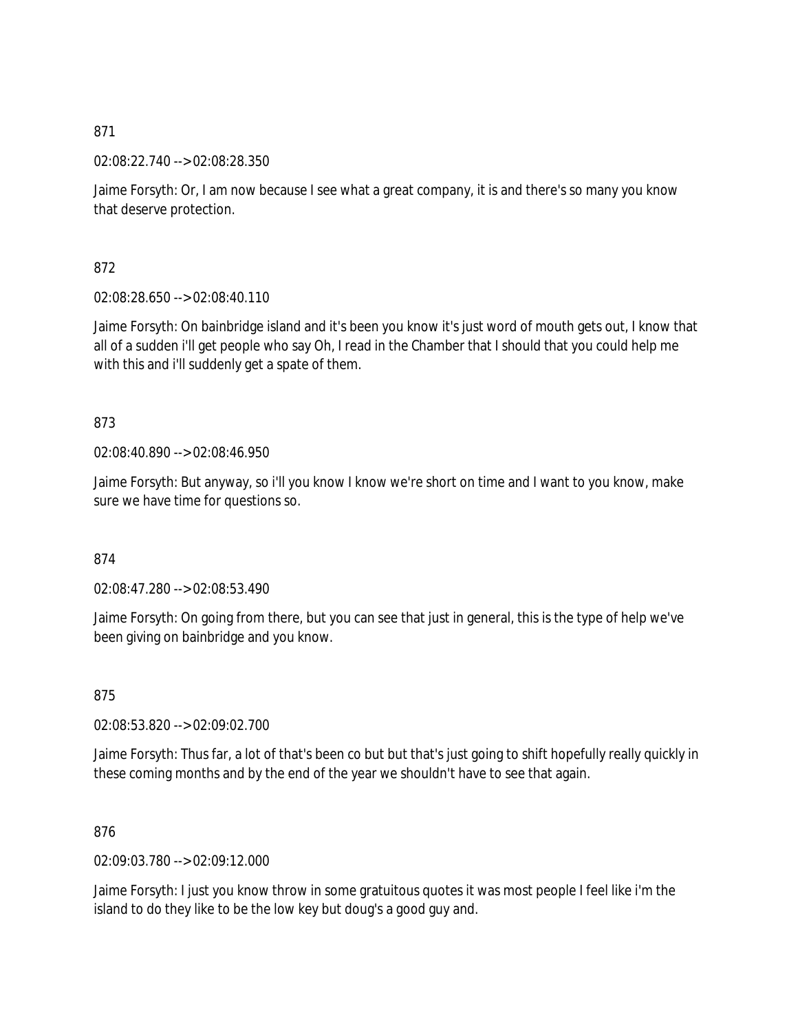871

02:08:22.740 --> 02:08:28.350

Jaime Forsyth: Or, I am now because I see what a great company, it is and there's so many you know that deserve protection.

872

02:08:28.650 --> 02:08:40.110

Jaime Forsyth: On bainbridge island and it's been you know it's just word of mouth gets out, I know that all of a sudden i'll get people who say Oh, I read in the Chamber that I should that you could help me with this and i'll suddenly get a spate of them.

873

02:08:40.890 --> 02:08:46.950

Jaime Forsyth: But anyway, so i'll you know I know we're short on time and I want to you know, make sure we have time for questions so.

874

02:08:47.280 --> 02:08:53.490

Jaime Forsyth: On going from there, but you can see that just in general, this is the type of help we've been giving on bainbridge and you know.

875

02:08:53.820 --> 02:09:02.700

Jaime Forsyth: Thus far, a lot of that's been co but but that's just going to shift hopefully really quickly in these coming months and by the end of the year we shouldn't have to see that again.

876

02:09:03.780 --> 02:09:12.000

Jaime Forsyth: I just you know throw in some gratuitous quotes it was most people I feel like i'm the island to do they like to be the low key but doug's a good guy and.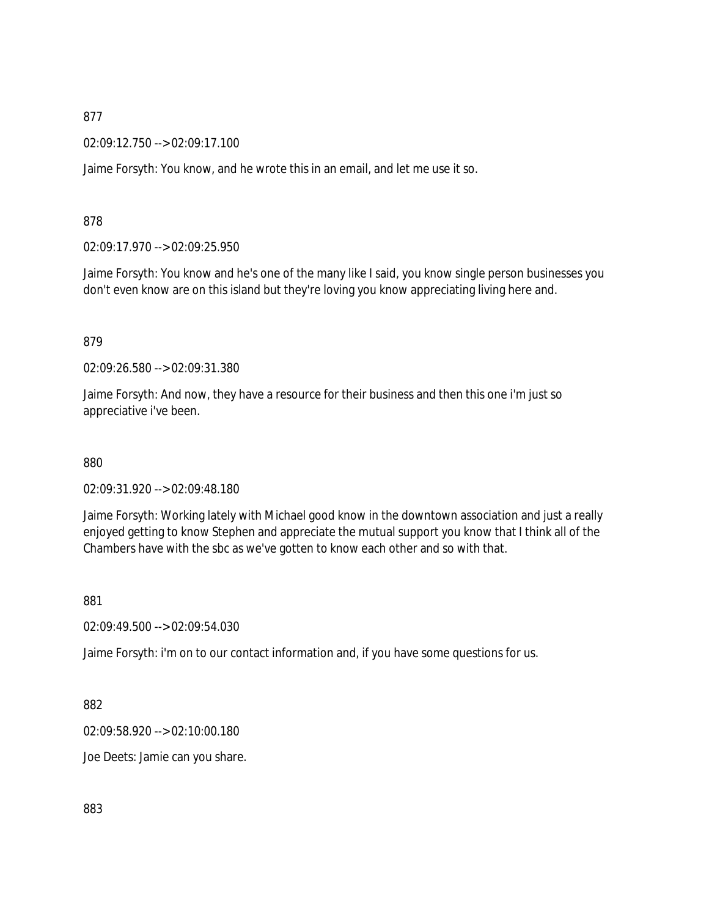877

02:09:12.750 --> 02:09:17.100

Jaime Forsyth: You know, and he wrote this in an email, and let me use it so.

878

02:09:17.970 --> 02:09:25.950

Jaime Forsyth: You know and he's one of the many like I said, you know single person businesses you don't even know are on this island but they're loving you know appreciating living here and.

879

02:09:26.580 --> 02:09:31.380

Jaime Forsyth: And now, they have a resource for their business and then this one i'm just so appreciative i've been.

880

02:09:31.920 --> 02:09:48.180

Jaime Forsyth: Working lately with Michael good know in the downtown association and just a really enjoyed getting to know Stephen and appreciate the mutual support you know that I think all of the Chambers have with the sbc as we've gotten to know each other and so with that.

881

02:09:49.500 --> 02:09:54.030

Jaime Forsyth: i'm on to our contact information and, if you have some questions for us.

882

02:09:58.920 --> 02:10:00.180

Joe Deets: Jamie can you share.

883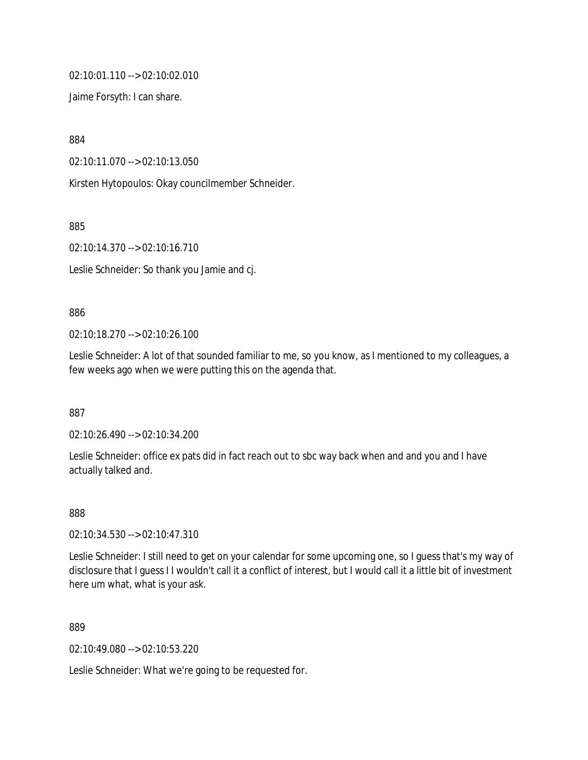02:10:01.110 --> 02:10:02.010

Jaime Forsyth: I can share.

884

02:10:11.070 --> 02:10:13.050

Kirsten Hytopoulos: Okay councilmember Schneider.

885

02:10:14.370 --> 02:10:16.710

Leslie Schneider: So thank you Jamie and cj.

886

02:10:18.270 --> 02:10:26.100

Leslie Schneider: A lot of that sounded familiar to me, so you know, as I mentioned to my colleagues, a few weeks ago when we were putting this on the agenda that.

887

02:10:26.490 --> 02:10:34.200

Leslie Schneider: office ex pats did in fact reach out to sbc way back when and and you and I have actually talked and.

888

02:10:34.530 --> 02:10:47.310

Leslie Schneider: I still need to get on your calendar for some upcoming one, so I guess that's my way of disclosure that I guess I I wouldn't call it a conflict of interest, but I would call it a little bit of investment here um what, what is your ask.

889

02:10:49.080 --> 02:10:53.220

Leslie Schneider: What we're going to be requested for.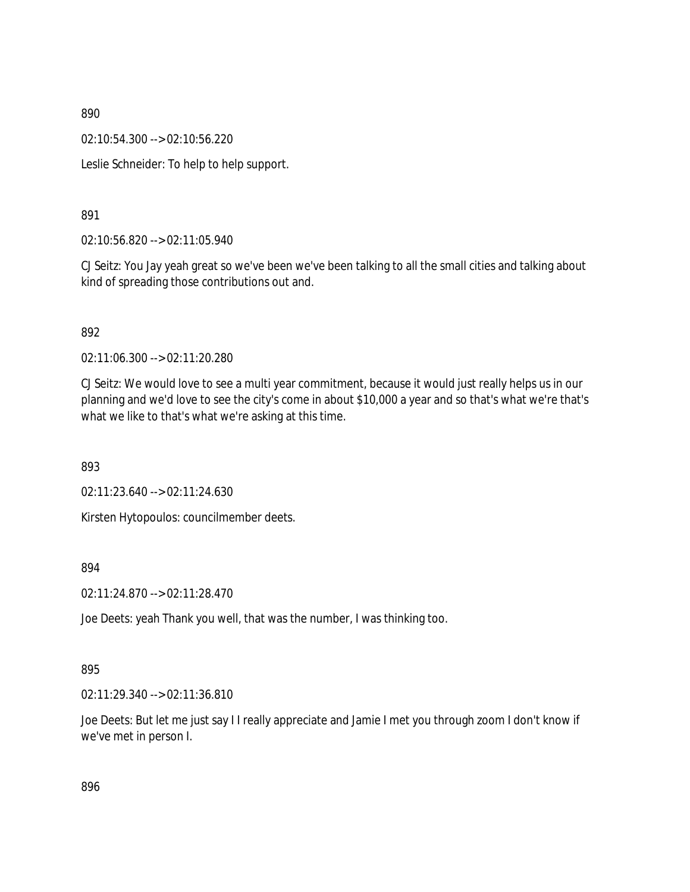890

02:10:54.300 --> 02:10:56.220

Leslie Schneider: To help to help support.

891

02:10:56.820 --> 02:11:05.940

CJ Seitz: You Jay yeah great so we've been we've been talking to all the small cities and talking about kind of spreading those contributions out and.

892

02:11:06.300 --> 02:11:20.280

CJ Seitz: We would love to see a multi year commitment, because it would just really helps us in our planning and we'd love to see the city's come in about $10,000 a year and so that's what we're that's what we like to that's what we're asking at this time.

893

02:11:23.640 --> 02:11:24.630

Kirsten Hytopoulos: councilmember deets.

894

02:11:24.870 --> 02:11:28.470

Joe Deets: yeah Thank you well, that was the number, I was thinking too.

895

02:11:29.340 --> 02:11:36.810

Joe Deets: But let me just say I I really appreciate and Jamie I met you through zoom I don't know if we've met in person I.

896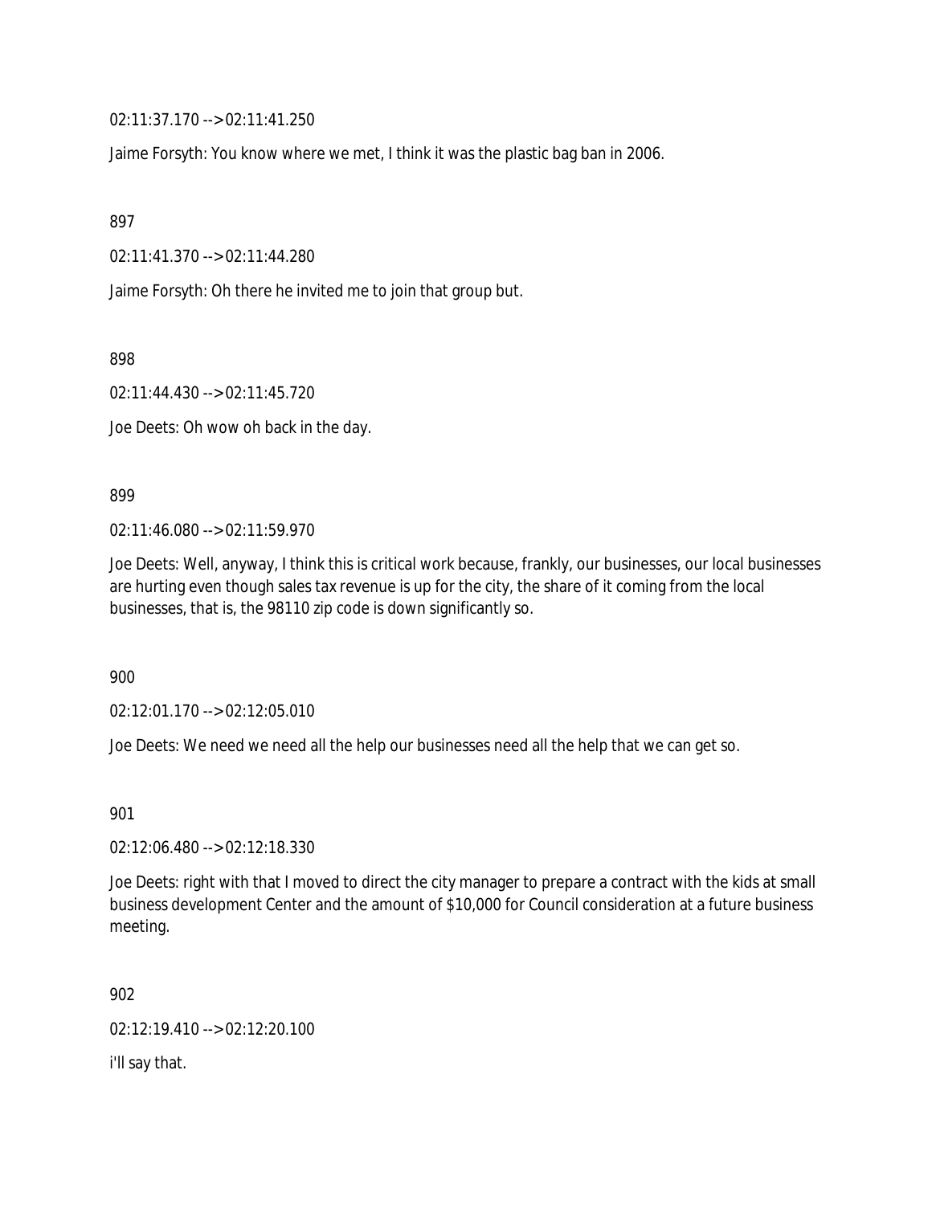02:11:37.170 --> 02:11:41.250

Jaime Forsyth: You know where we met, I think it was the plastic bag ban in 2006.

897

02:11:41.370 --> 02:11:44.280

Jaime Forsyth: Oh there he invited me to join that group but.

898

02:11:44.430 --> 02:11:45.720

Joe Deets: Oh wow oh back in the day.

899

02:11:46.080 --> 02:11:59.970

Joe Deets: Well, anyway, I think this is critical work because, frankly, our businesses, our local businesses are hurting even though sales tax revenue is up for the city, the share of it coming from the local businesses, that is, the 98110 zip code is down significantly so.

900

02:12:01.170 --> 02:12:05.010

Joe Deets: We need we need all the help our businesses need all the help that we can get so.

901

02:12:06.480 --> 02:12:18.330

Joe Deets: right with that I moved to direct the city manager to prepare a contract with the kids at small business development Center and the amount of $10,000 for Council consideration at a future business meeting.

902

02:12:19.410 --> 02:12:20.100

i'll say that.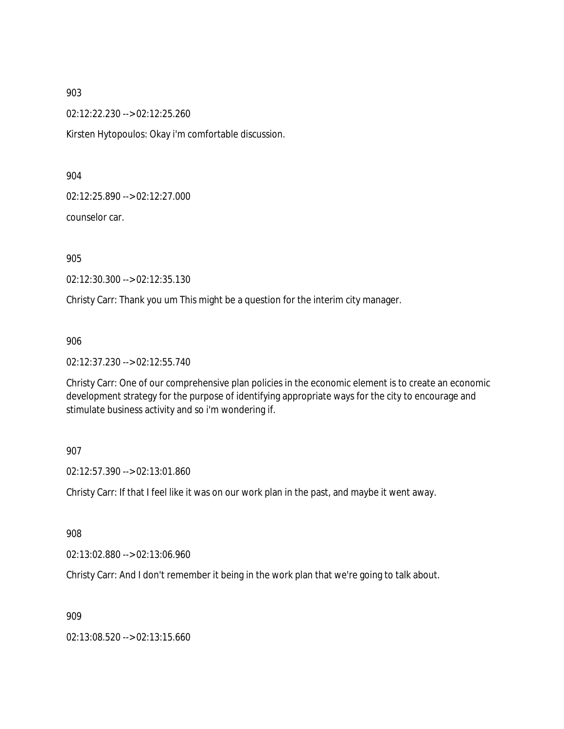903

02:12:22.230 --> 02:12:25.260

Kirsten Hytopoulos: Okay i'm comfortable discussion.

904

02:12:25.890 --> 02:12:27.000

counselor car.

905

02:12:30.300 --> 02:12:35.130

Christy Carr: Thank you um This might be a question for the interim city manager.

906

02:12:37.230 --> 02:12:55.740

Christy Carr: One of our comprehensive plan policies in the economic element is to create an economic development strategy for the purpose of identifying appropriate ways for the city to encourage and stimulate business activity and so i'm wondering if.

907

02:12:57.390 --> 02:13:01.860

Christy Carr: If that I feel like it was on our work plan in the past, and maybe it went away.

908

02:13:02.880 --> 02:13:06.960

Christy Carr: And I don't remember it being in the work plan that we're going to talk about.

909

02:13:08.520 --> 02:13:15.660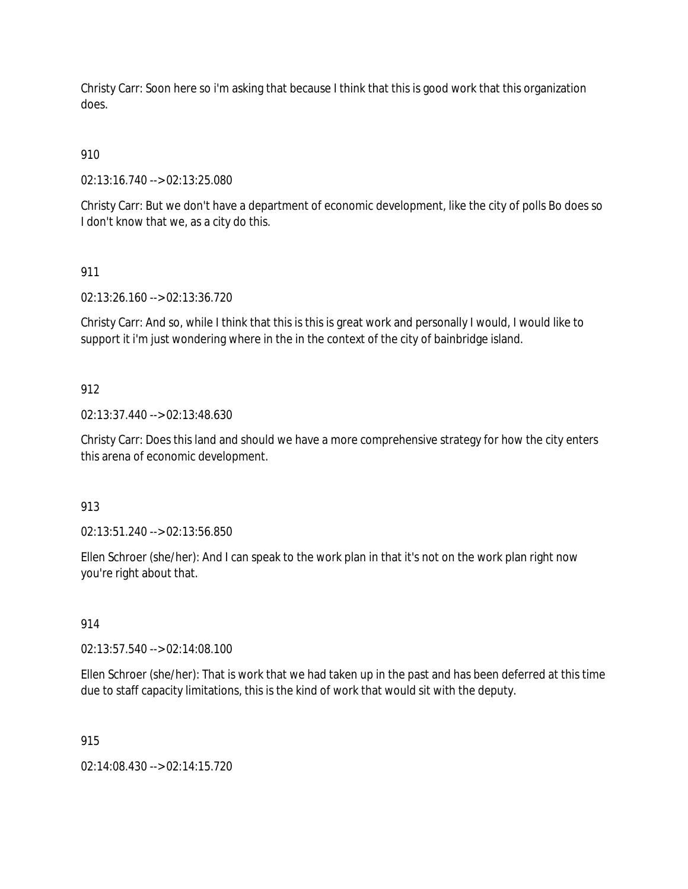Christy Carr: Soon here so i'm asking that because I think that this is good work that this organization does.

910

02:13:16.740 --> 02:13:25.080

Christy Carr: But we don't have a department of economic development, like the city of polls Bo does so I don't know that we, as a city do this.

911

02:13:26.160 --> 02:13:36.720

Christy Carr: And so, while I think that this is this is great work and personally I would, I would like to support it i'm just wondering where in the in the context of the city of bainbridge island.

912

02:13:37.440 --> 02:13:48.630

Christy Carr: Does this land and should we have a more comprehensive strategy for how the city enters this arena of economic development.

913

02:13:51.240 --> 02:13:56.850

Ellen Schroer (she/her): And I can speak to the work plan in that it's not on the work plan right now you're right about that.

914

02:13:57.540 --> 02:14:08.100

Ellen Schroer (she/her): That is work that we had taken up in the past and has been deferred at this time due to staff capacity limitations, this is the kind of work that would sit with the deputy.

915

02:14:08.430 --> 02:14:15.720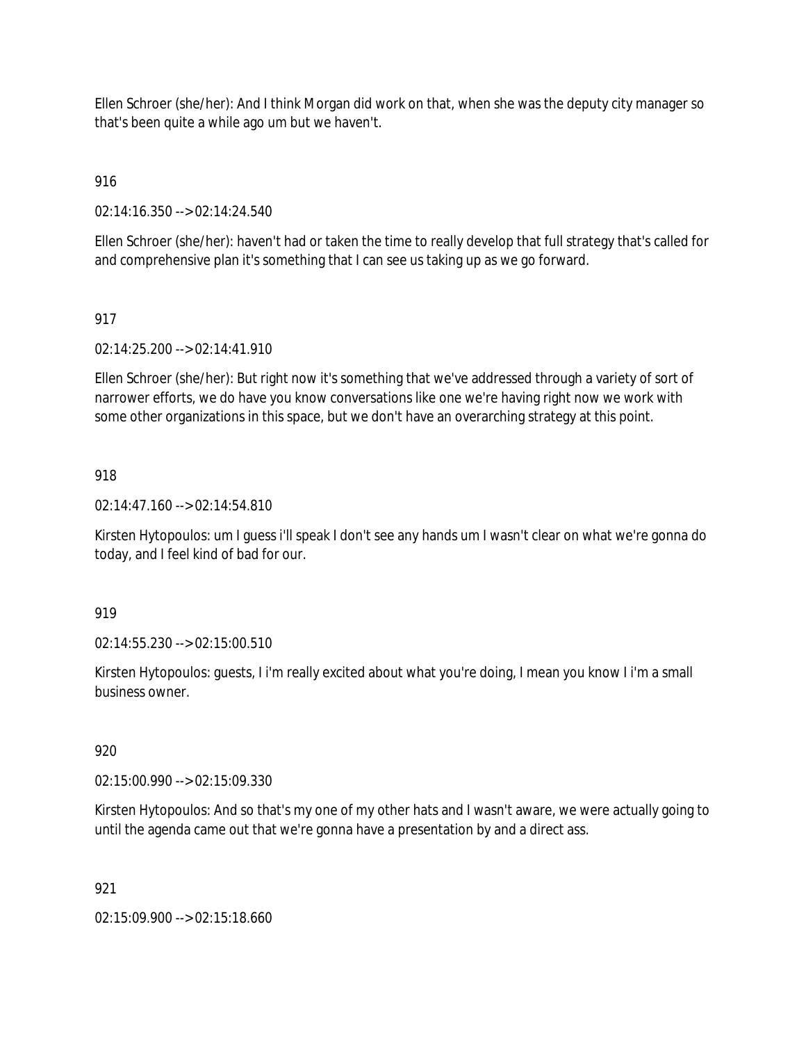Ellen Schroer (she/her): And I think Morgan did work on that, when she was the deputy city manager so that's been quite a while ago um but we haven't.

916

02:14:16.350 --> 02:14:24.540

Ellen Schroer (she/her): haven't had or taken the time to really develop that full strategy that's called for and comprehensive plan it's something that I can see us taking up as we go forward.

917

02:14:25.200 --> 02:14:41.910

Ellen Schroer (she/her): But right now it's something that we've addressed through a variety of sort of narrower efforts, we do have you know conversations like one we're having right now we work with some other organizations in this space, but we don't have an overarching strategy at this point.

918

02:14:47.160 --> 02:14:54.810

Kirsten Hytopoulos: um I guess i'll speak I don't see any hands um I wasn't clear on what we're gonna do today, and I feel kind of bad for our.

919

02:14:55.230 --> 02:15:00.510

Kirsten Hytopoulos: guests, I i'm really excited about what you're doing, I mean you know I i'm a small business owner.

920

02:15:00.990 --> 02:15:09.330

Kirsten Hytopoulos: And so that's my one of my other hats and I wasn't aware, we were actually going to until the agenda came out that we're gonna have a presentation by and a direct ass.

921

02:15:09.900 --> 02:15:18.660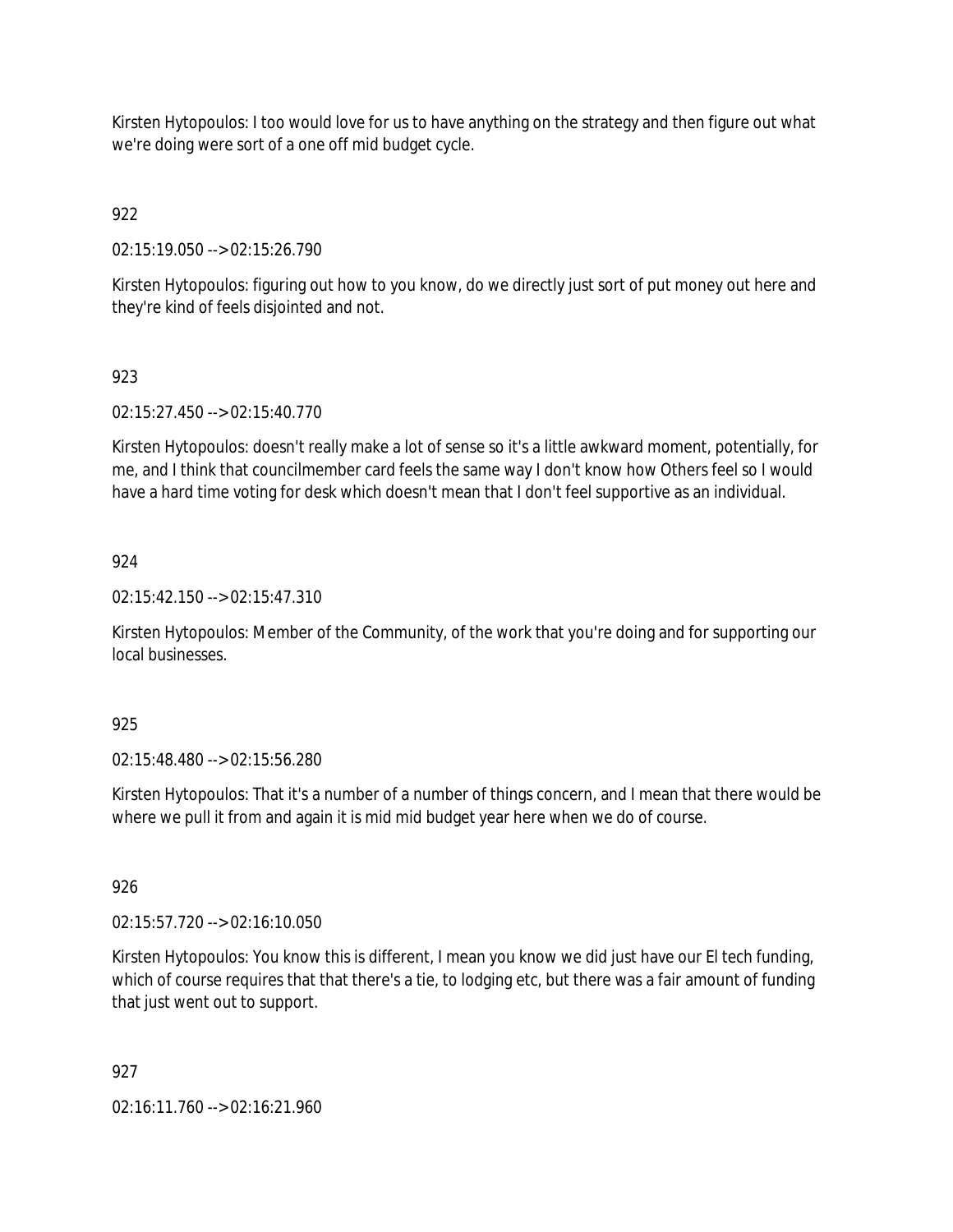Kirsten Hytopoulos: I too would love for us to have anything on the strategy and then figure out what we're doing were sort of a one off mid budget cycle.

922

02:15:19.050 --> 02:15:26.790

Kirsten Hytopoulos: figuring out how to you know, do we directly just sort of put money out here and they're kind of feels disjointed and not.

923

02:15:27.450 --> 02:15:40.770

Kirsten Hytopoulos: doesn't really make a lot of sense so it's a little awkward moment, potentially, for me, and I think that councilmember card feels the same way I don't know how Others feel so I would have a hard time voting for desk which doesn't mean that I don't feel supportive as an individual.

924

02:15:42.150 --> 02:15:47.310

Kirsten Hytopoulos: Member of the Community, of the work that you're doing and for supporting our local businesses.

925

02:15:48.480 --> 02:15:56.280

Kirsten Hytopoulos: That it's a number of a number of things concern, and I mean that there would be where we pull it from and again it is mid mid budget year here when we do of course.

926

02:15:57.720 --> 02:16:10.050

Kirsten Hytopoulos: You know this is different, I mean you know we did just have our El tech funding, which of course requires that that there's a tie, to lodging etc, but there was a fair amount of funding that just went out to support.

927

02:16:11.760 --> 02:16:21.960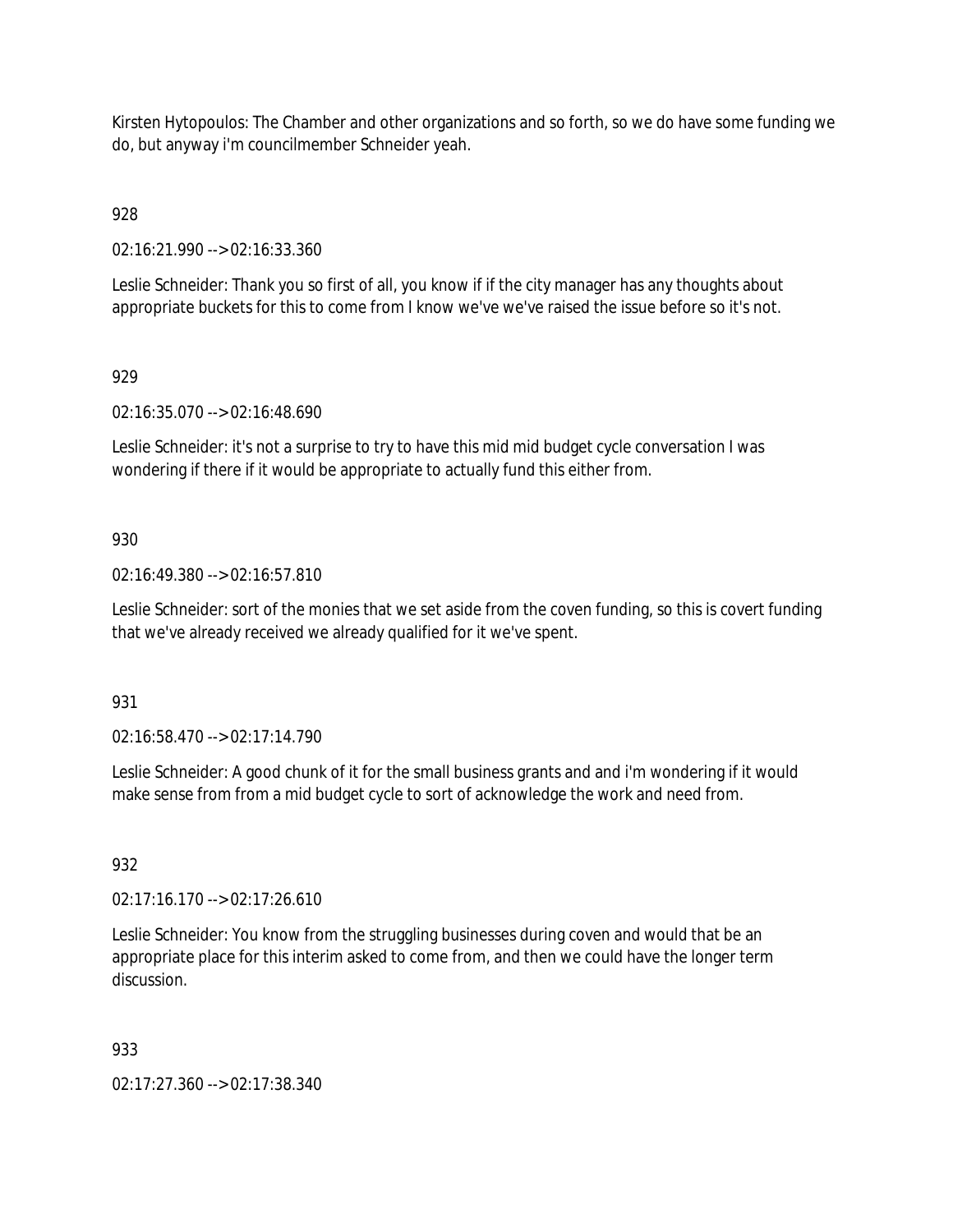Kirsten Hytopoulos: The Chamber and other organizations and so forth, so we do have some funding we do, but anyway i'm councilmember Schneider yeah.

928

02:16:21.990 --> 02:16:33.360

Leslie Schneider: Thank you so first of all, you know if if the city manager has any thoughts about appropriate buckets for this to come from I know we've we've raised the issue before so it's not.

929

02:16:35.070 --> 02:16:48.690

Leslie Schneider: it's not a surprise to try to have this mid mid budget cycle conversation I was wondering if there if it would be appropriate to actually fund this either from.

930

02:16:49.380 --> 02:16:57.810

Leslie Schneider: sort of the monies that we set aside from the coven funding, so this is covert funding that we've already received we already qualified for it we've spent.

931

02:16:58.470 --> 02:17:14.790

Leslie Schneider: A good chunk of it for the small business grants and and i'm wondering if it would make sense from from a mid budget cycle to sort of acknowledge the work and need from.

932

02:17:16.170 --> 02:17:26.610

Leslie Schneider: You know from the struggling businesses during coven and would that be an appropriate place for this interim asked to come from, and then we could have the longer term discussion.

933

02:17:27.360 --> 02:17:38.340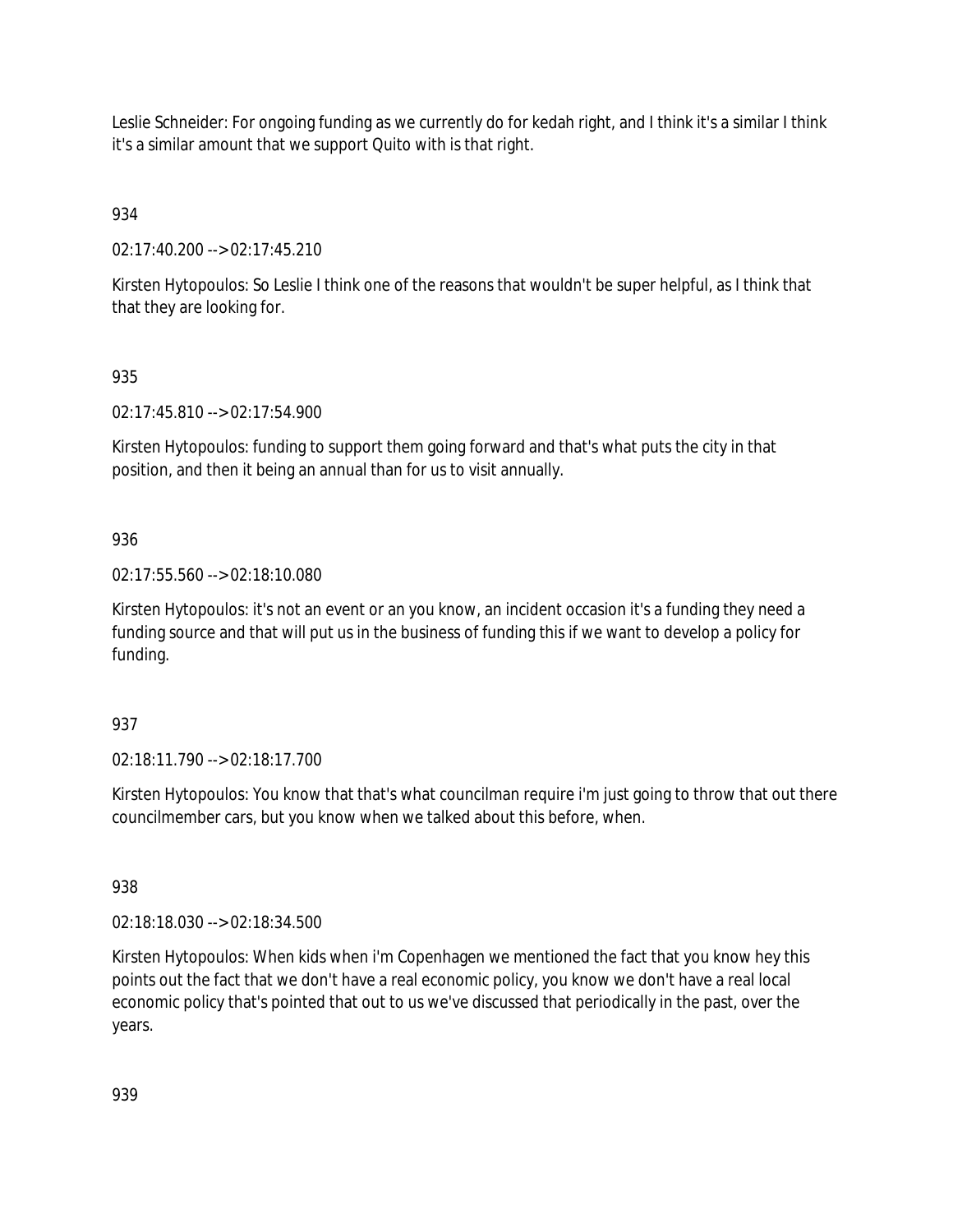Leslie Schneider: For ongoing funding as we currently do for kedah right, and I think it's a similar I think it's a similar amount that we support Quito with is that right.

934

02:17:40.200 --> 02:17:45.210

Kirsten Hytopoulos: So Leslie I think one of the reasons that wouldn't be super helpful, as I think that that they are looking for.

935

02:17:45.810 --> 02:17:54.900

Kirsten Hytopoulos: funding to support them going forward and that's what puts the city in that position, and then it being an annual than for us to visit annually.

936

02:17:55.560 --> 02:18:10.080

Kirsten Hytopoulos: it's not an event or an you know, an incident occasion it's a funding they need a funding source and that will put us in the business of funding this if we want to develop a policy for funding.

937

02:18:11.790 --> 02:18:17.700

Kirsten Hytopoulos: You know that that's what councilman require i'm just going to throw that out there councilmember cars, but you know when we talked about this before, when.

938

02:18:18.030 --> 02:18:34.500

Kirsten Hytopoulos: When kids when i'm Copenhagen we mentioned the fact that you know hey this points out the fact that we don't have a real economic policy, you know we don't have a real local economic policy that's pointed that out to us we've discussed that periodically in the past, over the years.

939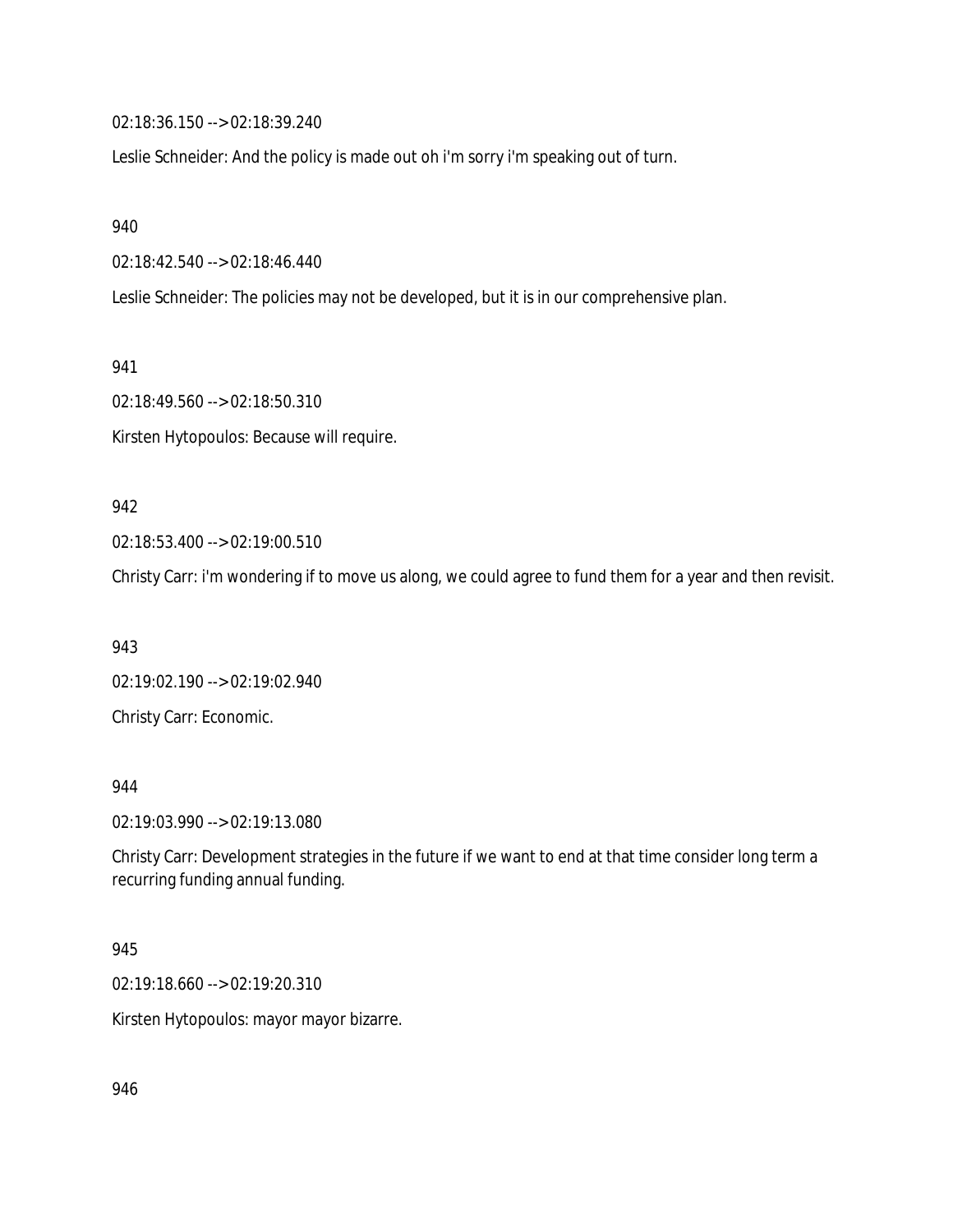02:18:36.150 --> 02:18:39.240

Leslie Schneider: And the policy is made out oh i'm sorry i'm speaking out of turn.

940

02:18:42.540 --> 02:18:46.440

Leslie Schneider: The policies may not be developed, but it is in our comprehensive plan.

941

02:18:49.560 --> 02:18:50.310

Kirsten Hytopoulos: Because will require.

942

02:18:53.400 --> 02:19:00.510

Christy Carr: i'm wondering if to move us along, we could agree to fund them for a year and then revisit.

943

02:19:02.190 --> 02:19:02.940

Christy Carr: Economic.

944

02:19:03.990 --> 02:19:13.080

Christy Carr: Development strategies in the future if we want to end at that time consider long term a recurring funding annual funding.

945

02:19:18.660 --> 02:19:20.310

Kirsten Hytopoulos: mayor mayor bizarre.

946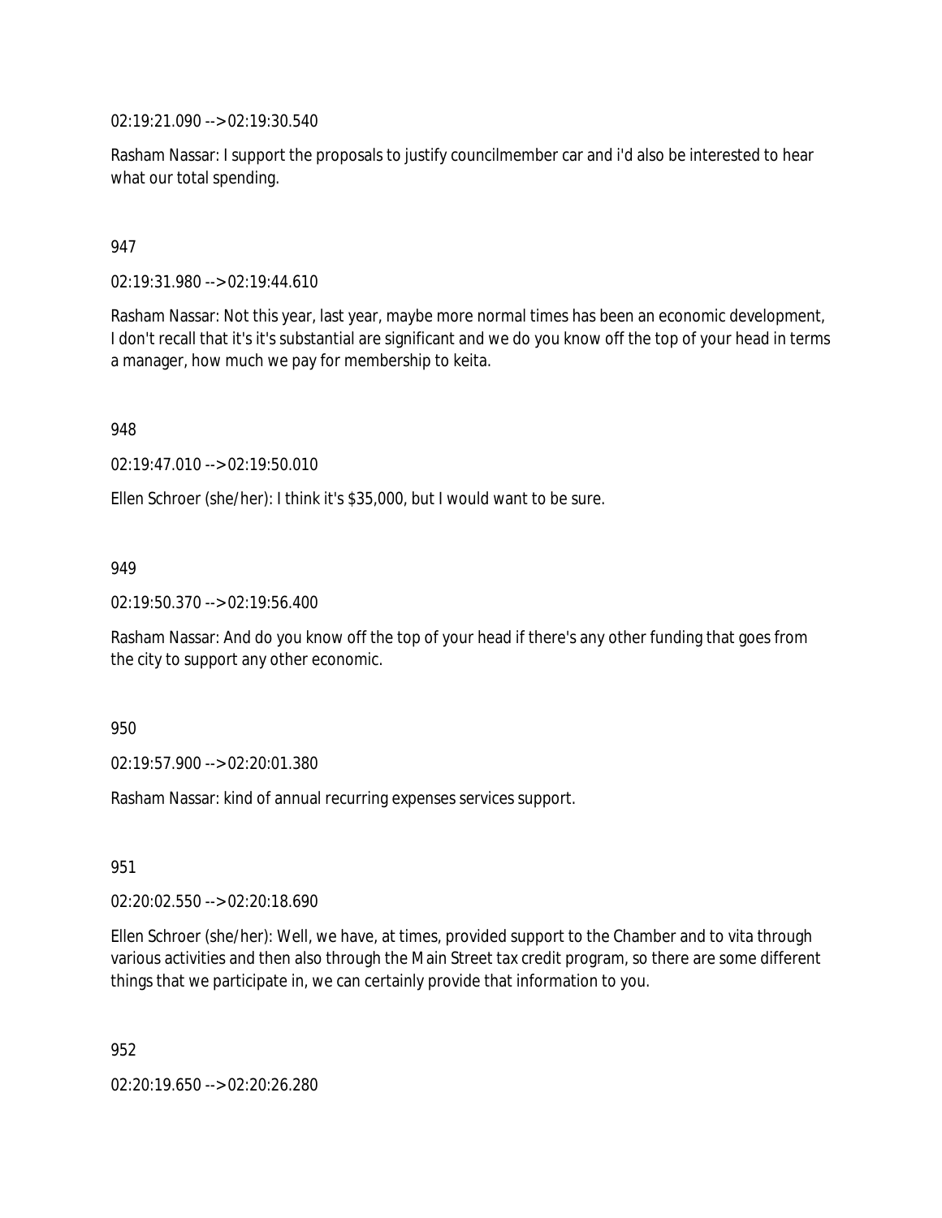02:19:21.090 --> 02:19:30.540

Rasham Nassar: I support the proposals to justify councilmember car and i'd also be interested to hear what our total spending.

947

02:19:31.980 --> 02:19:44.610

Rasham Nassar: Not this year, last year, maybe more normal times has been an economic development, I don't recall that it's it's substantial are significant and we do you know off the top of your head in terms a manager, how much we pay for membership to keita.

948

02:19:47.010 --> 02:19:50.010

Ellen Schroer (she/her): I think it's $35,000, but I would want to be sure.

949

02:19:50.370 --> 02:19:56.400

Rasham Nassar: And do you know off the top of your head if there's any other funding that goes from the city to support any other economic.

950

02:19:57.900 --> 02:20:01.380

Rasham Nassar: kind of annual recurring expenses services support.

951

02:20:02.550 --> 02:20:18.690

Ellen Schroer (she/her): Well, we have, at times, provided support to the Chamber and to vita through various activities and then also through the Main Street tax credit program, so there are some different things that we participate in, we can certainly provide that information to you.

952

02:20:19.650 --> 02:20:26.280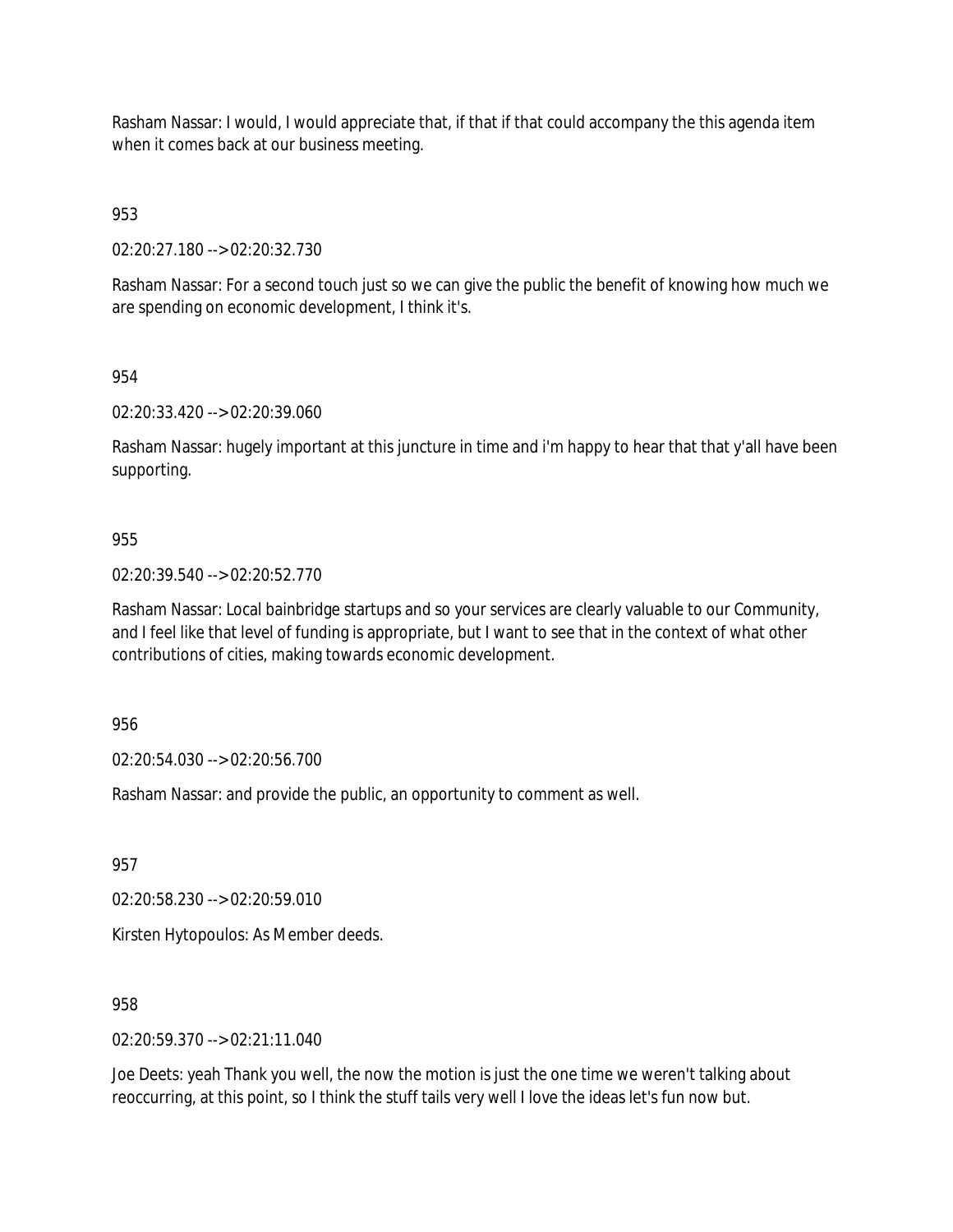Rasham Nassar: I would, I would appreciate that, if that if that could accompany the this agenda item when it comes back at our business meeting.

953

02:20:27.180 --> 02:20:32.730

Rasham Nassar: For a second touch just so we can give the public the benefit of knowing how much we are spending on economic development, I think it's.

954

02:20:33.420 --> 02:20:39.060

Rasham Nassar: hugely important at this juncture in time and i'm happy to hear that that y'all have been supporting.

955

02:20:39.540 --> 02:20:52.770

Rasham Nassar: Local bainbridge startups and so your services are clearly valuable to our Community, and I feel like that level of funding is appropriate, but I want to see that in the context of what other contributions of cities, making towards economic development.

956

02:20:54.030 --> 02:20:56.700

Rasham Nassar: and provide the public, an opportunity to comment as well.

957

02:20:58.230 --> 02:20:59.010

Kirsten Hytopoulos: As Member deeds.

958

02:20:59.370 --> 02:21:11.040

Joe Deets: yeah Thank you well, the now the motion is just the one time we weren't talking about reoccurring, at this point, so I think the stuff tails very well I love the ideas let's fun now but.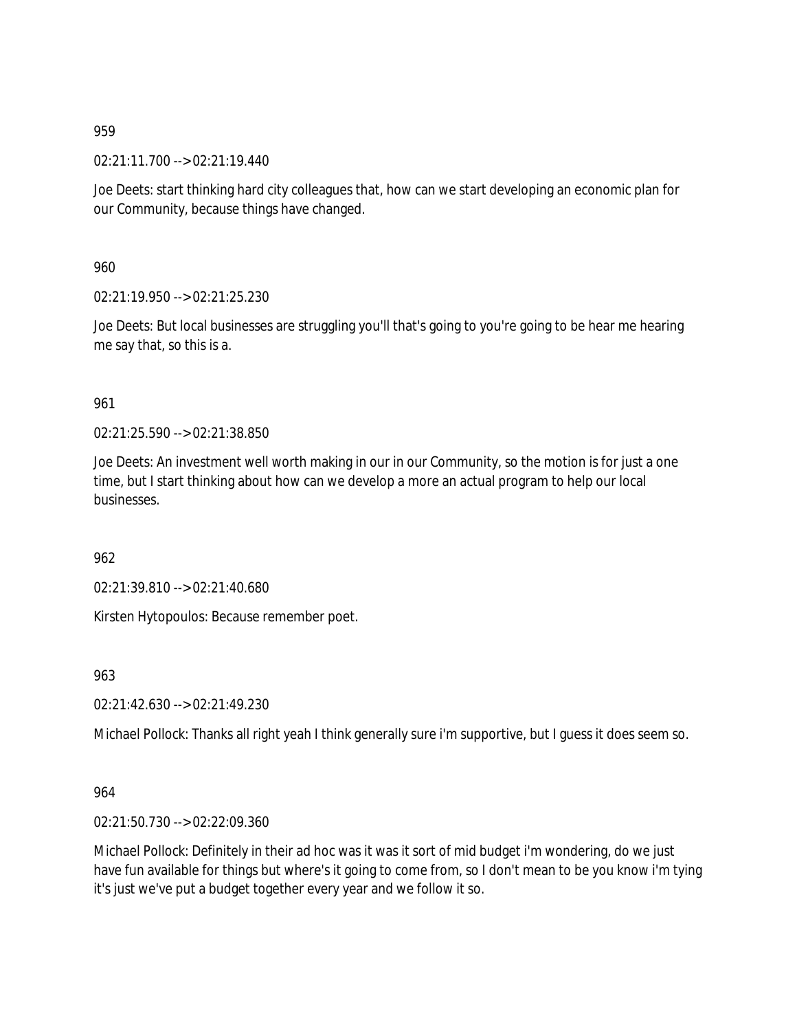959

02:21:11.700 --> 02:21:19.440

Joe Deets: start thinking hard city colleagues that, how can we start developing an economic plan for our Community, because things have changed.

960

02:21:19.950 --> 02:21:25.230

Joe Deets: But local businesses are struggling you'll that's going to you're going to be hear me hearing me say that, so this is a.

961

02:21:25.590 --> 02:21:38.850

Joe Deets: An investment well worth making in our in our Community, so the motion is for just a one time, but I start thinking about how can we develop a more an actual program to help our local businesses.

962

02:21:39.810 --> 02:21:40.680

Kirsten Hytopoulos: Because remember poet.

963

02:21:42.630 --> 02:21:49.230

Michael Pollock: Thanks all right yeah I think generally sure i'm supportive, but I guess it does seem so.

964

02:21:50.730 --> 02:22:09.360

Michael Pollock: Definitely in their ad hoc was it was it sort of mid budget i'm wondering, do we just have fun available for things but where's it going to come from, so I don't mean to be you know i'm tying it's just we've put a budget together every year and we follow it so.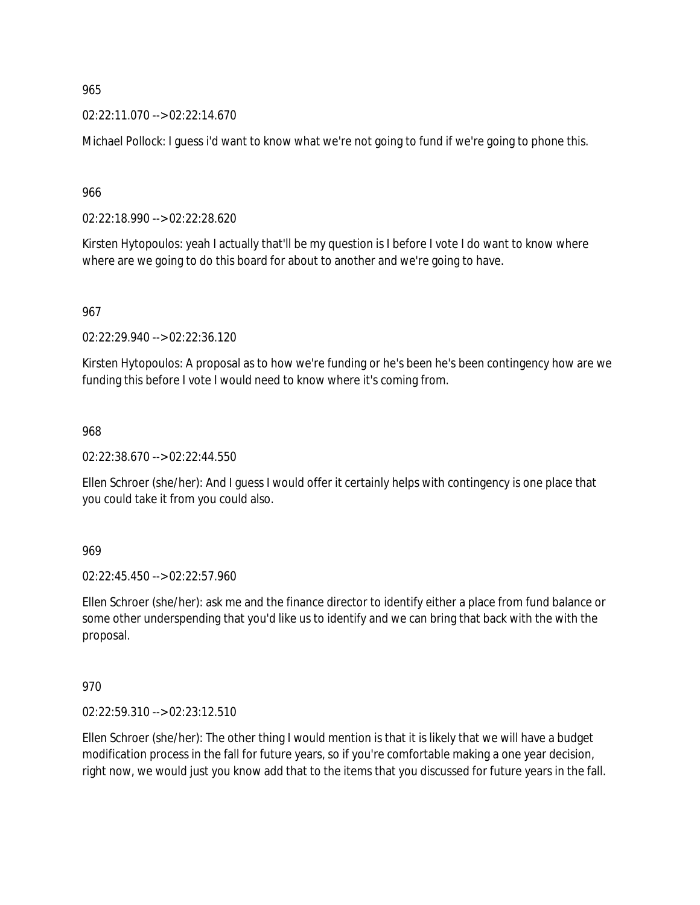965

02:22:11.070 --> 02:22:14.670

Michael Pollock: I guess i'd want to know what we're not going to fund if we're going to phone this.

966

02:22:18.990 --> 02:22:28.620

Kirsten Hytopoulos: yeah I actually that'll be my question is I before I vote I do want to know where where are we going to do this board for about to another and we're going to have.

967

02:22:29.940 --> 02:22:36.120

Kirsten Hytopoulos: A proposal as to how we're funding or he's been he's been contingency how are we funding this before I vote I would need to know where it's coming from.

968

02:22:38.670 --> 02:22:44.550

Ellen Schroer (she/her): And I guess I would offer it certainly helps with contingency is one place that you could take it from you could also.

969

02:22:45.450 --> 02:22:57.960

Ellen Schroer (she/her): ask me and the finance director to identify either a place from fund balance or some other underspending that you'd like us to identify and we can bring that back with the with the proposal.

970

02:22:59.310 --> 02:23:12.510

Ellen Schroer (she/her): The other thing I would mention is that it is likely that we will have a budget modification process in the fall for future years, so if you're comfortable making a one year decision, right now, we would just you know add that to the items that you discussed for future years in the fall.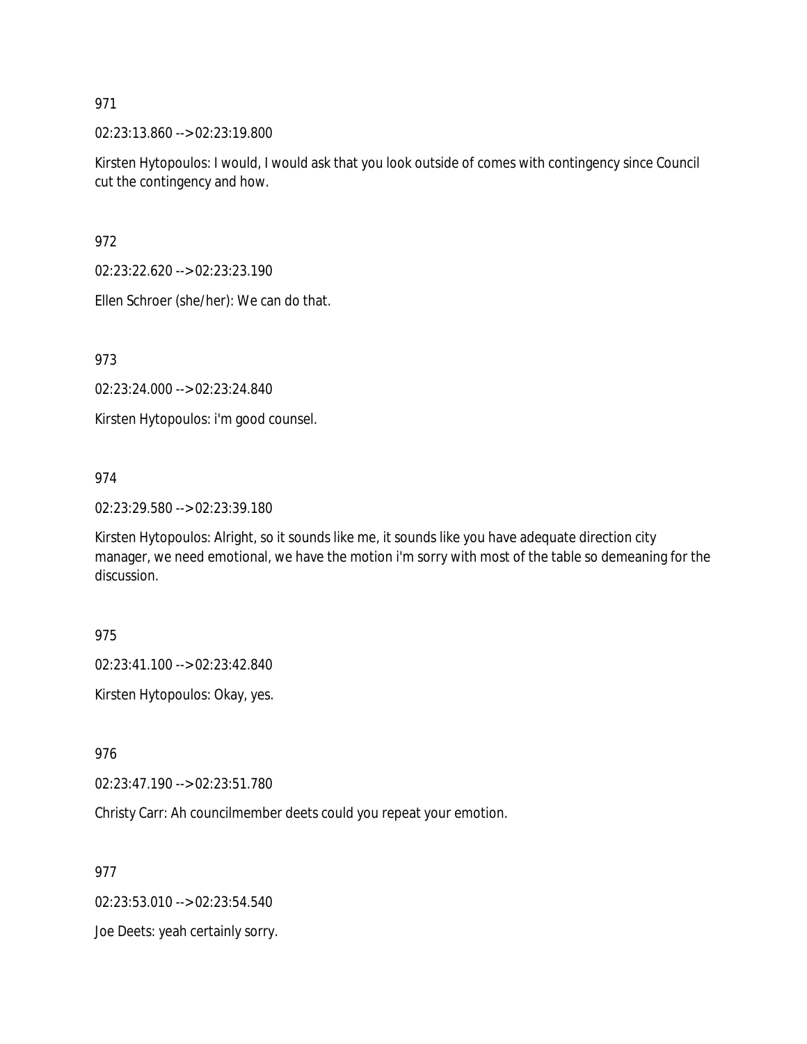971

02:23:13.860 --> 02:23:19.800

Kirsten Hytopoulos: I would, I would ask that you look outside of comes with contingency since Council cut the contingency and how.

972

02:23:22.620 --> 02:23:23.190

Ellen Schroer (she/her): We can do that.

973

02:23:24.000 --> 02:23:24.840

Kirsten Hytopoulos: i'm good counsel.

974

02:23:29.580 --> 02:23:39.180

Kirsten Hytopoulos: Alright, so it sounds like me, it sounds like you have adequate direction city manager, we need emotional, we have the motion i'm sorry with most of the table so demeaning for the discussion.

975

02:23:41.100 --> 02:23:42.840

Kirsten Hytopoulos: Okay, yes.

976

02:23:47.190 --> 02:23:51.780

Christy Carr: Ah councilmember deets could you repeat your emotion.

977

02:23:53.010 --> 02:23:54.540

Joe Deets: yeah certainly sorry.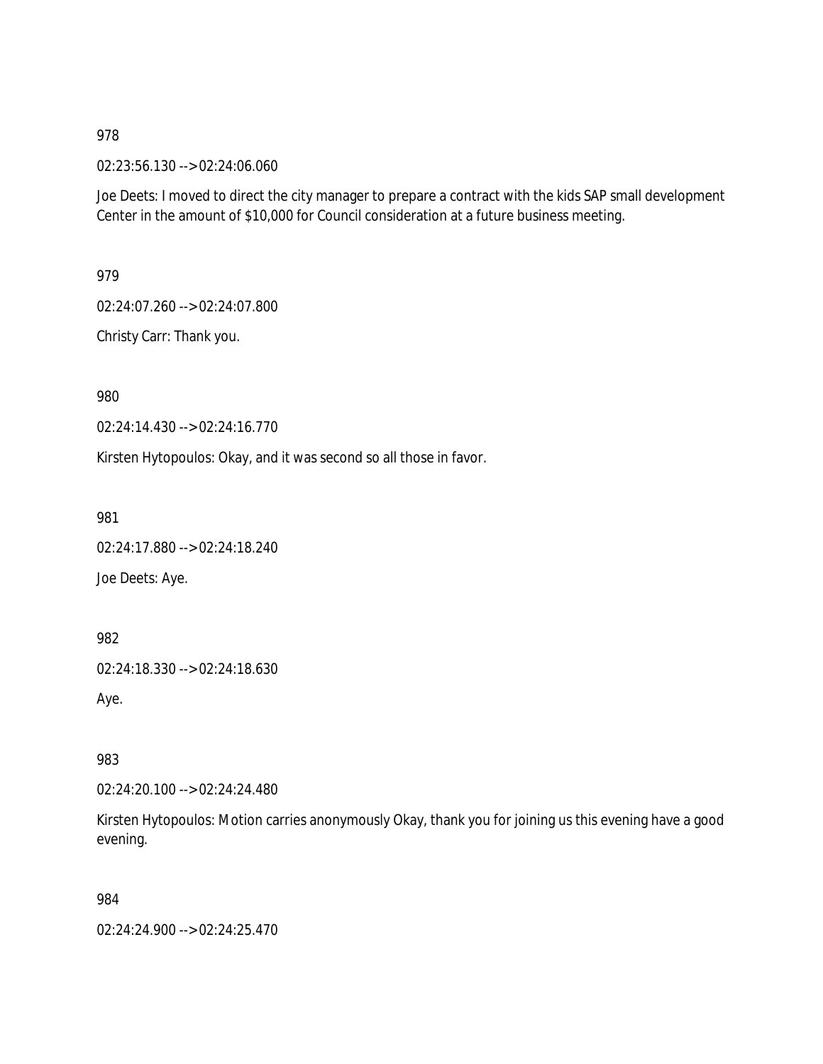978

02:23:56.130 --> 02:24:06.060

Joe Deets: I moved to direct the city manager to prepare a contract with the kids SAP small development Center in the amount of $10,000 for Council consideration at a future business meeting.

979

02:24:07.260 --> 02:24:07.800

Christy Carr: Thank you.

980

02:24:14.430 --> 02:24:16.770

Kirsten Hytopoulos: Okay, and it was second so all those in favor.

981

02:24:17.880 --> 02:24:18.240

Joe Deets: Aye.

982

02:24:18.330 --> 02:24:18.630

Aye.

983

02:24:20.100 --> 02:24:24.480

Kirsten Hytopoulos: Motion carries anonymously Okay, thank you for joining us this evening have a good evening.

984

02:24:24.900 --> 02:24:25.470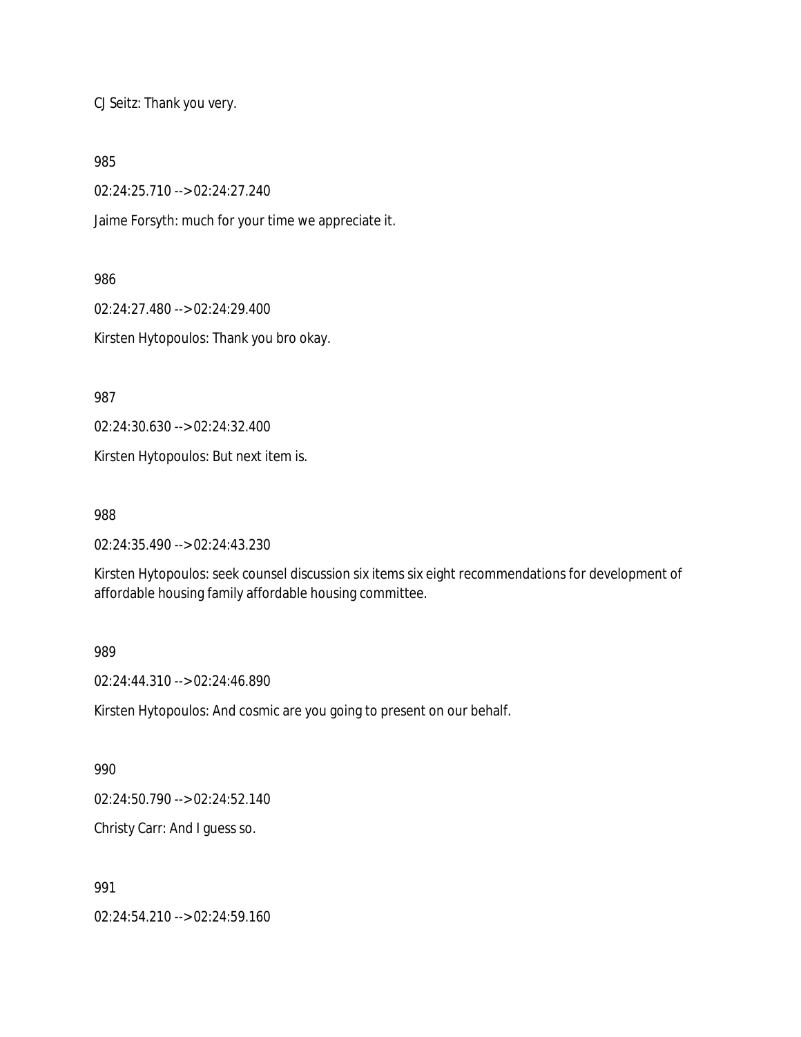CJ Seitz: Thank you very.

985

02:24:25.710 --> 02:24:27.240

Jaime Forsyth: much for your time we appreciate it.

986

02:24:27.480 --> 02:24:29.400

Kirsten Hytopoulos: Thank you bro okay.

987

02:24:30.630 --> 02:24:32.400

Kirsten Hytopoulos: But next item is.

988

02:24:35.490 --> 02:24:43.230

Kirsten Hytopoulos: seek counsel discussion six items six eight recommendations for development of affordable housing family affordable housing committee.

989

02:24:44.310 --> 02:24:46.890

Kirsten Hytopoulos: And cosmic are you going to present on our behalf.

990

02:24:50.790 --> 02:24:52.140

Christy Carr: And I guess so.

991

02:24:54.210 --> 02:24:59.160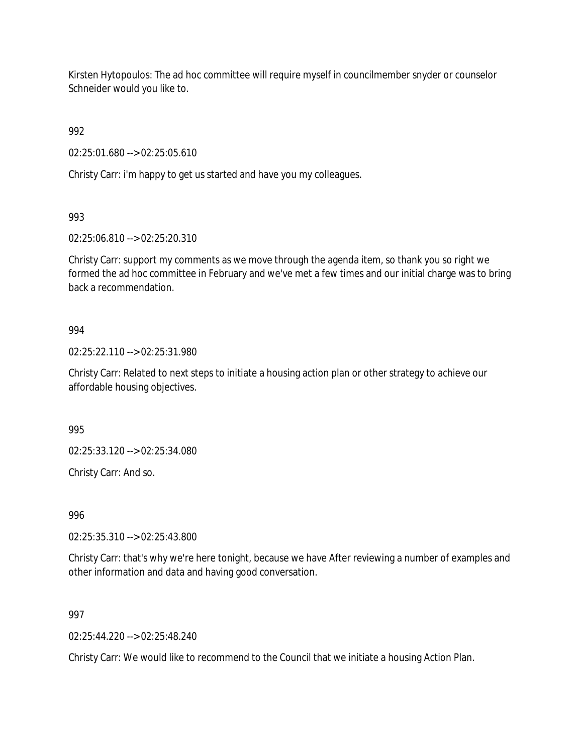Kirsten Hytopoulos: The ad hoc committee will require myself in councilmember snyder or counselor Schneider would you like to.

992

02:25:01.680 --> 02:25:05.610

Christy Carr: i'm happy to get us started and have you my colleagues.

993

02:25:06.810 --> 02:25:20.310

Christy Carr: support my comments as we move through the agenda item, so thank you so right we formed the ad hoc committee in February and we've met a few times and our initial charge was to bring back a recommendation.

994

02:25:22.110 --> 02:25:31.980

Christy Carr: Related to next steps to initiate a housing action plan or other strategy to achieve our affordable housing objectives.

995

02:25:33.120 --> 02:25:34.080

Christy Carr: And so.

996

02:25:35.310 --> 02:25:43.800

Christy Carr: that's why we're here tonight, because we have After reviewing a number of examples and other information and data and having good conversation.

997

02:25:44.220 --> 02:25:48.240

Christy Carr: We would like to recommend to the Council that we initiate a housing Action Plan.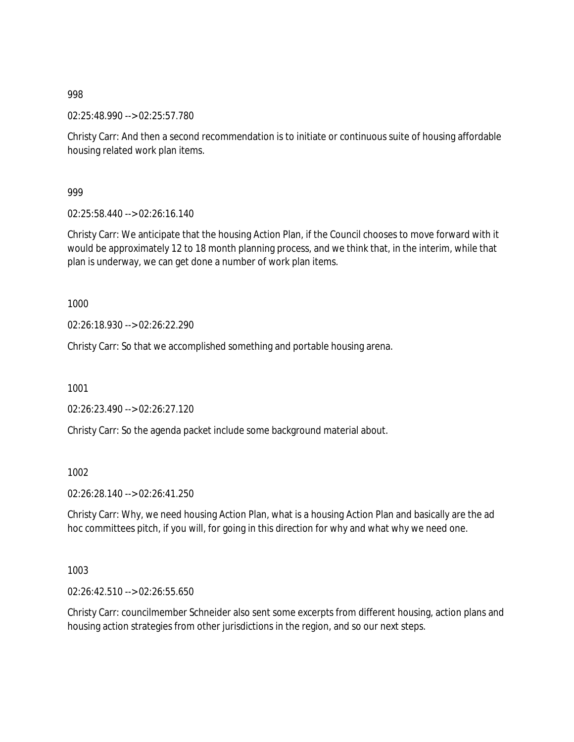998

02:25:48.990 --> 02:25:57.780

Christy Carr: And then a second recommendation is to initiate or continuous suite of housing affordable housing related work plan items.

999

02:25:58.440 --> 02:26:16.140

Christy Carr: We anticipate that the housing Action Plan, if the Council chooses to move forward with it would be approximately 12 to 18 month planning process, and we think that, in the interim, while that plan is underway, we can get done a number of work plan items.

1000

02:26:18.930 --> 02:26:22.290

Christy Carr: So that we accomplished something and portable housing arena.

1001

02:26:23.490 --> 02:26:27.120

Christy Carr: So the agenda packet include some background material about.

1002

02:26:28.140 --> 02:26:41.250

Christy Carr: Why, we need housing Action Plan, what is a housing Action Plan and basically are the ad hoc committees pitch, if you will, for going in this direction for why and what why we need one.

1003

02:26:42.510 --> 02:26:55.650

Christy Carr: councilmember Schneider also sent some excerpts from different housing, action plans and housing action strategies from other jurisdictions in the region, and so our next steps.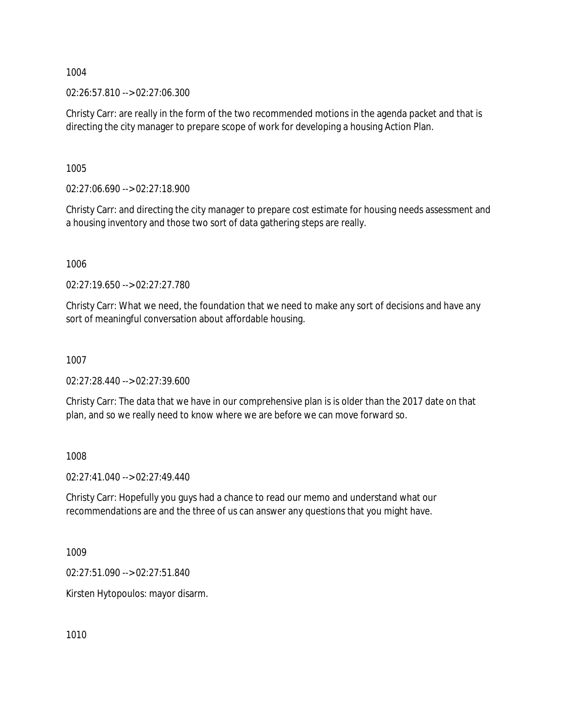1004

02:26:57.810 --> 02:27:06.300

Christy Carr: are really in the form of the two recommended motions in the agenda packet and that is directing the city manager to prepare scope of work for developing a housing Action Plan.

1005

02:27:06.690 --> 02:27:18.900

Christy Carr: and directing the city manager to prepare cost estimate for housing needs assessment and a housing inventory and those two sort of data gathering steps are really.

1006

02:27:19.650 --> 02:27:27.780

Christy Carr: What we need, the foundation that we need to make any sort of decisions and have any sort of meaningful conversation about affordable housing.

1007

02:27:28.440 --> 02:27:39.600

Christy Carr: The data that we have in our comprehensive plan is is older than the 2017 date on that plan, and so we really need to know where we are before we can move forward so.

1008

02:27:41.040 --> 02:27:49.440

Christy Carr: Hopefully you guys had a chance to read our memo and understand what our recommendations are and the three of us can answer any questions that you might have.

1009

02:27:51.090 --> 02:27:51.840

Kirsten Hytopoulos: mayor disarm.

1010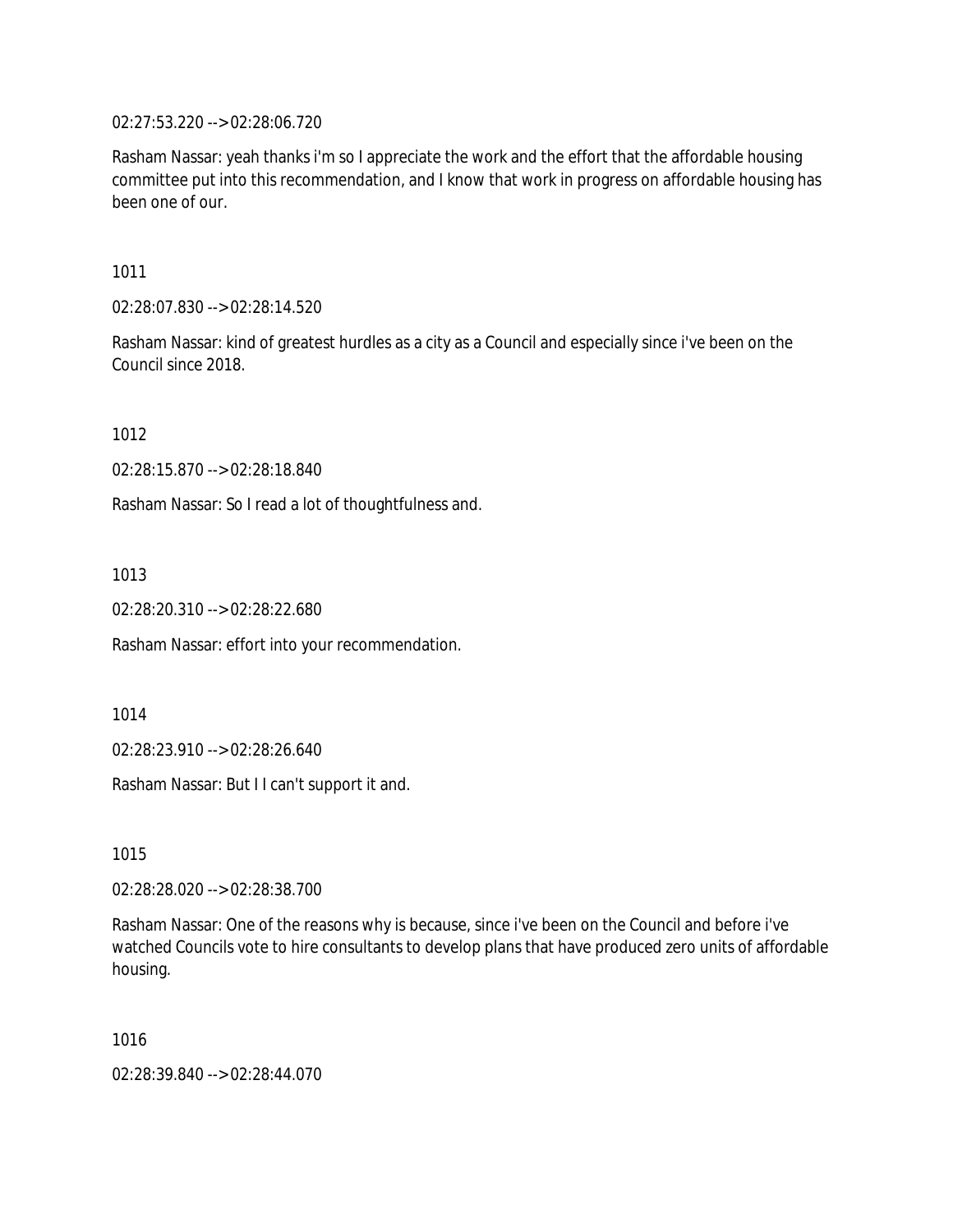02:27:53.220 --> 02:28:06.720

Rasham Nassar: yeah thanks i'm so I appreciate the work and the effort that the affordable housing committee put into this recommendation, and I know that work in progress on affordable housing has been one of our.

1011

02:28:07.830 --> 02:28:14.520

Rasham Nassar: kind of greatest hurdles as a city as a Council and especially since i've been on the Council since 2018.

1012

02:28:15.870 --> 02:28:18.840

Rasham Nassar: So I read a lot of thoughtfulness and.

1013

02:28:20.310 --> 02:28:22.680

Rasham Nassar: effort into your recommendation.

1014

02:28:23.910 --> 02:28:26.640

Rasham Nassar: But I I can't support it and.

1015

02:28:28.020 --> 02:28:38.700

Rasham Nassar: One of the reasons why is because, since i've been on the Council and before i've watched Councils vote to hire consultants to develop plans that have produced zero units of affordable housing.

1016

02:28:39.840 --> 02:28:44.070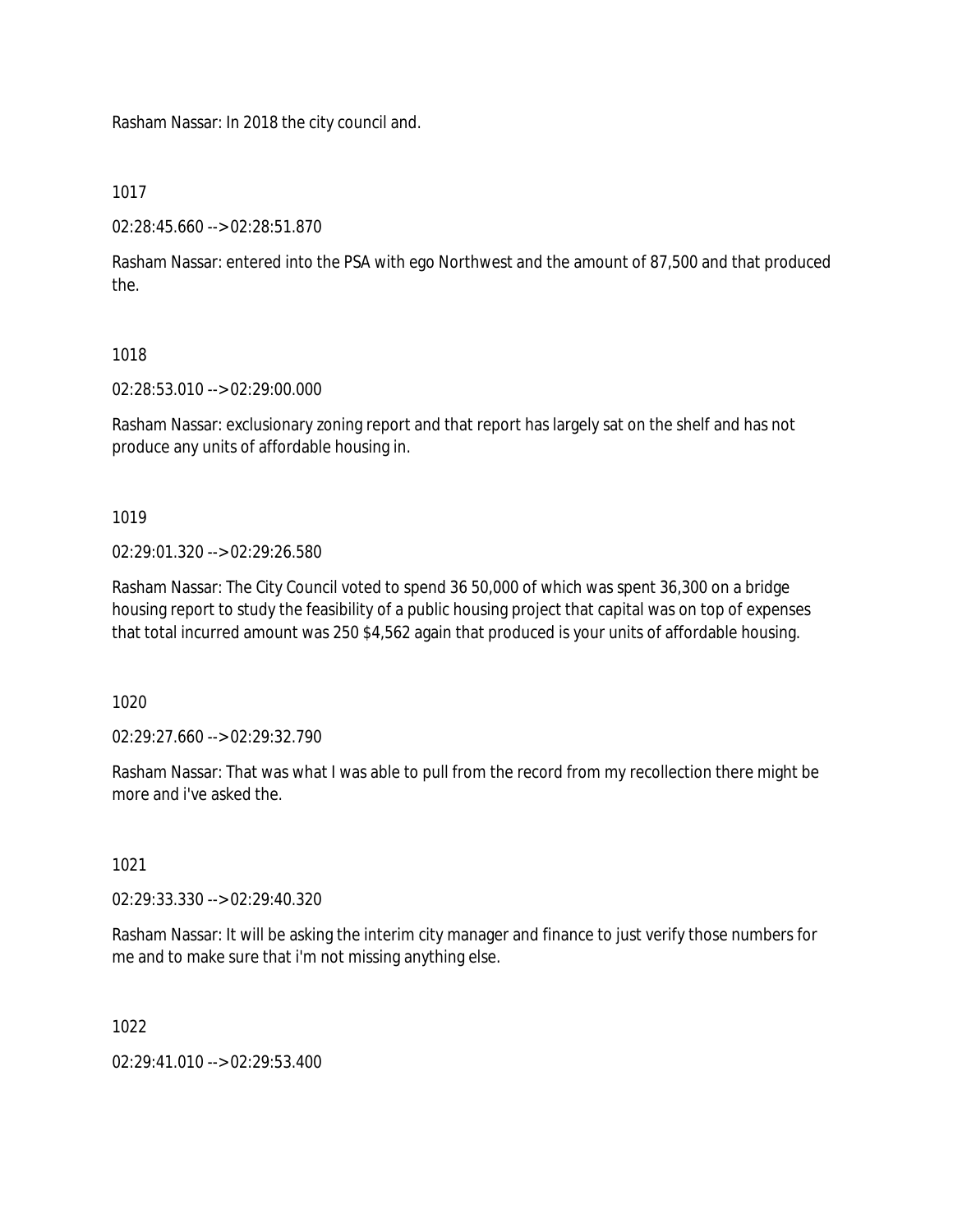Rasham Nassar: In 2018 the city council and.

1017

02:28:45.660 --> 02:28:51.870

Rasham Nassar: entered into the PSA with ego Northwest and the amount of 87,500 and that produced the.

1018

02:28:53.010 --> 02:29:00.000

Rasham Nassar: exclusionary zoning report and that report has largely sat on the shelf and has not produce any units of affordable housing in.

1019

02:29:01.320 --> 02:29:26.580

Rasham Nassar: The City Council voted to spend 36 50,000 of which was spent 36,300 on a bridge housing report to study the feasibility of a public housing project that capital was on top of expenses that total incurred amount was 250 $4,562 again that produced is your units of affordable housing.

1020

02:29:27.660 --> 02:29:32.790

Rasham Nassar: That was what I was able to pull from the record from my recollection there might be more and i've asked the.

1021

02:29:33.330 --> 02:29:40.320

Rasham Nassar: It will be asking the interim city manager and finance to just verify those numbers for me and to make sure that i'm not missing anything else.

1022

02:29:41.010 --> 02:29:53.400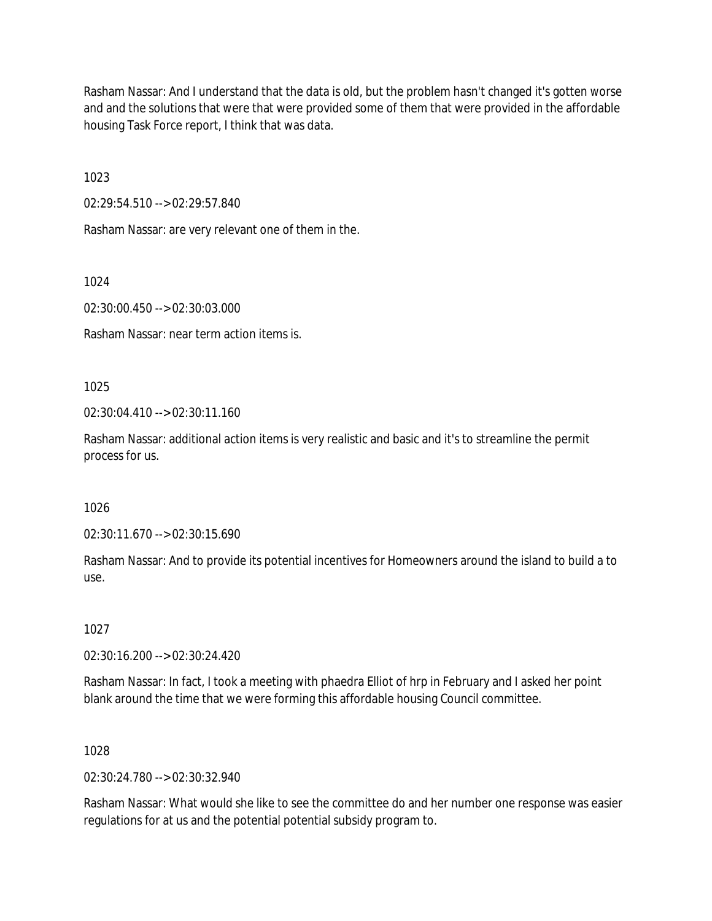Rasham Nassar: And I understand that the data is old, but the problem hasn't changed it's gotten worse and and the solutions that were that were provided some of them that were provided in the affordable housing Task Force report, I think that was data.

1023

02:29:54.510 --> 02:29:57.840

Rasham Nassar: are very relevant one of them in the.

1024

02:30:00.450 --> 02:30:03.000

Rasham Nassar: near term action items is.

1025

02:30:04.410 --> 02:30:11.160

Rasham Nassar: additional action items is very realistic and basic and it's to streamline the permit process for us.

1026

02:30:11.670 --> 02:30:15.690

Rasham Nassar: And to provide its potential incentives for Homeowners around the island to build a to use.

1027

02:30:16.200 --> 02:30:24.420

Rasham Nassar: In fact, I took a meeting with phaedra Elliot of hrp in February and I asked her point blank around the time that we were forming this affordable housing Council committee.

1028

02:30:24.780 --> 02:30:32.940

Rasham Nassar: What would she like to see the committee do and her number one response was easier regulations for at us and the potential potential subsidy program to.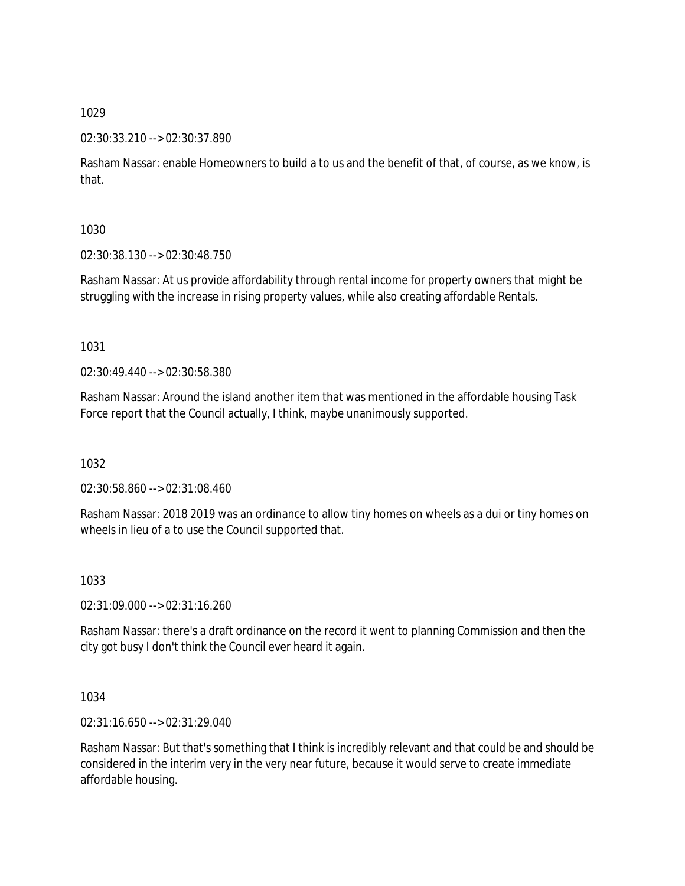1029

02:30:33.210 --> 02:30:37.890

Rasham Nassar: enable Homeowners to build a to us and the benefit of that, of course, as we know, is that.

1030

02:30:38.130 --> 02:30:48.750

Rasham Nassar: At us provide affordability through rental income for property owners that might be struggling with the increase in rising property values, while also creating affordable Rentals.

1031

02:30:49.440 --> 02:30:58.380

Rasham Nassar: Around the island another item that was mentioned in the affordable housing Task Force report that the Council actually, I think, maybe unanimously supported.

1032

02:30:58.860 --> 02:31:08.460

Rasham Nassar: 2018 2019 was an ordinance to allow tiny homes on wheels as a dui or tiny homes on wheels in lieu of a to use the Council supported that.

1033

02:31:09.000 --> 02:31:16.260

Rasham Nassar: there's a draft ordinance on the record it went to planning Commission and then the city got busy I don't think the Council ever heard it again.

1034

02:31:16.650 --> 02:31:29.040

Rasham Nassar: But that's something that I think is incredibly relevant and that could be and should be considered in the interim very in the very near future, because it would serve to create immediate affordable housing.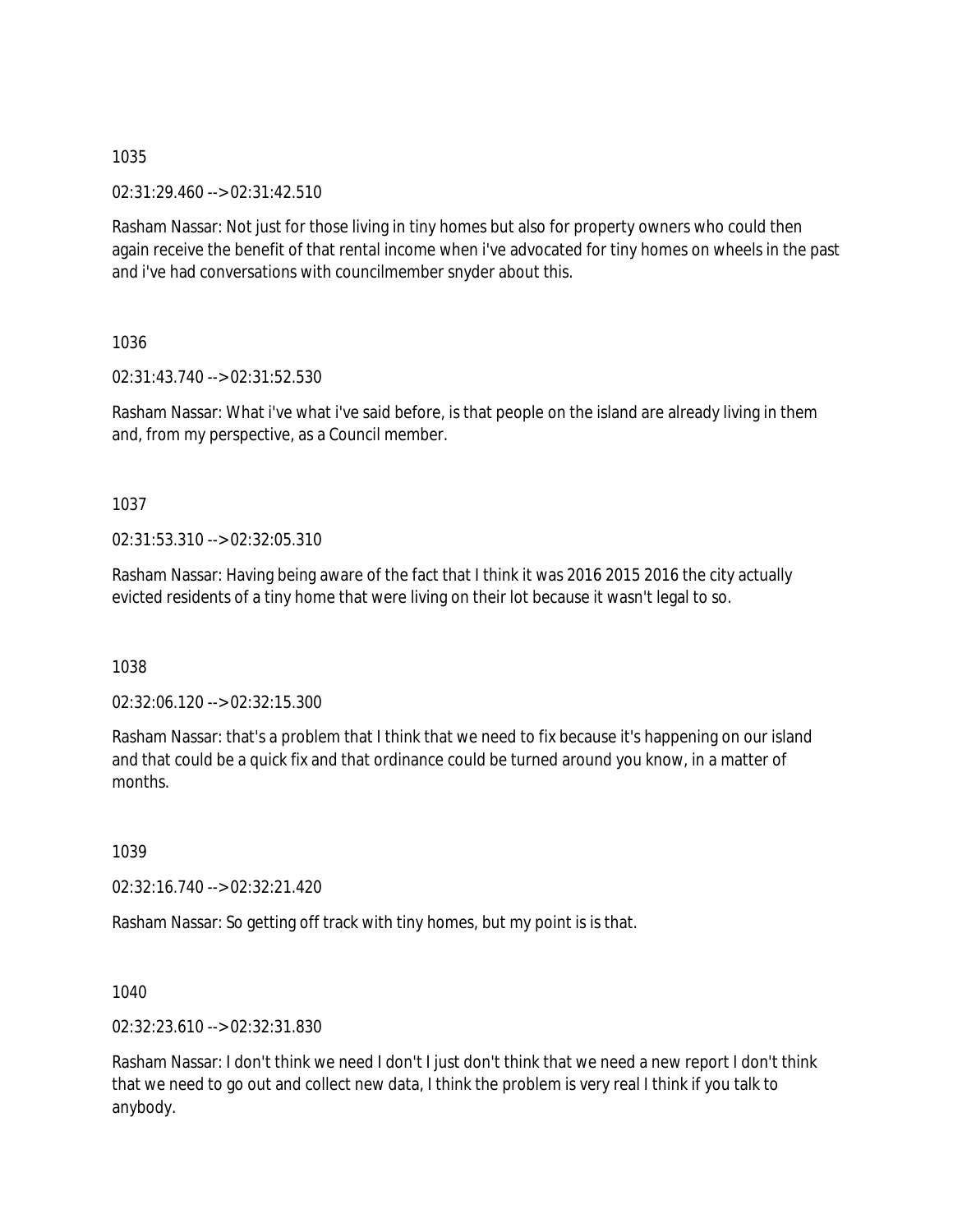1035

02:31:29.460 --> 02:31:42.510

Rasham Nassar: Not just for those living in tiny homes but also for property owners who could then again receive the benefit of that rental income when i've advocated for tiny homes on wheels in the past and i've had conversations with councilmember snyder about this.

1036

02:31:43.740 --> 02:31:52.530

Rasham Nassar: What i've what i've said before, is that people on the island are already living in them and, from my perspective, as a Council member.

1037

02:31:53.310 --> 02:32:05.310

Rasham Nassar: Having being aware of the fact that I think it was 2016 2015 2016 the city actually evicted residents of a tiny home that were living on their lot because it wasn't legal to so.

1038

02:32:06.120 --> 02:32:15.300

Rasham Nassar: that's a problem that I think that we need to fix because it's happening on our island and that could be a quick fix and that ordinance could be turned around you know, in a matter of months.

1039

02:32:16.740 --> 02:32:21.420

Rasham Nassar: So getting off track with tiny homes, but my point is is that.

1040

02:32:23.610 --> 02:32:31.830

Rasham Nassar: I don't think we need I don't I just don't think that we need a new report I don't think that we need to go out and collect new data, I think the problem is very real I think if you talk to anybody.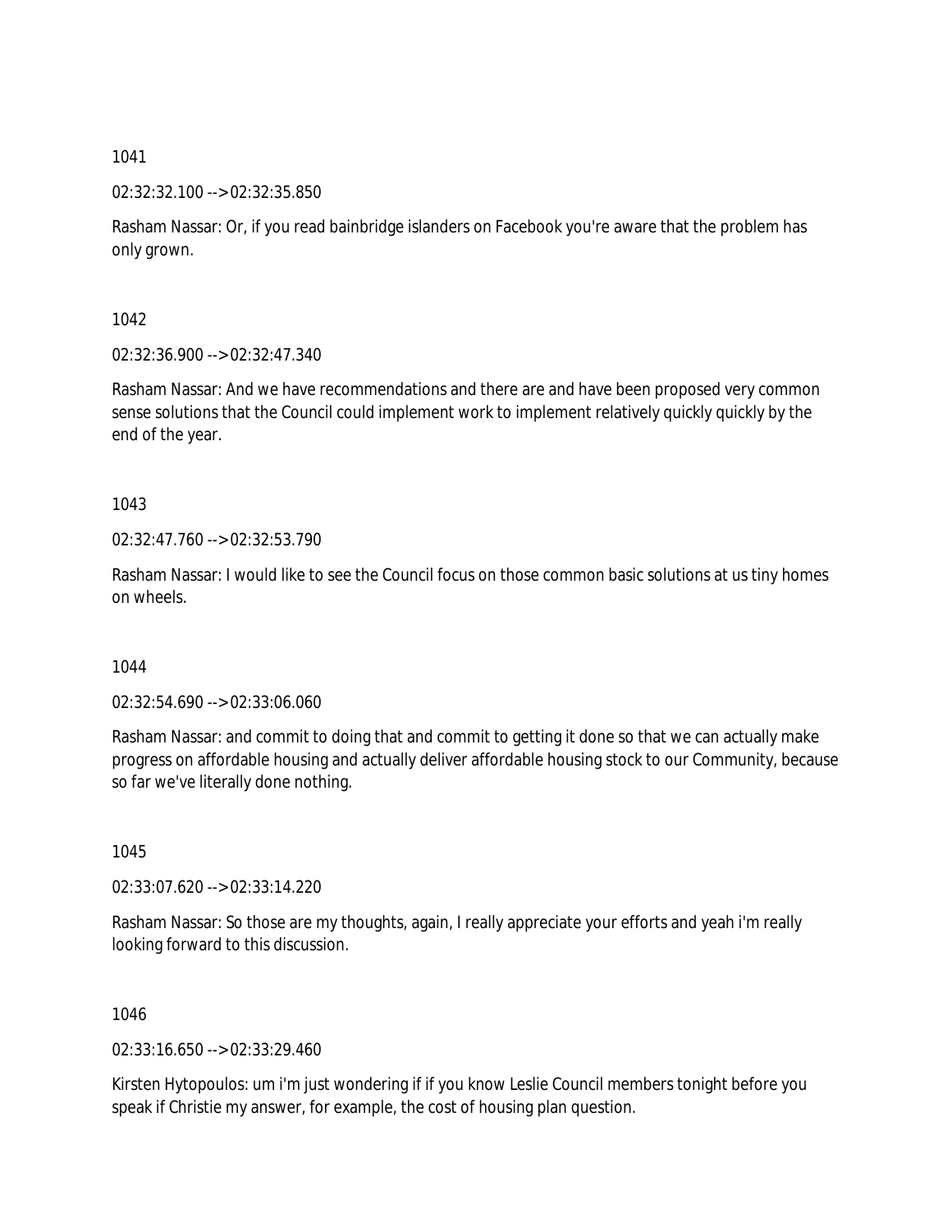1041

02:32:32.100 --> 02:32:35.850

Rasham Nassar: Or, if you read bainbridge islanders on Facebook you're aware that the problem has only grown.

1042

02:32:36.900 --> 02:32:47.340

Rasham Nassar: And we have recommendations and there are and have been proposed very common sense solutions that the Council could implement work to implement relatively quickly quickly by the end of the year.

1043

02:32:47.760 --> 02:32:53.790

Rasham Nassar: I would like to see the Council focus on those common basic solutions at us tiny homes on wheels.

1044

02:32:54.690 --> 02:33:06.060

Rasham Nassar: and commit to doing that and commit to getting it done so that we can actually make progress on affordable housing and actually deliver affordable housing stock to our Community, because so far we've literally done nothing.

1045

02:33:07.620 --> 02:33:14.220

Rasham Nassar: So those are my thoughts, again, I really appreciate your efforts and yeah i'm really looking forward to this discussion.

1046

02:33:16.650 --> 02:33:29.460

Kirsten Hytopoulos: um i'm just wondering if if you know Leslie Council members tonight before you speak if Christie my answer, for example, the cost of housing plan question.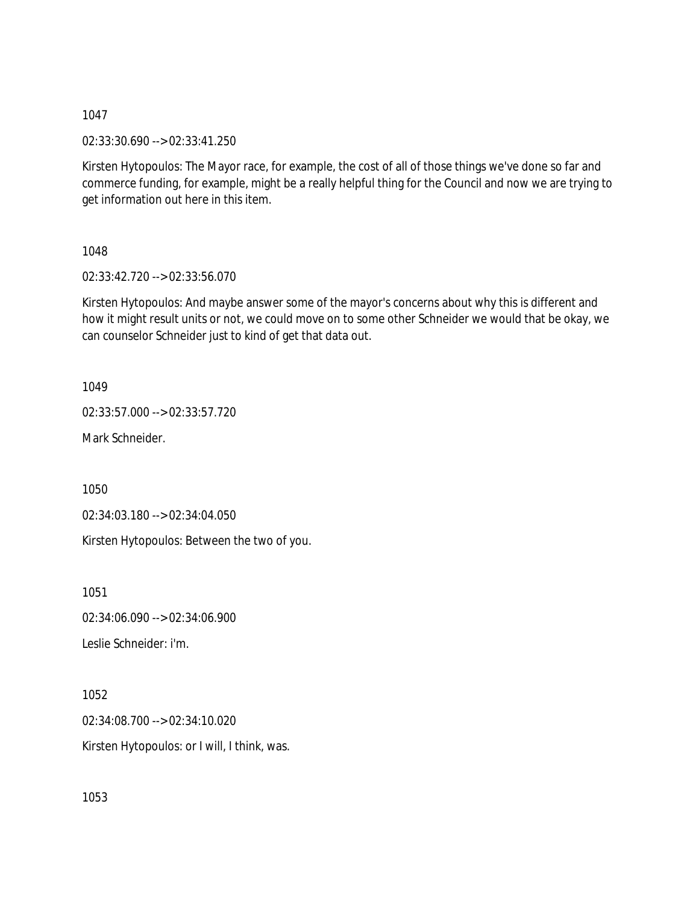1047

02:33:30.690 --> 02:33:41.250

Kirsten Hytopoulos: The Mayor race, for example, the cost of all of those things we've done so far and commerce funding, for example, might be a really helpful thing for the Council and now we are trying to get information out here in this item.

1048

02:33:42.720 --> 02:33:56.070

Kirsten Hytopoulos: And maybe answer some of the mayor's concerns about why this is different and how it might result units or not, we could move on to some other Schneider we would that be okay, we can counselor Schneider just to kind of get that data out.

1049

02:33:57.000 --> 02:33:57.720

Mark Schneider.

1050

02:34:03.180 --> 02:34:04.050

Kirsten Hytopoulos: Between the two of you.

1051

02:34:06.090 --> 02:34:06.900

Leslie Schneider: i'm.

1052

02:34:08.700 --> 02:34:10.020

Kirsten Hytopoulos: or I will, I think, was.

1053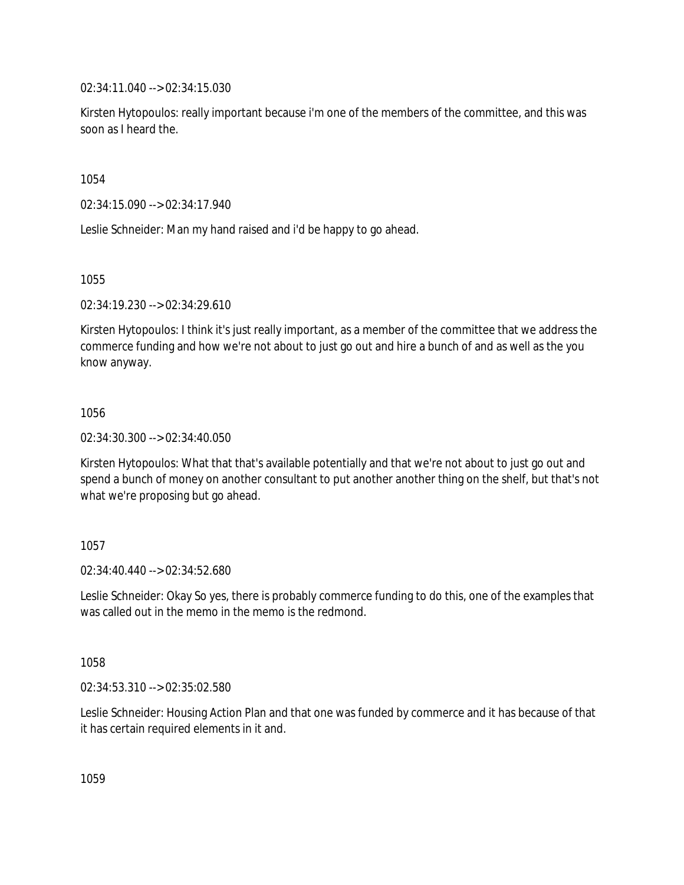02:34:11.040 --> 02:34:15.030

Kirsten Hytopoulos: really important because i'm one of the members of the committee, and this was soon as I heard the.

1054

02:34:15.090 --> 02:34:17.940

Leslie Schneider: Man my hand raised and i'd be happy to go ahead.

1055

02:34:19.230 --> 02:34:29.610

Kirsten Hytopoulos: I think it's just really important, as a member of the committee that we address the commerce funding and how we're not about to just go out and hire a bunch of and as well as the you know anyway.

1056

02:34:30.300 --> 02:34:40.050

Kirsten Hytopoulos: What that that's available potentially and that we're not about to just go out and spend a bunch of money on another consultant to put another another thing on the shelf, but that's not what we're proposing but go ahead.

1057

02:34:40.440 --> 02:34:52.680

Leslie Schneider: Okay So yes, there is probably commerce funding to do this, one of the examples that was called out in the memo in the memo is the redmond.

1058

02:34:53.310 --> 02:35:02.580

Leslie Schneider: Housing Action Plan and that one was funded by commerce and it has because of that it has certain required elements in it and.

1059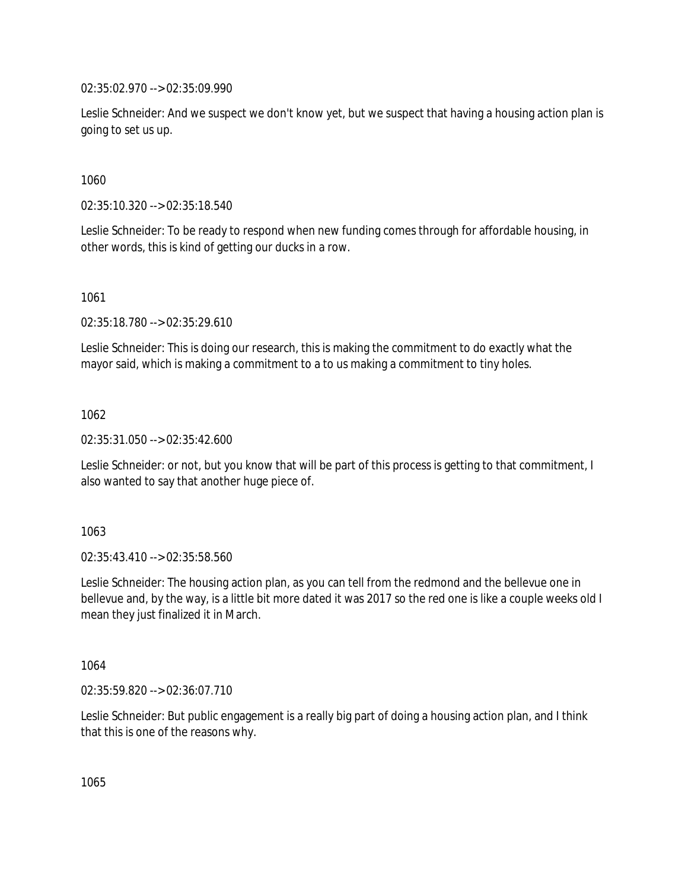02:35:02.970 --> 02:35:09.990

Leslie Schneider: And we suspect we don't know yet, but we suspect that having a housing action plan is going to set us up.

1060

02:35:10.320 --> 02:35:18.540

Leslie Schneider: To be ready to respond when new funding comes through for affordable housing, in other words, this is kind of getting our ducks in a row.

1061

02:35:18.780 --> 02:35:29.610

Leslie Schneider: This is doing our research, this is making the commitment to do exactly what the mayor said, which is making a commitment to a to us making a commitment to tiny holes.

1062

02:35:31.050 --> 02:35:42.600

Leslie Schneider: or not, but you know that will be part of this process is getting to that commitment, I also wanted to say that another huge piece of.

1063

02:35:43.410 --> 02:35:58.560

Leslie Schneider: The housing action plan, as you can tell from the redmond and the bellevue one in bellevue and, by the way, is a little bit more dated it was 2017 so the red one is like a couple weeks old I mean they just finalized it in March.

1064

02:35:59.820 --> 02:36:07.710

Leslie Schneider: But public engagement is a really big part of doing a housing action plan, and I think that this is one of the reasons why.

1065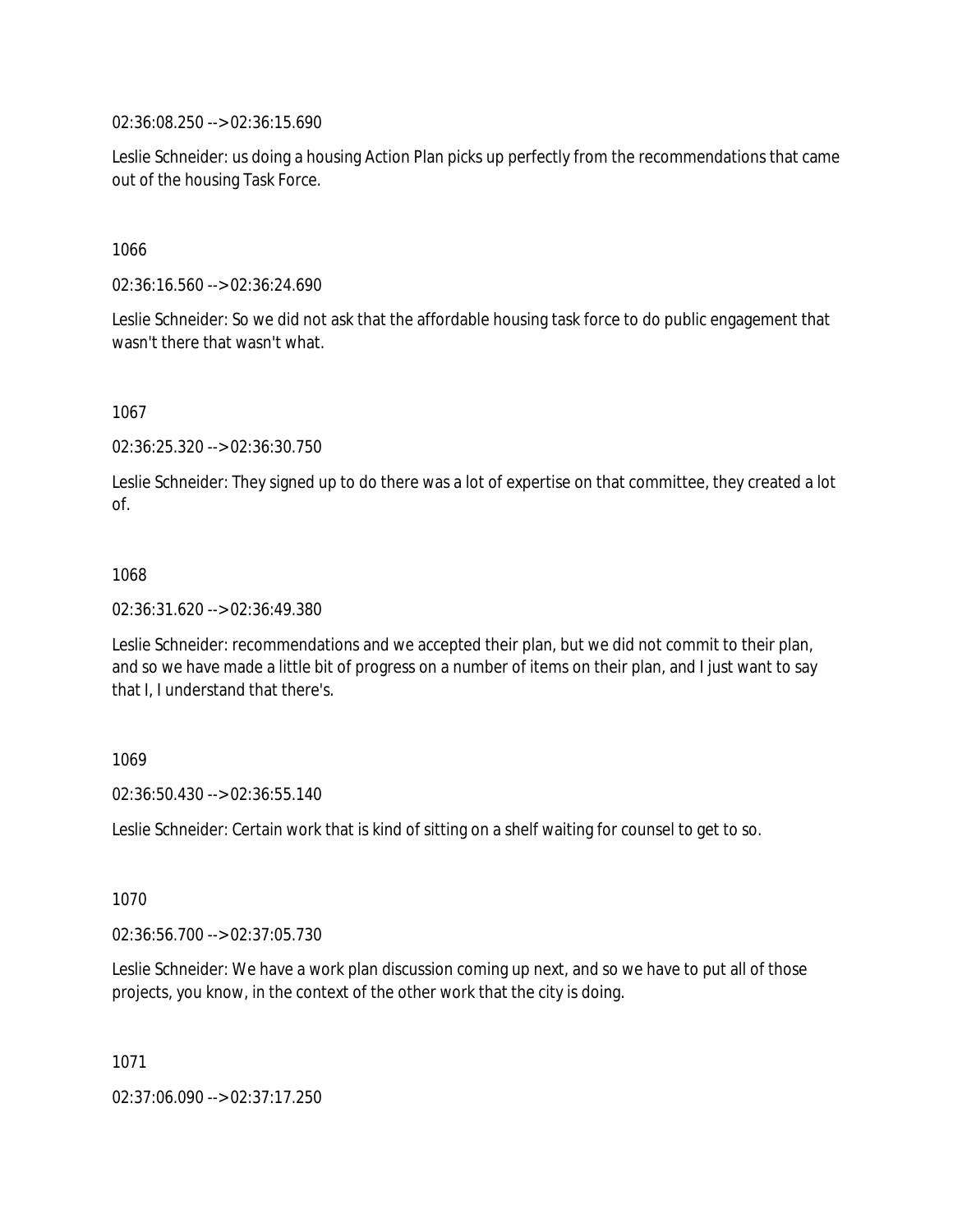02:36:08.250 --> 02:36:15.690

Leslie Schneider: us doing a housing Action Plan picks up perfectly from the recommendations that came out of the housing Task Force.

1066

02:36:16.560 --> 02:36:24.690

Leslie Schneider: So we did not ask that the affordable housing task force to do public engagement that wasn't there that wasn't what.

1067

02:36:25.320 --> 02:36:30.750

Leslie Schneider: They signed up to do there was a lot of expertise on that committee, they created a lot of.

1068

02:36:31.620 --> 02:36:49.380

Leslie Schneider: recommendations and we accepted their plan, but we did not commit to their plan, and so we have made a little bit of progress on a number of items on their plan, and I just want to say that I, I understand that there's.

1069

02:36:50.430 --> 02:36:55.140

Leslie Schneider: Certain work that is kind of sitting on a shelf waiting for counsel to get to so.

1070

02:36:56.700 --> 02:37:05.730

Leslie Schneider: We have a work plan discussion coming up next, and so we have to put all of those projects, you know, in the context of the other work that the city is doing.

1071

02:37:06.090 --> 02:37:17.250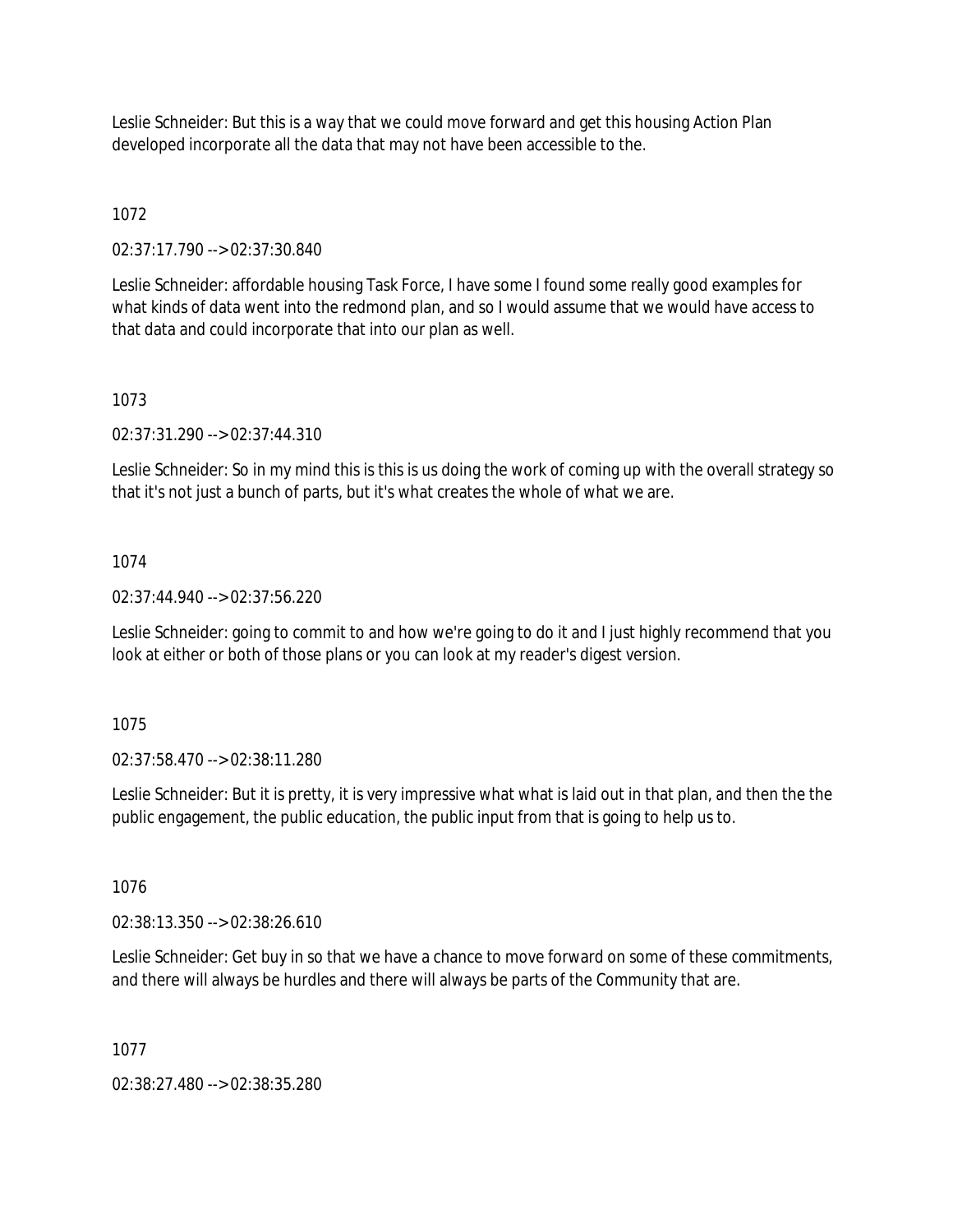Leslie Schneider: But this is a way that we could move forward and get this housing Action Plan developed incorporate all the data that may not have been accessible to the.

1072

02:37:17.790 --> 02:37:30.840

Leslie Schneider: affordable housing Task Force, I have some I found some really good examples for what kinds of data went into the redmond plan, and so I would assume that we would have access to that data and could incorporate that into our plan as well.

1073

02:37:31.290 --> 02:37:44.310

Leslie Schneider: So in my mind this is this is us doing the work of coming up with the overall strategy so that it's not just a bunch of parts, but it's what creates the whole of what we are.

1074

02:37:44.940 --> 02:37:56.220

Leslie Schneider: going to commit to and how we're going to do it and I just highly recommend that you look at either or both of those plans or you can look at my reader's digest version.

1075

02:37:58.470 --> 02:38:11.280

Leslie Schneider: But it is pretty, it is very impressive what what is laid out in that plan, and then the the public engagement, the public education, the public input from that is going to help us to.

1076

02:38:13.350 --> 02:38:26.610

Leslie Schneider: Get buy in so that we have a chance to move forward on some of these commitments, and there will always be hurdles and there will always be parts of the Community that are.

1077

02:38:27.480 --> 02:38:35.280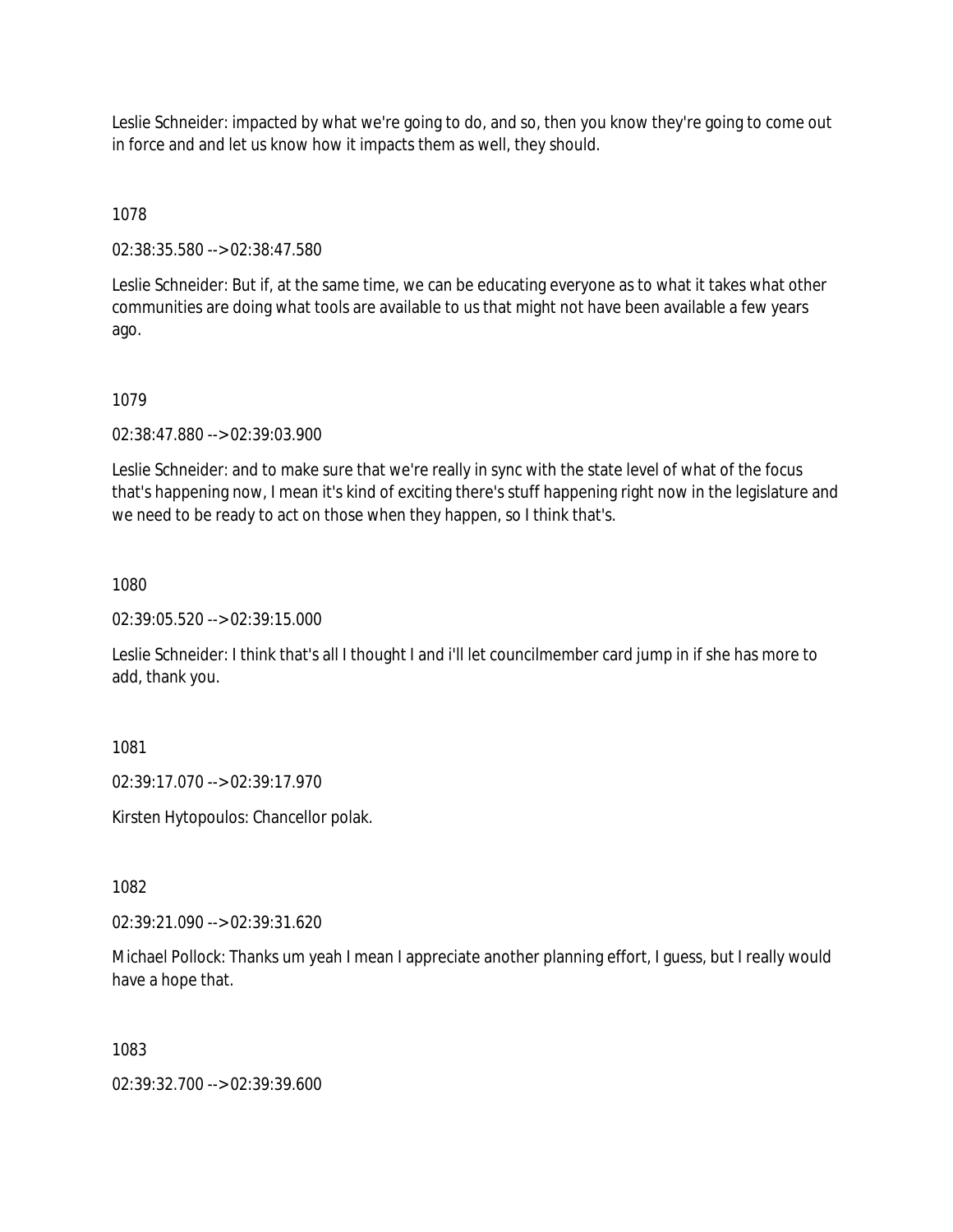Leslie Schneider: impacted by what we're going to do, and so, then you know they're going to come out in force and and let us know how it impacts them as well, they should.

1078

02:38:35.580 --> 02:38:47.580

Leslie Schneider: But if, at the same time, we can be educating everyone as to what it takes what other communities are doing what tools are available to us that might not have been available a few years ago.

1079

02:38:47.880 --> 02:39:03.900

Leslie Schneider: and to make sure that we're really in sync with the state level of what of the focus that's happening now, I mean it's kind of exciting there's stuff happening right now in the legislature and we need to be ready to act on those when they happen, so I think that's.

1080

02:39:05.520 --> 02:39:15.000

Leslie Schneider: I think that's all I thought I and i'll let councilmember card jump in if she has more to add, thank you.

1081

02:39:17.070 --> 02:39:17.970

Kirsten Hytopoulos: Chancellor polak.

1082

02:39:21.090 --> 02:39:31.620

Michael Pollock: Thanks um yeah I mean I appreciate another planning effort, I guess, but I really would have a hope that.

1083

02:39:32.700 --> 02:39:39.600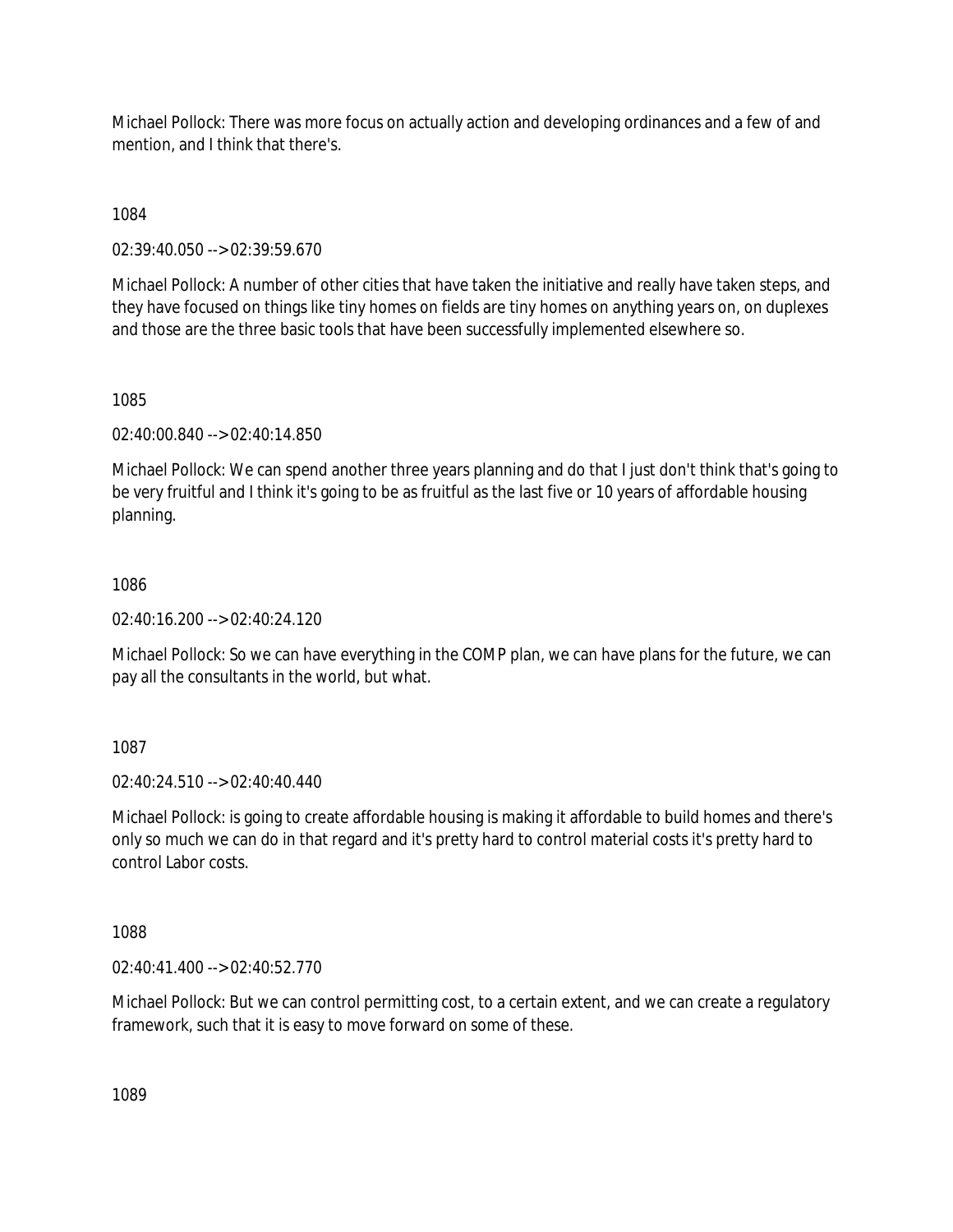Michael Pollock: There was more focus on actually action and developing ordinances and a few of and mention, and I think that there's.

1084

02:39:40.050 --> 02:39:59.670

Michael Pollock: A number of other cities that have taken the initiative and really have taken steps, and they have focused on things like tiny homes on fields are tiny homes on anything years on, on duplexes and those are the three basic tools that have been successfully implemented elsewhere so.

1085

02:40:00.840 --> 02:40:14.850

Michael Pollock: We can spend another three years planning and do that I just don't think that's going to be very fruitful and I think it's going to be as fruitful as the last five or 10 years of affordable housing planning.

1086

02:40:16.200 --> 02:40:24.120

Michael Pollock: So we can have everything in the COMP plan, we can have plans for the future, we can pay all the consultants in the world, but what.

1087

02:40:24.510 --> 02:40:40.440

Michael Pollock: is going to create affordable housing is making it affordable to build homes and there's only so much we can do in that regard and it's pretty hard to control material costs it's pretty hard to control Labor costs.

1088

02:40:41.400 --> 02:40:52.770

Michael Pollock: But we can control permitting cost, to a certain extent, and we can create a regulatory framework, such that it is easy to move forward on some of these.

1089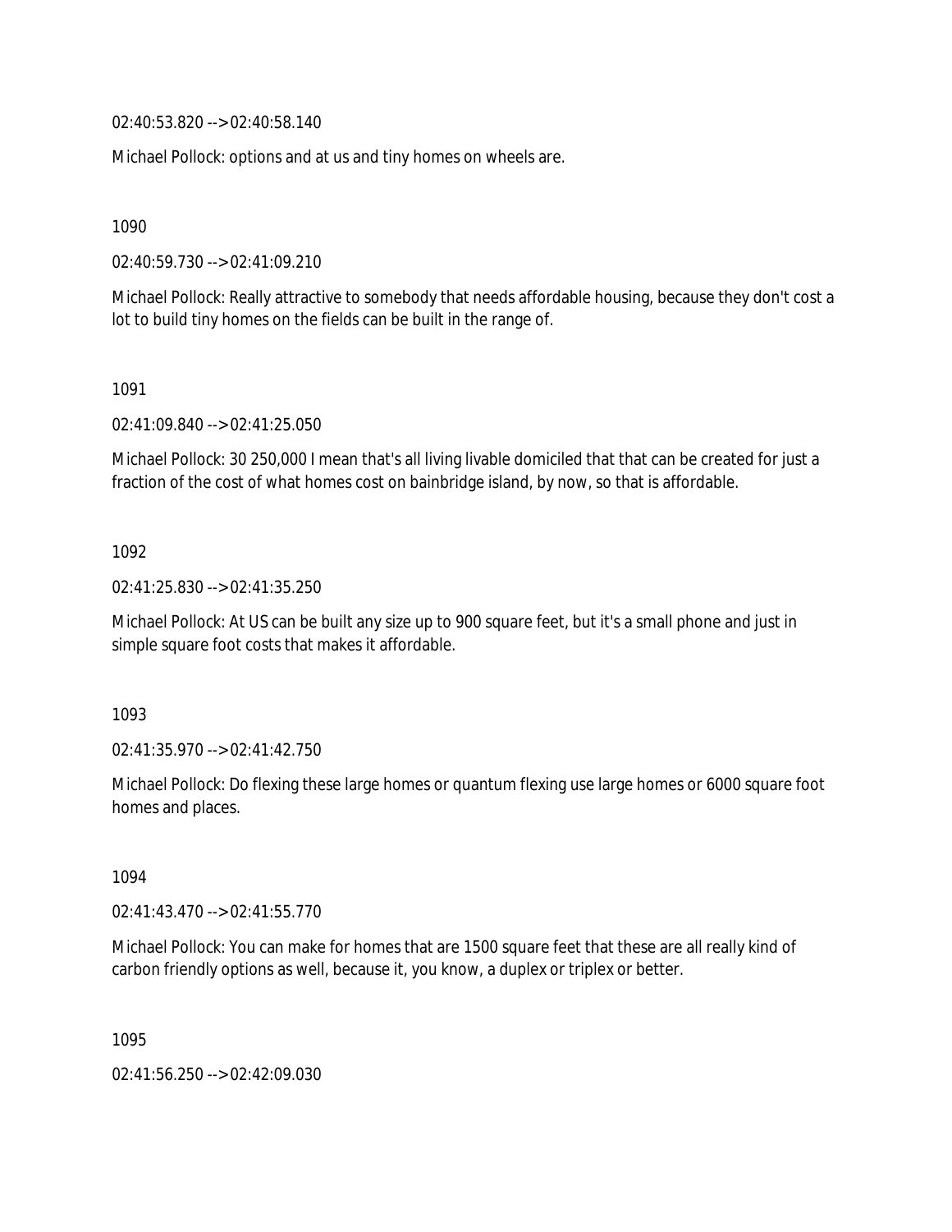02:40:53.820 --> 02:40:58.140

Michael Pollock: options and at us and tiny homes on wheels are.

1090

02:40:59.730 --> 02:41:09.210

Michael Pollock: Really attractive to somebody that needs affordable housing, because they don't cost a lot to build tiny homes on the fields can be built in the range of.

1091

02:41:09.840 --> 02:41:25.050

Michael Pollock: 30 250,000 I mean that's all living livable domiciled that that can be created for just a fraction of the cost of what homes cost on bainbridge island, by now, so that is affordable.

1092

02:41:25.830 --> 02:41:35.250

Michael Pollock: At US can be built any size up to 900 square feet, but it's a small phone and just in simple square foot costs that makes it affordable.

1093

02:41:35.970 --> 02:41:42.750

Michael Pollock: Do flexing these large homes or quantum flexing use large homes or 6000 square foot homes and places.

1094

02:41:43.470 --> 02:41:55.770

Michael Pollock: You can make for homes that are 1500 square feet that these are all really kind of carbon friendly options as well, because it, you know, a duplex or triplex or better.

1095

02:41:56.250 --> 02:42:09.030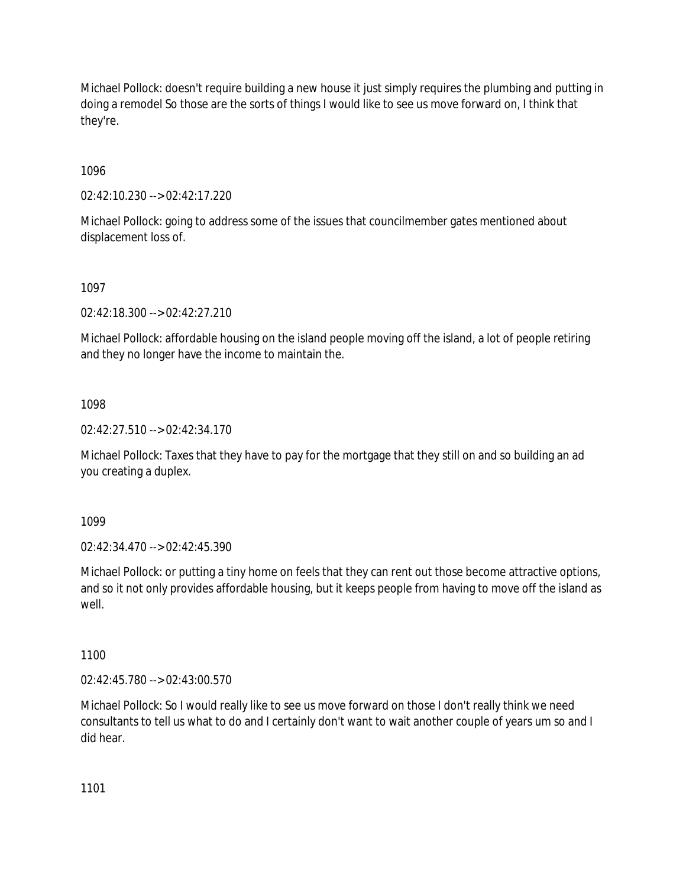Michael Pollock: doesn't require building a new house it just simply requires the plumbing and putting in doing a remodel So those are the sorts of things I would like to see us move forward on, I think that they're.

1096

02:42:10.230 --> 02:42:17.220

Michael Pollock: going to address some of the issues that councilmember gates mentioned about displacement loss of.

1097

02:42:18.300 --> 02:42:27.210

Michael Pollock: affordable housing on the island people moving off the island, a lot of people retiring and they no longer have the income to maintain the.

1098

02:42:27.510 --> 02:42:34.170

Michael Pollock: Taxes that they have to pay for the mortgage that they still on and so building an ad you creating a duplex.

1099

02:42:34.470 --> 02:42:45.390

Michael Pollock: or putting a tiny home on feels that they can rent out those become attractive options, and so it not only provides affordable housing, but it keeps people from having to move off the island as well.

1100

02:42:45.780 --> 02:43:00.570

Michael Pollock: So I would really like to see us move forward on those I don't really think we need consultants to tell us what to do and I certainly don't want to wait another couple of years um so and I did hear.

1101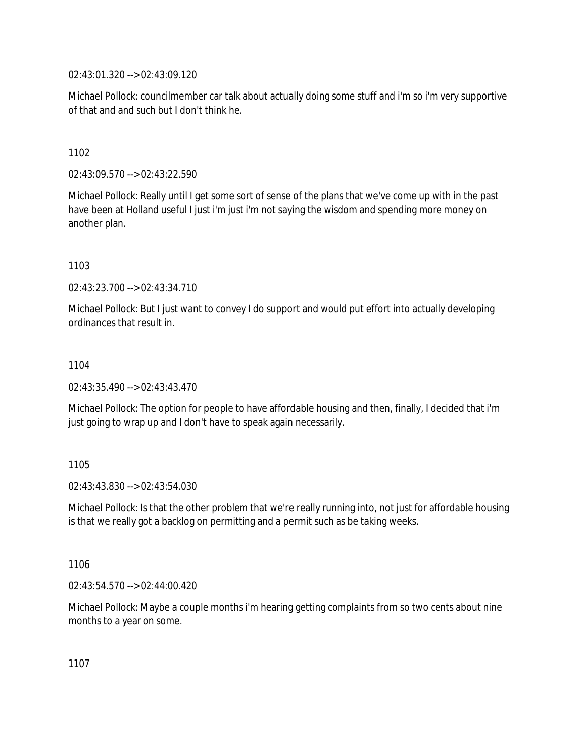02:43:01.320 --> 02:43:09.120

Michael Pollock: councilmember car talk about actually doing some stuff and i'm so i'm very supportive of that and and such but I don't think he.

1102

02:43:09.570 --> 02:43:22.590

Michael Pollock: Really until I get some sort of sense of the plans that we've come up with in the past have been at Holland useful I just i'm just i'm not saying the wisdom and spending more money on another plan.

1103

02:43:23.700 --> 02:43:34.710

Michael Pollock: But I just want to convey I do support and would put effort into actually developing ordinances that result in.

1104

02:43:35.490 --> 02:43:43.470

Michael Pollock: The option for people to have affordable housing and then, finally, I decided that i'm just going to wrap up and I don't have to speak again necessarily.

1105

02:43:43.830 --> 02:43:54.030

Michael Pollock: Is that the other problem that we're really running into, not just for affordable housing is that we really got a backlog on permitting and a permit such as be taking weeks.

1106

02:43:54.570 --> 02:44:00.420

Michael Pollock: Maybe a couple months i'm hearing getting complaints from so two cents about nine months to a year on some.

1107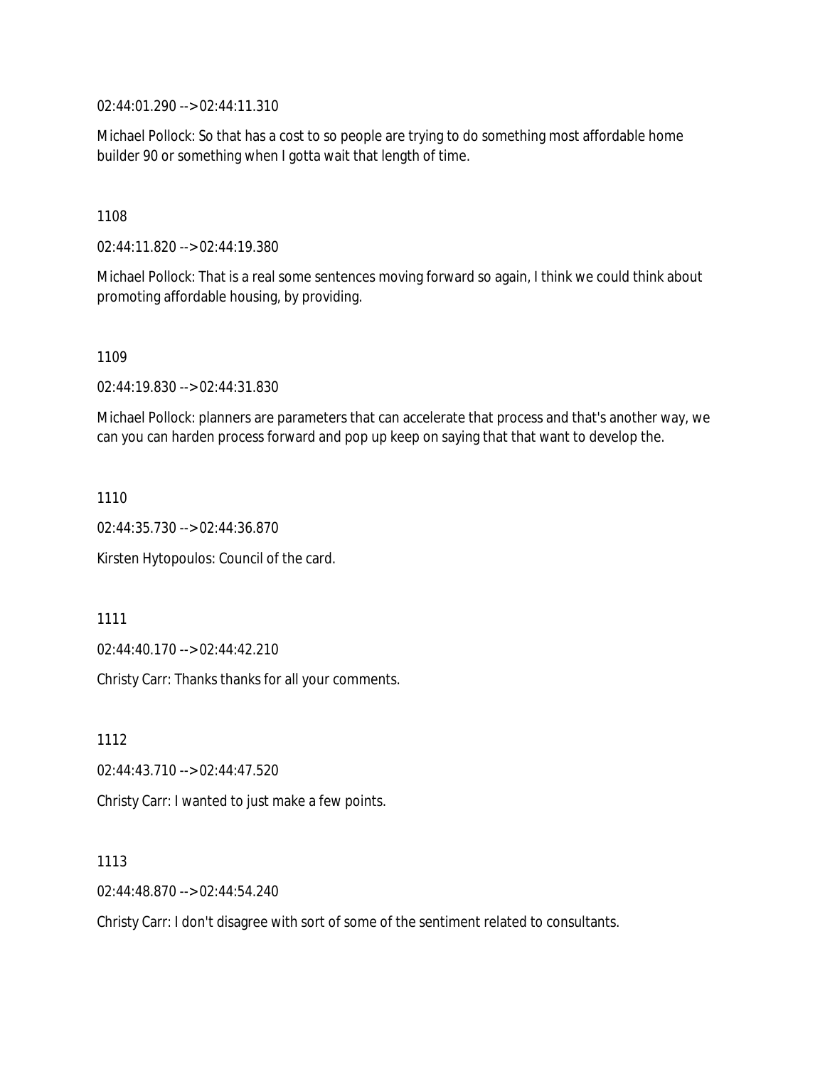02:44:01.290 --> 02:44:11.310

Michael Pollock: So that has a cost to so people are trying to do something most affordable home builder 90 or something when I gotta wait that length of time.

1108

02:44:11.820 --> 02:44:19.380

Michael Pollock: That is a real some sentences moving forward so again, I think we could think about promoting affordable housing, by providing.

1109

02:44:19.830 --> 02:44:31.830

Michael Pollock: planners are parameters that can accelerate that process and that's another way, we can you can harden process forward and pop up keep on saying that that want to develop the.

1110

02:44:35.730 --> 02:44:36.870

Kirsten Hytopoulos: Council of the card.

1111

02:44:40.170 --> 02:44:42.210

Christy Carr: Thanks thanks for all your comments.

1112

02:44:43.710 --> 02:44:47.520

Christy Carr: I wanted to just make a few points.

1113

02:44:48.870 --> 02:44:54.240

Christy Carr: I don't disagree with sort of some of the sentiment related to consultants.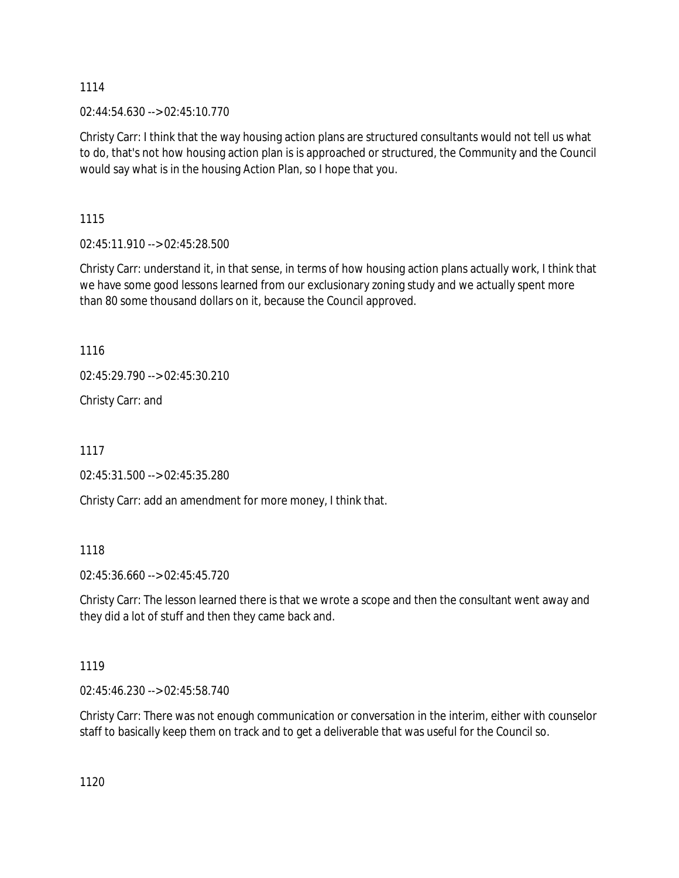1114

02:44:54.630 --> 02:45:10.770

Christy Carr: I think that the way housing action plans are structured consultants would not tell us what to do, that's not how housing action plan is is approached or structured, the Community and the Council would say what is in the housing Action Plan, so I hope that you.

1115

02:45:11.910 --> 02:45:28.500

Christy Carr: understand it, in that sense, in terms of how housing action plans actually work, I think that we have some good lessons learned from our exclusionary zoning study and we actually spent more than 80 some thousand dollars on it, because the Council approved.

1116

02:45:29.790 --> 02:45:30.210

Christy Carr: and

1117

02:45:31.500 --> 02:45:35.280

Christy Carr: add an amendment for more money, I think that.

1118

02:45:36.660 --> 02:45:45.720

Christy Carr: The lesson learned there is that we wrote a scope and then the consultant went away and they did a lot of stuff and then they came back and.

1119

02:45:46.230 --> 02:45:58.740

Christy Carr: There was not enough communication or conversation in the interim, either with counselor staff to basically keep them on track and to get a deliverable that was useful for the Council so.

1120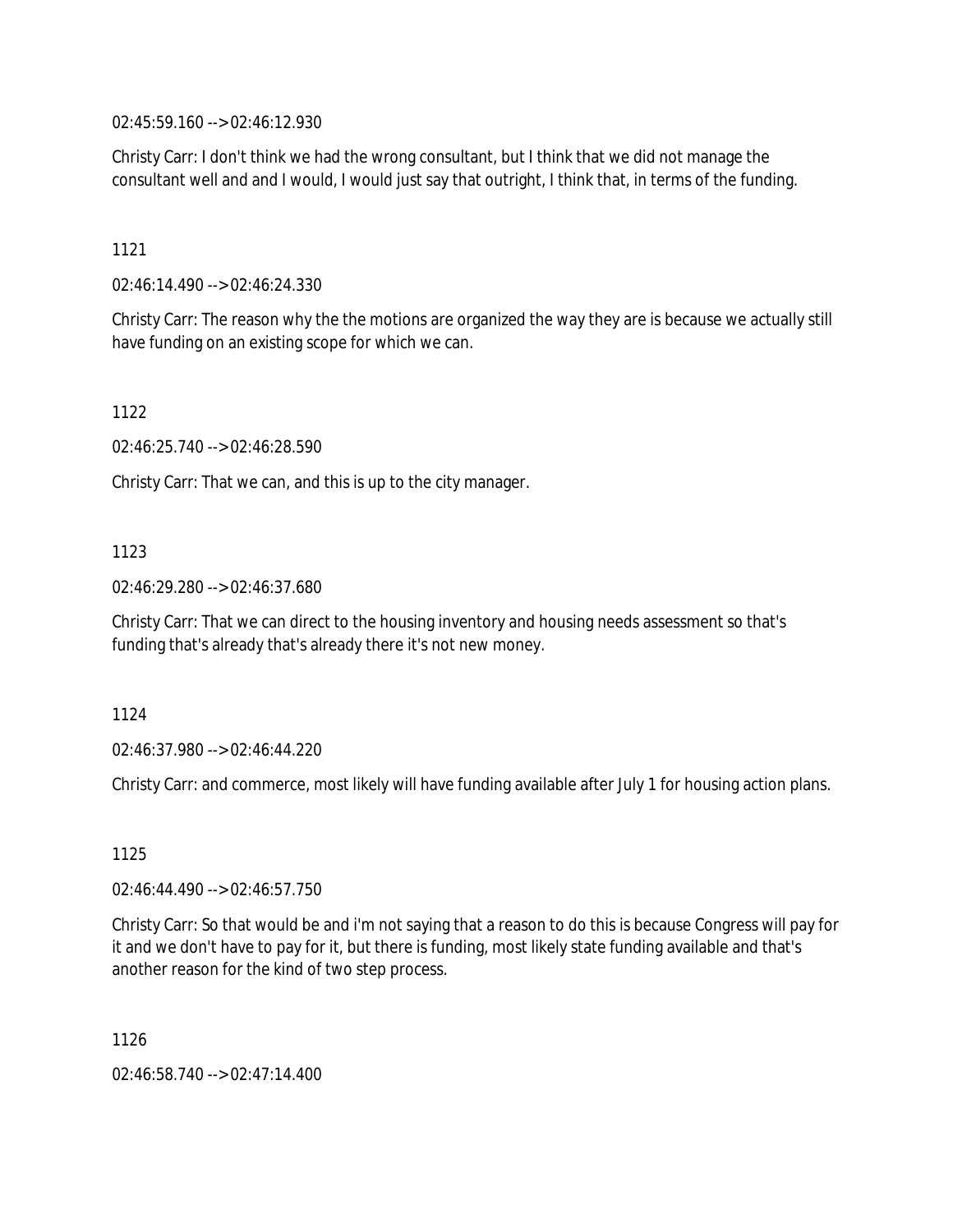02:45:59.160 --> 02:46:12.930

Christy Carr: I don't think we had the wrong consultant, but I think that we did not manage the consultant well and and I would, I would just say that outright, I think that, in terms of the funding.

1121

02:46:14.490 --> 02:46:24.330

Christy Carr: The reason why the the motions are organized the way they are is because we actually still have funding on an existing scope for which we can.

1122

02:46:25.740 --> 02:46:28.590

Christy Carr: That we can, and this is up to the city manager.

1123

02:46:29.280 --> 02:46:37.680

Christy Carr: That we can direct to the housing inventory and housing needs assessment so that's funding that's already that's already there it's not new money.

1124

02:46:37.980 --> 02:46:44.220

Christy Carr: and commerce, most likely will have funding available after July 1 for housing action plans.

1125

02:46:44.490 --> 02:46:57.750

Christy Carr: So that would be and i'm not saying that a reason to do this is because Congress will pay for it and we don't have to pay for it, but there is funding, most likely state funding available and that's another reason for the kind of two step process.

1126

02:46:58.740 --> 02:47:14.400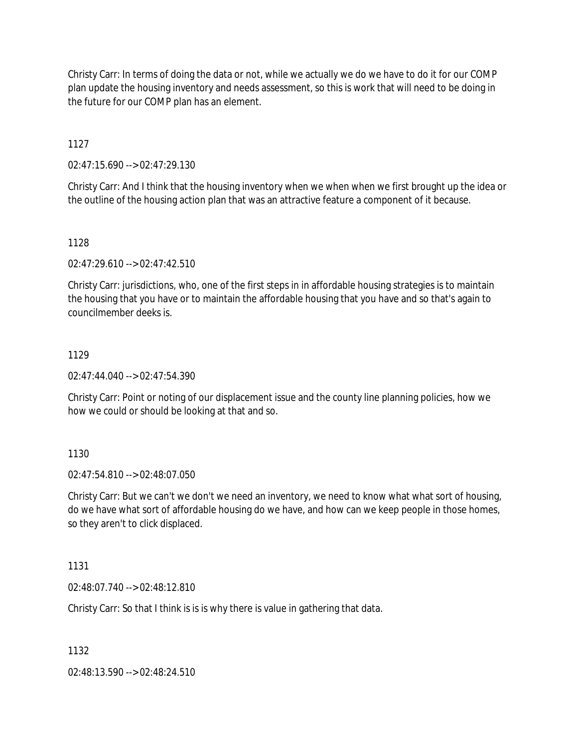Christy Carr: In terms of doing the data or not, while we actually we do we have to do it for our COMP plan update the housing inventory and needs assessment, so this is work that will need to be doing in the future for our COMP plan has an element.

1127

02:47:15.690 --> 02:47:29.130

Christy Carr: And I think that the housing inventory when we when when we first brought up the idea or the outline of the housing action plan that was an attractive feature a component of it because.

1128

02:47:29.610 --> 02:47:42.510

Christy Carr: jurisdictions, who, one of the first steps in in affordable housing strategies is to maintain the housing that you have or to maintain the affordable housing that you have and so that's again to councilmember deeks is.

1129

02:47:44.040 --> 02:47:54.390

Christy Carr: Point or noting of our displacement issue and the county line planning policies, how we how we could or should be looking at that and so.

1130

02:47:54.810 --> 02:48:07.050

Christy Carr: But we can't we don't we need an inventory, we need to know what what sort of housing, do we have what sort of affordable housing do we have, and how can we keep people in those homes, so they aren't to click displaced.

1131

02:48:07.740 --> 02:48:12.810

Christy Carr: So that I think is is is why there is value in gathering that data.

1132

02:48:13.590 --> 02:48:24.510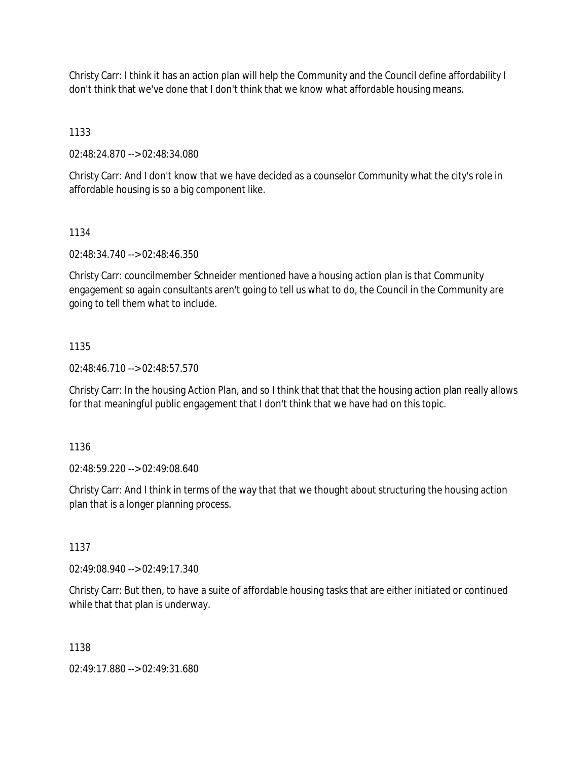Christy Carr: I think it has an action plan will help the Community and the Council define affordability I don't think that we've done that I don't think that we know what affordable housing means.

1133

02:48:24.870 --> 02:48:34.080

Christy Carr: And I don't know that we have decided as a counselor Community what the city's role in affordable housing is so a big component like.

1134

02:48:34.740 --> 02:48:46.350

Christy Carr: councilmember Schneider mentioned have a housing action plan is that Community engagement so again consultants aren't going to tell us what to do, the Council in the Community are going to tell them what to include.

1135

02:48:46.710 --> 02:48:57.570

Christy Carr: In the housing Action Plan, and so I think that that that the housing action plan really allows for that meaningful public engagement that I don't think that we have had on this topic.

1136

02:48:59.220 --> 02:49:08.640

Christy Carr: And I think in terms of the way that that we thought about structuring the housing action plan that is a longer planning process.

1137

02:49:08.940 --> 02:49:17.340

Christy Carr: But then, to have a suite of affordable housing tasks that are either initiated or continued while that that plan is underway.

1138

02:49:17.880 --> 02:49:31.680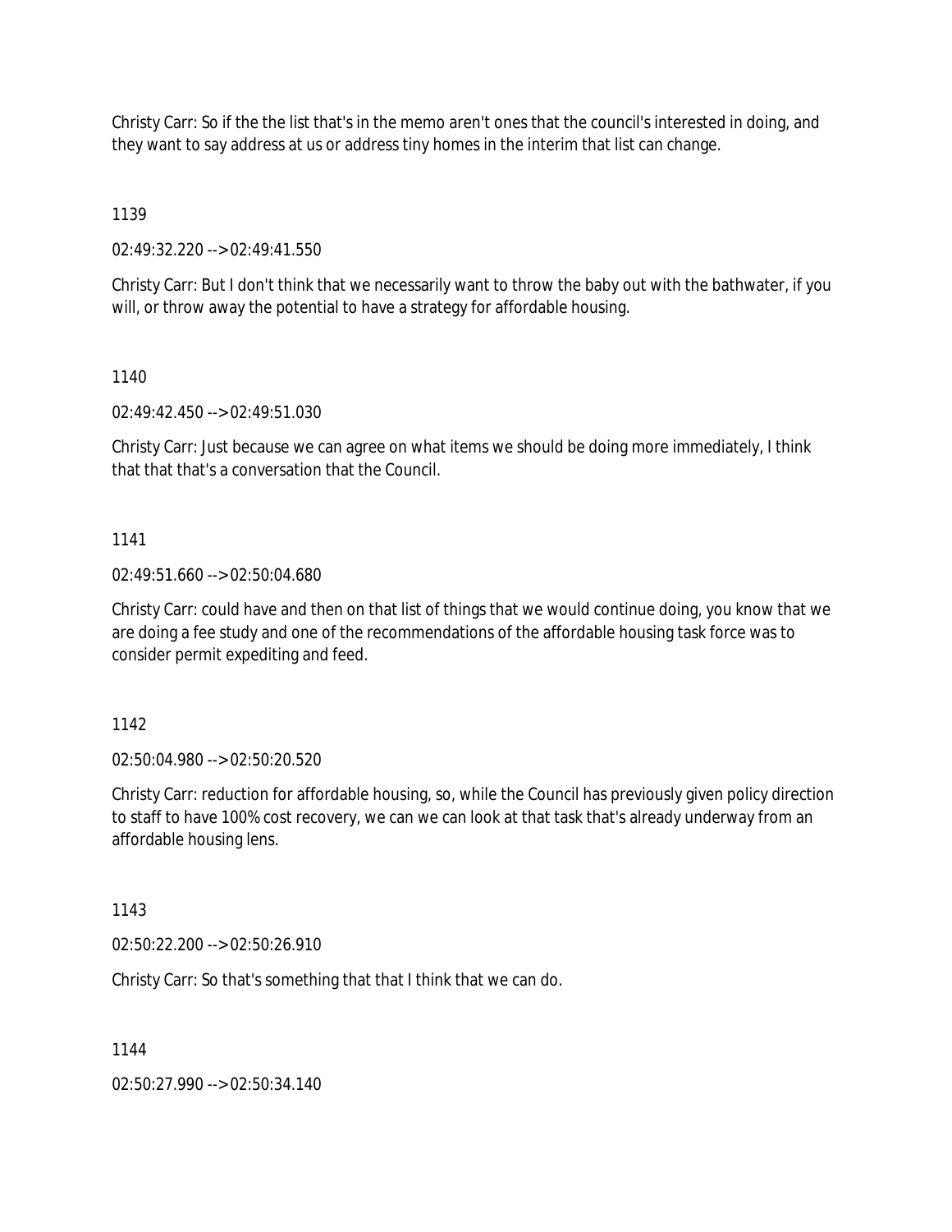Christy Carr: So if the the list that's in the memo aren't ones that the council's interested in doing, and they want to say address at us or address tiny homes in the interim that list can change.

1139

02:49:32.220 --> 02:49:41.550

Christy Carr: But I don't think that we necessarily want to throw the baby out with the bathwater, if you will, or throw away the potential to have a strategy for affordable housing.

1140

02:49:42.450 --> 02:49:51.030

Christy Carr: Just because we can agree on what items we should be doing more immediately, I think that that that's a conversation that the Council.

1141

02:49:51.660 --> 02:50:04.680

Christy Carr: could have and then on that list of things that we would continue doing, you know that we are doing a fee study and one of the recommendations of the affordable housing task force was to consider permit expediting and feed.

1142

02:50:04.980 --> 02:50:20.520

Christy Carr: reduction for affordable housing, so, while the Council has previously given policy direction to staff to have 100% cost recovery, we can we can look at that task that's already underway from an affordable housing lens.

1143

02:50:22.200 --> 02:50:26.910

Christy Carr: So that's something that that I think that we can do.

1144

02:50:27.990 --> 02:50:34.140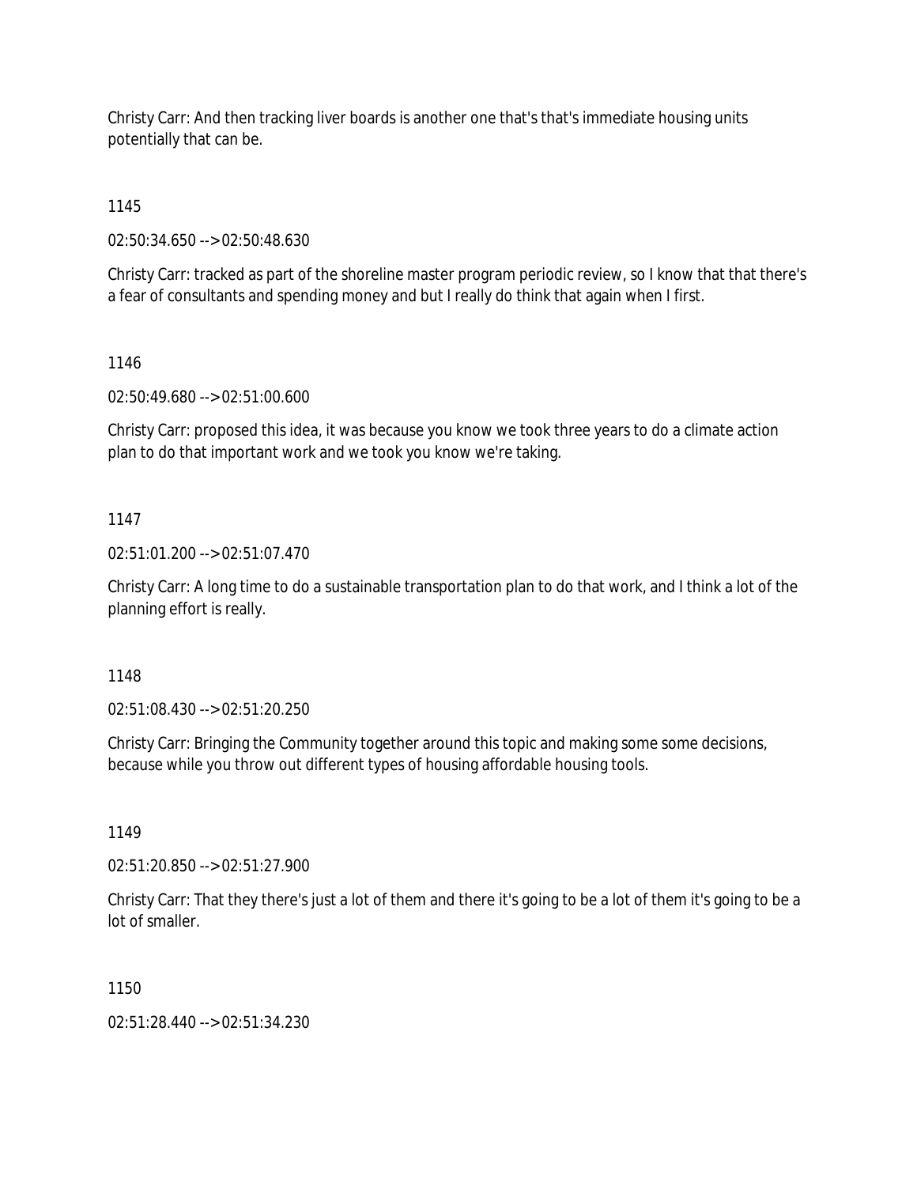Christy Carr: And then tracking liver boards is another one that's that's immediate housing units potentially that can be.

1145

02:50:34.650 --> 02:50:48.630

Christy Carr: tracked as part of the shoreline master program periodic review, so I know that that there's a fear of consultants and spending money and but I really do think that again when I first.

1146

02:50:49.680 --> 02:51:00.600

Christy Carr: proposed this idea, it was because you know we took three years to do a climate action plan to do that important work and we took you know we're taking.

1147

02:51:01.200 --> 02:51:07.470

Christy Carr: A long time to do a sustainable transportation plan to do that work, and I think a lot of the planning effort is really.

1148

02:51:08.430 --> 02:51:20.250

Christy Carr: Bringing the Community together around this topic and making some some decisions, because while you throw out different types of housing affordable housing tools.

1149

02:51:20.850 --> 02:51:27.900

Christy Carr: That they there's just a lot of them and there it's going to be a lot of them it's going to be a lot of smaller.

1150

02:51:28.440 --> 02:51:34.230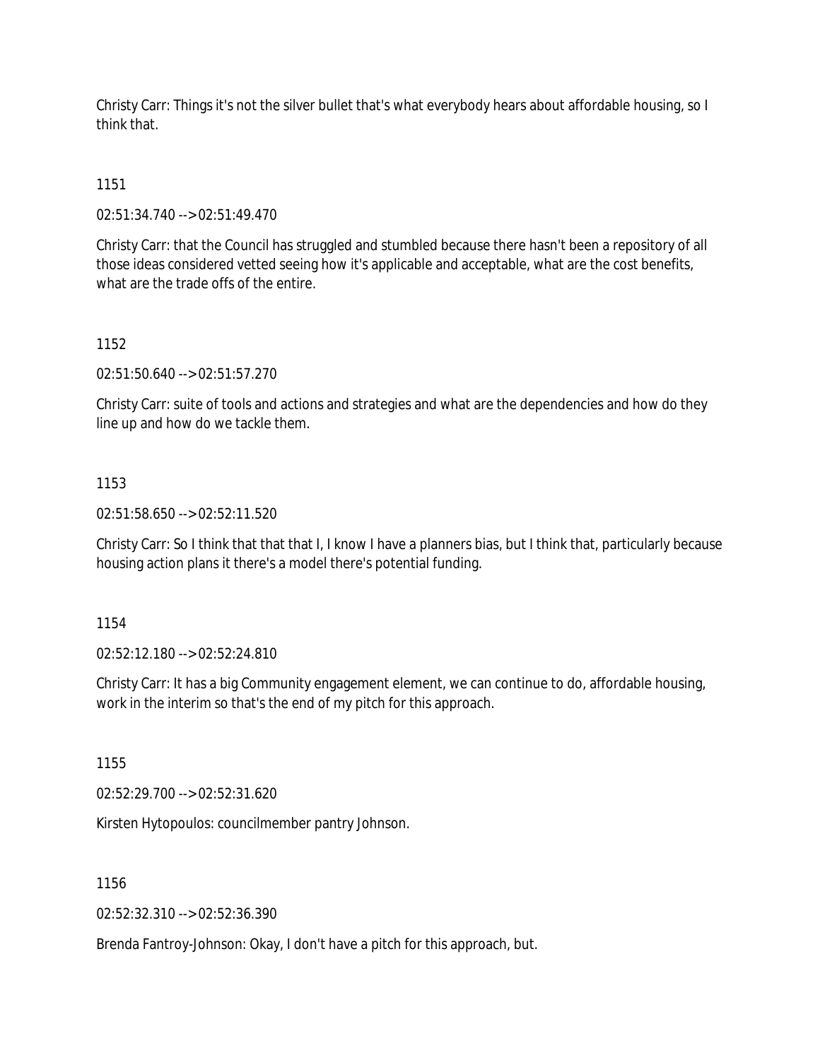Christy Carr: Things it's not the silver bullet that's what everybody hears about affordable housing, so I think that.

1151

02:51:34.740 --> 02:51:49.470

Christy Carr: that the Council has struggled and stumbled because there hasn't been a repository of all those ideas considered vetted seeing how it's applicable and acceptable, what are the cost benefits, what are the trade offs of the entire.

1152

02:51:50.640 --> 02:51:57.270

Christy Carr: suite of tools and actions and strategies and what are the dependencies and how do they line up and how do we tackle them.

1153

02:51:58.650 --> 02:52:11.520

Christy Carr: So I think that that that I, I know I have a planners bias, but I think that, particularly because housing action plans it there's a model there's potential funding.

1154

02:52:12.180 --> 02:52:24.810

Christy Carr: It has a big Community engagement element, we can continue to do, affordable housing, work in the interim so that's the end of my pitch for this approach.

1155

02:52:29.700 --> 02:52:31.620

Kirsten Hytopoulos: councilmember pantry Johnson.

1156

02:52:32.310 --> 02:52:36.390

Brenda Fantroy-Johnson: Okay, I don't have a pitch for this approach, but.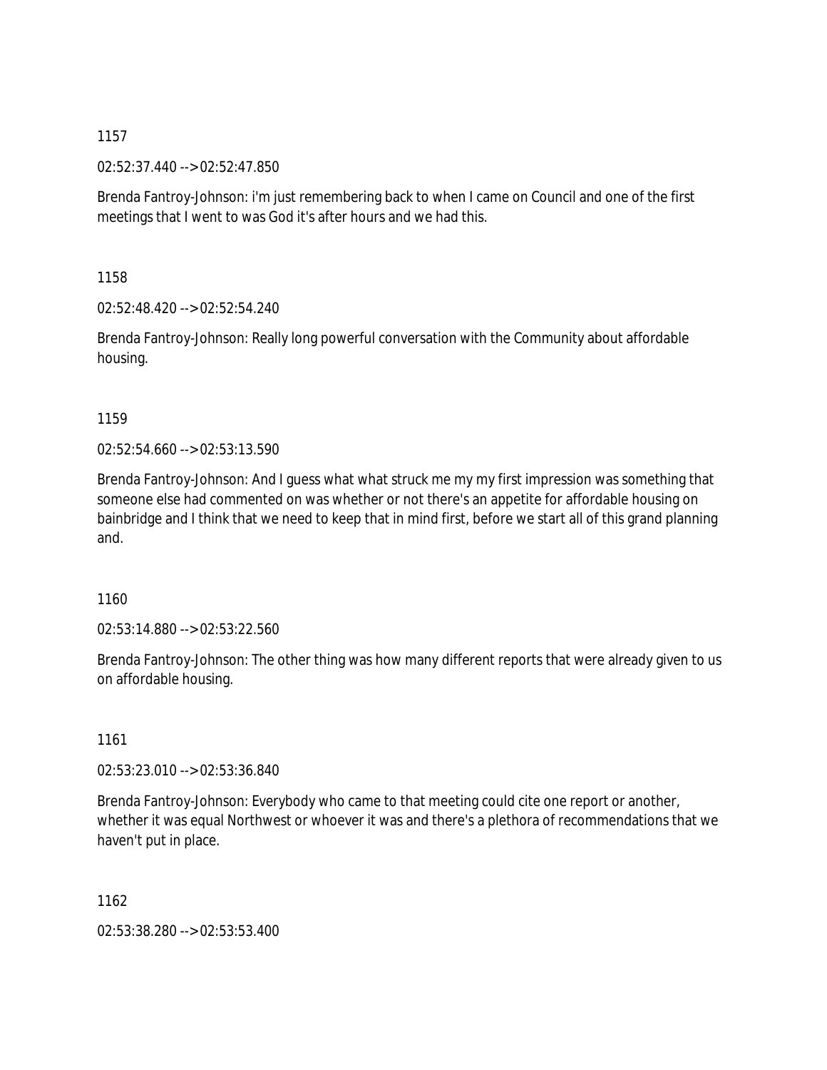1157

02:52:37.440 --> 02:52:47.850

Brenda Fantroy-Johnson: i'm just remembering back to when I came on Council and one of the first meetings that I went to was God it's after hours and we had this.

1158

02:52:48.420 --> 02:52:54.240

Brenda Fantroy-Johnson: Really long powerful conversation with the Community about affordable housing.

1159

02:52:54.660 --> 02:53:13.590

Brenda Fantroy-Johnson: And I guess what what struck me my my first impression was something that someone else had commented on was whether or not there's an appetite for affordable housing on bainbridge and I think that we need to keep that in mind first, before we start all of this grand planning and.

1160

02:53:14.880 --> 02:53:22.560

Brenda Fantroy-Johnson: The other thing was how many different reports that were already given to us on affordable housing.

1161

02:53:23.010 --> 02:53:36.840

Brenda Fantroy-Johnson: Everybody who came to that meeting could cite one report or another, whether it was equal Northwest or whoever it was and there's a plethora of recommendations that we haven't put in place.

1162

02:53:38.280 --> 02:53:53.400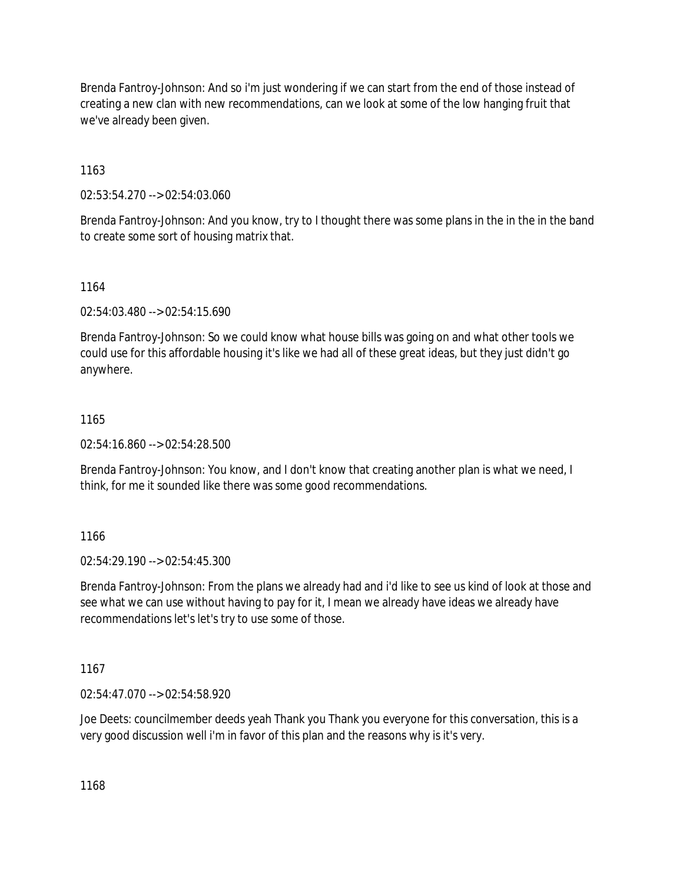Brenda Fantroy-Johnson: And so i'm just wondering if we can start from the end of those instead of creating a new clan with new recommendations, can we look at some of the low hanging fruit that we've already been given.

1163

02:53:54.270 --> 02:54:03.060

Brenda Fantroy-Johnson: And you know, try to I thought there was some plans in the in the in the band to create some sort of housing matrix that.

1164

02:54:03.480 --> 02:54:15.690

Brenda Fantroy-Johnson: So we could know what house bills was going on and what other tools we could use for this affordable housing it's like we had all of these great ideas, but they just didn't go anywhere.

1165

02:54:16.860 --> 02:54:28.500

Brenda Fantroy-Johnson: You know, and I don't know that creating another plan is what we need, I think, for me it sounded like there was some good recommendations.

1166

02:54:29.190 --> 02:54:45.300

Brenda Fantroy-Johnson: From the plans we already had and i'd like to see us kind of look at those and see what we can use without having to pay for it, I mean we already have ideas we already have recommendations let's let's try to use some of those.

1167

02:54:47.070 --> 02:54:58.920

Joe Deets: councilmember deeds yeah Thank you Thank you everyone for this conversation, this is a very good discussion well i'm in favor of this plan and the reasons why is it's very.

1168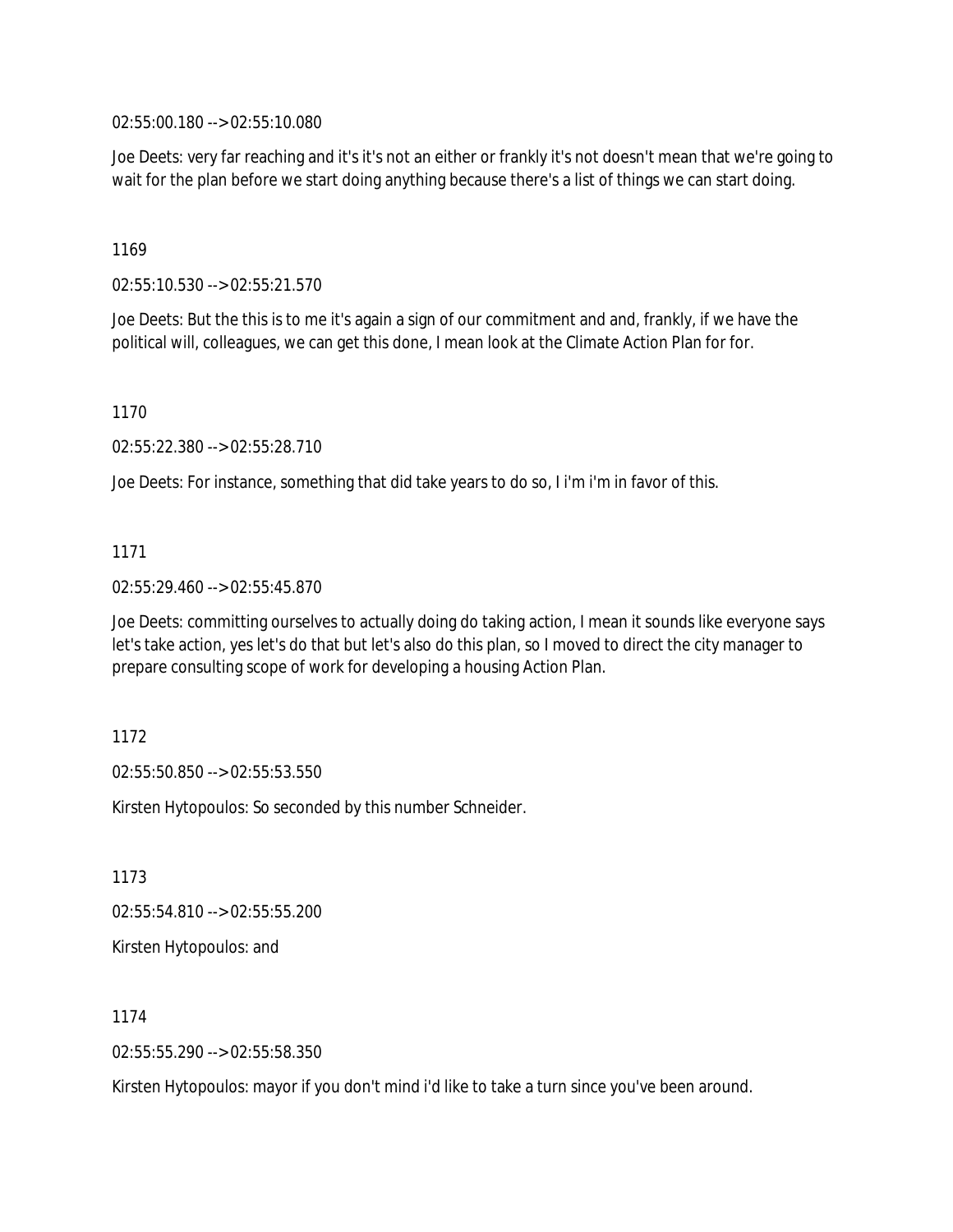02:55:00.180 --> 02:55:10.080

Joe Deets: very far reaching and it's it's not an either or frankly it's not doesn't mean that we're going to wait for the plan before we start doing anything because there's a list of things we can start doing.

1169

02:55:10.530 --> 02:55:21.570

Joe Deets: But the this is to me it's again a sign of our commitment and and, frankly, if we have the political will, colleagues, we can get this done, I mean look at the Climate Action Plan for for.

1170

02:55:22.380 --> 02:55:28.710

Joe Deets: For instance, something that did take years to do so, I i'm i'm in favor of this.

1171

02:55:29.460 --> 02:55:45.870

Joe Deets: committing ourselves to actually doing do taking action, I mean it sounds like everyone says let's take action, yes let's do that but let's also do this plan, so I moved to direct the city manager to prepare consulting scope of work for developing a housing Action Plan.

1172

02:55:50.850 --> 02:55:53.550

Kirsten Hytopoulos: So seconded by this number Schneider.

1173

02:55:54.810 --> 02:55:55.200

Kirsten Hytopoulos: and

1174

02:55:55.290 --> 02:55:58.350

Kirsten Hytopoulos: mayor if you don't mind i'd like to take a turn since you've been around.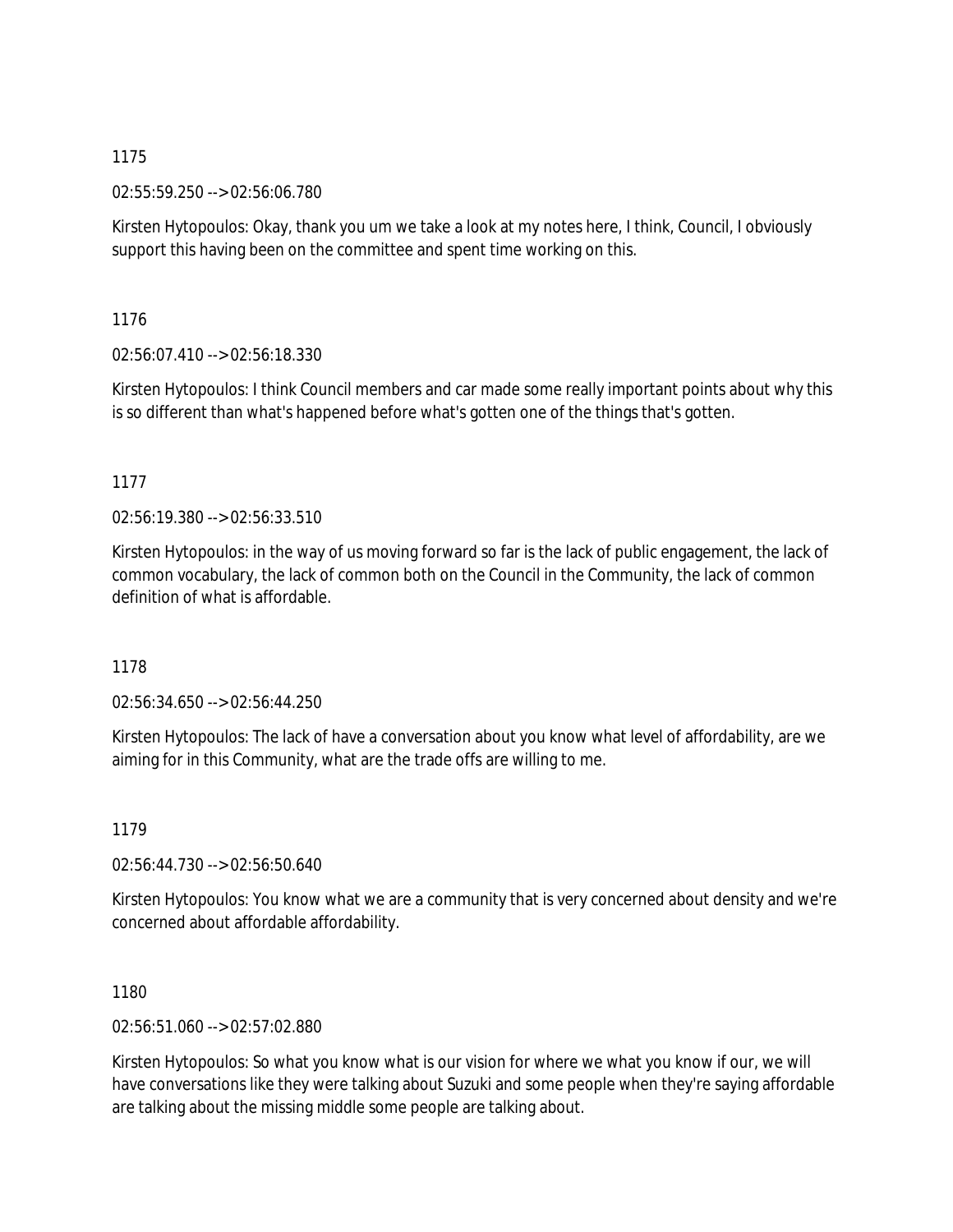1175

02:55:59.250 --> 02:56:06.780

Kirsten Hytopoulos: Okay, thank you um we take a look at my notes here, I think, Council, I obviously support this having been on the committee and spent time working on this.

1176

02:56:07.410 --> 02:56:18.330

Kirsten Hytopoulos: I think Council members and car made some really important points about why this is so different than what's happened before what's gotten one of the things that's gotten.

1177

02:56:19.380 --> 02:56:33.510

Kirsten Hytopoulos: in the way of us moving forward so far is the lack of public engagement, the lack of common vocabulary, the lack of common both on the Council in the Community, the lack of common definition of what is affordable.

1178

02:56:34.650 --> 02:56:44.250

Kirsten Hytopoulos: The lack of have a conversation about you know what level of affordability, are we aiming for in this Community, what are the trade offs are willing to me.

1179

02:56:44.730 --> 02:56:50.640

Kirsten Hytopoulos: You know what we are a community that is very concerned about density and we're concerned about affordable affordability.

1180

02:56:51.060 --> 02:57:02.880

Kirsten Hytopoulos: So what you know what is our vision for where we what you know if our, we will have conversations like they were talking about Suzuki and some people when they're saying affordable are talking about the missing middle some people are talking about.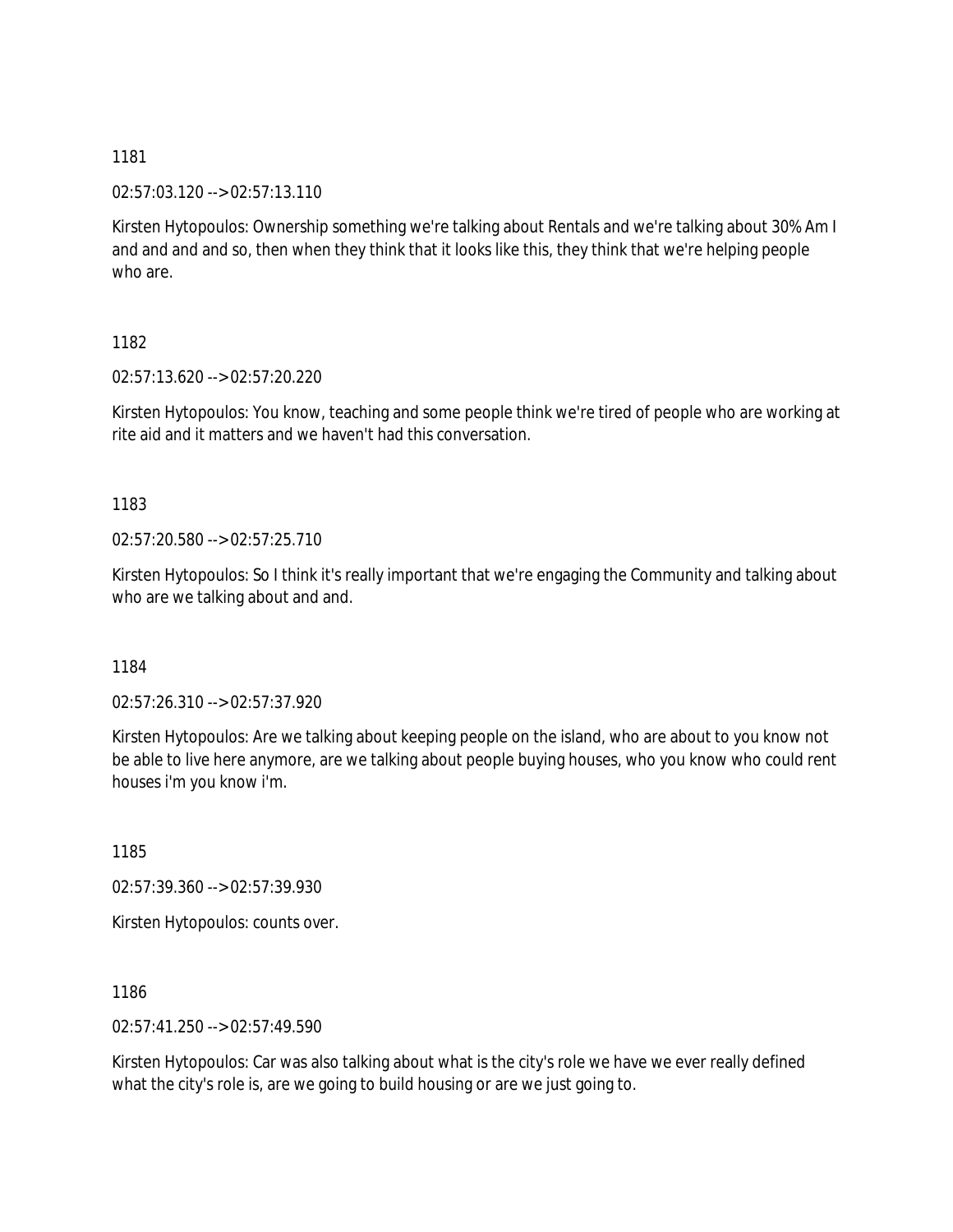1181

02:57:03.120 --> 02:57:13.110

Kirsten Hytopoulos: Ownership something we're talking about Rentals and we're talking about 30% Am I and and and and so, then when they think that it looks like this, they think that we're helping people who are.

1182

02:57:13.620 --> 02:57:20.220

Kirsten Hytopoulos: You know, teaching and some people think we're tired of people who are working at rite aid and it matters and we haven't had this conversation.

1183

02:57:20.580 --> 02:57:25.710

Kirsten Hytopoulos: So I think it's really important that we're engaging the Community and talking about who are we talking about and and.

1184

02:57:26.310 --> 02:57:37.920

Kirsten Hytopoulos: Are we talking about keeping people on the island, who are about to you know not be able to live here anymore, are we talking about people buying houses, who you know who could rent houses i'm you know i'm.

1185

02:57:39.360 --> 02:57:39.930

Kirsten Hytopoulos: counts over.

1186

02:57:41.250 --> 02:57:49.590

Kirsten Hytopoulos: Car was also talking about what is the city's role we have we ever really defined what the city's role is, are we going to build housing or are we just going to.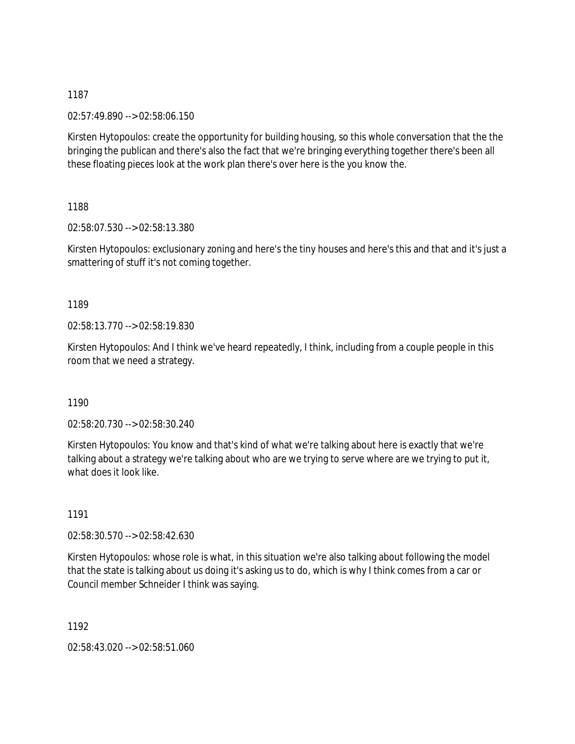1187

02:57:49.890 --> 02:58:06.150

Kirsten Hytopoulos: create the opportunity for building housing, so this whole conversation that the the bringing the publican and there's also the fact that we're bringing everything together there's been all these floating pieces look at the work plan there's over here is the you know the.

1188

02:58:07.530 --> 02:58:13.380

Kirsten Hytopoulos: exclusionary zoning and here's the tiny houses and here's this and that and it's just a smattering of stuff it's not coming together.

1189

02:58:13.770 --> 02:58:19.830

Kirsten Hytopoulos: And I think we've heard repeatedly, I think, including from a couple people in this room that we need a strategy.

1190

02:58:20.730 --> 02:58:30.240

Kirsten Hytopoulos: You know and that's kind of what we're talking about here is exactly that we're talking about a strategy we're talking about who are we trying to serve where are we trying to put it, what does it look like.

1191

02:58:30.570 --> 02:58:42.630

Kirsten Hytopoulos: whose role is what, in this situation we're also talking about following the model that the state is talking about us doing it's asking us to do, which is why I think comes from a car or Council member Schneider I think was saying.

1192

02:58:43.020 --> 02:58:51.060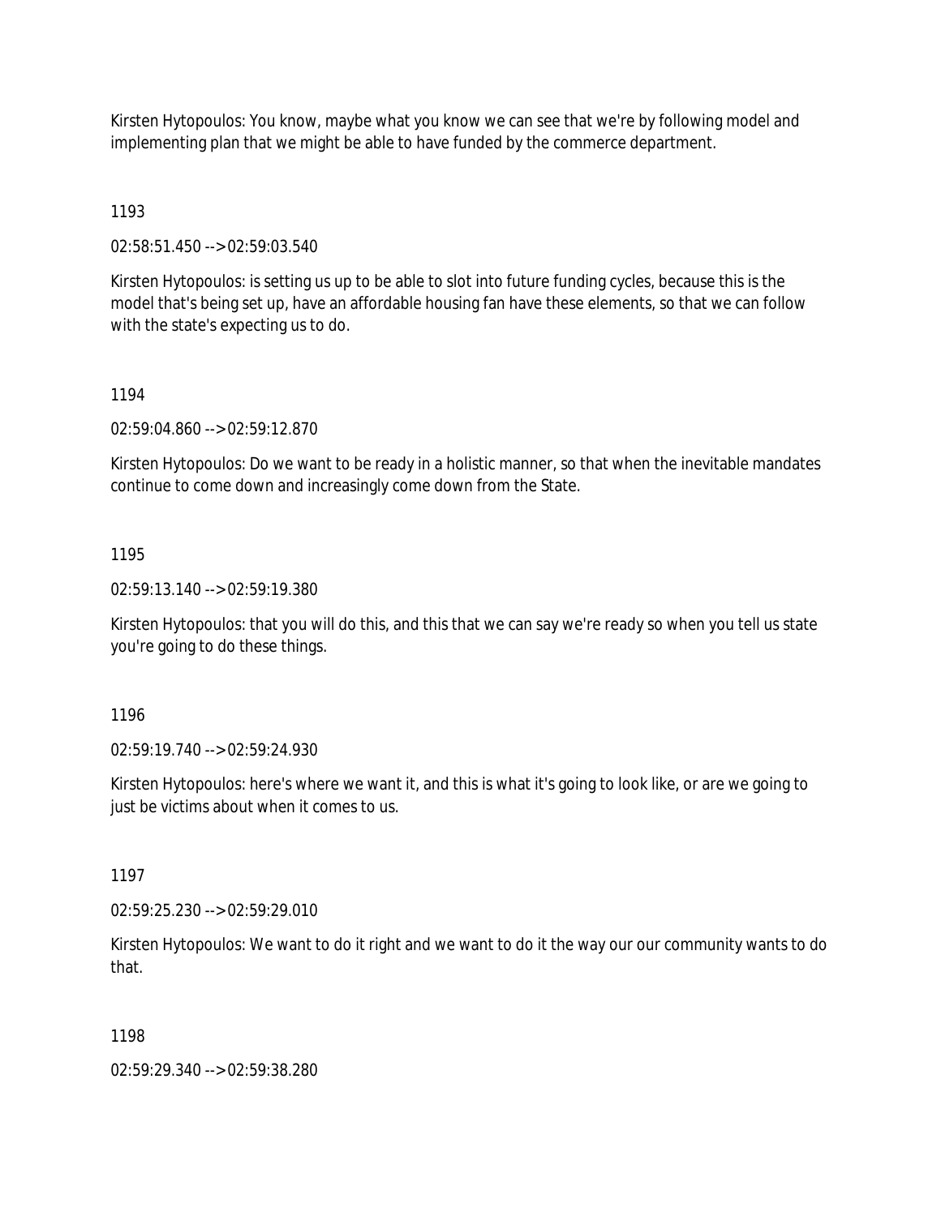Kirsten Hytopoulos: You know, maybe what you know we can see that we're by following model and implementing plan that we might be able to have funded by the commerce department.

1193

02:58:51.450 --> 02:59:03.540

Kirsten Hytopoulos: is setting us up to be able to slot into future funding cycles, because this is the model that's being set up, have an affordable housing fan have these elements, so that we can follow with the state's expecting us to do.

1194

02:59:04.860 --> 02:59:12.870

Kirsten Hytopoulos: Do we want to be ready in a holistic manner, so that when the inevitable mandates continue to come down and increasingly come down from the State.

1195

02:59:13.140 --> 02:59:19.380

Kirsten Hytopoulos: that you will do this, and this that we can say we're ready so when you tell us state you're going to do these things.

1196

02:59:19.740 --> 02:59:24.930

Kirsten Hytopoulos: here's where we want it, and this is what it's going to look like, or are we going to just be victims about when it comes to us.

1197

02:59:25.230 --> 02:59:29.010

Kirsten Hytopoulos: We want to do it right and we want to do it the way our our community wants to do that.

1198

02:59:29.340 --> 02:59:38.280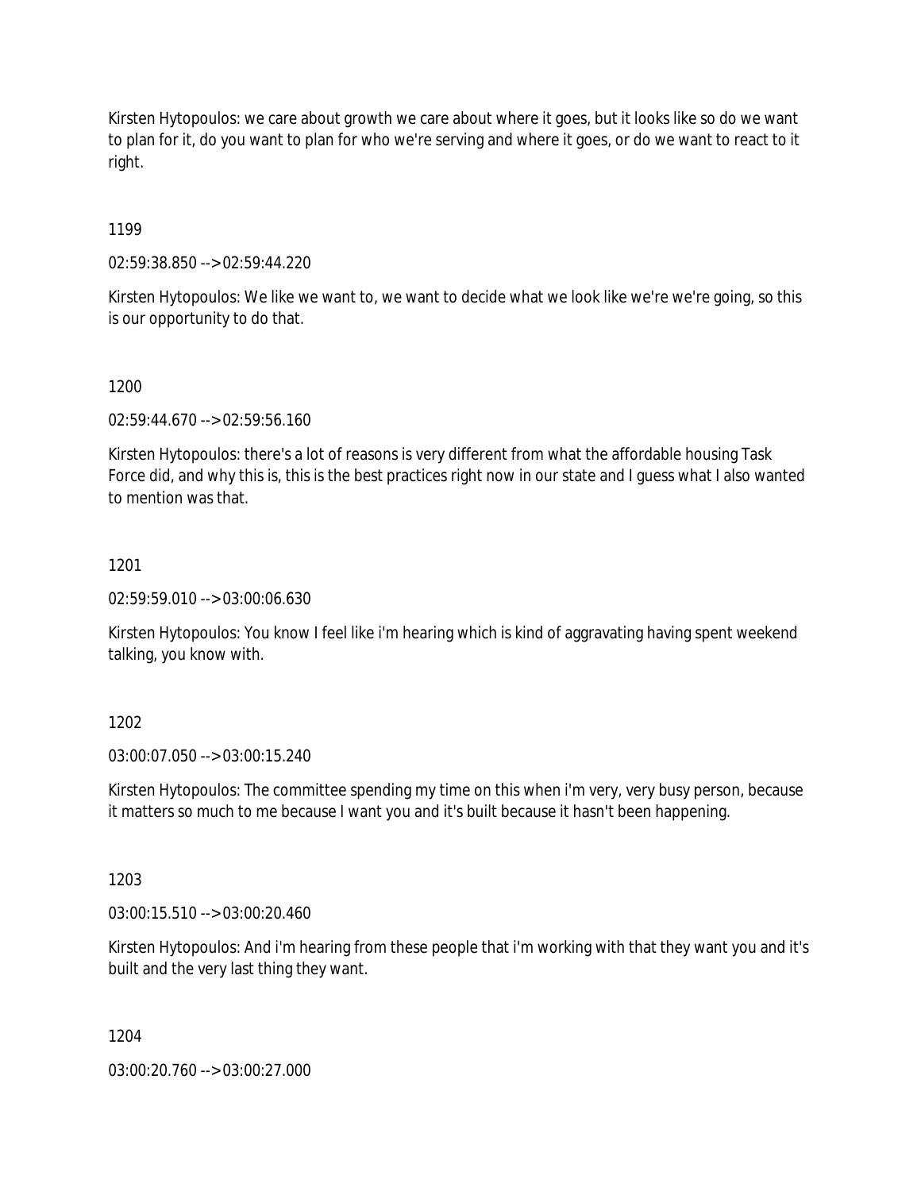Kirsten Hytopoulos: we care about growth we care about where it goes, but it looks like so do we want to plan for it, do you want to plan for who we're serving and where it goes, or do we want to react to it right.

1199

02:59:38.850 --> 02:59:44.220

Kirsten Hytopoulos: We like we want to, we want to decide what we look like we're we're going, so this is our opportunity to do that.

1200

02:59:44.670 --> 02:59:56.160

Kirsten Hytopoulos: there's a lot of reasons is very different from what the affordable housing Task Force did, and why this is, this is the best practices right now in our state and I guess what I also wanted to mention was that.

1201

02:59:59.010 --> 03:00:06.630

Kirsten Hytopoulos: You know I feel like i'm hearing which is kind of aggravating having spent weekend talking, you know with.

1202

03:00:07.050 --> 03:00:15.240

Kirsten Hytopoulos: The committee spending my time on this when i'm very, very busy person, because it matters so much to me because I want you and it's built because it hasn't been happening.

1203

03:00:15.510 --> 03:00:20.460

Kirsten Hytopoulos: And i'm hearing from these people that i'm working with that they want you and it's built and the very last thing they want.

1204

03:00:20.760 --> 03:00:27.000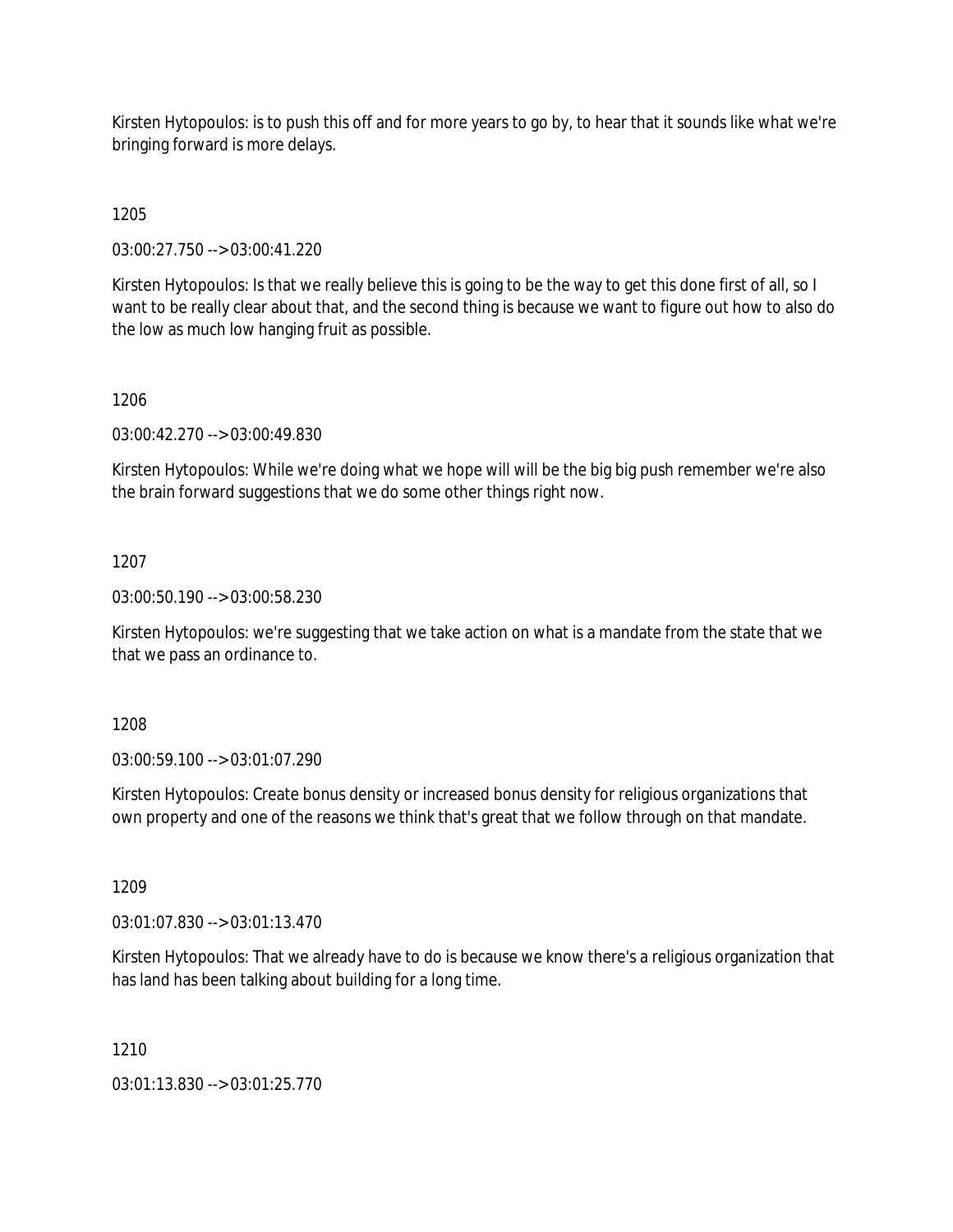Kirsten Hytopoulos: is to push this off and for more years to go by, to hear that it sounds like what we're bringing forward is more delays.

1205

03:00:27.750 --> 03:00:41.220

Kirsten Hytopoulos: Is that we really believe this is going to be the way to get this done first of all, so I want to be really clear about that, and the second thing is because we want to figure out how to also do the low as much low hanging fruit as possible.

1206

03:00:42.270 --> 03:00:49.830

Kirsten Hytopoulos: While we're doing what we hope will will be the big big push remember we're also the brain forward suggestions that we do some other things right now.

1207

03:00:50.190 --> 03:00:58.230

Kirsten Hytopoulos: we're suggesting that we take action on what is a mandate from the state that we that we pass an ordinance to.

1208

03:00:59.100 --> 03:01:07.290

Kirsten Hytopoulos: Create bonus density or increased bonus density for religious organizations that own property and one of the reasons we think that's great that we follow through on that mandate.

1209

03:01:07.830 --> 03:01:13.470

Kirsten Hytopoulos: That we already have to do is because we know there's a religious organization that has land has been talking about building for a long time.

1210

03:01:13.830 --> 03:01:25.770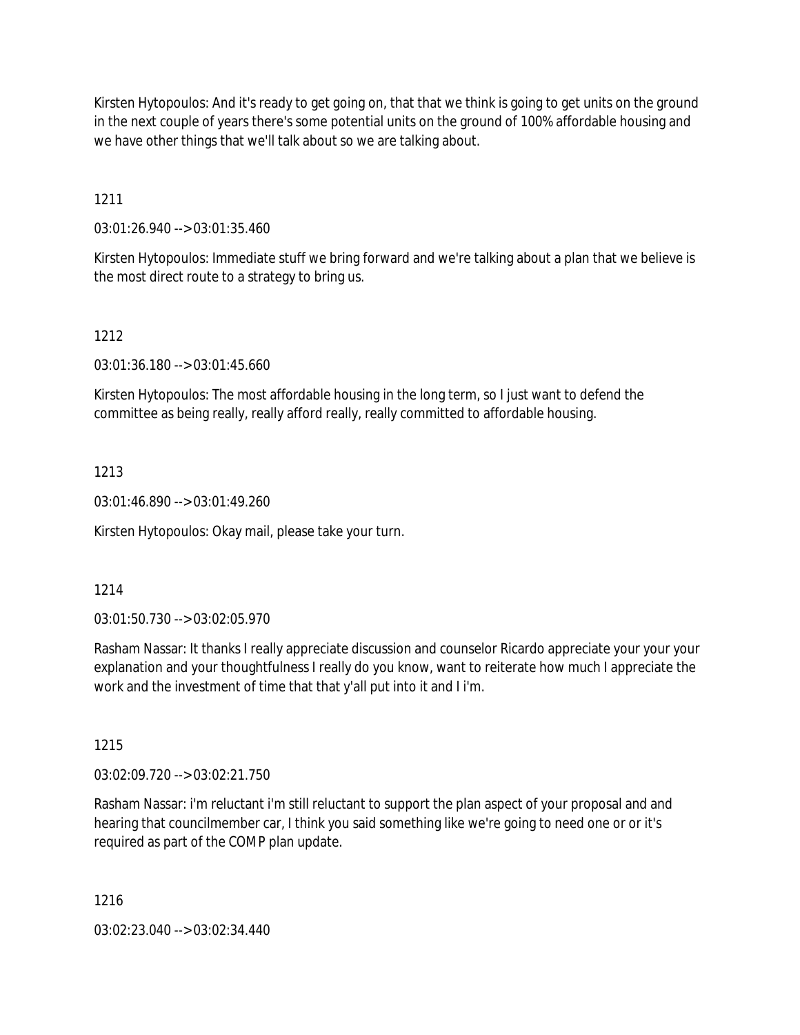Kirsten Hytopoulos: And it's ready to get going on, that that we think is going to get units on the ground in the next couple of years there's some potential units on the ground of 100% affordable housing and we have other things that we'll talk about so we are talking about.

1211

03:01:26.940 --> 03:01:35.460

Kirsten Hytopoulos: Immediate stuff we bring forward and we're talking about a plan that we believe is the most direct route to a strategy to bring us.

1212

03:01:36.180 --> 03:01:45.660

Kirsten Hytopoulos: The most affordable housing in the long term, so I just want to defend the committee as being really, really afford really, really committed to affordable housing.

1213

03:01:46.890 --> 03:01:49.260

Kirsten Hytopoulos: Okay mail, please take your turn.

1214

03:01:50.730 --> 03:02:05.970

Rasham Nassar: It thanks I really appreciate discussion and counselor Ricardo appreciate your your your explanation and your thoughtfulness I really do you know, want to reiterate how much I appreciate the work and the investment of time that that y'all put into it and I i'm.

1215

03:02:09.720 --> 03:02:21.750

Rasham Nassar: i'm reluctant i'm still reluctant to support the plan aspect of your proposal and and hearing that councilmember car, I think you said something like we're going to need one or or it's required as part of the COMP plan update.

1216

03:02:23.040 --> 03:02:34.440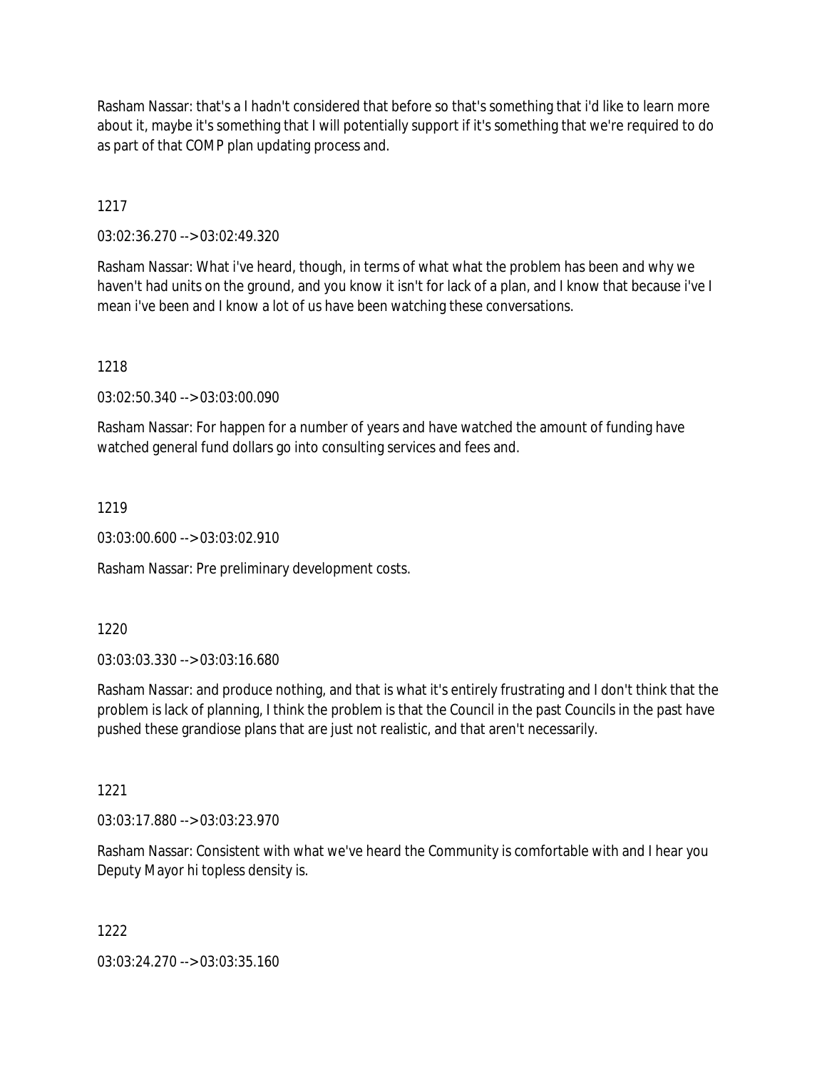Rasham Nassar: that's a I hadn't considered that before so that's something that i'd like to learn more about it, maybe it's something that I will potentially support if it's something that we're required to do as part of that COMP plan updating process and.

1217

03:02:36.270 --> 03:02:49.320

Rasham Nassar: What i've heard, though, in terms of what what the problem has been and why we haven't had units on the ground, and you know it isn't for lack of a plan, and I know that because i've I mean i've been and I know a lot of us have been watching these conversations.

1218

03:02:50.340 --> 03:03:00.090

Rasham Nassar: For happen for a number of years and have watched the amount of funding have watched general fund dollars go into consulting services and fees and.

1219

03:03:00.600 --> 03:03:02.910

Rasham Nassar: Pre preliminary development costs.

1220

03:03:03.330 --> 03:03:16.680

Rasham Nassar: and produce nothing, and that is what it's entirely frustrating and I don't think that the problem is lack of planning, I think the problem is that the Council in the past Councils in the past have pushed these grandiose plans that are just not realistic, and that aren't necessarily.

1221

03:03:17.880 --> 03:03:23.970

Rasham Nassar: Consistent with what we've heard the Community is comfortable with and I hear you Deputy Mayor hi topless density is.

1222

03:03:24.270 --> 03:03:35.160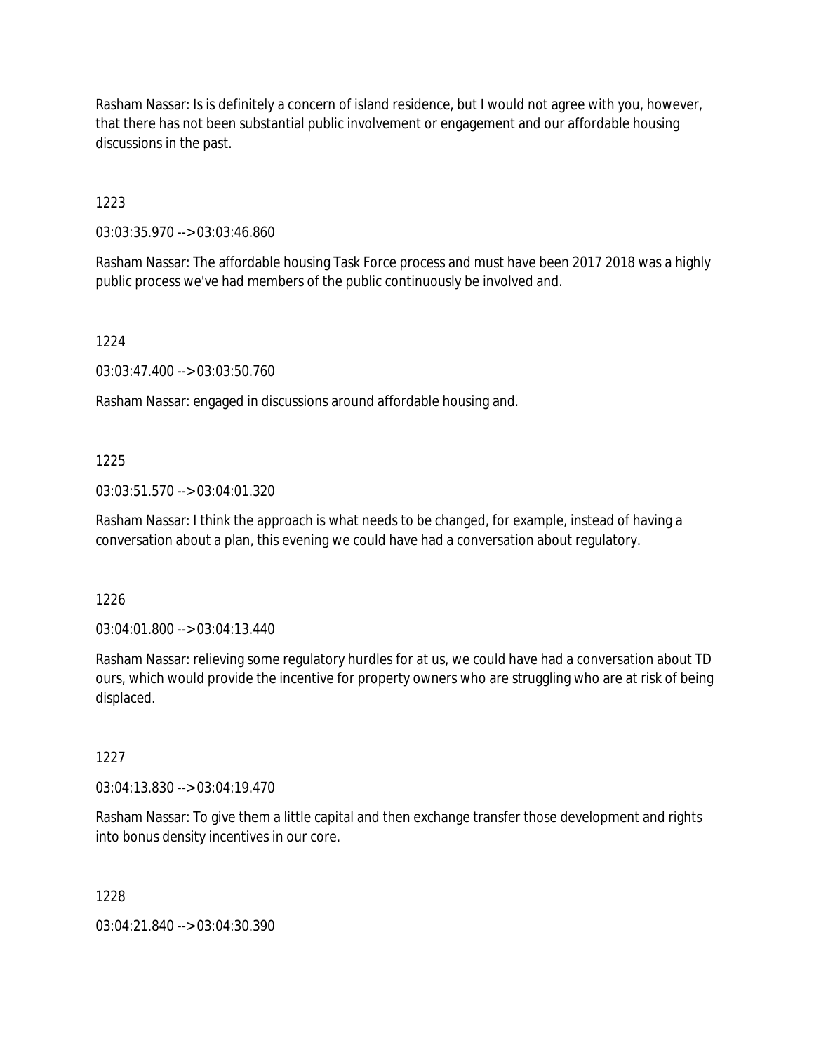Rasham Nassar: Is is definitely a concern of island residence, but I would not agree with you, however, that there has not been substantial public involvement or engagement and our affordable housing discussions in the past.

1223

03:03:35.970 --> 03:03:46.860

Rasham Nassar: The affordable housing Task Force process and must have been 2017 2018 was a highly public process we've had members of the public continuously be involved and.

1224

03:03:47.400 --> 03:03:50.760

Rasham Nassar: engaged in discussions around affordable housing and.

1225

03:03:51.570 --> 03:04:01.320

Rasham Nassar: I think the approach is what needs to be changed, for example, instead of having a conversation about a plan, this evening we could have had a conversation about regulatory.

1226

03:04:01.800 --> 03:04:13.440

Rasham Nassar: relieving some regulatory hurdles for at us, we could have had a conversation about TD ours, which would provide the incentive for property owners who are struggling who are at risk of being displaced.

1227

03:04:13.830 --> 03:04:19.470

Rasham Nassar: To give them a little capital and then exchange transfer those development and rights into bonus density incentives in our core.

1228

03:04:21.840 --> 03:04:30.390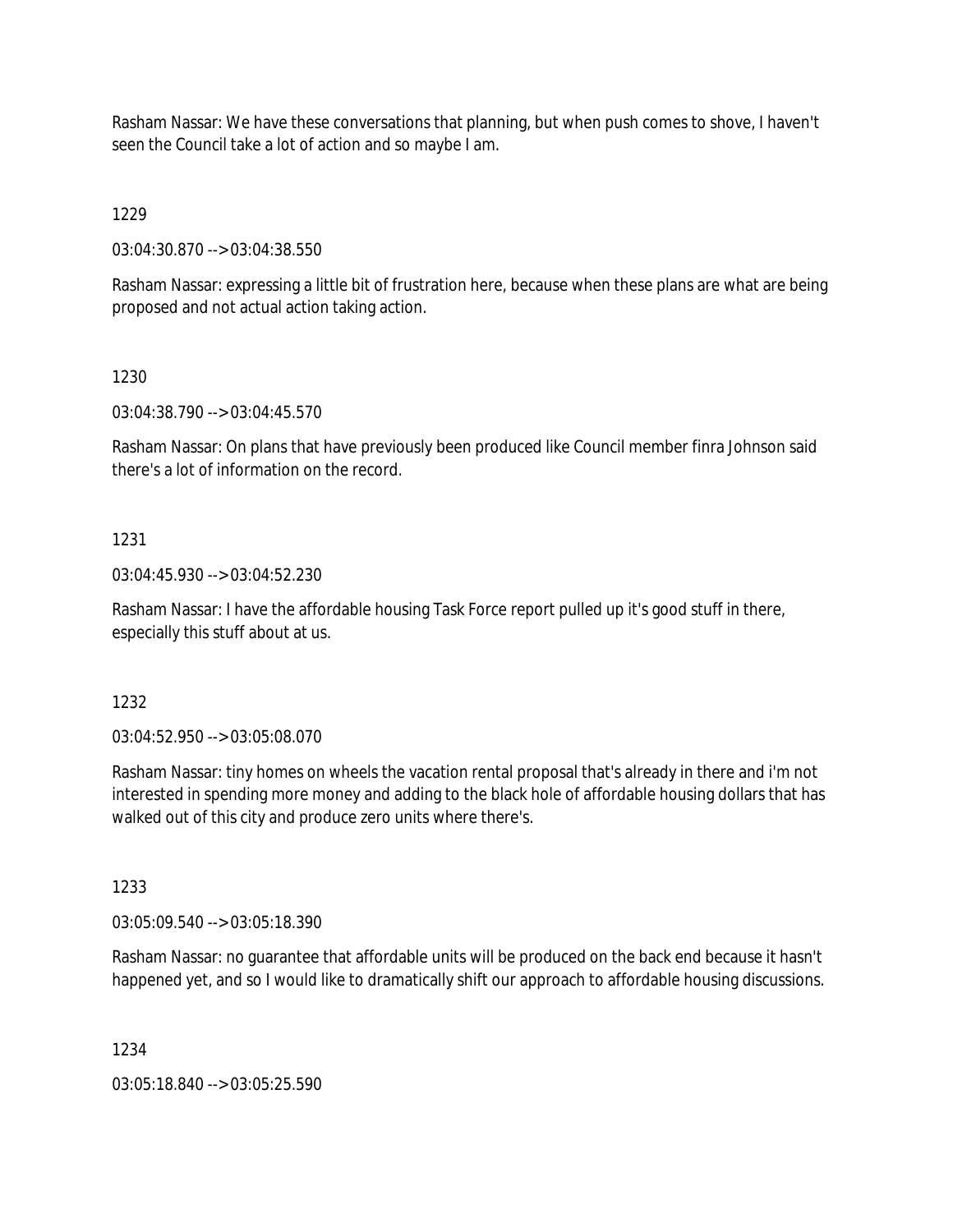Rasham Nassar: We have these conversations that planning, but when push comes to shove, I haven't seen the Council take a lot of action and so maybe I am.

1229

03:04:30.870 --> 03:04:38.550

Rasham Nassar: expressing a little bit of frustration here, because when these plans are what are being proposed and not actual action taking action.

1230

03:04:38.790 --> 03:04:45.570

Rasham Nassar: On plans that have previously been produced like Council member finra Johnson said there's a lot of information on the record.

1231

03:04:45.930 --> 03:04:52.230

Rasham Nassar: I have the affordable housing Task Force report pulled up it's good stuff in there, especially this stuff about at us.

1232

03:04:52.950 --> 03:05:08.070

Rasham Nassar: tiny homes on wheels the vacation rental proposal that's already in there and i'm not interested in spending more money and adding to the black hole of affordable housing dollars that has walked out of this city and produce zero units where there's.

1233

03:05:09.540 --> 03:05:18.390

Rasham Nassar: no guarantee that affordable units will be produced on the back end because it hasn't happened yet, and so I would like to dramatically shift our approach to affordable housing discussions.

1234

03:05:18.840 --> 03:05:25.590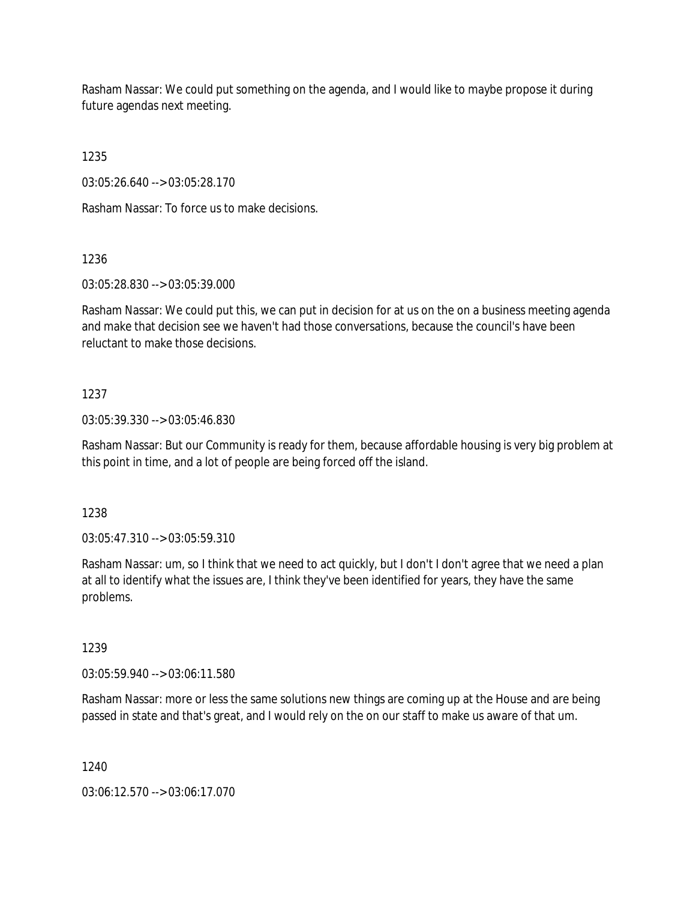Rasham Nassar: We could put something on the agenda, and I would like to maybe propose it during future agendas next meeting.

1235

03:05:26.640 --> 03:05:28.170

Rasham Nassar: To force us to make decisions.

1236

03:05:28.830 --> 03:05:39.000

Rasham Nassar: We could put this, we can put in decision for at us on the on a business meeting agenda and make that decision see we haven't had those conversations, because the council's have been reluctant to make those decisions.

1237

03:05:39.330 --> 03:05:46.830

Rasham Nassar: But our Community is ready for them, because affordable housing is very big problem at this point in time, and a lot of people are being forced off the island.

1238

03:05:47.310 --> 03:05:59.310

Rasham Nassar: um, so I think that we need to act quickly, but I don't I don't agree that we need a plan at all to identify what the issues are, I think they've been identified for years, they have the same problems.

1239

03:05:59.940 --> 03:06:11.580

Rasham Nassar: more or less the same solutions new things are coming up at the House and are being passed in state and that's great, and I would rely on the on our staff to make us aware of that um.

1240

03:06:12.570 --> 03:06:17.070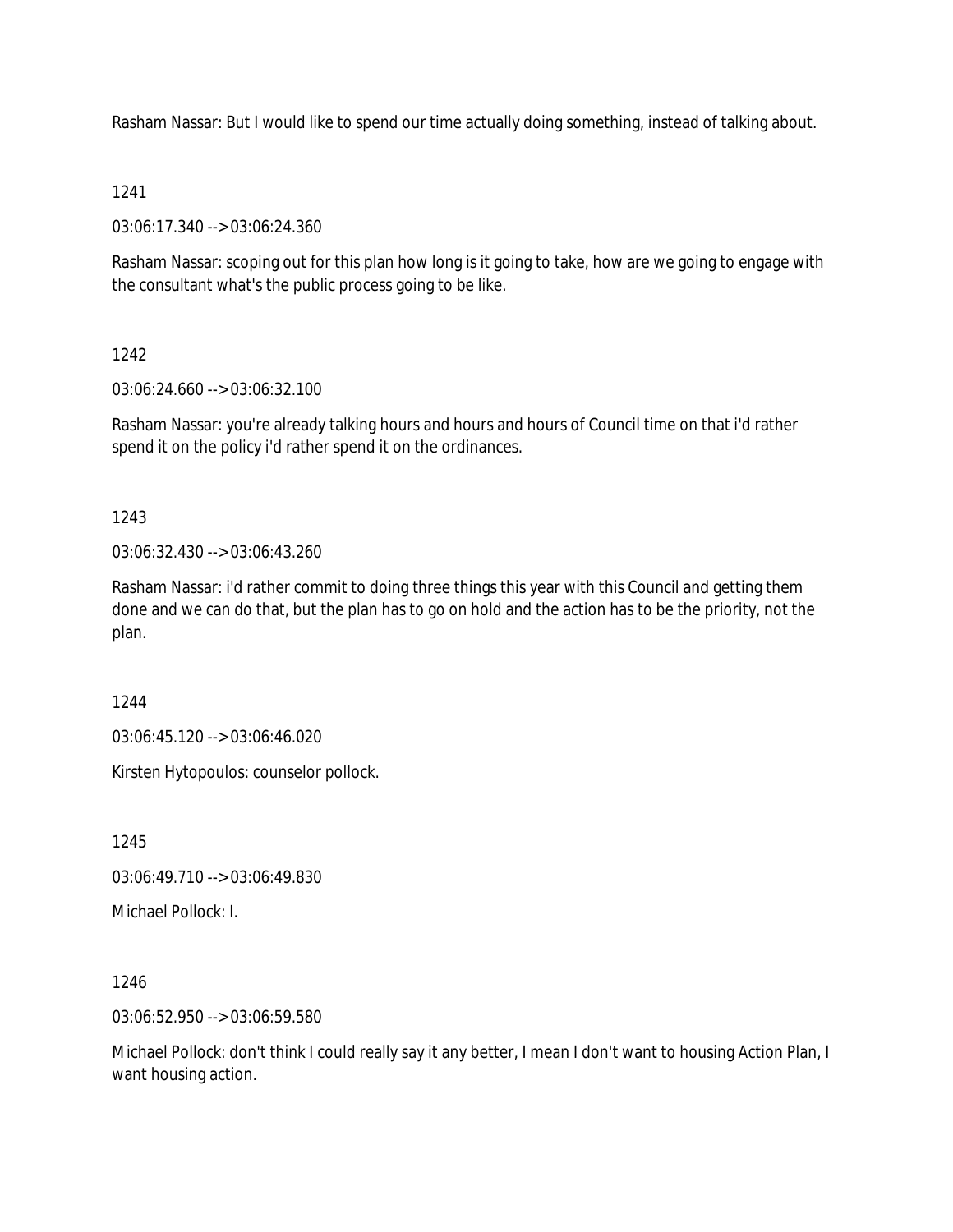Rasham Nassar: But I would like to spend our time actually doing something, instead of talking about.

1241

03:06:17.340 --> 03:06:24.360

Rasham Nassar: scoping out for this plan how long is it going to take, how are we going to engage with the consultant what's the public process going to be like.

1242

03:06:24.660 --> 03:06:32.100

Rasham Nassar: you're already talking hours and hours and hours of Council time on that i'd rather spend it on the policy i'd rather spend it on the ordinances.

1243

03:06:32.430 --> 03:06:43.260

Rasham Nassar: i'd rather commit to doing three things this year with this Council and getting them done and we can do that, but the plan has to go on hold and the action has to be the priority, not the plan.

1244

03:06:45.120 --> 03:06:46.020

Kirsten Hytopoulos: counselor pollock.

1245

03:06:49.710 --> 03:06:49.830

Michael Pollock: I.

1246

03:06:52.950 --> 03:06:59.580

Michael Pollock: don't think I could really say it any better, I mean I don't want to housing Action Plan, I want housing action.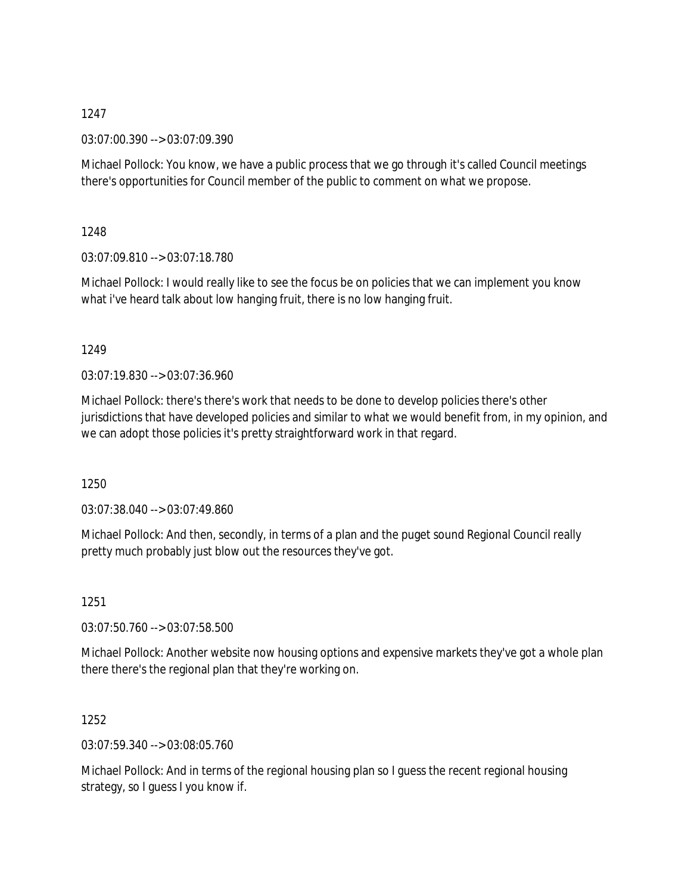1247

03:07:00.390 --> 03:07:09.390

Michael Pollock: You know, we have a public process that we go through it's called Council meetings there's opportunities for Council member of the public to comment on what we propose.

1248

03:07:09.810 --> 03:07:18.780

Michael Pollock: I would really like to see the focus be on policies that we can implement you know what i've heard talk about low hanging fruit, there is no low hanging fruit.

1249

03:07:19.830 --> 03:07:36.960

Michael Pollock: there's there's work that needs to be done to develop policies there's other jurisdictions that have developed policies and similar to what we would benefit from, in my opinion, and we can adopt those policies it's pretty straightforward work in that regard.

1250

03:07:38.040 --> 03:07:49.860

Michael Pollock: And then, secondly, in terms of a plan and the puget sound Regional Council really pretty much probably just blow out the resources they've got.

1251

03:07:50.760 --> 03:07:58.500

Michael Pollock: Another website now housing options and expensive markets they've got a whole plan there there's the regional plan that they're working on.

1252

03:07:59.340 --> 03:08:05.760

Michael Pollock: And in terms of the regional housing plan so I guess the recent regional housing strategy, so I guess I you know if.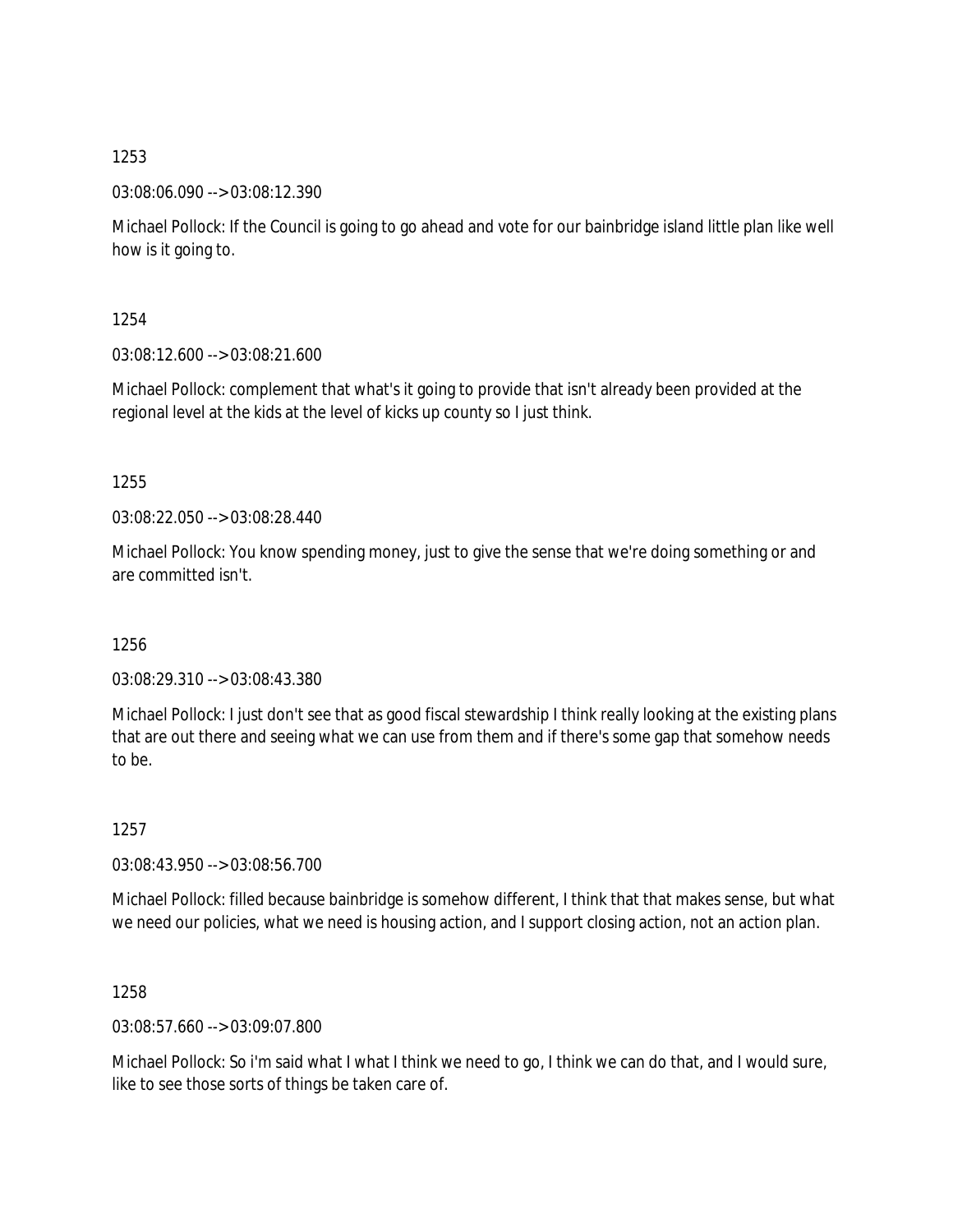1253

03:08:06.090 --> 03:08:12.390

Michael Pollock: If the Council is going to go ahead and vote for our bainbridge island little plan like well how is it going to.

1254

03:08:12.600 --> 03:08:21.600

Michael Pollock: complement that what's it going to provide that isn't already been provided at the regional level at the kids at the level of kicks up county so I just think.

1255

03:08:22.050 --> 03:08:28.440

Michael Pollock: You know spending money, just to give the sense that we're doing something or and are committed isn't.

1256

03:08:29.310 --> 03:08:43.380

Michael Pollock: I just don't see that as good fiscal stewardship I think really looking at the existing plans that are out there and seeing what we can use from them and if there's some gap that somehow needs to be.

1257

03:08:43.950 --> 03:08:56.700

Michael Pollock: filled because bainbridge is somehow different, I think that that makes sense, but what we need our policies, what we need is housing action, and I support closing action, not an action plan.

1258

03:08:57.660 --> 03:09:07.800

Michael Pollock: So i'm said what I what I think we need to go, I think we can do that, and I would sure, like to see those sorts of things be taken care of.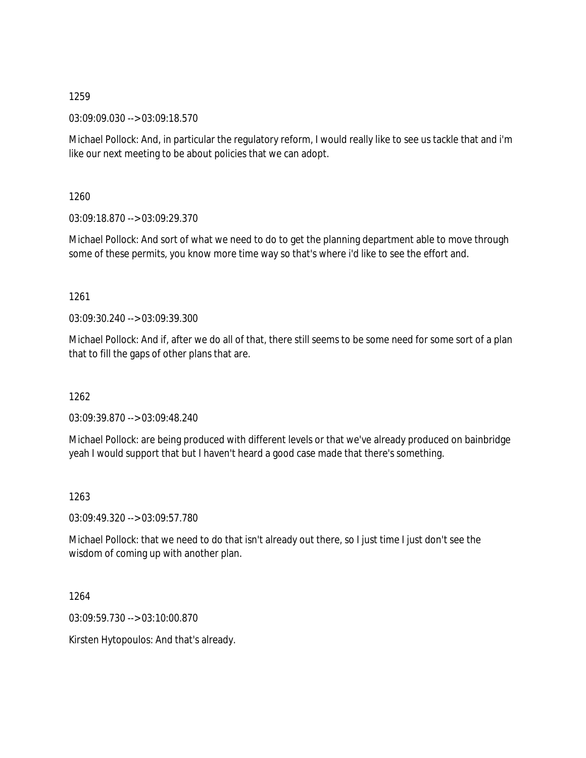1259

03:09:09.030 --> 03:09:18.570

Michael Pollock: And, in particular the regulatory reform, I would really like to see us tackle that and i'm like our next meeting to be about policies that we can adopt.

1260

03:09:18.870 --> 03:09:29.370

Michael Pollock: And sort of what we need to do to get the planning department able to move through some of these permits, you know more time way so that's where i'd like to see the effort and.

1261

03:09:30.240 --> 03:09:39.300

Michael Pollock: And if, after we do all of that, there still seems to be some need for some sort of a plan that to fill the gaps of other plans that are.

1262

03:09:39.870 --> 03:09:48.240

Michael Pollock: are being produced with different levels or that we've already produced on bainbridge yeah I would support that but I haven't heard a good case made that there's something.

1263

03:09:49.320 --> 03:09:57.780

Michael Pollock: that we need to do that isn't already out there, so I just time I just don't see the wisdom of coming up with another plan.

1264

03:09:59.730 --> 03:10:00.870

Kirsten Hytopoulos: And that's already.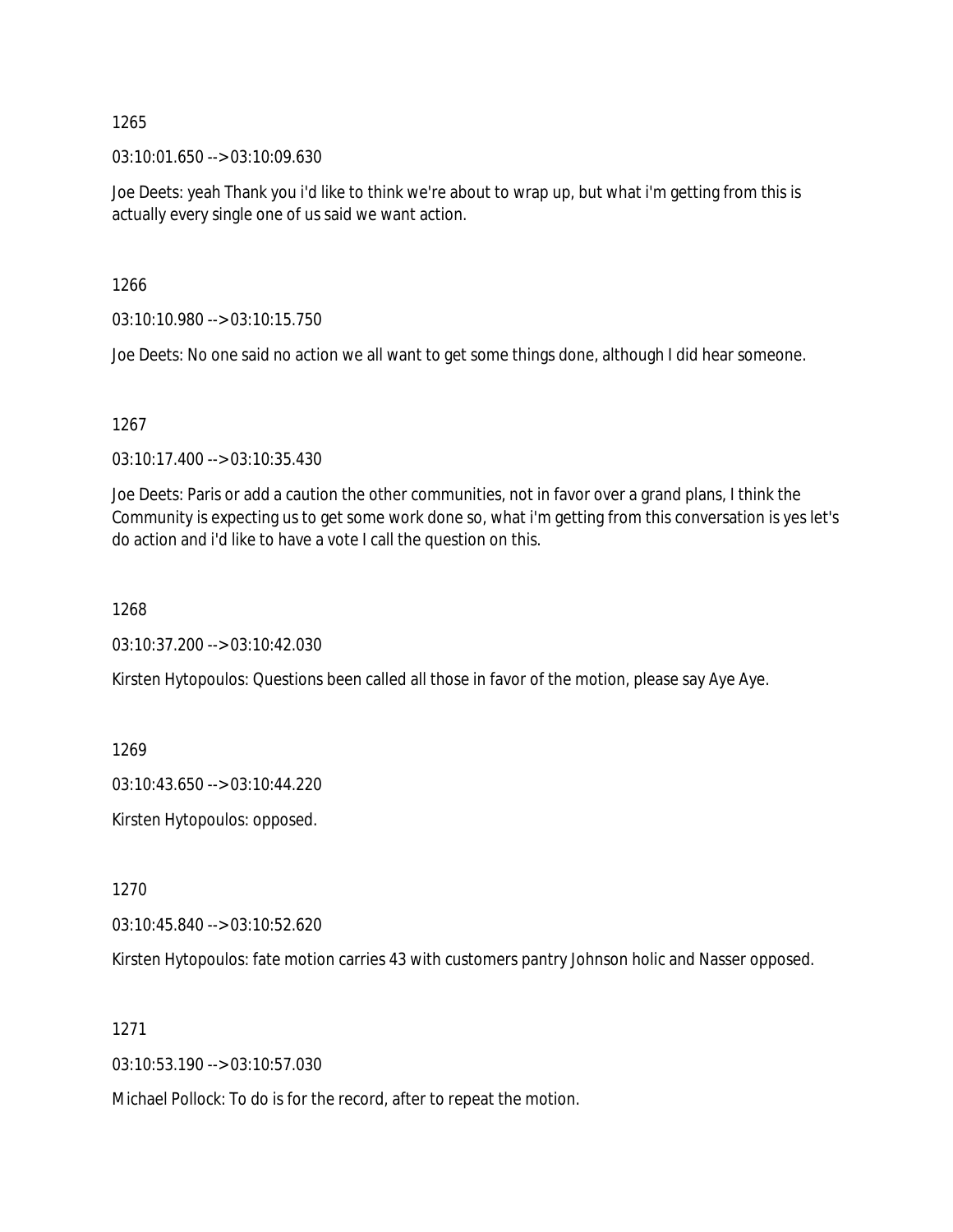1265

03:10:01.650 --> 03:10:09.630

Joe Deets: yeah Thank you i'd like to think we're about to wrap up, but what i'm getting from this is actually every single one of us said we want action.

1266

03:10:10.980 --> 03:10:15.750

Joe Deets: No one said no action we all want to get some things done, although I did hear someone.

1267

03:10:17.400 --> 03:10:35.430

Joe Deets: Paris or add a caution the other communities, not in favor over a grand plans, I think the Community is expecting us to get some work done so, what i'm getting from this conversation is yes let's do action and i'd like to have a vote I call the question on this.

1268

03:10:37.200 --> 03:10:42.030

Kirsten Hytopoulos: Questions been called all those in favor of the motion, please say Aye Aye.

1269

03:10:43.650 --> 03:10:44.220

Kirsten Hytopoulos: opposed.

1270

03:10:45.840 --> 03:10:52.620

Kirsten Hytopoulos: fate motion carries 43 with customers pantry Johnson holic and Nasser opposed.

1271

03:10:53.190 --> 03:10:57.030

Michael Pollock: To do is for the record, after to repeat the motion.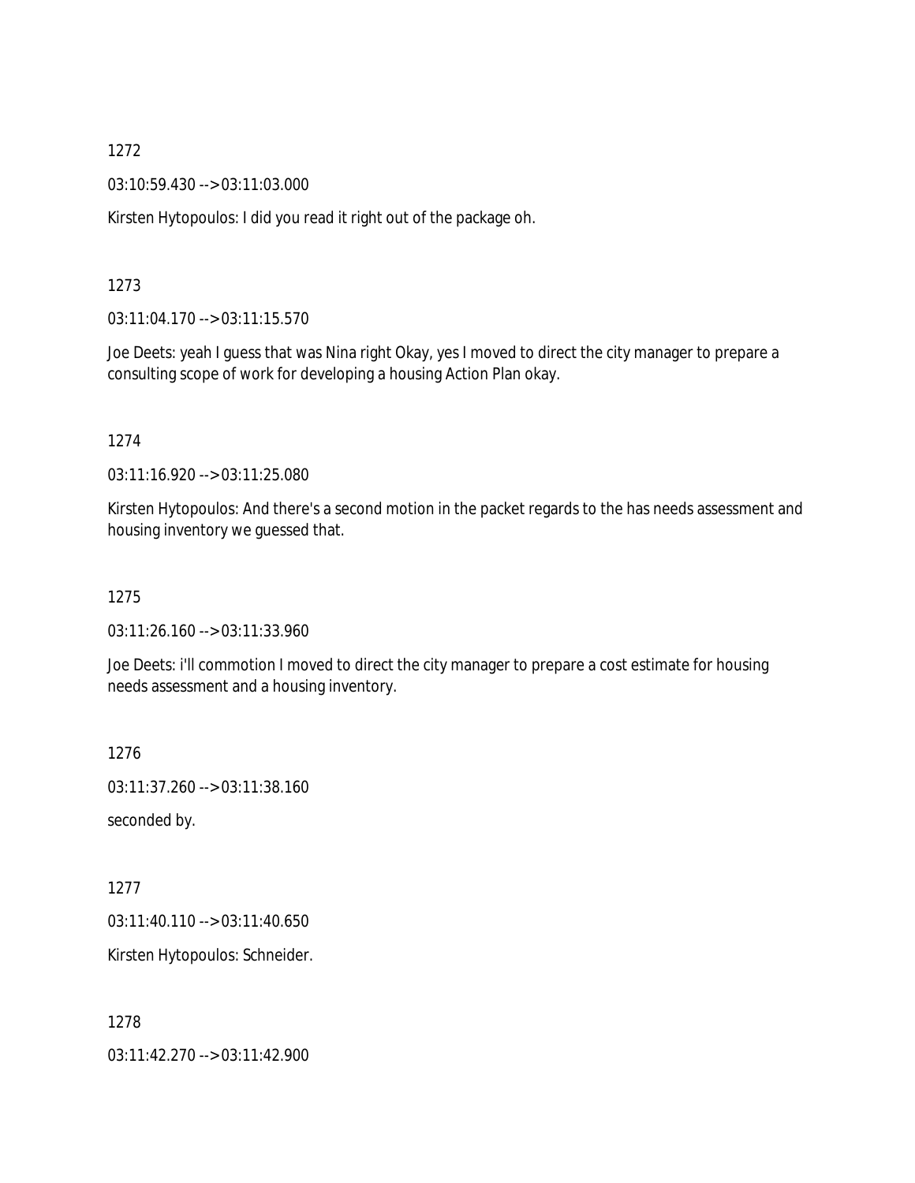1272

03:10:59.430 --> 03:11:03.000

Kirsten Hytopoulos: I did you read it right out of the package oh.

1273

03:11:04.170 --> 03:11:15.570

Joe Deets: yeah I guess that was Nina right Okay, yes I moved to direct the city manager to prepare a consulting scope of work for developing a housing Action Plan okay.

1274

03:11:16.920 --> 03:11:25.080

Kirsten Hytopoulos: And there's a second motion in the packet regards to the has needs assessment and housing inventory we guessed that.

1275

03:11:26.160 --> 03:11:33.960

Joe Deets: i'll commotion I moved to direct the city manager to prepare a cost estimate for housing needs assessment and a housing inventory.

1276

03:11:37.260 --> 03:11:38.160

seconded by.

1277

03:11:40.110 --> 03:11:40.650

Kirsten Hytopoulos: Schneider.

1278

03:11:42.270 --> 03:11:42.900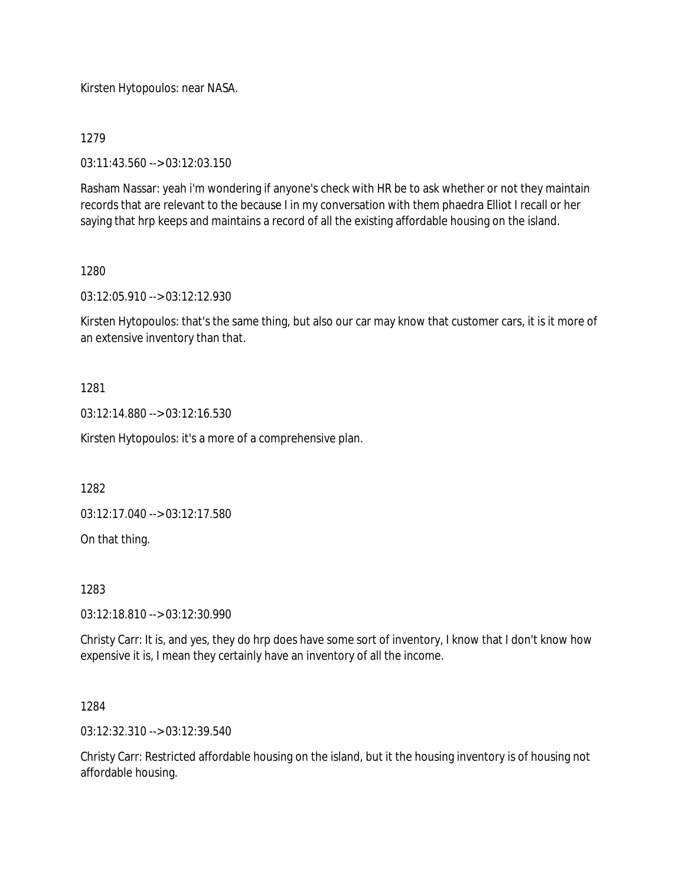Kirsten Hytopoulos: near NASA.

1279

03:11:43.560 --> 03:12:03.150

Rasham Nassar: yeah i'm wondering if anyone's check with HR be to ask whether or not they maintain records that are relevant to the because I in my conversation with them phaedra Elliot I recall or her saying that hrp keeps and maintains a record of all the existing affordable housing on the island.

1280

03:12:05.910 --> 03:12:12.930

Kirsten Hytopoulos: that's the same thing, but also our car may know that customer cars, it is it more of an extensive inventory than that.

1281

03:12:14.880 --> 03:12:16.530

Kirsten Hytopoulos: it's a more of a comprehensive plan.

1282

03:12:17.040 --> 03:12:17.580

On that thing.

1283

03:12:18.810 --> 03:12:30.990

Christy Carr: It is, and yes, they do hrp does have some sort of inventory, I know that I don't know how expensive it is, I mean they certainly have an inventory of all the income.

1284

03:12:32.310 --> 03:12:39.540

Christy Carr: Restricted affordable housing on the island, but it the housing inventory is of housing not affordable housing.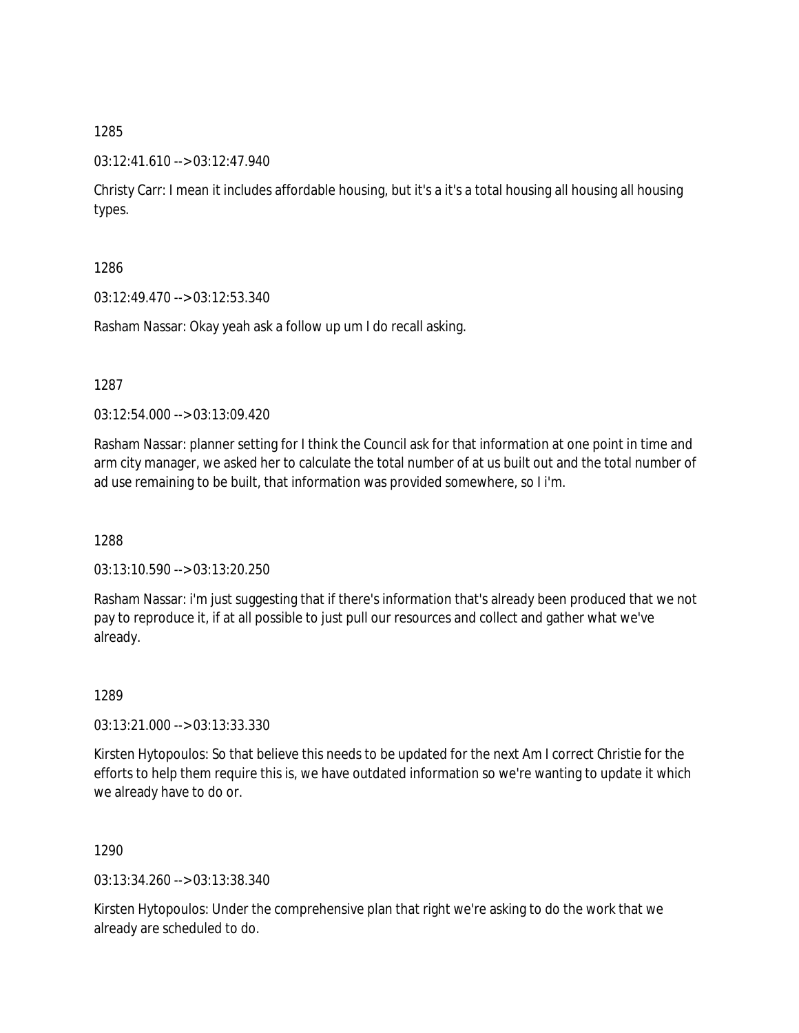1285

03:12:41.610 --> 03:12:47.940

Christy Carr: I mean it includes affordable housing, but it's a it's a total housing all housing all housing types.

1286

03:12:49.470 --> 03:12:53.340

Rasham Nassar: Okay yeah ask a follow up um I do recall asking.

1287

03:12:54.000 --> 03:13:09.420

Rasham Nassar: planner setting for I think the Council ask for that information at one point in time and arm city manager, we asked her to calculate the total number of at us built out and the total number of ad use remaining to be built, that information was provided somewhere, so I i'm.

1288

03:13:10.590 --> 03:13:20.250

Rasham Nassar: i'm just suggesting that if there's information that's already been produced that we not pay to reproduce it, if at all possible to just pull our resources and collect and gather what we've already.

1289

03:13:21.000 --> 03:13:33.330

Kirsten Hytopoulos: So that believe this needs to be updated for the next Am I correct Christie for the efforts to help them require this is, we have outdated information so we're wanting to update it which we already have to do or.

1290

03:13:34.260 --> 03:13:38.340

Kirsten Hytopoulos: Under the comprehensive plan that right we're asking to do the work that we already are scheduled to do.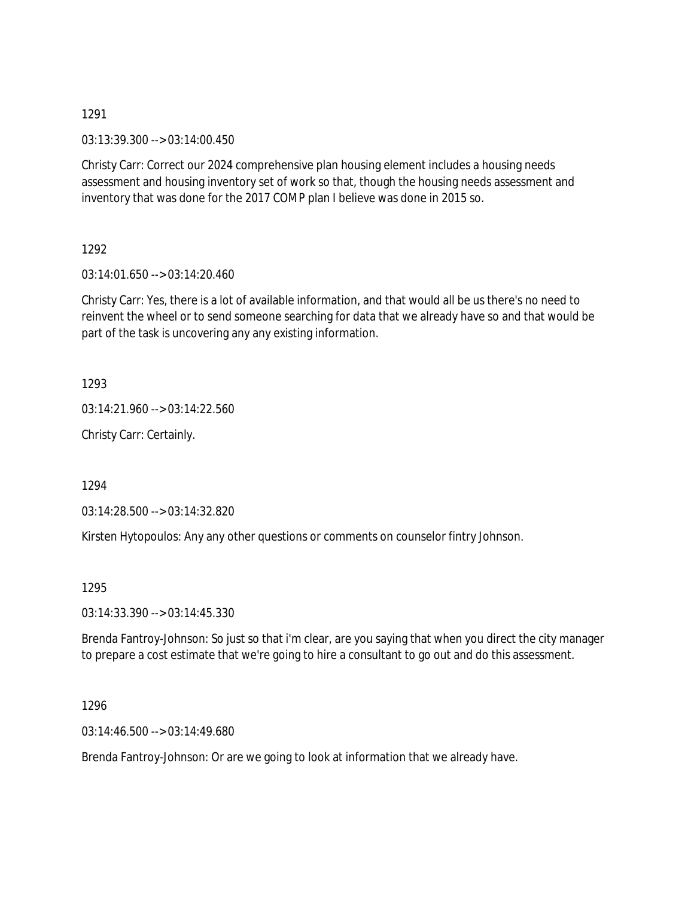1291

03:13:39.300 --> 03:14:00.450

Christy Carr: Correct our 2024 comprehensive plan housing element includes a housing needs assessment and housing inventory set of work so that, though the housing needs assessment and inventory that was done for the 2017 COMP plan I believe was done in 2015 so.

1292

03:14:01.650 --> 03:14:20.460

Christy Carr: Yes, there is a lot of available information, and that would all be us there's no need to reinvent the wheel or to send someone searching for data that we already have so and that would be part of the task is uncovering any any existing information.

1293

03:14:21.960 --> 03:14:22.560

Christy Carr: Certainly.

1294

03:14:28.500 --> 03:14:32.820

Kirsten Hytopoulos: Any any other questions or comments on counselor fintry Johnson.

1295

03:14:33.390 --> 03:14:45.330

Brenda Fantroy-Johnson: So just so that i'm clear, are you saying that when you direct the city manager to prepare a cost estimate that we're going to hire a consultant to go out and do this assessment.

1296

03:14:46.500 --> 03:14:49.680

Brenda Fantroy-Johnson: Or are we going to look at information that we already have.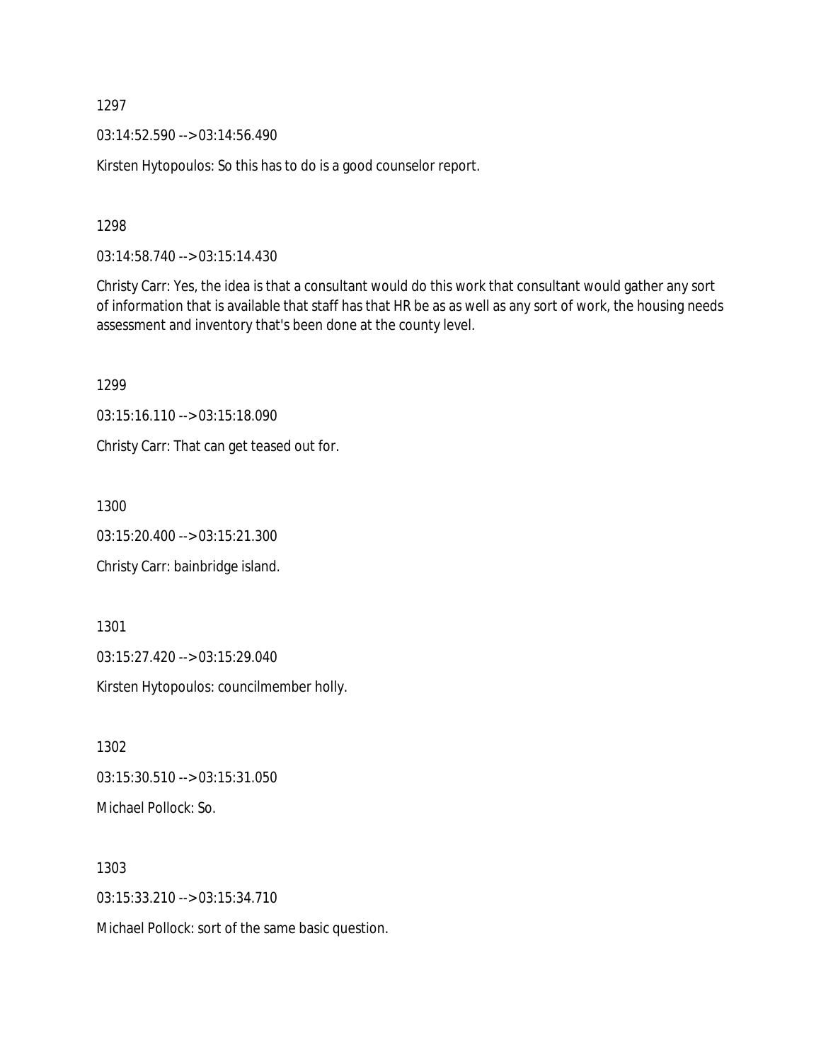1297

03:14:52.590 --> 03:14:56.490

Kirsten Hytopoulos: So this has to do is a good counselor report.

1298

03:14:58.740 --> 03:15:14.430

Christy Carr: Yes, the idea is that a consultant would do this work that consultant would gather any sort of information that is available that staff has that HR be as as well as any sort of work, the housing needs assessment and inventory that's been done at the county level.

1299

03:15:16.110 --> 03:15:18.090

Christy Carr: That can get teased out for.

1300

03:15:20.400 --> 03:15:21.300

Christy Carr: bainbridge island.

1301

03:15:27.420 --> 03:15:29.040

Kirsten Hytopoulos: councilmember holly.

1302

03:15:30.510 --> 03:15:31.050

Michael Pollock: So.

1303

03:15:33.210 --> 03:15:34.710

Michael Pollock: sort of the same basic question.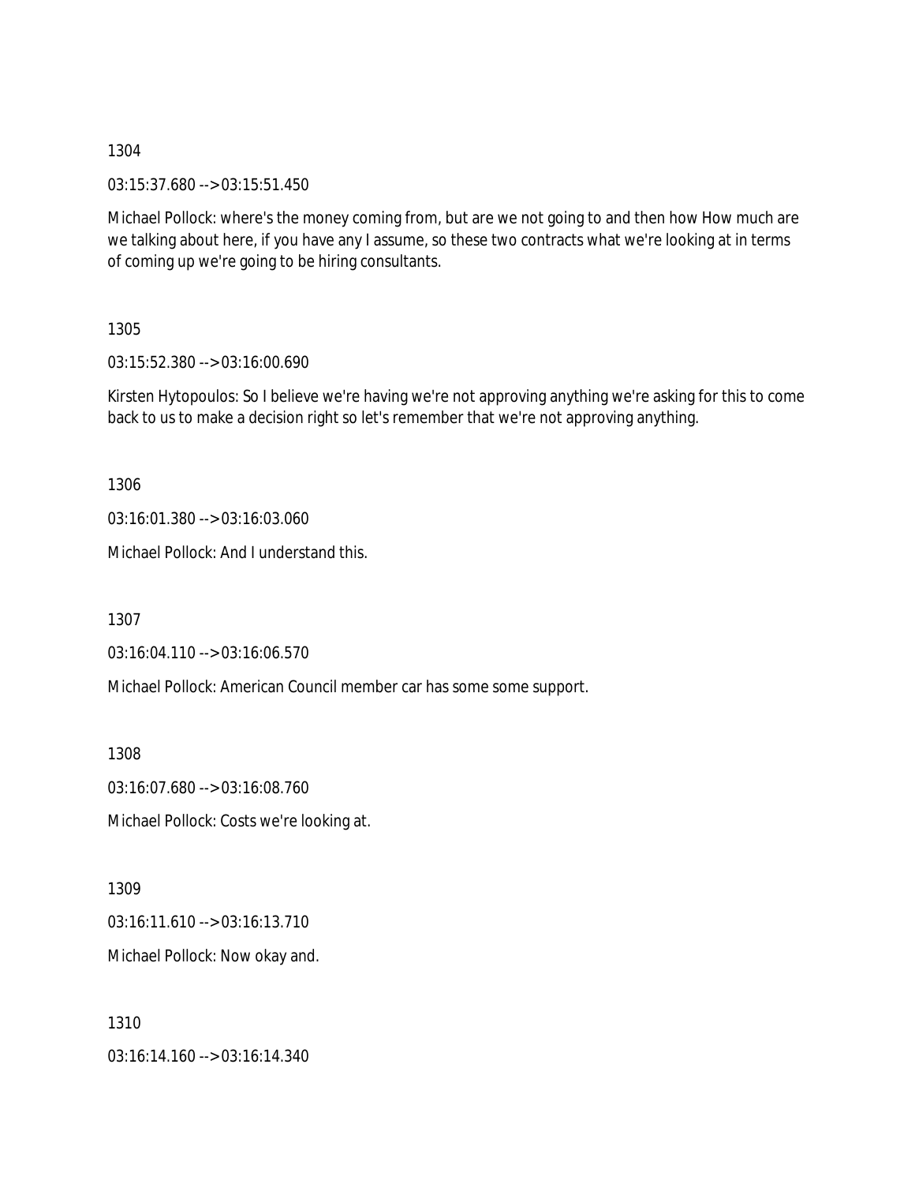1304

03:15:37.680 --> 03:15:51.450

Michael Pollock: where's the money coming from, but are we not going to and then how How much are we talking about here, if you have any I assume, so these two contracts what we're looking at in terms of coming up we're going to be hiring consultants.

1305

03:15:52.380 --> 03:16:00.690

Kirsten Hytopoulos: So I believe we're having we're not approving anything we're asking for this to come back to us to make a decision right so let's remember that we're not approving anything.

1306

03:16:01.380 --> 03:16:03.060

Michael Pollock: And I understand this.

1307

03:16:04.110 --> 03:16:06.570

Michael Pollock: American Council member car has some some support.

1308

03:16:07.680 --> 03:16:08.760

Michael Pollock: Costs we're looking at.

1309

03:16:11.610 --> 03:16:13.710

Michael Pollock: Now okay and.

1310

03:16:14.160 --> 03:16:14.340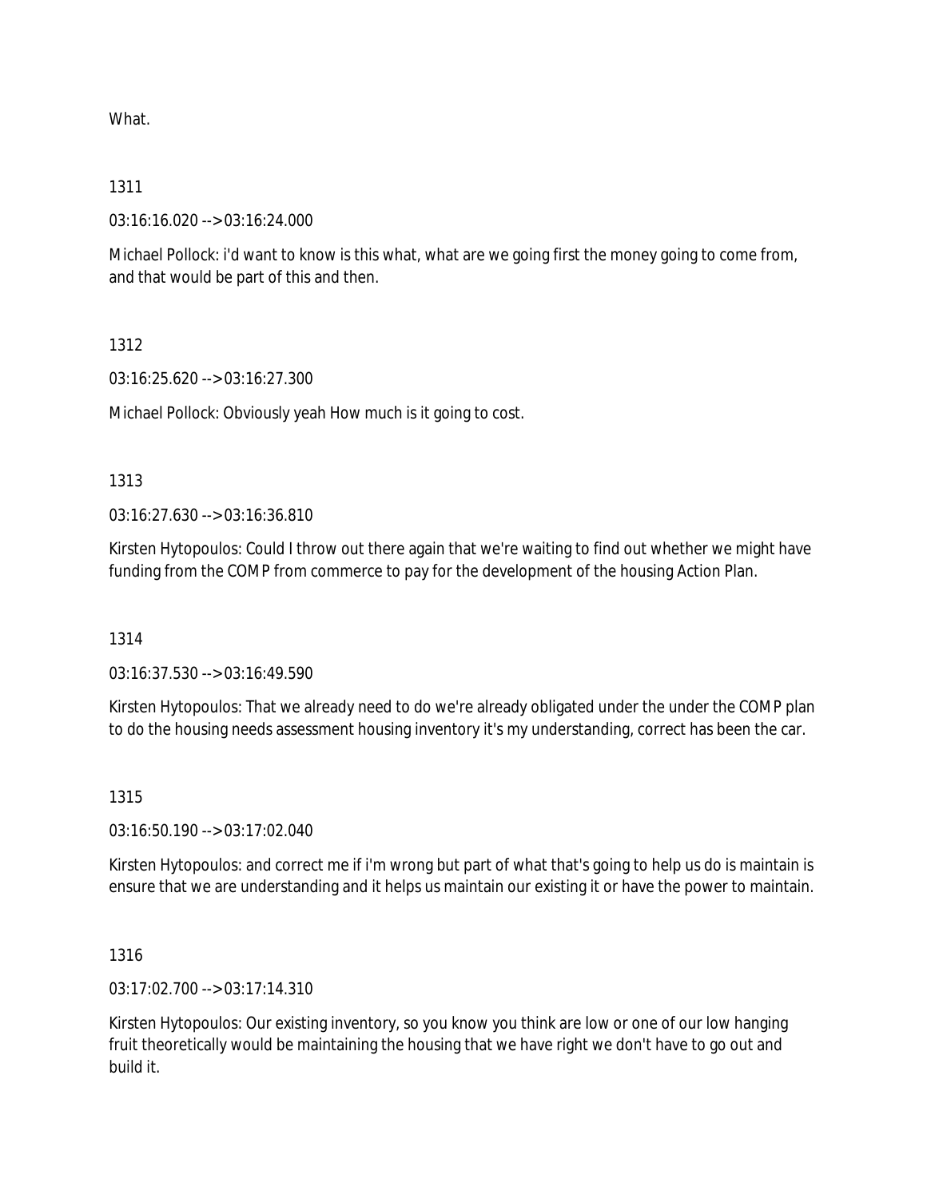What.

1311

03:16:16.020 --> 03:16:24.000

Michael Pollock: i'd want to know is this what, what are we going first the money going to come from, and that would be part of this and then.

1312

03:16:25.620 --> 03:16:27.300

Michael Pollock: Obviously yeah How much is it going to cost.

1313

03:16:27.630 --> 03:16:36.810

Kirsten Hytopoulos: Could I throw out there again that we're waiting to find out whether we might have funding from the COMP from commerce to pay for the development of the housing Action Plan.

1314

03:16:37.530 --> 03:16:49.590

Kirsten Hytopoulos: That we already need to do we're already obligated under the under the COMP plan to do the housing needs assessment housing inventory it's my understanding, correct has been the car.

1315

03:16:50.190 --> 03:17:02.040

Kirsten Hytopoulos: and correct me if i'm wrong but part of what that's going to help us do is maintain is ensure that we are understanding and it helps us maintain our existing it or have the power to maintain.

1316

03:17:02.700 --> 03:17:14.310

Kirsten Hytopoulos: Our existing inventory, so you know you think are low or one of our low hanging fruit theoretically would be maintaining the housing that we have right we don't have to go out and build it.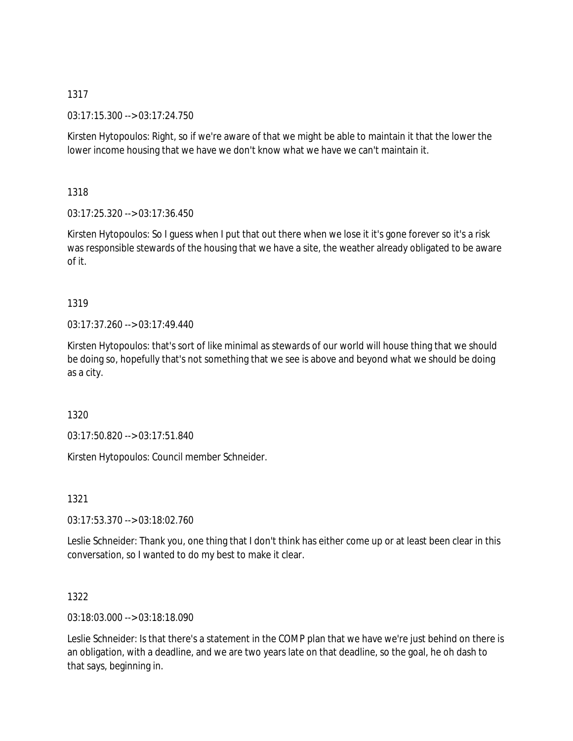1317

03:17:15.300 --> 03:17:24.750

Kirsten Hytopoulos: Right, so if we're aware of that we might be able to maintain it that the lower the lower income housing that we have we don't know what we have we can't maintain it.

1318

03:17:25.320 --> 03:17:36.450

Kirsten Hytopoulos: So I guess when I put that out there when we lose it it's gone forever so it's a risk was responsible stewards of the housing that we have a site, the weather already obligated to be aware of it.

1319

03:17:37.260 --> 03:17:49.440

Kirsten Hytopoulos: that's sort of like minimal as stewards of our world will house thing that we should be doing so, hopefully that's not something that we see is above and beyond what we should be doing as a city.

1320

03:17:50.820 --> 03:17:51.840

Kirsten Hytopoulos: Council member Schneider.

1321

03:17:53.370 --> 03:18:02.760

Leslie Schneider: Thank you, one thing that I don't think has either come up or at least been clear in this conversation, so I wanted to do my best to make it clear.

1322

03:18:03.000 --> 03:18:18.090

Leslie Schneider: Is that there's a statement in the COMP plan that we have we're just behind on there is an obligation, with a deadline, and we are two years late on that deadline, so the goal, he oh dash to that says, beginning in.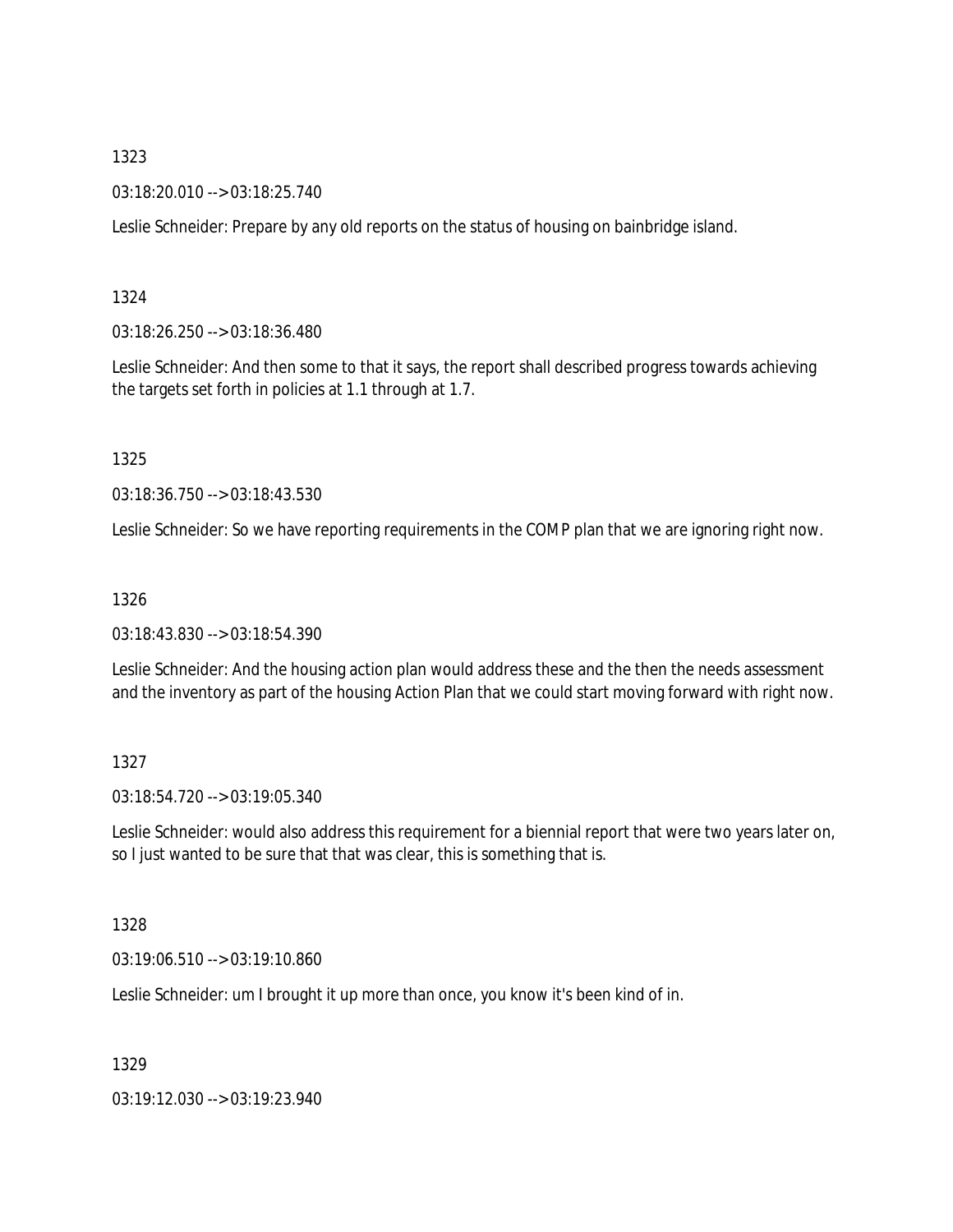1323

03:18:20.010 --> 03:18:25.740

Leslie Schneider: Prepare by any old reports on the status of housing on bainbridge island.

1324

03:18:26.250 --> 03:18:36.480

Leslie Schneider: And then some to that it says, the report shall described progress towards achieving the targets set forth in policies at 1.1 through at 1.7.

1325

03:18:36.750 --> 03:18:43.530

Leslie Schneider: So we have reporting requirements in the COMP plan that we are ignoring right now.

1326

03:18:43.830 --> 03:18:54.390

Leslie Schneider: And the housing action plan would address these and the then the needs assessment and the inventory as part of the housing Action Plan that we could start moving forward with right now.

1327

03:18:54.720 --> 03:19:05.340

Leslie Schneider: would also address this requirement for a biennial report that were two years later on, so I just wanted to be sure that that was clear, this is something that is.

1328

03:19:06.510 --> 03:19:10.860

Leslie Schneider: um I brought it up more than once, you know it's been kind of in.

1329

03:19:12.030 --> 03:19:23.940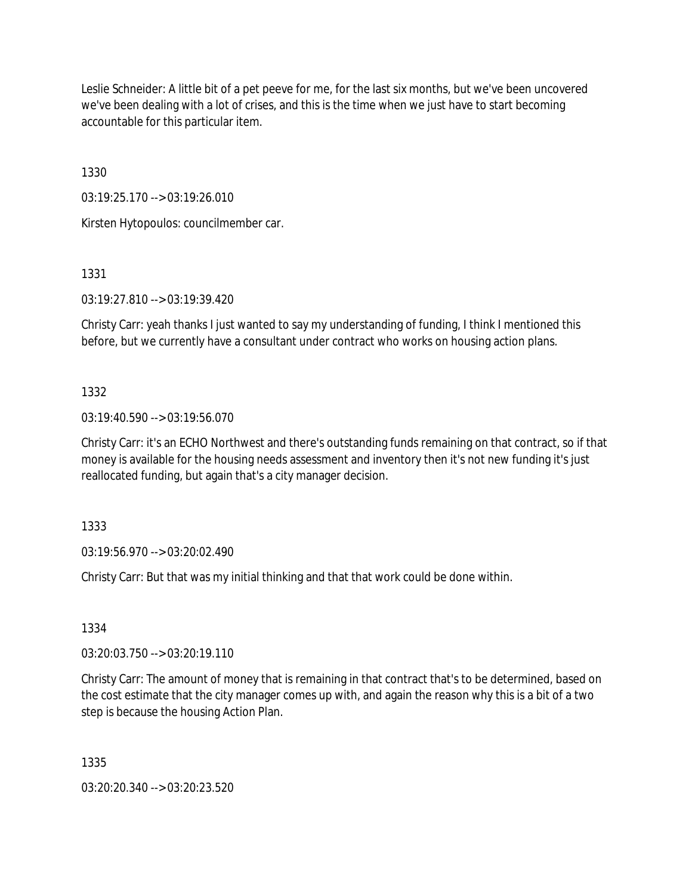Leslie Schneider: A little bit of a pet peeve for me, for the last six months, but we've been uncovered we've been dealing with a lot of crises, and this is the time when we just have to start becoming accountable for this particular item.

1330

03:19:25.170 --> 03:19:26.010

Kirsten Hytopoulos: councilmember car.

1331

03:19:27.810 --> 03:19:39.420

Christy Carr: yeah thanks I just wanted to say my understanding of funding, I think I mentioned this before, but we currently have a consultant under contract who works on housing action plans.

1332

03:19:40.590 --> 03:19:56.070

Christy Carr: it's an ECHO Northwest and there's outstanding funds remaining on that contract, so if that money is available for the housing needs assessment and inventory then it's not new funding it's just reallocated funding, but again that's a city manager decision.

1333

03:19:56.970 --> 03:20:02.490

Christy Carr: But that was my initial thinking and that that work could be done within.

1334

03:20:03.750 --> 03:20:19.110

Christy Carr: The amount of money that is remaining in that contract that's to be determined, based on the cost estimate that the city manager comes up with, and again the reason why this is a bit of a two step is because the housing Action Plan.

1335

03:20:20.340 --> 03:20:23.520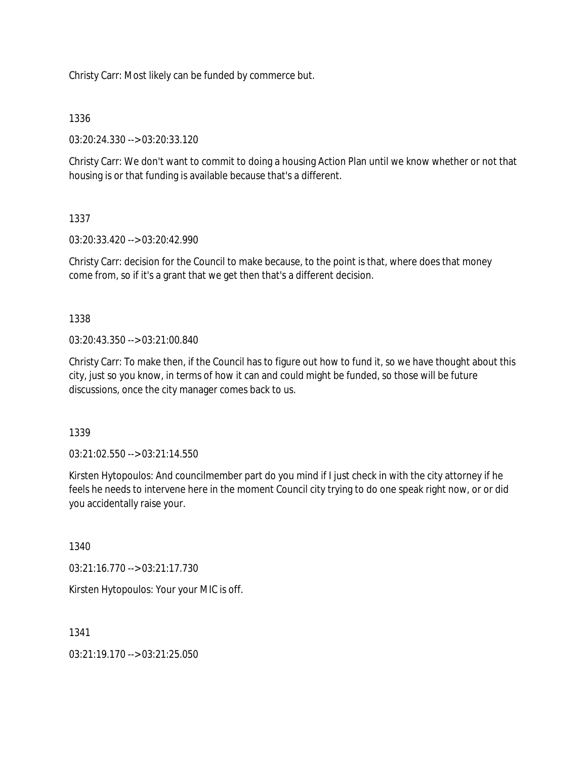Christy Carr: Most likely can be funded by commerce but.

1336

03:20:24.330 --> 03:20:33.120

Christy Carr: We don't want to commit to doing a housing Action Plan until we know whether or not that housing is or that funding is available because that's a different.

1337

03:20:33.420 --> 03:20:42.990

Christy Carr: decision for the Council to make because, to the point is that, where does that money come from, so if it's a grant that we get then that's a different decision.

1338

03:20:43.350 --> 03:21:00.840

Christy Carr: To make then, if the Council has to figure out how to fund it, so we have thought about this city, just so you know, in terms of how it can and could might be funded, so those will be future discussions, once the city manager comes back to us.

1339

03:21:02.550 --> 03:21:14.550

Kirsten Hytopoulos: And councilmember part do you mind if I just check in with the city attorney if he feels he needs to intervene here in the moment Council city trying to do one speak right now, or or did you accidentally raise your.

1340

03:21:16.770 --> 03:21:17.730

Kirsten Hytopoulos: Your your MIC is off.

1341

03:21:19.170 --> 03:21:25.050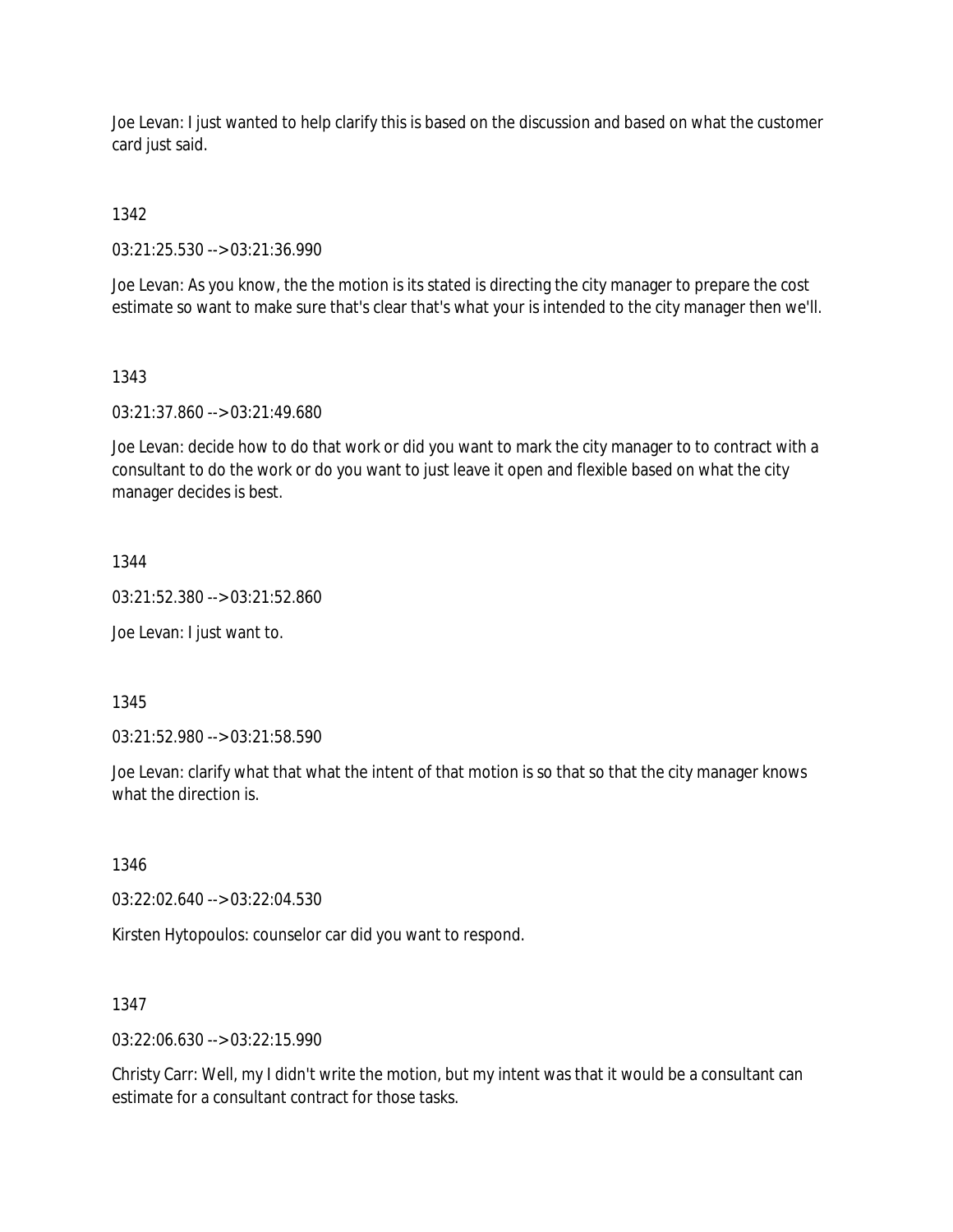Joe Levan: I just wanted to help clarify this is based on the discussion and based on what the customer card just said.

1342

03:21:25.530 --> 03:21:36.990

Joe Levan: As you know, the the motion is its stated is directing the city manager to prepare the cost estimate so want to make sure that's clear that's what your is intended to the city manager then we'll.

1343

03:21:37.860 --> 03:21:49.680

Joe Levan: decide how to do that work or did you want to mark the city manager to to contract with a consultant to do the work or do you want to just leave it open and flexible based on what the city manager decides is best.

1344

03:21:52.380 --> 03:21:52.860

Joe Levan: I just want to.

1345

03:21:52.980 --> 03:21:58.590

Joe Levan: clarify what that what the intent of that motion is so that so that the city manager knows what the direction is.

1346

03:22:02.640 --> 03:22:04.530

Kirsten Hytopoulos: counselor car did you want to respond.

1347

03:22:06.630 --> 03:22:15.990

Christy Carr: Well, my I didn't write the motion, but my intent was that it would be a consultant can estimate for a consultant contract for those tasks.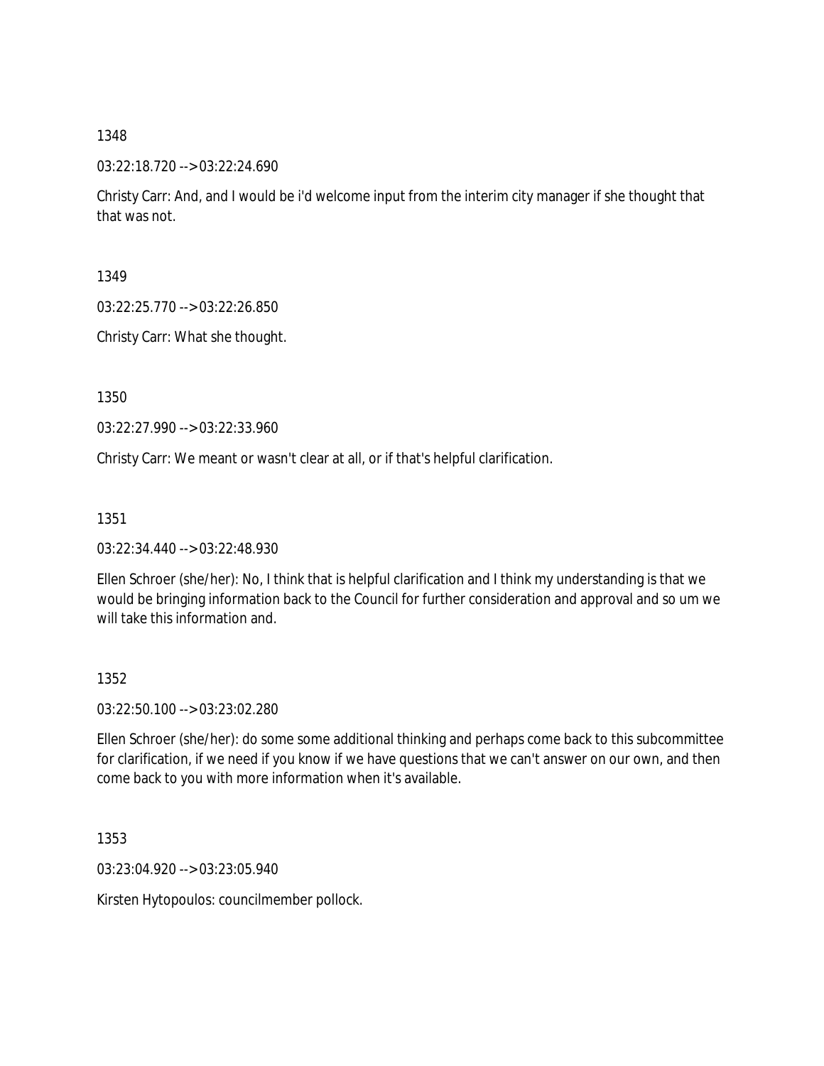1348

03:22:18.720 --> 03:22:24.690

Christy Carr: And, and I would be i'd welcome input from the interim city manager if she thought that that was not.

1349

03:22:25.770 --> 03:22:26.850

Christy Carr: What she thought.

1350

03:22:27.990 --> 03:22:33.960

Christy Carr: We meant or wasn't clear at all, or if that's helpful clarification.

1351

03:22:34.440 --> 03:22:48.930

Ellen Schroer (she/her): No, I think that is helpful clarification and I think my understanding is that we would be bringing information back to the Council for further consideration and approval and so um we will take this information and.

1352

03:22:50.100 --> 03:23:02.280

Ellen Schroer (she/her): do some some additional thinking and perhaps come back to this subcommittee for clarification, if we need if you know if we have questions that we can't answer on our own, and then come back to you with more information when it's available.

1353

03:23:04.920 --> 03:23:05.940

Kirsten Hytopoulos: councilmember pollock.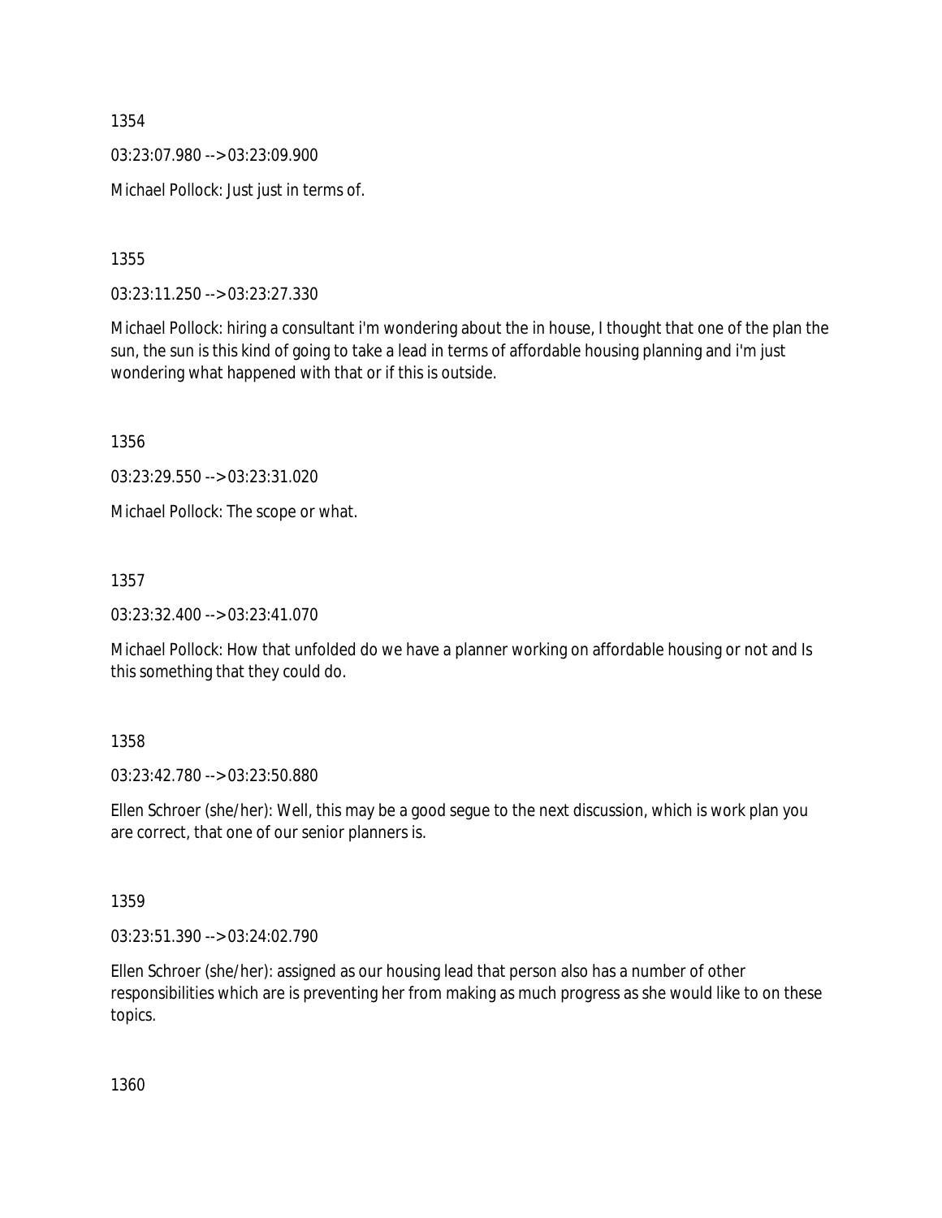1354

03:23:07.980 --> 03:23:09.900

Michael Pollock: Just just in terms of.

1355

03:23:11.250 --> 03:23:27.330

Michael Pollock: hiring a consultant i'm wondering about the in house, I thought that one of the plan the sun, the sun is this kind of going to take a lead in terms of affordable housing planning and i'm just wondering what happened with that or if this is outside.

1356

03:23:29.550 --> 03:23:31.020

Michael Pollock: The scope or what.

1357

03:23:32.400 --> 03:23:41.070

Michael Pollock: How that unfolded do we have a planner working on affordable housing or not and Is this something that they could do.

1358

03:23:42.780 --> 03:23:50.880

Ellen Schroer (she/her): Well, this may be a good segue to the next discussion, which is work plan you are correct, that one of our senior planners is.

1359

03:23:51.390 --> 03:24:02.790

Ellen Schroer (she/her): assigned as our housing lead that person also has a number of other responsibilities which are is preventing her from making as much progress as she would like to on these topics.

1360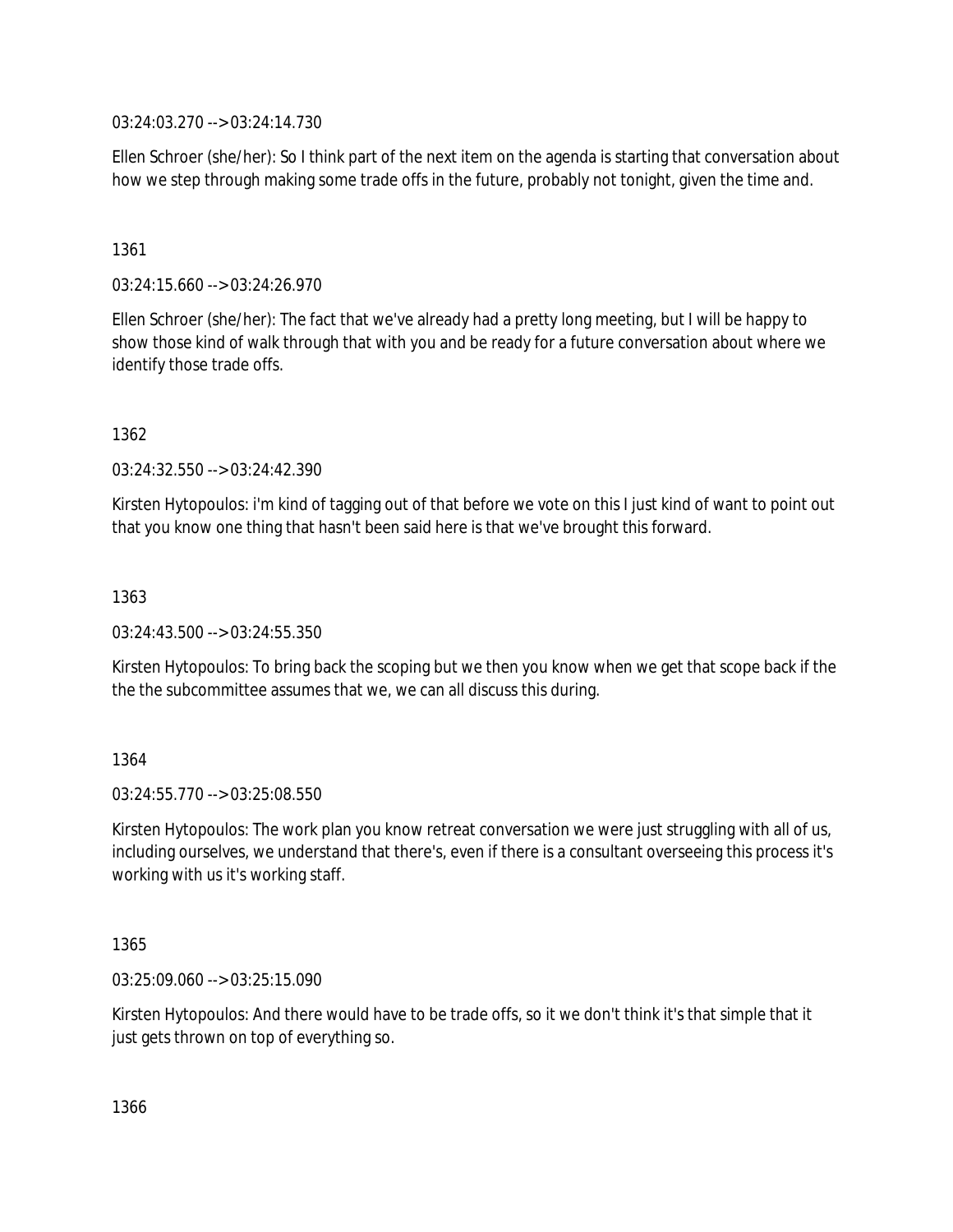03:24:03.270 --> 03:24:14.730

Ellen Schroer (she/her): So I think part of the next item on the agenda is starting that conversation about how we step through making some trade offs in the future, probably not tonight, given the time and.

1361

03:24:15.660 --> 03:24:26.970

Ellen Schroer (she/her): The fact that we've already had a pretty long meeting, but I will be happy to show those kind of walk through that with you and be ready for a future conversation about where we identify those trade offs.

1362

03:24:32.550 --> 03:24:42.390

Kirsten Hytopoulos: i'm kind of tagging out of that before we vote on this I just kind of want to point out that you know one thing that hasn't been said here is that we've brought this forward.

1363

03:24:43.500 --> 03:24:55.350

Kirsten Hytopoulos: To bring back the scoping but we then you know when we get that scope back if the the the subcommittee assumes that we, we can all discuss this during.

1364

03:24:55.770 --> 03:25:08.550

Kirsten Hytopoulos: The work plan you know retreat conversation we were just struggling with all of us, including ourselves, we understand that there's, even if there is a consultant overseeing this process it's working with us it's working staff.

1365

03:25:09.060 --> 03:25:15.090

Kirsten Hytopoulos: And there would have to be trade offs, so it we don't think it's that simple that it just gets thrown on top of everything so.

1366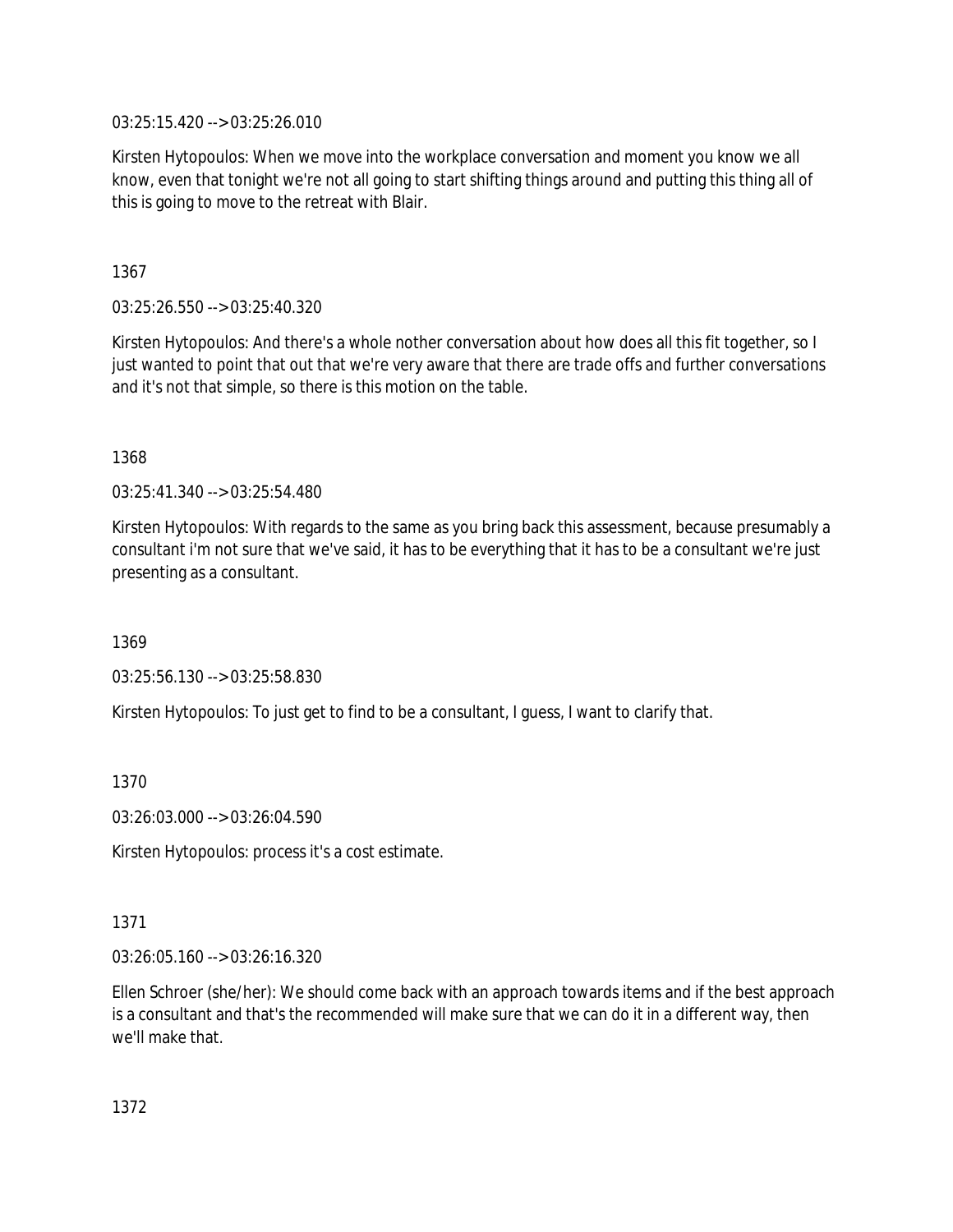03:25:15.420 --> 03:25:26.010

Kirsten Hytopoulos: When we move into the workplace conversation and moment you know we all know, even that tonight we're not all going to start shifting things around and putting this thing all of this is going to move to the retreat with Blair.

1367

03:25:26.550 --> 03:25:40.320

Kirsten Hytopoulos: And there's a whole nother conversation about how does all this fit together, so I just wanted to point that out that we're very aware that there are trade offs and further conversations and it's not that simple, so there is this motion on the table.

1368

03:25:41.340 --> 03:25:54.480

Kirsten Hytopoulos: With regards to the same as you bring back this assessment, because presumably a consultant i'm not sure that we've said, it has to be everything that it has to be a consultant we're just presenting as a consultant.

1369

03:25:56.130 --> 03:25:58.830

Kirsten Hytopoulos: To just get to find to be a consultant, I guess, I want to clarify that.

1370

03:26:03.000 --> 03:26:04.590

Kirsten Hytopoulos: process it's a cost estimate.

1371

03:26:05.160 --> 03:26:16.320

Ellen Schroer (she/her): We should come back with an approach towards items and if the best approach is a consultant and that's the recommended will make sure that we can do it in a different way, then we'll make that.

1372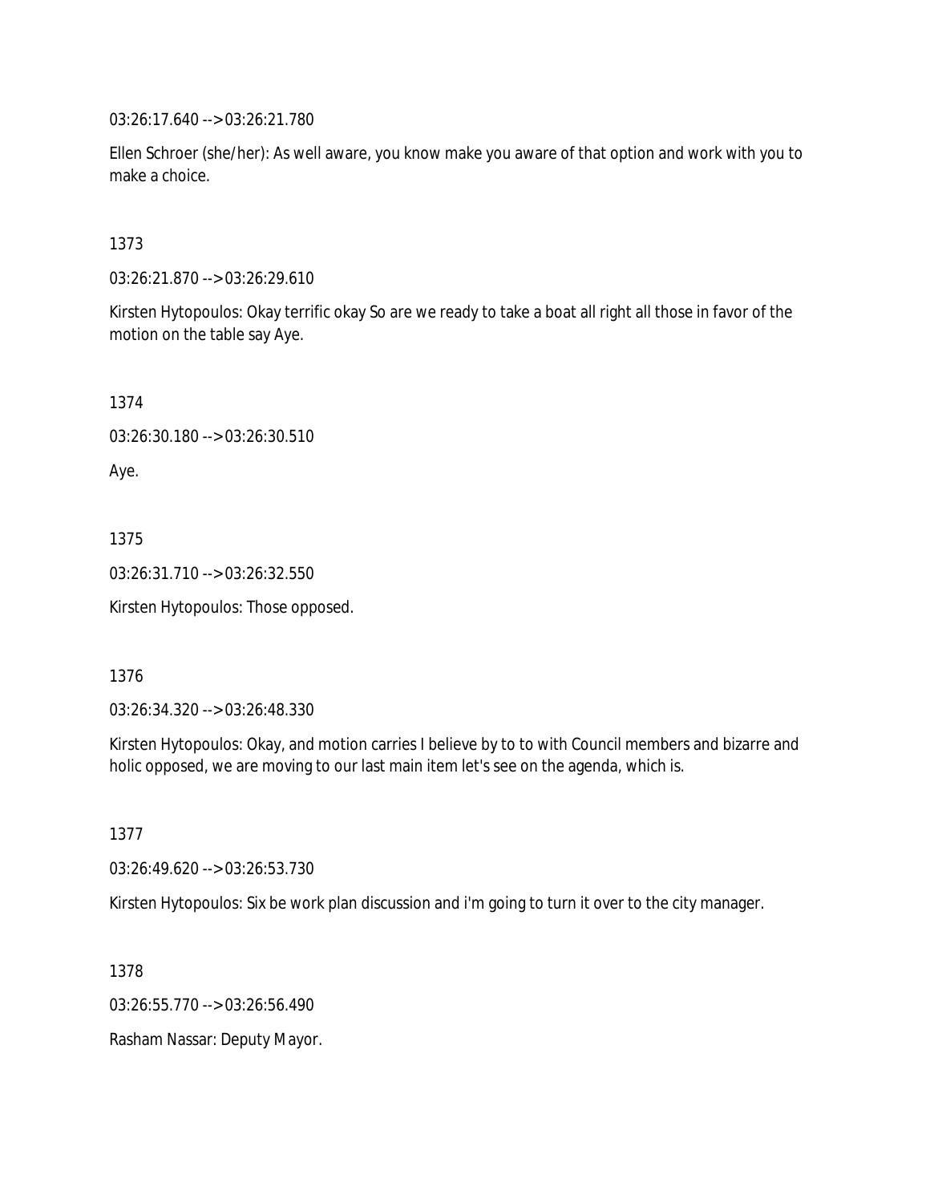03:26:17.640 --> 03:26:21.780

Ellen Schroer (she/her): As well aware, you know make you aware of that option and work with you to make a choice.

1373

03:26:21.870 --> 03:26:29.610

Kirsten Hytopoulos: Okay terrific okay So are we ready to take a boat all right all those in favor of the motion on the table say Aye.

1374

03:26:30.180 --> 03:26:30.510

Aye.

1375

03:26:31.710 --> 03:26:32.550

Kirsten Hytopoulos: Those opposed.

1376

03:26:34.320 --> 03:26:48.330

Kirsten Hytopoulos: Okay, and motion carries I believe by to to with Council members and bizarre and holic opposed, we are moving to our last main item let's see on the agenda, which is.

1377

03:26:49.620 --> 03:26:53.730

Kirsten Hytopoulos: Six be work plan discussion and i'm going to turn it over to the city manager.

1378

03:26:55.770 --> 03:26:56.490

Rasham Nassar: Deputy Mayor.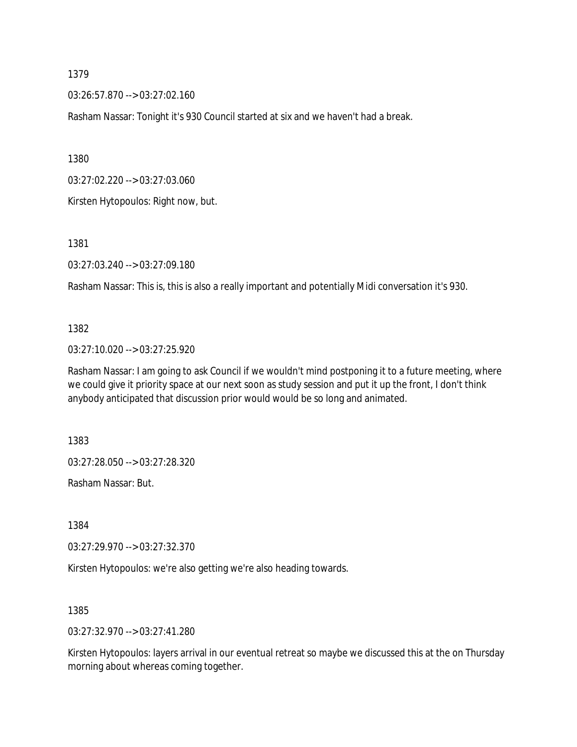1379

03:26:57.870 --> 03:27:02.160

Rasham Nassar: Tonight it's 930 Council started at six and we haven't had a break.

1380

03:27:02.220 --> 03:27:03.060

Kirsten Hytopoulos: Right now, but.

1381

03:27:03.240 --> 03:27:09.180

Rasham Nassar: This is, this is also a really important and potentially Midi conversation it's 930.

1382

03:27:10.020 --> 03:27:25.920

Rasham Nassar: I am going to ask Council if we wouldn't mind postponing it to a future meeting, where we could give it priority space at our next soon as study session and put it up the front, I don't think anybody anticipated that discussion prior would would be so long and animated.

1383

03:27:28.050 --> 03:27:28.320

Rasham Nassar: But.

1384

03:27:29.970 --> 03:27:32.370

Kirsten Hytopoulos: we're also getting we're also heading towards.

1385

03:27:32.970 --> 03:27:41.280

Kirsten Hytopoulos: layers arrival in our eventual retreat so maybe we discussed this at the on Thursday morning about whereas coming together.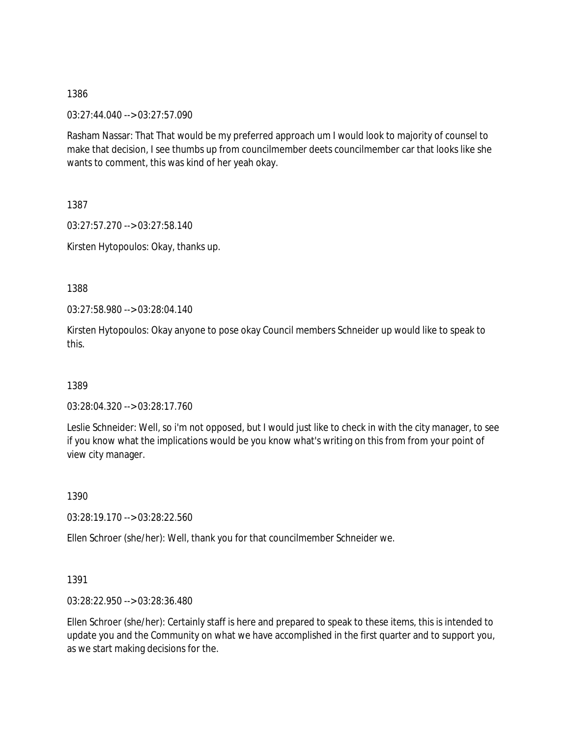1386

03:27:44.040 --> 03:27:57.090

Rasham Nassar: That That would be my preferred approach um I would look to majority of counsel to make that decision, I see thumbs up from councilmember deets councilmember car that looks like she wants to comment, this was kind of her yeah okay.

1387

03:27:57.270 --> 03:27:58.140

Kirsten Hytopoulos: Okay, thanks up.

1388

03:27:58.980 --> 03:28:04.140

Kirsten Hytopoulos: Okay anyone to pose okay Council members Schneider up would like to speak to this.

1389

03:28:04.320 --> 03:28:17.760

Leslie Schneider: Well, so i'm not opposed, but I would just like to check in with the city manager, to see if you know what the implications would be you know what's writing on this from from your point of view city manager.

1390

03:28:19.170 --> 03:28:22.560

Ellen Schroer (she/her): Well, thank you for that councilmember Schneider we.

1391

03:28:22.950 --> 03:28:36.480

Ellen Schroer (she/her): Certainly staff is here and prepared to speak to these items, this is intended to update you and the Community on what we have accomplished in the first quarter and to support you, as we start making decisions for the.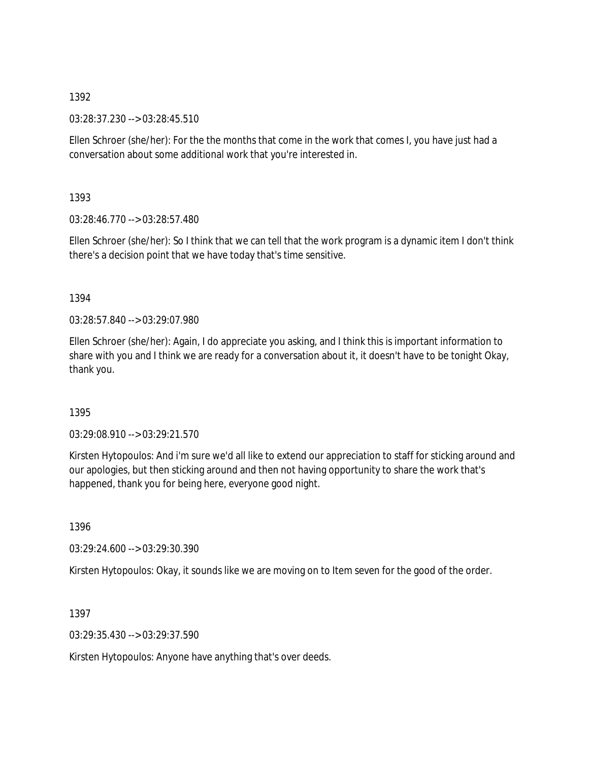1392

03:28:37.230 --> 03:28:45.510

Ellen Schroer (she/her): For the the months that come in the work that comes I, you have just had a conversation about some additional work that you're interested in.

1393

03:28:46.770 --> 03:28:57.480

Ellen Schroer (she/her): So I think that we can tell that the work program is a dynamic item I don't think there's a decision point that we have today that's time sensitive.

1394

03:28:57.840 --> 03:29:07.980

Ellen Schroer (she/her): Again, I do appreciate you asking, and I think this is important information to share with you and I think we are ready for a conversation about it, it doesn't have to be tonight Okay, thank you.

1395

03:29:08.910 --> 03:29:21.570

Kirsten Hytopoulos: And i'm sure we'd all like to extend our appreciation to staff for sticking around and our apologies, but then sticking around and then not having opportunity to share the work that's happened, thank you for being here, everyone good night.

1396

03:29:24.600 --> 03:29:30.390

Kirsten Hytopoulos: Okay, it sounds like we are moving on to Item seven for the good of the order.

1397

03:29:35.430 --> 03:29:37.590

Kirsten Hytopoulos: Anyone have anything that's over deeds.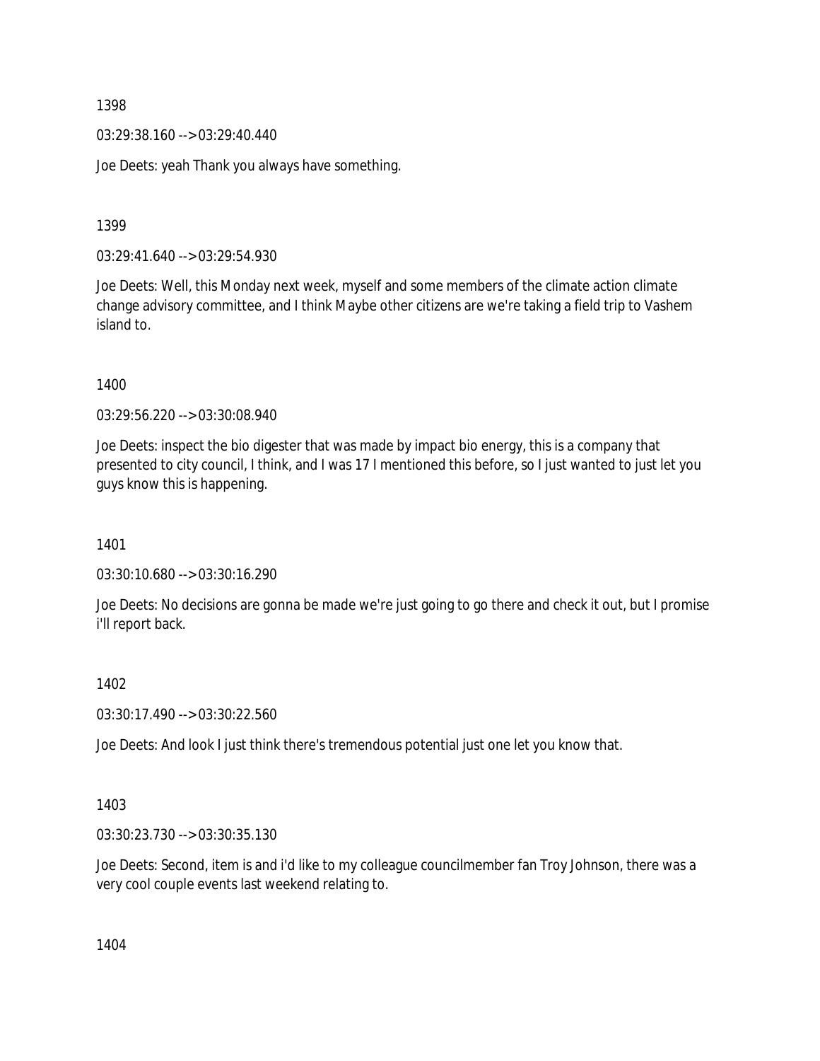1398

03:29:38.160 --> 03:29:40.440

Joe Deets: yeah Thank you always have something.

1399

03:29:41.640 --> 03:29:54.930

Joe Deets: Well, this Monday next week, myself and some members of the climate action climate change advisory committee, and I think Maybe other citizens are we're taking a field trip to Vashem island to.

1400

03:29:56.220 --> 03:30:08.940

Joe Deets: inspect the bio digester that was made by impact bio energy, this is a company that presented to city council, I think, and I was 17 I mentioned this before, so I just wanted to just let you guys know this is happening.

1401

03:30:10.680 --> 03:30:16.290

Joe Deets: No decisions are gonna be made we're just going to go there and check it out, but I promise i'll report back.

1402

03:30:17.490 --> 03:30:22.560

Joe Deets: And look I just think there's tremendous potential just one let you know that.

1403

03:30:23.730 --> 03:30:35.130

Joe Deets: Second, item is and i'd like to my colleague councilmember fan Troy Johnson, there was a very cool couple events last weekend relating to.

1404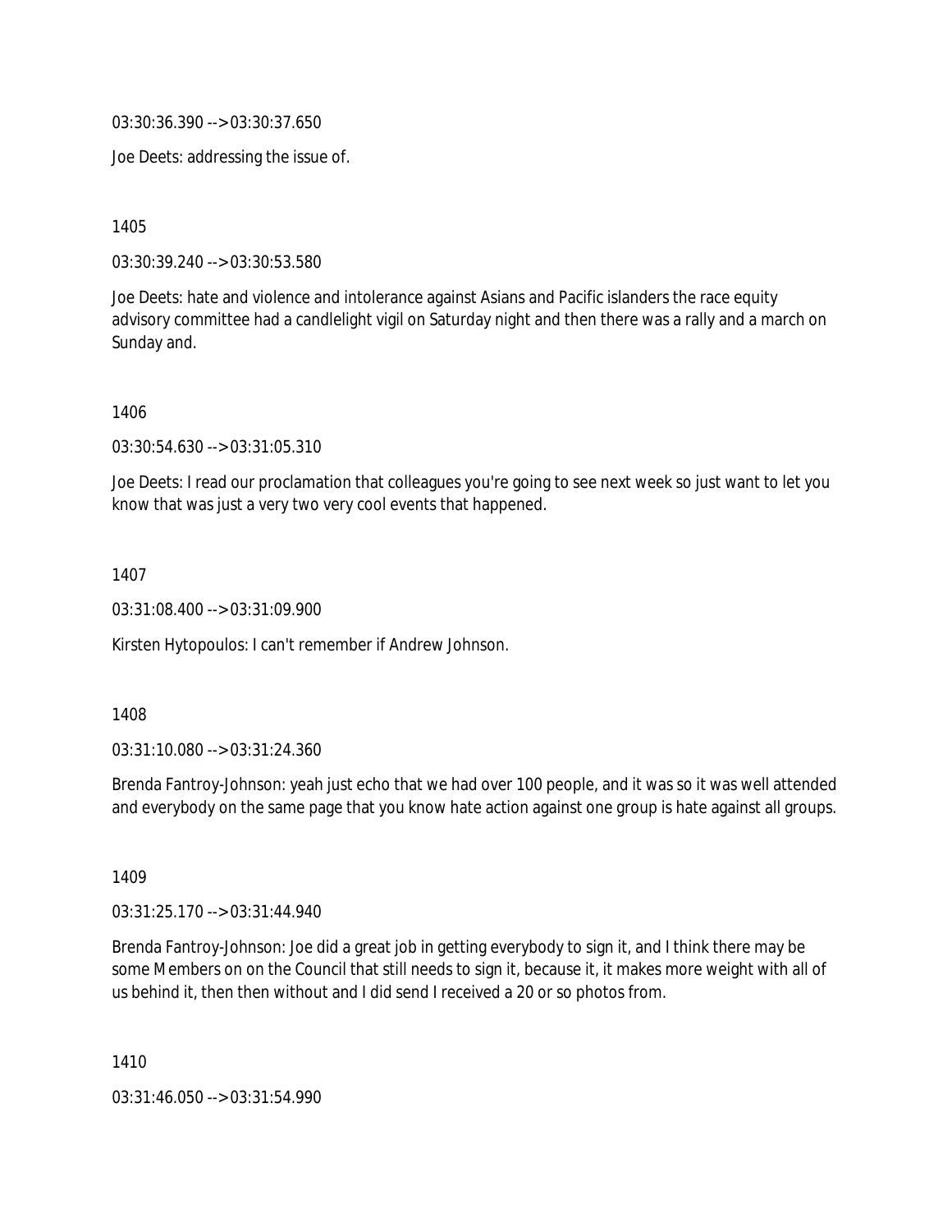03:30:36.390 --> 03:30:37.650

Joe Deets: addressing the issue of.

1405

03:30:39.240 --> 03:30:53.580

Joe Deets: hate and violence and intolerance against Asians and Pacific islanders the race equity advisory committee had a candlelight vigil on Saturday night and then there was a rally and a march on Sunday and.

1406

03:30:54.630 --> 03:31:05.310

Joe Deets: I read our proclamation that colleagues you're going to see next week so just want to let you know that was just a very two very cool events that happened.

1407

03:31:08.400 --> 03:31:09.900

Kirsten Hytopoulos: I can't remember if Andrew Johnson.

1408

03:31:10.080 --> 03:31:24.360

Brenda Fantroy-Johnson: yeah just echo that we had over 100 people, and it was so it was well attended and everybody on the same page that you know hate action against one group is hate against all groups.

1409

03:31:25.170 --> 03:31:44.940

Brenda Fantroy-Johnson: Joe did a great job in getting everybody to sign it, and I think there may be some Members on on the Council that still needs to sign it, because it, it makes more weight with all of us behind it, then then without and I did send I received a 20 or so photos from.

1410

03:31:46.050 --> 03:31:54.990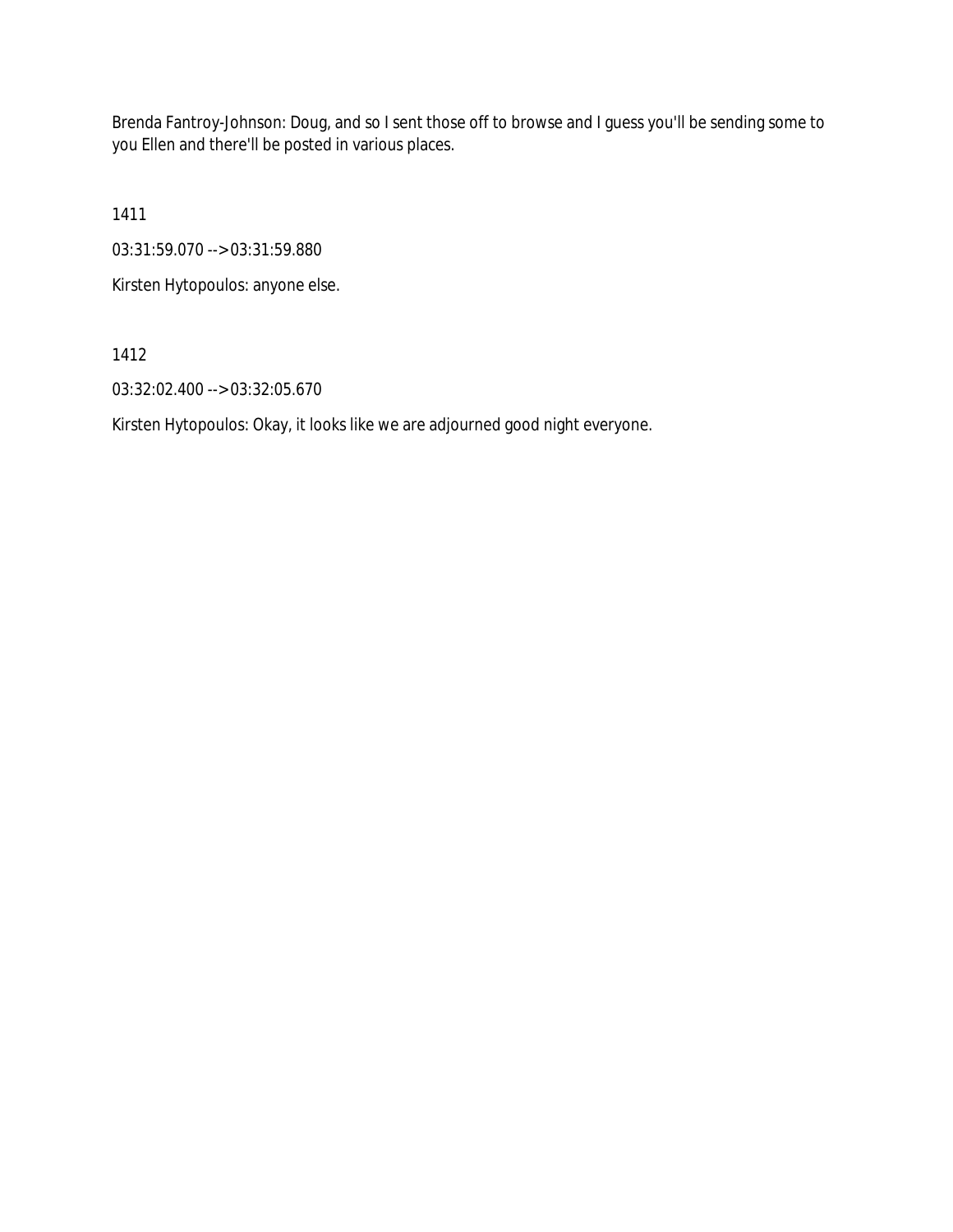Brenda Fantroy-Johnson: Doug, and so I sent those off to browse and I guess you'll be sending some to you Ellen and there'll be posted in various places.

1411

03:31:59.070 --> 03:31:59.880

Kirsten Hytopoulos: anyone else.

1412

03:32:02.400 --> 03:32:05.670

Kirsten Hytopoulos: Okay, it looks like we are adjourned good night everyone.